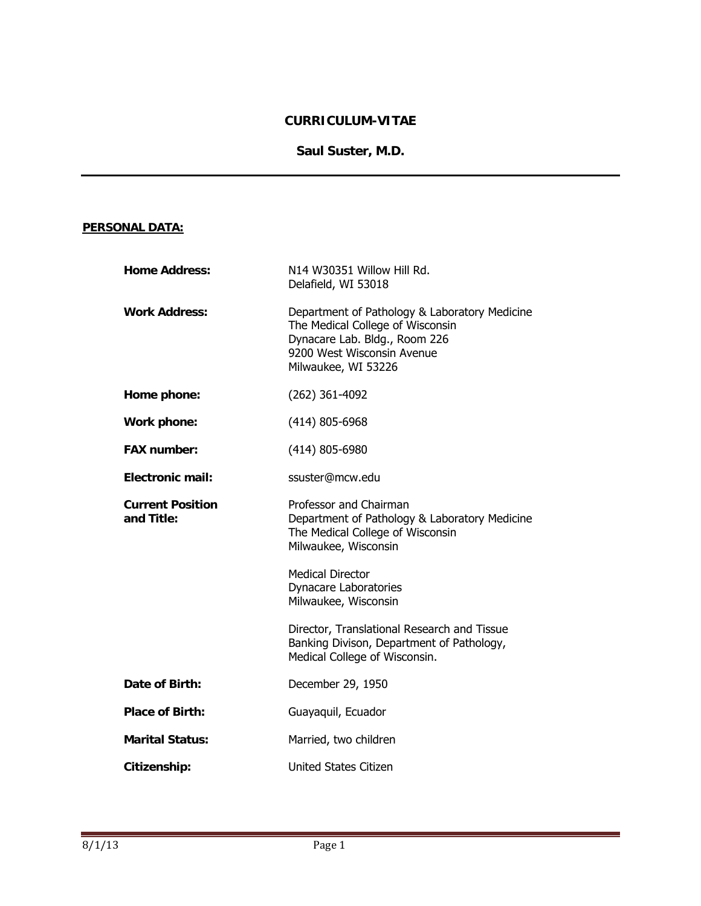# CURRICULUM-VITAE

## Saul Suster, M.D.

---

**PERSONAL DATA:**

**Home Address:** N14 W30351 Willow Hill Rd.
Delafield, WI 53018

**Work Address:** Department of Pathology & Laboratory Medicine
The Medical College of Wisconsin
Dynacare Lab. Bldg., Room 226
9200 West Wisconsin Avenue
Milwaukee, WI 53226

**Home phone:** (262) 361-4092

**Work phone:** (414) 805-6968

**FAX number:** (414) 805-6980

**Electronic mail:** ssuster@mcw.edu

**Current Position and Title:** Professor and Chairman
Department of Pathology & Laboratory Medicine
The Medical College of Wisconsin
Milwaukee, Wisconsin

Medical Director
Dynacare Laboratories
Milwaukee, Wisconsin

Director, Translational Research and Tissue Banking Divison, Department of Pathology, Medical College of Wisconsin.

**Date of Birth:** December 29, 1950

**Place of Birth:** Guayaquil, Ecuador

**Marital Status:** Married, two children

**Citizenship:** United States Citizen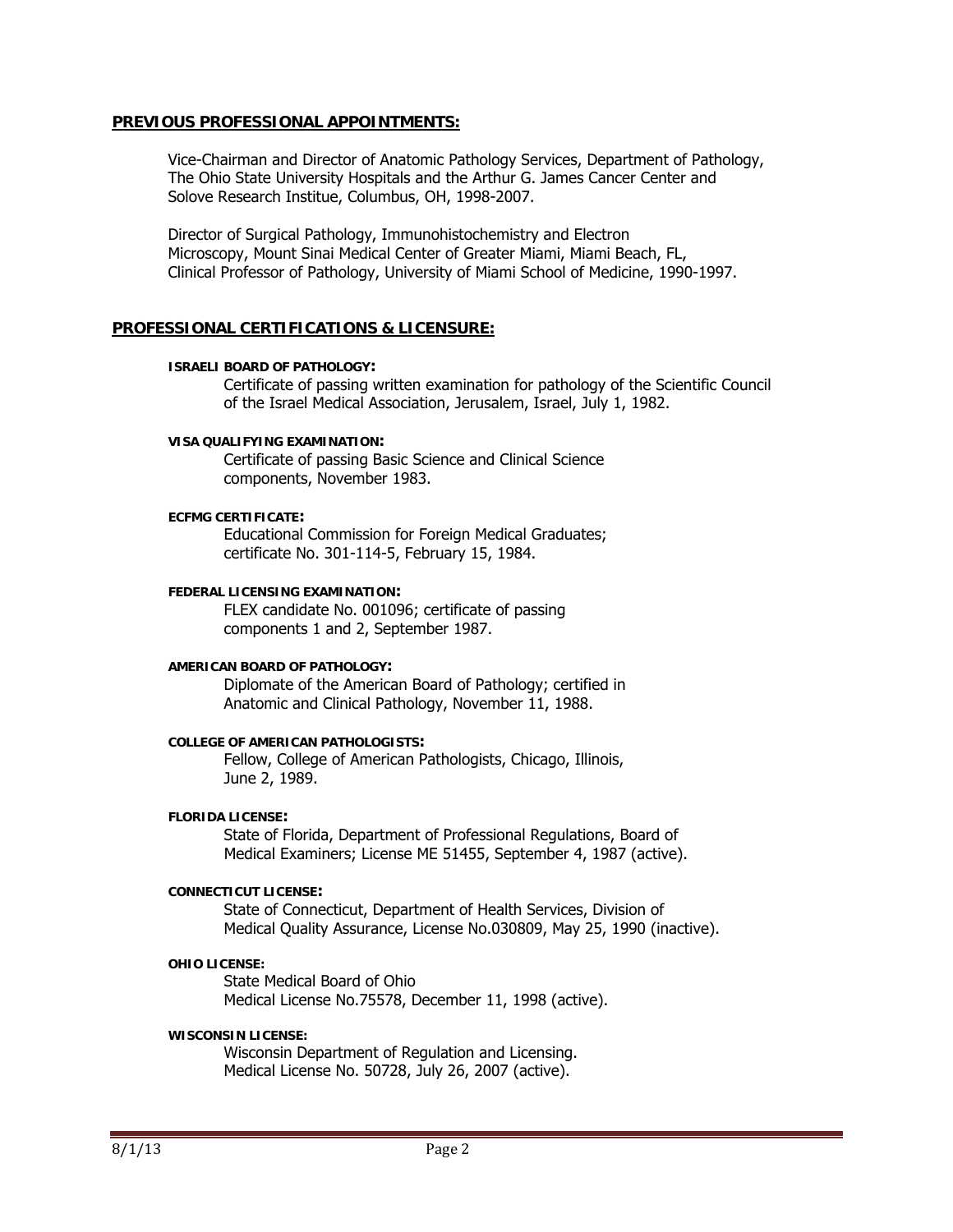## PREVIOUS PROFESSIONAL APPOINTMENTS:

Vice-Chairman and Director of Anatomic Pathology Services, Department of Pathology, The Ohio State University Hospitals and the Arthur G. James Cancer Center and Solove Research Institue, Columbus, OH, 1998-2007.

Director of Surgical Pathology, Immunohistochemistry and Electron Microscopy, Mount Sinai Medical Center of Greater Miami, Miami Beach, FL, Clinical Professor of Pathology, University of Miami School of Medicine, 1990-1997.

## PROFESSIONAL CERTIFICATIONS & LICENSURE:

**ISRAELI BOARD OF PATHOLOGY:**

Certificate of passing written examination for pathology of the Scientific Council of the Israel Medical Association, Jerusalem, Israel, July 1, 1982.

**VISA QUALIFYING EXAMINATION:**

Certificate of passing Basic Science and Clinical Science components, November 1983.

**ECFMG CERTIFICATE:**

Educational Commission for Foreign Medical Graduates; certificate No. 301-114-5, February 15, 1984.

**FEDERAL LICENSING EXAMINATION:**

FLEX candidate No. 001096; certificate of passing components 1 and 2, September 1987.

**AMERICAN BOARD OF PATHOLOGY:**

Diplomate of the American Board of Pathology; certified in Anatomic and Clinical Pathology, November 11, 1988.

**COLLEGE OF AMERICAN PATHOLOGISTS:**

Fellow, College of American Pathologists, Chicago, Illinois, June 2, 1989.

**FLORIDA LICENSE:**

State of Florida, Department of Professional Regulations, Board of Medical Examiners; License ME 51455, September 4, 1987 (active).

**CONNECTICUT LICENSE:**

State of Connecticut, Department of Health Services, Division of Medical Quality Assurance, License No.030809, May 25, 1990 (inactive).

**OHIO LICENSE:**

State Medical Board of Ohio
Medical License No.75578, December 11, 1998 (active).

**WISCONSIN LICENSE:**

Wisconsin Department of Regulation and Licensing.
Medical License No. 50728, July 26, 2007 (active).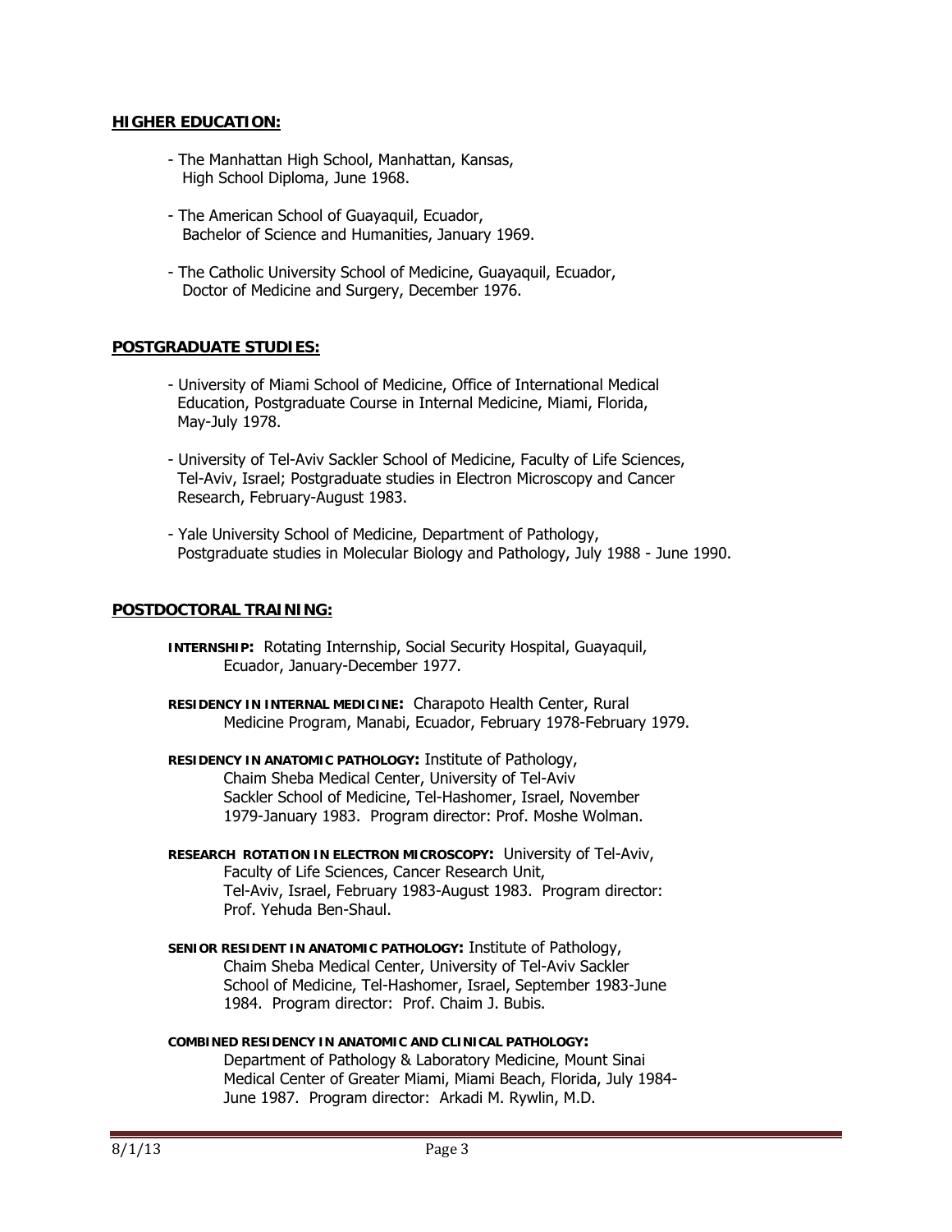## HIGHER EDUCATION:

- The Manhattan High School, Manhattan, Kansas, High School Diploma, June 1968.
- The American School of Guayaquil, Ecuador, Bachelor of Science and Humanities, January 1969.
- The Catholic University School of Medicine, Guayaquil, Ecuador, Doctor of Medicine and Surgery, December 1976.

## POSTGRADUATE STUDIES:

- University of Miami School of Medicine, Office of International Medical Education, Postgraduate Course in Internal Medicine, Miami, Florida, May-July 1978.
- University of Tel-Aviv Sackler School of Medicine, Faculty of Life Sciences, Tel-Aviv, Israel; Postgraduate studies in Electron Microscopy and Cancer Research, February-August 1983.
- Yale University School of Medicine, Department of Pathology, Postgraduate studies in Molecular Biology and Pathology, July 1988 - June 1990.

## POSTDOCTORAL TRAINING:

**INTERNSHIP:** Rotating Internship, Social Security Hospital, Guayaquil, Ecuador, January-December 1977.

**RESIDENCY IN INTERNAL MEDICINE:** Charapoto Health Center, Rural Medicine Program, Manabi, Ecuador, February 1978-February 1979.

**RESIDENCY IN ANATOMIC PATHOLOGY:** Institute of Pathology, Chaim Sheba Medical Center, University of Tel-Aviv Sackler School of Medicine, Tel-Hashomer, Israel, November 1979-January 1983. Program director: Prof. Moshe Wolman.

**RESEARCH ROTATION IN ELECTRON MICROSCOPY:** University of Tel-Aviv, Faculty of Life Sciences, Cancer Research Unit, Tel-Aviv, Israel, February 1983-August 1983. Program director: Prof. Yehuda Ben-Shaul.

**SENIOR RESIDENT IN ANATOMIC PATHOLOGY:** Institute of Pathology, Chaim Sheba Medical Center, University of Tel-Aviv Sackler School of Medicine, Tel-Hashomer, Israel, September 1983-June 1984. Program director: Prof. Chaim J. Bubis.

**COMBINED RESIDENCY IN ANATOMIC AND CLINICAL PATHOLOGY:** Department of Pathology & Laboratory Medicine, Mount Sinai Medical Center of Greater Miami, Miami Beach, Florida, July 1984-June 1987. Program director: Arkadi M. Rywlin, M.D.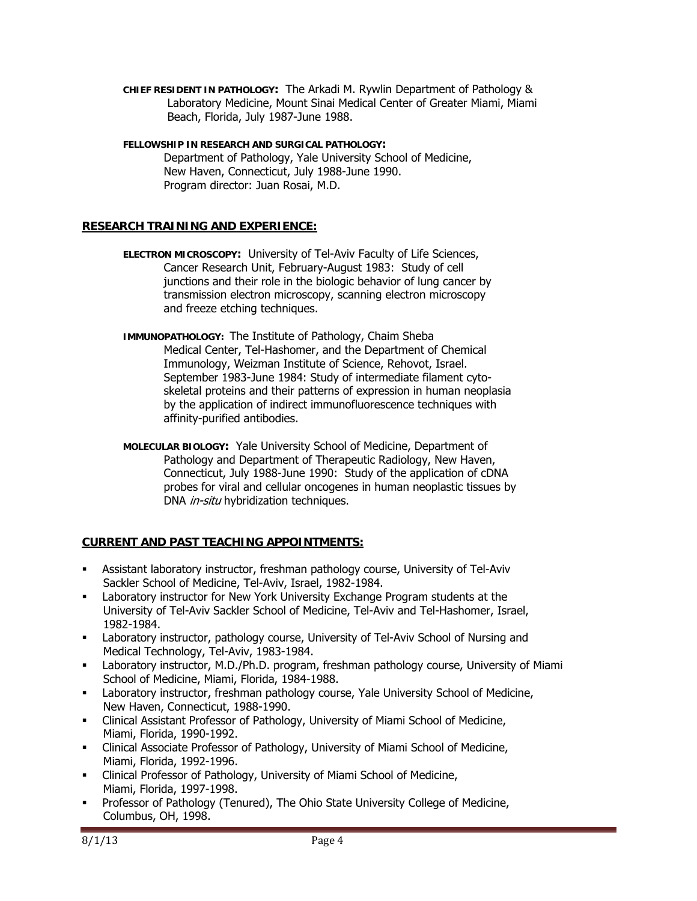**CHIEF RESIDENT IN PATHOLOGY:** The Arkadi M. Rywlin Department of Pathology & Laboratory Medicine, Mount Sinai Medical Center of Greater Miami, Miami Beach, Florida, July 1987-June 1988.

**FELLOWSHIP IN RESEARCH AND SURGICAL PATHOLOGY:**
Department of Pathology, Yale University School of Medicine, New Haven, Connecticut, July 1988-June 1990.
Program director: Juan Rosai, M.D.

## RESEARCH TRAINING AND EXPERIENCE:

**ELECTRON MICROSCOPY:** University of Tel-Aviv Faculty of Life Sciences, Cancer Research Unit, February-August 1983: Study of cell junctions and their role in the biologic behavior of lung cancer by transmission electron microscopy, scanning electron microscopy and freeze etching techniques.

**IMMUNOPATHOLOGY:** The Institute of Pathology, Chaim Sheba Medical Center, Tel-Hashomer, and the Department of Chemical Immunology, Weizman Institute of Science, Rehovot, Israel. September 1983-June 1984: Study of intermediate filament cyto-skeletal proteins and their patterns of expression in human neoplasia by the application of indirect immunofluorescence techniques with affinity-purified antibodies.

**MOLECULAR BIOLOGY:** Yale University School of Medicine, Department of Pathology and Department of Therapeutic Radiology, New Haven, Connecticut, July 1988-June 1990: Study of the application of cDNA probes for viral and cellular oncogenes in human neoplastic tissues by DNA *in-situ* hybridization techniques.

## CURRENT AND PAST TEACHING APPOINTMENTS:

- Assistant laboratory instructor, freshman pathology course, University of Tel-Aviv Sackler School of Medicine, Tel-Aviv, Israel, 1982-1984.
- Laboratory instructor for New York University Exchange Program students at the University of Tel-Aviv Sackler School of Medicine, Tel-Aviv and Tel-Hashomer, Israel, 1982-1984.
- Laboratory instructor, pathology course, University of Tel-Aviv School of Nursing and Medical Technology, Tel-Aviv, 1983-1984.
- Laboratory instructor, M.D./Ph.D. program, freshman pathology course, University of Miami School of Medicine, Miami, Florida, 1984-1988.
- Laboratory instructor, freshman pathology course, Yale University School of Medicine, New Haven, Connecticut, 1988-1990.
- Clinical Assistant Professor of Pathology, University of Miami School of Medicine, Miami, Florida, 1990-1992.
- Clinical Associate Professor of Pathology, University of Miami School of Medicine, Miami, Florida, 1992-1996.
- Clinical Professor of Pathology, University of Miami School of Medicine, Miami, Florida, 1997-1998.
- Professor of Pathology (Tenured), The Ohio State University College of Medicine, Columbus, OH, 1998.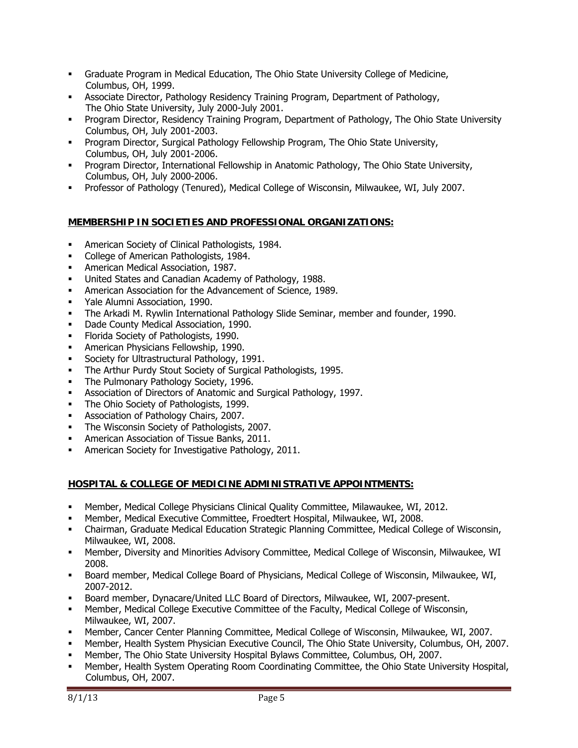- Graduate Program in Medical Education, The Ohio State University College of Medicine, Columbus, OH, 1999.
- Associate Director, Pathology Residency Training Program, Department of Pathology, The Ohio State University, July 2000-July 2001.
- Program Director, Residency Training Program, Department of Pathology, The Ohio State University Columbus, OH, July 2001-2003.
- Program Director, Surgical Pathology Fellowship Program, The Ohio State University, Columbus, OH, July 2001-2006.
- Program Director, International Fellowship in Anatomic Pathology, The Ohio State University, Columbus, OH, July 2000-2006.
- Professor of Pathology (Tenured), Medical College of Wisconsin, Milwaukee, WI, July 2007.

## MEMBERSHIP IN SOCIETIES AND PROFESSIONAL ORGANIZATIONS:

- American Society of Clinical Pathologists, 1984.
- College of American Pathologists, 1984.
- American Medical Association, 1987.
- United States and Canadian Academy of Pathology, 1988.
- American Association for the Advancement of Science, 1989.
- Yale Alumni Association, 1990.
- The Arkadi M. Rywlin International Pathology Slide Seminar, member and founder, 1990.
- Dade County Medical Association, 1990.
- Florida Society of Pathologists, 1990.
- American Physicians Fellowship, 1990.
- Society for Ultrastructural Pathology, 1991.
- The Arthur Purdy Stout Society of Surgical Pathologists, 1995.
- The Pulmonary Pathology Society, 1996.
- Association of Directors of Anatomic and Surgical Pathology, 1997.
- The Ohio Society of Pathologists, 1999.
- Association of Pathology Chairs, 2007.
- The Wisconsin Society of Pathologists, 2007.
- American Association of Tissue Banks, 2011.
- American Society for Investigative Pathology, 2011.

## HOSPITAL & COLLEGE OF MEDICINE ADMINISTRATIVE APPOINTMENTS:

- Member, Medical College Physicians Clinical Quality Committee, Milawaukee, WI, 2012.
- Member, Medical Executive Committee, Froedtert Hospital, Milwaukee, WI, 2008.
- Chairman, Graduate Medical Education Strategic Planning Committee, Medical College of Wisconsin, Milwaukee, WI, 2008.
- Member, Diversity and Minorities Advisory Committee, Medical College of Wisconsin, Milwaukee, WI 2008.
- Board member, Medical College Board of Physicians, Medical College of Wisconsin, Milwaukee, WI, 2007-2012.
- Board member, Dynacare/United LLC Board of Directors, Milwaukee, WI, 2007-present.
- Member, Medical College Executive Committee of the Faculty, Medical College of Wisconsin, Milwaukee, WI, 2007.
- Member, Cancer Center Planning Committee, Medical College of Wisconsin, Milwaukee, WI, 2007.
- Member, Health System Physician Executive Council, The Ohio State University, Columbus, OH, 2007.
- Member, The Ohio State University Hospital Bylaws Committee, Columbus, OH, 2007.
- Member, Health System Operating Room Coordinating Committee, the Ohio State University Hospital, Columbus, OH, 2007.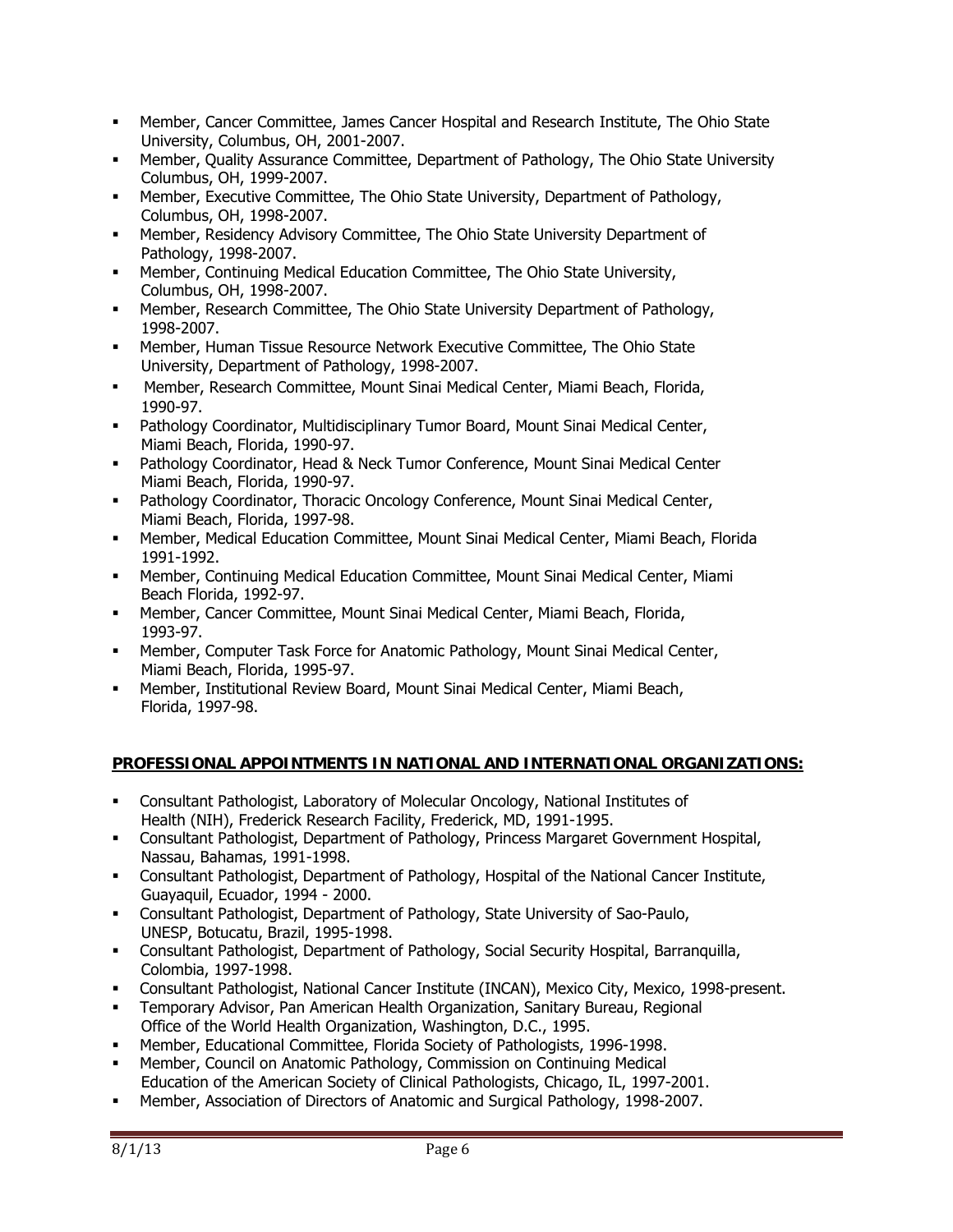- Member, Cancer Committee, James Cancer Hospital and Research Institute, The Ohio State University, Columbus, OH, 2001-2007.
- Member, Quality Assurance Committee, Department of Pathology, The Ohio State University Columbus, OH, 1999-2007.
- Member, Executive Committee, The Ohio State University, Department of Pathology, Columbus, OH, 1998-2007.
- Member, Residency Advisory Committee, The Ohio State University Department of Pathology, 1998-2007.
- Member, Continuing Medical Education Committee, The Ohio State University, Columbus, OH, 1998-2007.
- Member, Research Committee, The Ohio State University Department of Pathology, 1998-2007.
- Member, Human Tissue Resource Network Executive Committee, The Ohio State University, Department of Pathology, 1998-2007.
- Member, Research Committee, Mount Sinai Medical Center, Miami Beach, Florida, 1990-97.
- Pathology Coordinator, Multidisciplinary Tumor Board, Mount Sinai Medical Center, Miami Beach, Florida, 1990-97.
- Pathology Coordinator, Head & Neck Tumor Conference, Mount Sinai Medical Center Miami Beach, Florida, 1990-97.
- Pathology Coordinator, Thoracic Oncology Conference, Mount Sinai Medical Center, Miami Beach, Florida, 1997-98.
- Member, Medical Education Committee, Mount Sinai Medical Center, Miami Beach, Florida 1991-1992.
- Member, Continuing Medical Education Committee, Mount Sinai Medical Center, Miami Beach Florida, 1992-97.
- Member, Cancer Committee, Mount Sinai Medical Center, Miami Beach, Florida, 1993-97.
- Member, Computer Task Force for Anatomic Pathology, Mount Sinai Medical Center, Miami Beach, Florida, 1995-97.
- Member, Institutional Review Board, Mount Sinai Medical Center, Miami Beach, Florida, 1997-98.

**PROFESSIONAL APPOINTMENTS IN NATIONAL AND INTERNATIONAL ORGANIZATIONS:**

- Consultant Pathologist, Laboratory of Molecular Oncology, National Institutes of Health (NIH), Frederick Research Facility, Frederick, MD, 1991-1995.
- Consultant Pathologist, Department of Pathology, Princess Margaret Government Hospital, Nassau, Bahamas, 1991-1998.
- Consultant Pathologist, Department of Pathology, Hospital of the National Cancer Institute, Guayaquil, Ecuador, 1994 - 2000.
- Consultant Pathologist, Department of Pathology, State University of Sao-Paulo, UNESP, Botucatu, Brazil, 1995-1998.
- Consultant Pathologist, Department of Pathology, Social Security Hospital, Barranquilla, Colombia, 1997-1998.
- Consultant Pathologist, National Cancer Institute (INCAN), Mexico City, Mexico, 1998-present.
- Temporary Advisor, Pan American Health Organization, Sanitary Bureau, Regional Office of the World Health Organization, Washington, D.C., 1995.
- Member, Educational Committee, Florida Society of Pathologists, 1996-1998.
- Member, Council on Anatomic Pathology, Commission on Continuing Medical Education of the American Society of Clinical Pathologists, Chicago, IL, 1997-2001.
- Member, Association of Directors of Anatomic and Surgical Pathology, 1998-2007.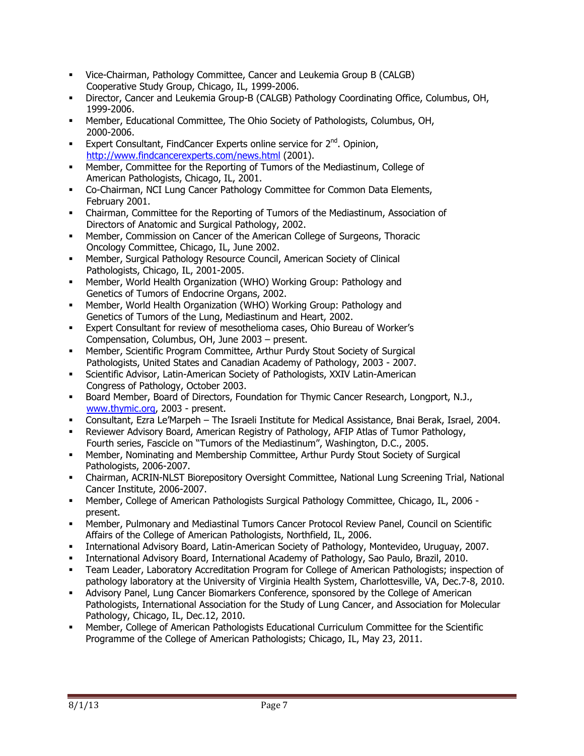- Vice-Chairman, Pathology Committee, Cancer and Leukemia Group B (CALGB) Cooperative Study Group, Chicago, IL, 1999-2006.
- Director, Cancer and Leukemia Group-B (CALGB) Pathology Coordinating Office, Columbus, OH, 1999-2006.
- Member, Educational Committee, The Ohio Society of Pathologists, Columbus, OH, 2000-2006.
- Expert Consultant, FindCancer Experts online service for 2nd. Opinion, http://www.findcancerexperts.com/news.html (2001).
- Member, Committee for the Reporting of Tumors of the Mediastinum, College of American Pathologists, Chicago, IL, 2001.
- Co-Chairman, NCI Lung Cancer Pathology Committee for Common Data Elements, February 2001.
- Chairman, Committee for the Reporting of Tumors of the Mediastinum, Association of Directors of Anatomic and Surgical Pathology, 2002.
- Member, Commission on Cancer of the American College of Surgeons, Thoracic Oncology Committee, Chicago, IL, June 2002.
- Member, Surgical Pathology Resource Council, American Society of Clinical Pathologists, Chicago, IL, 2001-2005.
- Member, World Health Organization (WHO) Working Group: Pathology and Genetics of Tumors of Endocrine Organs, 2002.
- Member, World Health Organization (WHO) Working Group: Pathology and Genetics of Tumors of the Lung, Mediastinum and Heart, 2002.
- Expert Consultant for review of mesothelioma cases, Ohio Bureau of Worker's Compensation, Columbus, OH, June 2003 – present.
- Member, Scientific Program Committee, Arthur Purdy Stout Society of Surgical Pathologists, United States and Canadian Academy of Pathology, 2003 - 2007.
- Scientific Advisor, Latin-American Society of Pathologists, XXIV Latin-American Congress of Pathology, October 2003.
- Board Member, Board of Directors, Foundation for Thymic Cancer Research, Longport, N.J., www.thymic.org, 2003 - present.
- Consultant, Ezra Le'Marpeh – The Israeli Institute for Medical Assistance, Bnai Berak, Israel, 2004.
- Reviewer Advisory Board, American Registry of Pathology, AFIP Atlas of Tumor Pathology, Fourth series, Fascicle on "Tumors of the Mediastinum", Washington, D.C., 2005.
- Member, Nominating and Membership Committee, Arthur Purdy Stout Society of Surgical Pathologists, 2006-2007.
- Chairman, ACRIN-NLST Biorepository Oversight Committee, National Lung Screening Trial, National Cancer Institute, 2006-2007.
- Member, College of American Pathologists Surgical Pathology Committee, Chicago, IL, 2006 - present.
- Member, Pulmonary and Mediastinal Tumors Cancer Protocol Review Panel, Council on Scientific Affairs of the College of American Pathologists, Northfield, IL, 2006.
- International Advisory Board, Latin-American Society of Pathology, Montevideo, Uruguay, 2007.
- International Advisory Board, International Academy of Pathology, Sao Paulo, Brazil, 2010.
- Team Leader, Laboratory Accreditation Program for College of American Pathologists; inspection of pathology laboratory at the University of Virginia Health System, Charlottesville, VA, Dec.7-8, 2010.
- Advisory Panel, Lung Cancer Biomarkers Conference, sponsored by the College of American Pathologists, International Association for the Study of Lung Cancer, and Association for Molecular Pathology, Chicago, IL, Dec.12, 2010.
- Member, College of American Pathologists Educational Curriculum Committee for the Scientific Programme of the College of American Pathologists; Chicago, IL, May 23, 2011.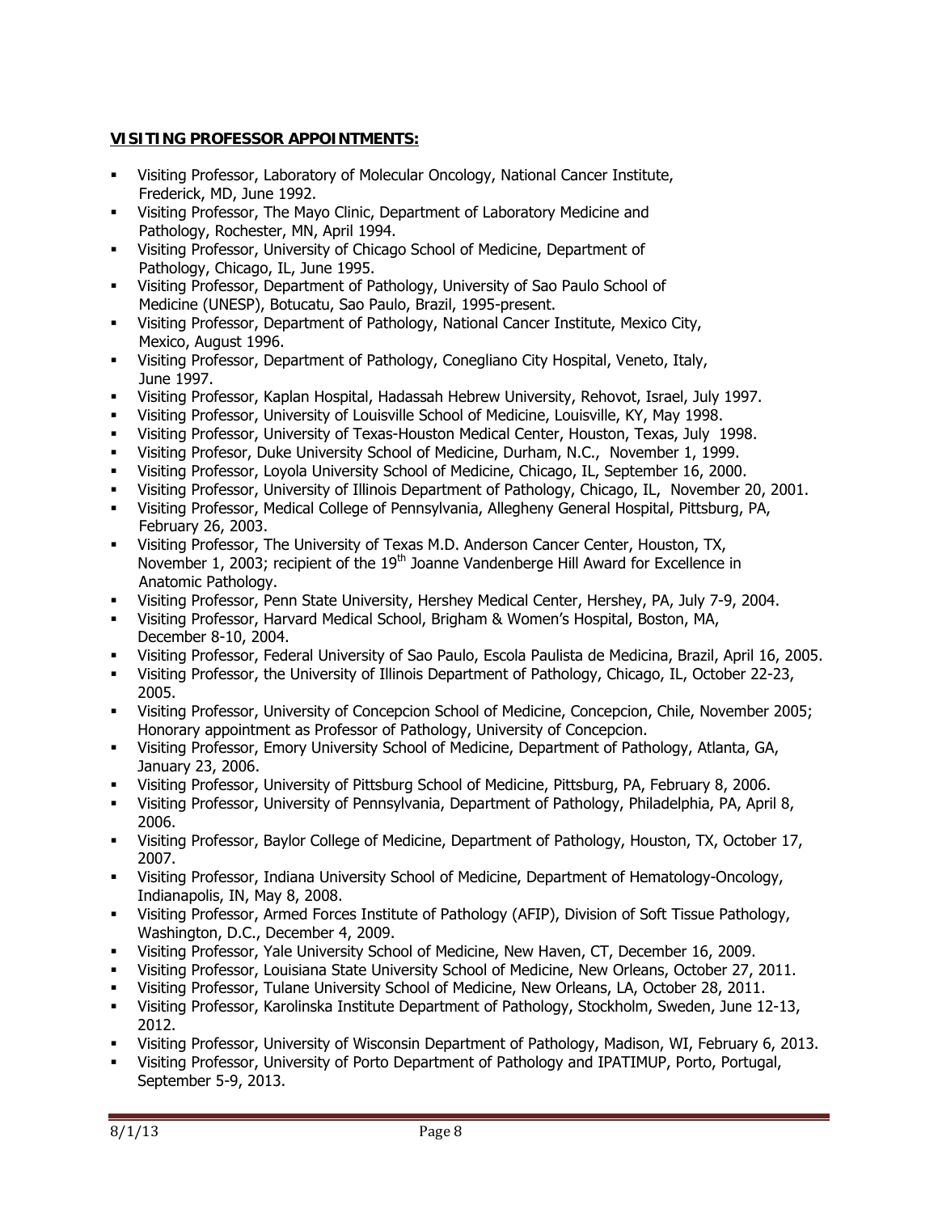## VISITING PROFESSOR APPOINTMENTS:

- Visiting Professor, Laboratory of Molecular Oncology, National Cancer Institute, Frederick, MD, June 1992.
- Visiting Professor, The Mayo Clinic, Department of Laboratory Medicine and Pathology, Rochester, MN, April 1994.
- Visiting Professor, University of Chicago School of Medicine, Department of Pathology, Chicago, IL, June 1995.
- Visiting Professor, Department of Pathology, University of Sao Paulo School of Medicine (UNESP), Botucatu, Sao Paulo, Brazil, 1995-present.
- Visiting Professor, Department of Pathology, National Cancer Institute, Mexico City, Mexico, August 1996.
- Visiting Professor, Department of Pathology, Conegliano City Hospital, Veneto, Italy, June 1997.
- Visiting Professor, Kaplan Hospital, Hadassah Hebrew University, Rehovot, Israel, July 1997.
- Visiting Professor, University of Louisville School of Medicine, Louisville, KY, May 1998.
- Visiting Professor, University of Texas-Houston Medical Center, Houston, Texas, July 1998.
- Visiting Profesor, Duke University School of Medicine, Durham, N.C., November 1, 1999.
- Visiting Professor, Loyola University School of Medicine, Chicago, IL, September 16, 2000.
- Visiting Professor, University of Illinois Department of Pathology, Chicago, IL, November 20, 2001.
- Visiting Professor, Medical College of Pennsylvania, Allegheny General Hospital, Pittsburg, PA, February 26, 2003.
- Visiting Professor, The University of Texas M.D. Anderson Cancer Center, Houston, TX, November 1, 2003; recipient of the 19th Joanne Vandenberge Hill Award for Excellence in Anatomic Pathology.
- Visiting Professor, Penn State University, Hershey Medical Center, Hershey, PA, July 7-9, 2004.
- Visiting Professor, Harvard Medical School, Brigham & Women's Hospital, Boston, MA, December 8-10, 2004.
- Visiting Professor, Federal University of Sao Paulo, Escola Paulista de Medicina, Brazil, April 16, 2005.
- Visiting Professor, the University of Illinois Department of Pathology, Chicago, IL, October 22-23, 2005.
- Visiting Professor, University of Concepcion School of Medicine, Concepcion, Chile, November 2005; Honorary appointment as Professor of Pathology, University of Concepcion.
- Visiting Professor, Emory University School of Medicine, Department of Pathology, Atlanta, GA, January 23, 2006.
- Visiting Professor, University of Pittsburg School of Medicine, Pittsburg, PA, February 8, 2006.
- Visiting Professor, University of Pennsylvania, Department of Pathology, Philadelphia, PA, April 8, 2006.
- Visiting Professor, Baylor College of Medicine, Department of Pathology, Houston, TX, October 17, 2007.
- Visiting Professor, Indiana University School of Medicine, Department of Hematology-Oncology, Indianapolis, IN, May 8, 2008.
- Visiting Professor, Armed Forces Institute of Pathology (AFIP), Division of Soft Tissue Pathology, Washington, D.C., December 4, 2009.
- Visiting Professor, Yale University School of Medicine, New Haven, CT, December 16, 2009.
- Visiting Professor, Louisiana State University School of Medicine, New Orleans, October 27, 2011.
- Visiting Professor, Tulane University School of Medicine, New Orleans, LA, October 28, 2011.
- Visiting Professor, Karolinska Institute Department of Pathology, Stockholm, Sweden, June 12-13, 2012.
- Visiting Professor, University of Wisconsin Department of Pathology, Madison, WI, February 6, 2013.
- Visiting Professor, University of Porto Department of Pathology and IPATIMUP, Porto, Portugal, September 5-9, 2013.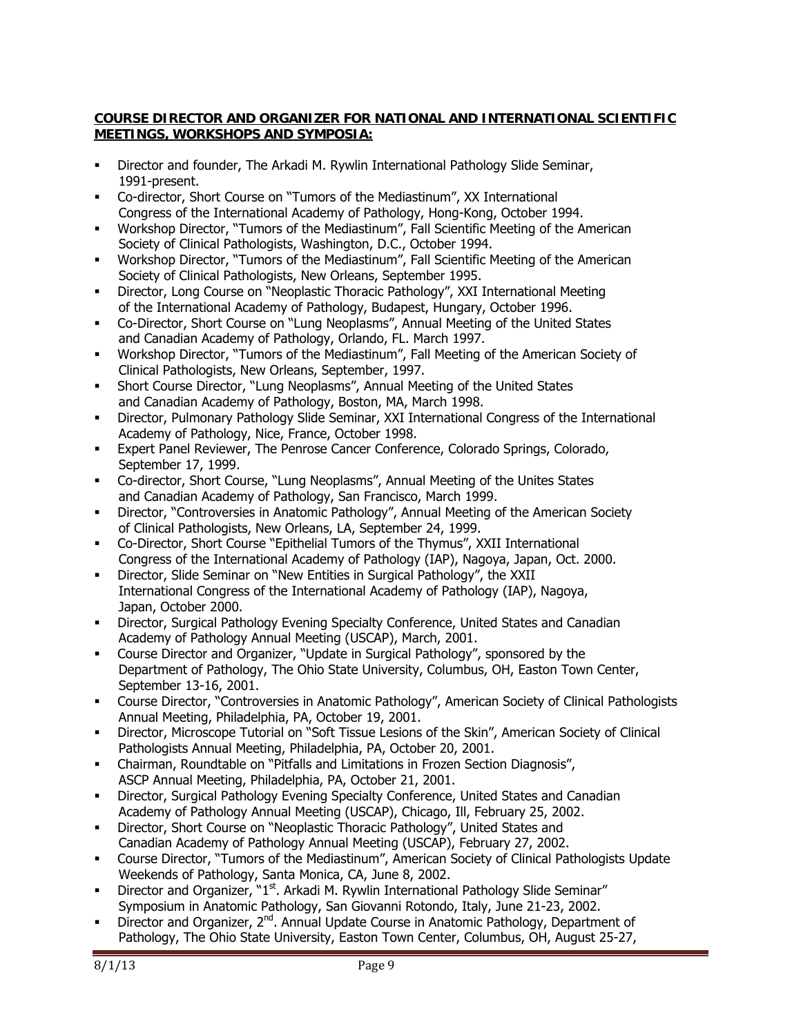**COURSE DIRECTOR AND ORGANIZER FOR NATIONAL AND INTERNATIONAL SCIENTIFIC MEETINGS, WORKSHOPS AND SYMPOSIA:**

- Director and founder, The Arkadi M. Rywlin International Pathology Slide Seminar, 1991-present.
- Co-director, Short Course on "Tumors of the Mediastinum", XX International Congress of the International Academy of Pathology, Hong-Kong, October 1994.
- Workshop Director, "Tumors of the Mediastinum", Fall Scientific Meeting of the American Society of Clinical Pathologists, Washington, D.C., October 1994.
- Workshop Director, "Tumors of the Mediastinum", Fall Scientific Meeting of the American Society of Clinical Pathologists, New Orleans, September 1995.
- Director, Long Course on "Neoplastic Thoracic Pathology", XXI International Meeting of the International Academy of Pathology, Budapest, Hungary, October 1996.
- Co-Director, Short Course on "Lung Neoplasms", Annual Meeting of the United States and Canadian Academy of Pathology, Orlando, FL. March 1997.
- Workshop Director, "Tumors of the Mediastinum", Fall Meeting of the American Society of Clinical Pathologists, New Orleans, September, 1997.
- Short Course Director, "Lung Neoplasms", Annual Meeting of the United States and Canadian Academy of Pathology, Boston, MA, March 1998.
- Director, Pulmonary Pathology Slide Seminar, XXI International Congress of the International Academy of Pathology, Nice, France, October 1998.
- Expert Panel Reviewer, The Penrose Cancer Conference, Colorado Springs, Colorado, September 17, 1999.
- Co-director, Short Course, "Lung Neoplasms", Annual Meeting of the Unites States and Canadian Academy of Pathology, San Francisco, March 1999.
- Director, "Controversies in Anatomic Pathology", Annual Meeting of the American Society of Clinical Pathologists, New Orleans, LA, September 24, 1999.
- Co-Director, Short Course "Epithelial Tumors of the Thymus", XXII International Congress of the International Academy of Pathology (IAP), Nagoya, Japan, Oct. 2000.
- Director, Slide Seminar on "New Entities in Surgical Pathology", the XXII International Congress of the International Academy of Pathology (IAP), Nagoya, Japan, October 2000.
- Director, Surgical Pathology Evening Specialty Conference, United States and Canadian Academy of Pathology Annual Meeting (USCAP), March, 2001.
- Course Director and Organizer, "Update in Surgical Pathology", sponsored by the Department of Pathology, The Ohio State University, Columbus, OH, Easton Town Center, September 13-16, 2001.
- Course Director, "Controversies in Anatomic Pathology", American Society of Clinical Pathologists Annual Meeting, Philadelphia, PA, October 19, 2001.
- Director, Microscope Tutorial on "Soft Tissue Lesions of the Skin", American Society of Clinical Pathologists Annual Meeting, Philadelphia, PA, October 20, 2001.
- Chairman, Roundtable on "Pitfalls and Limitations in Frozen Section Diagnosis", ASCP Annual Meeting, Philadelphia, PA, October 21, 2001.
- Director, Surgical Pathology Evening Specialty Conference, United States and Canadian Academy of Pathology Annual Meeting (USCAP), Chicago, Ill, February 25, 2002.
- Director, Short Course on "Neoplastic Thoracic Pathology", United States and Canadian Academy of Pathology Annual Meeting (USCAP), February 27, 2002.
- Course Director, "Tumors of the Mediastinum", American Society of Clinical Pathologists Update Weekends of Pathology, Santa Monica, CA, June 8, 2002.
- Director and Organizer, "1st. Arkadi M. Rywlin International Pathology Slide Seminar" Symposium in Anatomic Pathology, San Giovanni Rotondo, Italy, June 21-23, 2002.
- Director and Organizer, 2nd. Annual Update Course in Anatomic Pathology, Department of Pathology, The Ohio State University, Easton Town Center, Columbus, OH, August 25-27,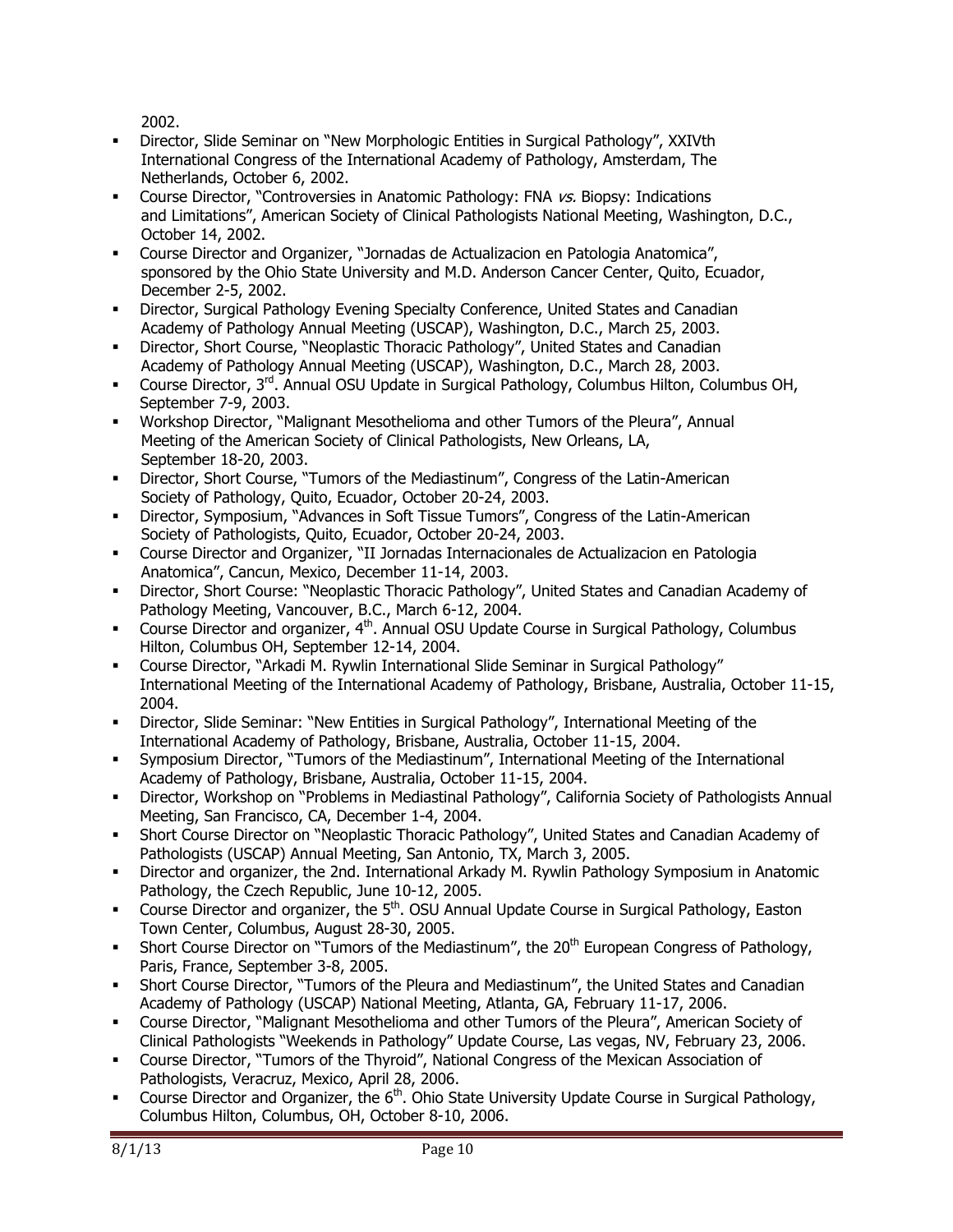2002.

- Director, Slide Seminar on "New Morphologic Entities in Surgical Pathology", XXIVth International Congress of the International Academy of Pathology, Amsterdam, The Netherlands, October 6, 2002.
- Course Director, "Controversies in Anatomic Pathology: FNA *vs.* Biopsy: Indications and Limitations", American Society of Clinical Pathologists National Meeting, Washington, D.C., October 14, 2002.
- Course Director and Organizer, "Jornadas de Actualizacion en Patologia Anatomica", sponsored by the Ohio State University and M.D. Anderson Cancer Center, Quito, Ecuador, December 2-5, 2002.
- Director, Surgical Pathology Evening Specialty Conference, United States and Canadian Academy of Pathology Annual Meeting (USCAP), Washington, D.C., March 25, 2003.
- Director, Short Course, "Neoplastic Thoracic Pathology", United States and Canadian Academy of Pathology Annual Meeting (USCAP), Washington, D.C., March 28, 2003.
- Course Director, 3rd. Annual OSU Update in Surgical Pathology, Columbus Hilton, Columbus OH, September 7-9, 2003.
- Workshop Director, "Malignant Mesothelioma and other Tumors of the Pleura", Annual Meeting of the American Society of Clinical Pathologists, New Orleans, LA, September 18-20, 2003.
- Director, Short Course, "Tumors of the Mediastinum", Congress of the Latin-American Society of Pathology, Quito, Ecuador, October 20-24, 2003.
- Director, Symposium, "Advances in Soft Tissue Tumors", Congress of the Latin-American Society of Pathologists, Quito, Ecuador, October 20-24, 2003.
- Course Director and Organizer, "II Jornadas Internacionales de Actualizacion en Patologia Anatomica", Cancun, Mexico, December 11-14, 2003.
- Director, Short Course: "Neoplastic Thoracic Pathology", United States and Canadian Academy of Pathology Meeting, Vancouver, B.C., March 6-12, 2004.
- Course Director and organizer, 4th. Annual OSU Update Course in Surgical Pathology, Columbus Hilton, Columbus OH, September 12-14, 2004.
- Course Director, "Arkadi M. Rywlin International Slide Seminar in Surgical Pathology" International Meeting of the International Academy of Pathology, Brisbane, Australia, October 11-15, 2004.
- Director, Slide Seminar: "New Entities in Surgical Pathology", International Meeting of the International Academy of Pathology, Brisbane, Australia, October 11-15, 2004.
- Symposium Director, "Tumors of the Mediastinum", International Meeting of the International Academy of Pathology, Brisbane, Australia, October 11-15, 2004.
- Director, Workshop on "Problems in Mediastinal Pathology", California Society of Pathologists Annual Meeting, San Francisco, CA, December 1-4, 2004.
- Short Course Director on "Neoplastic Thoracic Pathology", United States and Canadian Academy of Pathologists (USCAP) Annual Meeting, San Antonio, TX, March 3, 2005.
- Director and organizer, the 2nd. International Arkady M. Rywlin Pathology Symposium in Anatomic Pathology, the Czech Republic, June 10-12, 2005.
- Course Director and organizer, the 5th. OSU Annual Update Course in Surgical Pathology, Easton Town Center, Columbus, August 28-30, 2005.
- Short Course Director on "Tumors of the Mediastinum", the 20th European Congress of Pathology, Paris, France, September 3-8, 2005.
- Short Course Director, "Tumors of the Pleura and Mediastinum", the United States and Canadian Academy of Pathology (USCAP) National Meeting, Atlanta, GA, February 11-17, 2006.
- Course Director, "Malignant Mesothelioma and other Tumors of the Pleura", American Society of Clinical Pathologists "Weekends in Pathology" Update Course, Las vegas, NV, February 23, 2006.
- Course Director, "Tumors of the Thyroid", National Congress of the Mexican Association of Pathologists, Veracruz, Mexico, April 28, 2006.
- Course Director and Organizer, the 6th. Ohio State University Update Course in Surgical Pathology, Columbus Hilton, Columbus, OH, October 8-10, 2006.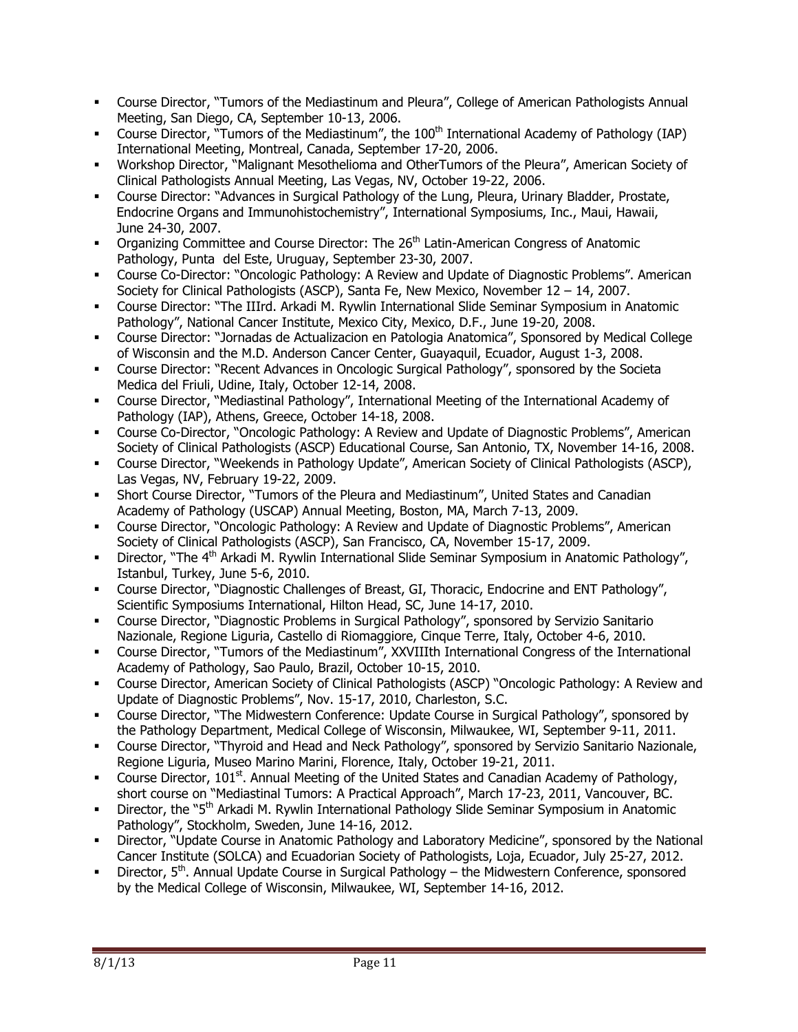- Course Director, "Tumors of the Mediastinum and Pleura", College of American Pathologists Annual Meeting, San Diego, CA, September 10-13, 2006.
- Course Director, "Tumors of the Mediastinum", the 100th International Academy of Pathology (IAP) International Meeting, Montreal, Canada, September 17-20, 2006.
- Workshop Director, "Malignant Mesothelioma and OtherTumors of the Pleura", American Society of Clinical Pathologists Annual Meeting, Las Vegas, NV, October 19-22, 2006.
- Course Director: "Advances in Surgical Pathology of the Lung, Pleura, Urinary Bladder, Prostate, Endocrine Organs and Immunohistochemistry", International Symposiums, Inc., Maui, Hawaii, June 24-30, 2007.
- Organizing Committee and Course Director: The 26th Latin-American Congress of Anatomic Pathology, Punta del Este, Uruguay, September 23-30, 2007.
- Course Co-Director: "Oncologic Pathology: A Review and Update of Diagnostic Problems". American Society for Clinical Pathologists (ASCP), Santa Fe, New Mexico, November 12 – 14, 2007.
- Course Director: "The IIIrd. Arkadi M. Rywlin International Slide Seminar Symposium in Anatomic Pathology", National Cancer Institute, Mexico City, Mexico, D.F., June 19-20, 2008.
- Course Director: "Jornadas de Actualizacion en Patologia Anatomica", Sponsored by Medical College of Wisconsin and the M.D. Anderson Cancer Center, Guayaquil, Ecuador, August 1-3, 2008.
- Course Director: "Recent Advances in Oncologic Surgical Pathology", sponsored by the Societa Medica del Friuli, Udine, Italy, October 12-14, 2008.
- Course Director, "Mediastinal Pathology", International Meeting of the International Academy of Pathology (IAP), Athens, Greece, October 14-18, 2008.
- Course Co-Director, "Oncologic Pathology: A Review and Update of Diagnostic Problems", American Society of Clinical Pathologists (ASCP) Educational Course, San Antonio, TX, November 14-16, 2008.
- Course Director, "Weekends in Pathology Update", American Society of Clinical Pathologists (ASCP), Las Vegas, NV, February 19-22, 2009.
- Short Course Director, "Tumors of the Pleura and Mediastinum", United States and Canadian Academy of Pathology (USCAP) Annual Meeting, Boston, MA, March 7-13, 2009.
- Course Director, "Oncologic Pathology: A Review and Update of Diagnostic Problems", American Society of Clinical Pathologists (ASCP), San Francisco, CA, November 15-17, 2009.
- Director, "The 4th Arkadi M. Rywlin International Slide Seminar Symposium in Anatomic Pathology", Istanbul, Turkey, June 5-6, 2010.
- Course Director, "Diagnostic Challenges of Breast, GI, Thoracic, Endocrine and ENT Pathology", Scientific Symposiums International, Hilton Head, SC, June 14-17, 2010.
- Course Director, "Diagnostic Problems in Surgical Pathology", sponsored by Servizio Sanitario Nazionale, Regione Liguria, Castello di Riomaggiore, Cinque Terre, Italy, October 4-6, 2010.
- Course Director, "Tumors of the Mediastinum", XXVIIIth International Congress of the International Academy of Pathology, Sao Paulo, Brazil, October 10-15, 2010.
- Course Director, American Society of Clinical Pathologists (ASCP) "Oncologic Pathology: A Review and Update of Diagnostic Problems", Nov. 15-17, 2010, Charleston, S.C.
- Course Director, "The Midwestern Conference: Update Course in Surgical Pathology", sponsored by the Pathology Department, Medical College of Wisconsin, Milwaukee, WI, September 9-11, 2011.
- Course Director, "Thyroid and Head and Neck Pathology", sponsored by Servizio Sanitario Nazionale, Regione Liguria, Museo Marino Marini, Florence, Italy, October 19-21, 2011.
- Course Director, 101st. Annual Meeting of the United States and Canadian Academy of Pathology, short course on "Mediastinal Tumors: A Practical Approach", March 17-23, 2011, Vancouver, BC.
- Director, the "5th Arkadi M. Rywlin International Pathology Slide Seminar Symposium in Anatomic Pathology", Stockholm, Sweden, June 14-16, 2012.
- Director, "Update Course in Anatomic Pathology and Laboratory Medicine", sponsored by the National Cancer Institute (SOLCA) and Ecuadorian Society of Pathologists, Loja, Ecuador, July 25-27, 2012.
- Director, 5th. Annual Update Course in Surgical Pathology – the Midwestern Conference, sponsored by the Medical College of Wisconsin, Milwaukee, WI, September 14-16, 2012.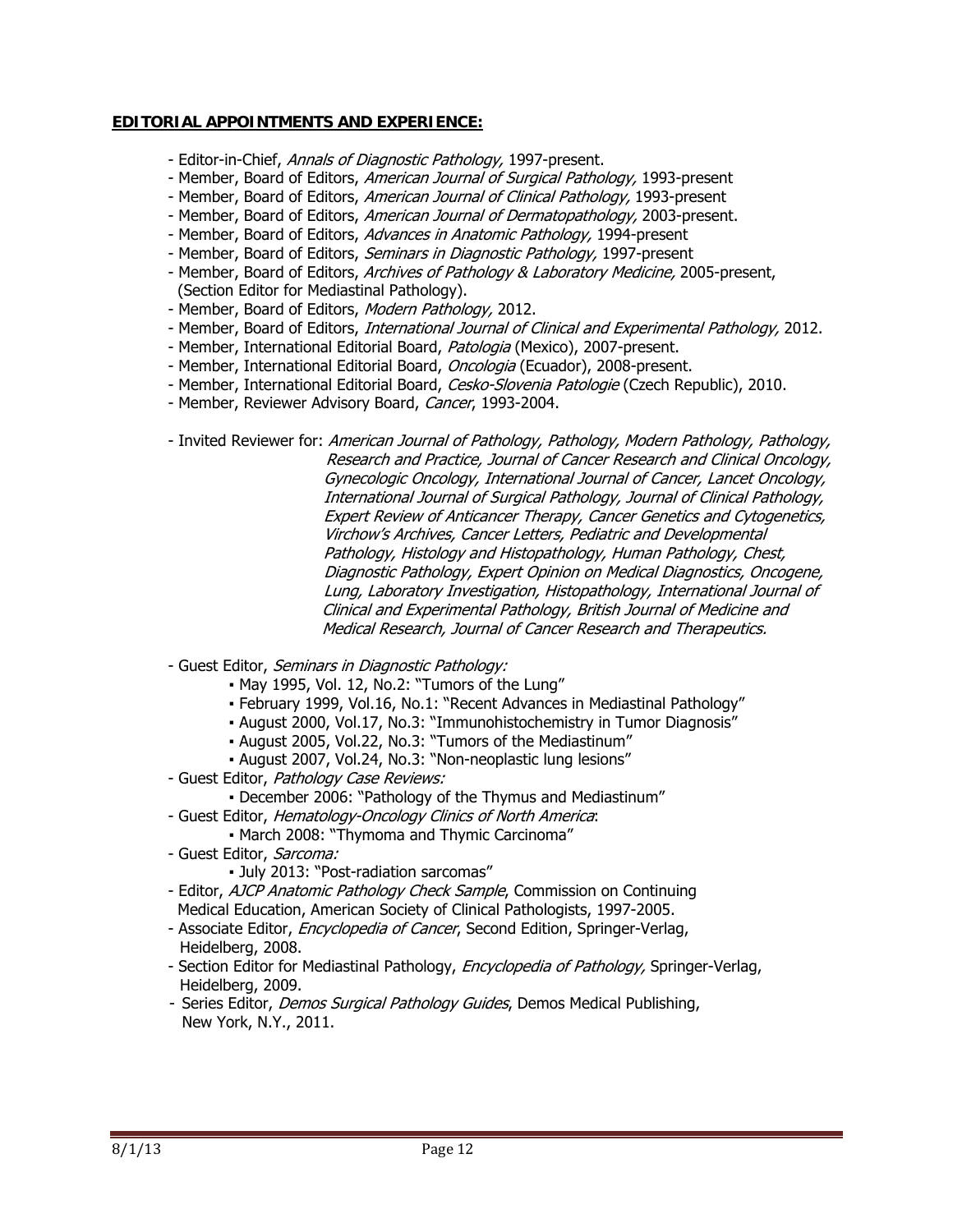## EDITORIAL APPOINTMENTS AND EXPERIENCE:

- Editor-in-Chief, *Annals of Diagnostic Pathology,* 1997-present.
- Member, Board of Editors, *American Journal of Surgical Pathology,* 1993-present
- Member, Board of Editors, *American Journal of Clinical Pathology,* 1993-present
- Member, Board of Editors, *American Journal of Dermatopathology,* 2003-present.
- Member, Board of Editors, *Advances in Anatomic Pathology,* 1994-present
- Member, Board of Editors, *Seminars in Diagnostic Pathology,* 1997-present
- Member, Board of Editors, *Archives of Pathology & Laboratory Medicine,* 2005-present, (Section Editor for Mediastinal Pathology).
- Member, Board of Editors, *Modern Pathology,* 2012.
- Member, Board of Editors, *International Journal of Clinical and Experimental Pathology,* 2012.
- Member, International Editorial Board, *Patologia* (Mexico), 2007-present.
- Member, International Editorial Board, *Oncologia* (Ecuador), 2008-present.
- Member, International Editorial Board, *Cesko-Slovenia Patologie* (Czech Republic), 2010.
- Member, Reviewer Advisory Board, *Cancer*, 1993-2004.

- Invited Reviewer for: *American Journal of Pathology, Pathology, Modern Pathology, Pathology, Research and Practice, Journal of Cancer Research and Clinical Oncology, Gynecologic Oncology, International Journal of Cancer, Lancet Oncology, International Journal of Surgical Pathology, Journal of Clinical Pathology, Expert Review of Anticancer Therapy, Cancer Genetics and Cytogenetics, Virchow's Archives, Cancer Letters, Pediatric and Developmental Pathology, Histology and Histopathology, Human Pathology, Chest, Diagnostic Pathology, Expert Opinion on Medical Diagnostics, Oncogene, Lung, Laboratory Investigation, Histopathology, International Journal of Clinical and Experimental Pathology, British Journal of Medicine and Medical Research, Journal of Cancer Research and Therapeutics.*

- Guest Editor, *Seminars in Diagnostic Pathology:*
  - May 1995, Vol. 12, No.2: "Tumors of the Lung"
  - February 1999, Vol.16, No.1: "Recent Advances in Mediastinal Pathology"
  - August 2000, Vol.17, No.3: "Immunohistochemistry in Tumor Diagnosis"
  - August 2005, Vol.22, No.3: "Tumors of the Mediastinum"
  - August 2007, Vol.24, No.3: "Non-neoplastic lung lesions"
- Guest Editor, *Pathology Case Reviews:*
  - December 2006: "Pathology of the Thymus and Mediastinum"
- Guest Editor, *Hematology-Oncology Clinics of North America*:
  - March 2008: "Thymoma and Thymic Carcinoma"
- Guest Editor, *Sarcoma:*
  - July 2013: "Post-radiation sarcomas"
- Editor, *AJCP Anatomic Pathology Check Sample*, Commission on Continuing Medical Education, American Society of Clinical Pathologists, 1997-2005.
- Associate Editor, *Encyclopedia of Cancer*, Second Edition, Springer-Verlag, Heidelberg, 2008.
- Section Editor for Mediastinal Pathology, *Encyclopedia of Pathology,* Springer-Verlag, Heidelberg, 2009.
- Series Editor, *Demos Surgical Pathology Guides*, Demos Medical Publishing, New York, N.Y., 2011.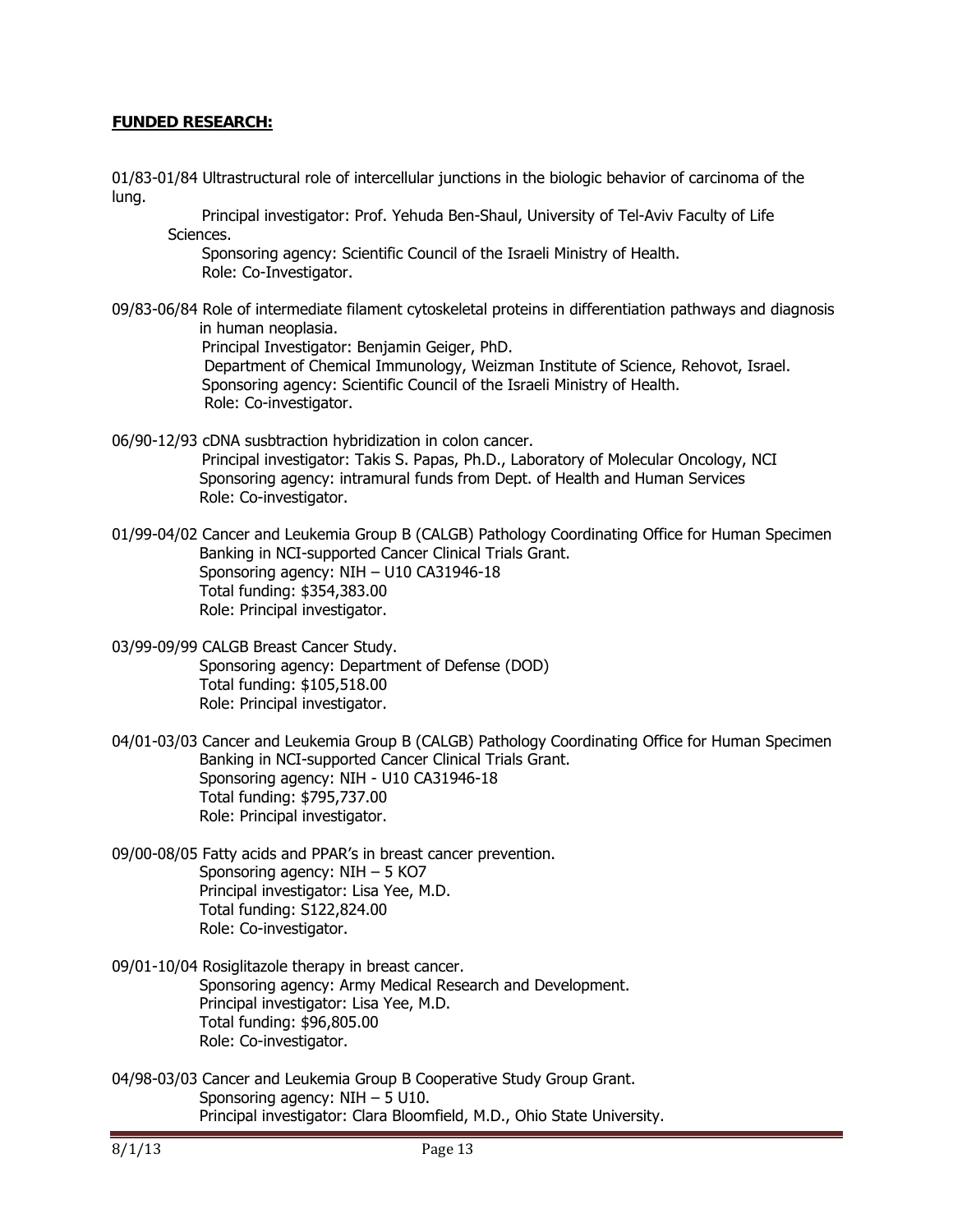**FUNDED RESEARCH:**

01/83-01/84 Ultrastructural role of intercellular junctions in the biologic behavior of carcinoma of the lung.
Principal investigator: Prof. Yehuda Ben-Shaul, University of Tel-Aviv Faculty of Life Sciences.
Sponsoring agency: Scientific Council of the Israeli Ministry of Health.
Role: Co-Investigator.

09/83-06/84 Role of intermediate filament cytoskeletal proteins in differentiation pathways and diagnosis in human neoplasia.
Principal Investigator: Benjamin Geiger, PhD.
Department of Chemical Immunology, Weizman Institute of Science, Rehovot, Israel.
Sponsoring agency: Scientific Council of the Israeli Ministry of Health.
Role: Co-investigator.

06/90-12/93 cDNA susbtraction hybridization in colon cancer.
Principal investigator: Takis S. Papas, Ph.D., Laboratory of Molecular Oncology, NCI
Sponsoring agency: intramural funds from Dept. of Health and Human Services
Role: Co-investigator.

01/99-04/02 Cancer and Leukemia Group B (CALGB) Pathology Coordinating Office for Human Specimen Banking in NCI-supported Cancer Clinical Trials Grant.
Sponsoring agency: NIH – U10 CA31946-18
Total funding: $354,383.00
Role: Principal investigator.

03/99-09/99 CALGB Breast Cancer Study.
Sponsoring agency: Department of Defense (DOD)
Total funding: $105,518.00
Role: Principal investigator.

04/01-03/03 Cancer and Leukemia Group B (CALGB) Pathology Coordinating Office for Human Specimen Banking in NCI-supported Cancer Clinical Trials Grant.
Sponsoring agency: NIH - U10 CA31946-18
Total funding: $795,737.00
Role: Principal investigator.

09/00-08/05 Fatty acids and PPAR's in breast cancer prevention.
Sponsoring agency: NIH – 5 KO7
Principal investigator: Lisa Yee, M.D.
Total funding: S122,824.00
Role: Co-investigator.

09/01-10/04 Rosiglitazole therapy in breast cancer.
Sponsoring agency: Army Medical Research and Development.
Principal investigator: Lisa Yee, M.D.
Total funding: $96,805.00
Role: Co-investigator.

04/98-03/03 Cancer and Leukemia Group B Cooperative Study Group Grant.
Sponsoring agency: NIH – 5 U10.
Principal investigator: Clara Bloomfield, M.D., Ohio State University.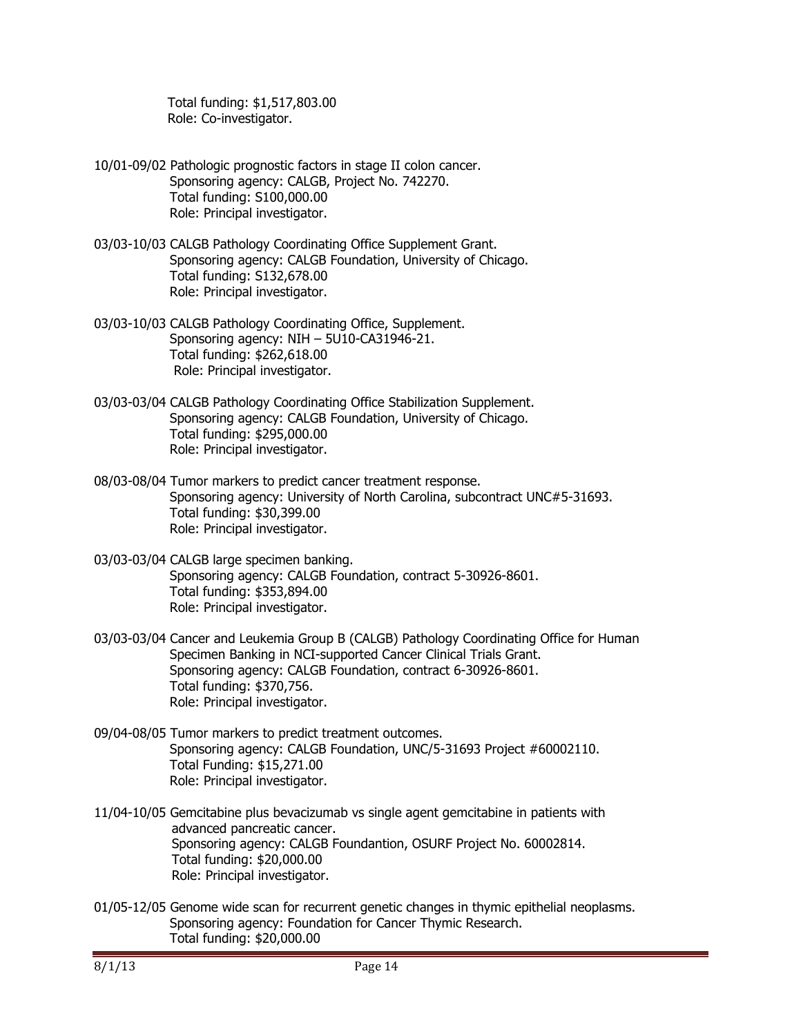Total funding: $1,517,803.00
Role: Co-investigator.

10/01-09/02 Pathologic prognostic factors in stage II colon cancer.
Sponsoring agency: CALGB, Project No. 742270.
Total funding: S100,000.00
Role: Principal investigator.

03/03-10/03 CALGB Pathology Coordinating Office Supplement Grant.
Sponsoring agency: CALGB Foundation, University of Chicago.
Total funding: S132,678.00
Role: Principal investigator.

03/03-10/03 CALGB Pathology Coordinating Office, Supplement.
Sponsoring agency: NIH – 5U10-CA31946-21.
Total funding: $262,618.00
Role: Principal investigator.

03/03-03/04 CALGB Pathology Coordinating Office Stabilization Supplement.
Sponsoring agency: CALGB Foundation, University of Chicago.
Total funding: $295,000.00
Role: Principal investigator.

08/03-08/04 Tumor markers to predict cancer treatment response.
Sponsoring agency: University of North Carolina, subcontract UNC#5-31693.
Total funding: $30,399.00
Role: Principal investigator.

03/03-03/04 CALGB large specimen banking.
Sponsoring agency: CALGB Foundation, contract 5-30926-8601.
Total funding: $353,894.00
Role: Principal investigator.

03/03-03/04 Cancer and Leukemia Group B (CALGB) Pathology Coordinating Office for Human Specimen Banking in NCI-supported Cancer Clinical Trials Grant.
Sponsoring agency: CALGB Foundation, contract 6-30926-8601.
Total funding: $370,756.
Role: Principal investigator.

09/04-08/05 Tumor markers to predict treatment outcomes.
Sponsoring agency: CALGB Foundation, UNC/5-31693 Project #60002110.
Total Funding: $15,271.00
Role: Principal investigator.

11/04-10/05 Gemcitabine plus bevacizumab vs single agent gemcitabine in patients with advanced pancreatic cancer.
Sponsoring agency: CALGB Foundantion, OSURF Project No. 60002814.
Total funding: $20,000.00
Role: Principal investigator.

01/05-12/05 Genome wide scan for recurrent genetic changes in thymic epithelial neoplasms.
Sponsoring agency: Foundation for Cancer Thymic Research.
Total funding: $20,000.00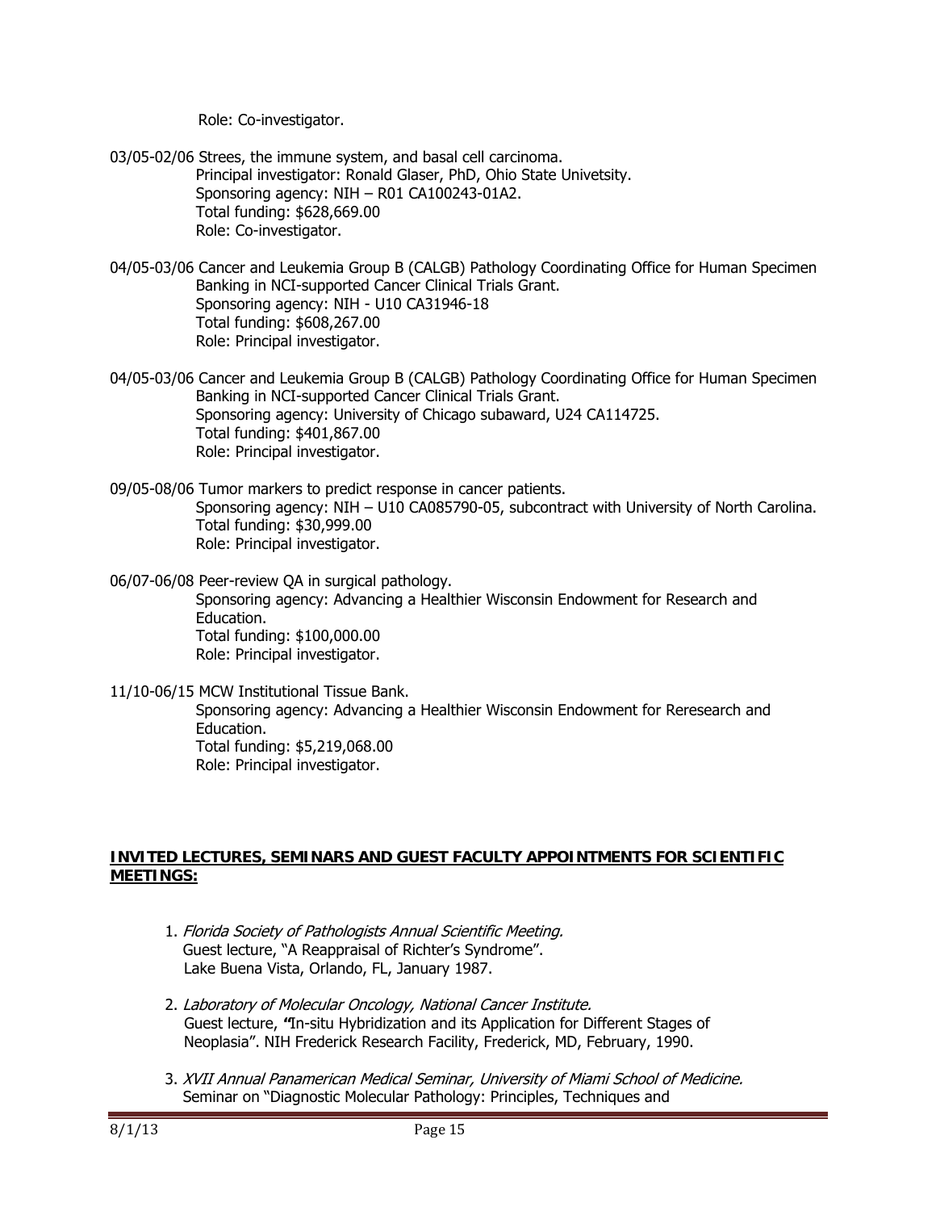Role: Co-investigator.

03/05-02/06 Strees, the immune system, and basal cell carcinoma.
Principal investigator: Ronald Glaser, PhD, Ohio State Univetsity.
Sponsoring agency: NIH – R01 CA100243-01A2.
Total funding: $628,669.00
Role: Co-investigator.

04/05-03/06 Cancer and Leukemia Group B (CALGB) Pathology Coordinating Office for Human Specimen Banking in NCI-supported Cancer Clinical Trials Grant.
Sponsoring agency: NIH - U10 CA31946-18
Total funding: $608,267.00
Role: Principal investigator.

04/05-03/06 Cancer and Leukemia Group B (CALGB) Pathology Coordinating Office for Human Specimen Banking in NCI-supported Cancer Clinical Trials Grant.
Sponsoring agency: University of Chicago subaward, U24 CA114725.
Total funding: $401,867.00
Role: Principal investigator.

09/05-08/06 Tumor markers to predict response in cancer patients.
Sponsoring agency: NIH – U10 CA085790-05, subcontract with University of North Carolina.
Total funding: $30,999.00
Role: Principal investigator.

06/07-06/08 Peer-review QA in surgical pathology.
Sponsoring agency: Advancing a Healthier Wisconsin Endowment for Research and Education.
Total funding: $100,000.00
Role: Principal investigator.

11/10-06/15 MCW Institutional Tissue Bank.
Sponsoring agency: Advancing a Healthier Wisconsin Endowment for Reresearch and Education.
Total funding: $5,219,068.00
Role: Principal investigator.

## INVITED LECTURES, SEMINARS AND GUEST FACULTY APPOINTMENTS FOR SCIENTIFIC MEETINGS:

1. *Florida Society of Pathologists Annual Scientific Meeting.*
   Guest lecture, "A Reappraisal of Richter's Syndrome".
   Lake Buena Vista, Orlando, FL, January 1987.

2. *Laboratory of Molecular Oncology, National Cancer Institute.*
   Guest lecture, **"**In-situ Hybridization and its Application for Different Stages of Neoplasia". NIH Frederick Research Facility, Frederick, MD, February, 1990.

3. *XVII Annual Panamerican Medical Seminar, University of Miami School of Medicine.*
   Seminar on "Diagnostic Molecular Pathology: Principles, Techniques and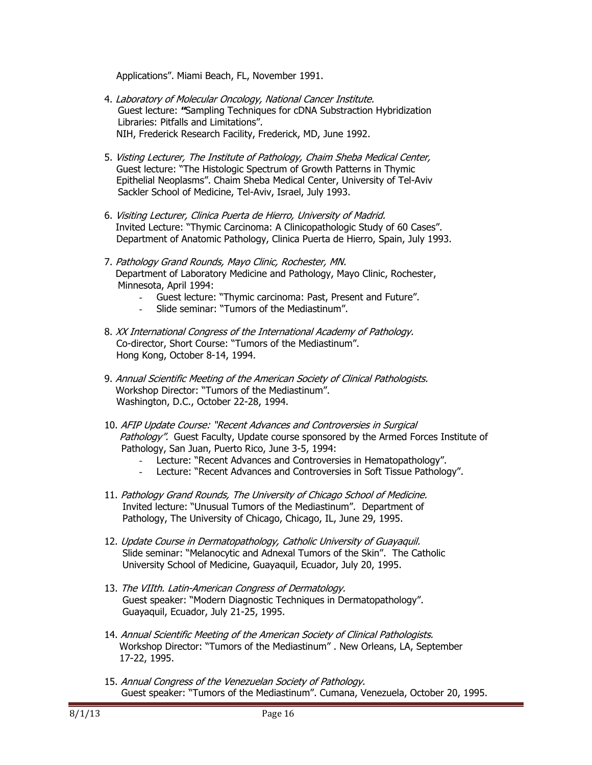Applications". Miami Beach, FL, November 1991.

4. *Laboratory of Molecular Oncology, National Cancer Institute.*
   Guest lecture: **"**Sampling Techniques for cDNA Substraction Hybridization Libraries: Pitfalls and Limitations".
   NIH, Frederick Research Facility, Frederick, MD, June 1992.

5. *Visting Lecturer, The Institute of Pathology, Chaim Sheba Medical Center,*
   Guest lecture: "The Histologic Spectrum of Growth Patterns in Thymic Epithelial Neoplasms". Chaim Sheba Medical Center, University of Tel-Aviv Sackler School of Medicine, Tel-Aviv, Israel, July 1993.

6. *Visiting Lecturer, Clinica Puerta de Hierro, University of Madrid.*
   Invited Lecture: "Thymic Carcinoma: A Clinicopathologic Study of 60 Cases".
   Department of Anatomic Pathology, Clinica Puerta de Hierro, Spain, July 1993.

7. *Pathology Grand Rounds, Mayo Clinic, Rochester, MN.*
   Department of Laboratory Medicine and Pathology, Mayo Clinic, Rochester, Minnesota, April 1994:
   - Guest lecture: "Thymic carcinoma: Past, Present and Future".
   - Slide seminar: "Tumors of the Mediastinum".

8. *XX International Congress of the International Academy of Pathology.*
   Co-director, Short Course: "Tumors of the Mediastinum".
   Hong Kong, October 8-14, 1994.

9. *Annual Scientific Meeting of the American Society of Clinical Pathologists.*
   Workshop Director: "Tumors of the Mediastinum".
   Washington, D.C., October 22-28, 1994.

10. *AFIP Update Course: "Recent Advances and Controversies in Surgical Pathology".* Guest Faculty, Update course sponsored by the Armed Forces Institute of Pathology, San Juan, Puerto Rico, June 3-5, 1994:
    - Lecture: "Recent Advances and Controversies in Hematopathology".
    - Lecture: "Recent Advances and Controversies in Soft Tissue Pathology".

11. *Pathology Grand Rounds, The University of Chicago School of Medicine.*
    Invited lecture: "Unusual Tumors of the Mediastinum". Department of Pathology, The University of Chicago, Chicago, IL, June 29, 1995.

12. *Update Course in Dermatopathology, Catholic University of Guayaquil.*
    Slide seminar: "Melanocytic and Adnexal Tumors of the Skin". The Catholic University School of Medicine, Guayaquil, Ecuador, July 20, 1995.

13. *The VIIth. Latin-American Congress of Dermatology.*
    Guest speaker: "Modern Diagnostic Techniques in Dermatopathology".
    Guayaquil, Ecuador, July 21-25, 1995.

14. *Annual Scientific Meeting of the American Society of Clinical Pathologists.*
    Workshop Director: "Tumors of the Mediastinum" . New Orleans, LA, September 17-22, 1995.

15. *Annual Congress of the Venezuelan Society of Pathology.*
    Guest speaker: "Tumors of the Mediastinum". Cumana, Venezuela, October 20, 1995.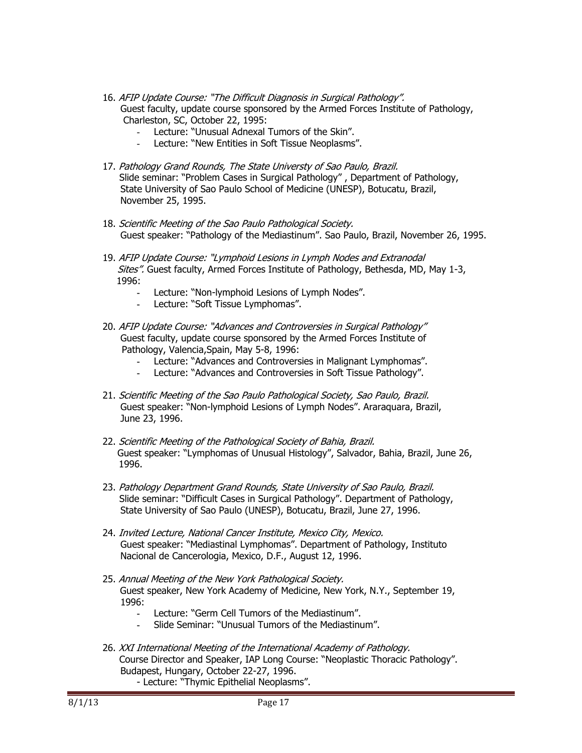16. *AFIP Update Course: "The Difficult Diagnosis in Surgical Pathology".*
    Guest faculty, update course sponsored by the Armed Forces Institute of Pathology, Charleston, SC, October 22, 1995:
    - Lecture: "Unusual Adnexal Tumors of the Skin".
    - Lecture: "New Entities in Soft Tissue Neoplasms".

17. *Pathology Grand Rounds, The State Universty of Sao Paulo, Brazil.*
    Slide seminar: "Problem Cases in Surgical Pathology" , Department of Pathology, State University of Sao Paulo School of Medicine (UNESP), Botucatu, Brazil, November 25, 1995.

18. *Scientific Meeting of the Sao Paulo Pathological Society.*
    Guest speaker: "Pathology of the Mediastinum". Sao Paulo, Brazil, November 26, 1995.

19. *AFIP Update Course: "Lymphoid Lesions in Lymph Nodes and Extranodal Sites".* Guest faculty, Armed Forces Institute of Pathology, Bethesda, MD, May 1-3, 1996:
    - Lecture: "Non-lymphoid Lesions of Lymph Nodes".
    - Lecture: "Soft Tissue Lymphomas".

20. *AFIP Update Course: "Advances and Controversies in Surgical Pathology"*
    Guest faculty, update course sponsored by the Armed Forces Institute of Pathology, Valencia,Spain, May 5-8, 1996:
    - Lecture: "Advances and Controversies in Malignant Lymphomas".
    - Lecture: "Advances and Controversies in Soft Tissue Pathology".

21. *Scientific Meeting of the Sao Paulo Pathological Society, Sao Paulo, Brazil.*
    Guest speaker: "Non-lymphoid Lesions of Lymph Nodes". Araraquara, Brazil, June 23, 1996.

22. *Scientific Meeting of the Pathological Society of Bahia, Brazil.*
    Guest speaker: "Lymphomas of Unusual Histology", Salvador, Bahia, Brazil, June 26, 1996.

23. *Pathology Department Grand Rounds, State University of Sao Paulo, Brazil.*
    Slide seminar: "Difficult Cases in Surgical Pathology". Department of Pathology, State University of Sao Paulo (UNESP), Botucatu, Brazil, June 27, 1996.

24. *Invited Lecture, National Cancer Institute, Mexico City, Mexico.*
    Guest speaker: "Mediastinal Lymphomas". Department of Pathology, Instituto Nacional de Cancerologia, Mexico, D.F., August 12, 1996.

25. *Annual Meeting of the New York Pathological Society.*
    Guest speaker, New York Academy of Medicine, New York, N.Y., September 19, 1996:
    - Lecture: "Germ Cell Tumors of the Mediastinum".
    - Slide Seminar: "Unusual Tumors of the Mediastinum".

26. *XXI International Meeting of the International Academy of Pathology.*
    Course Director and Speaker, IAP Long Course: "Neoplastic Thoracic Pathology". Budapest, Hungary, October 22-27, 1996.
    - Lecture: "Thymic Epithelial Neoplasms".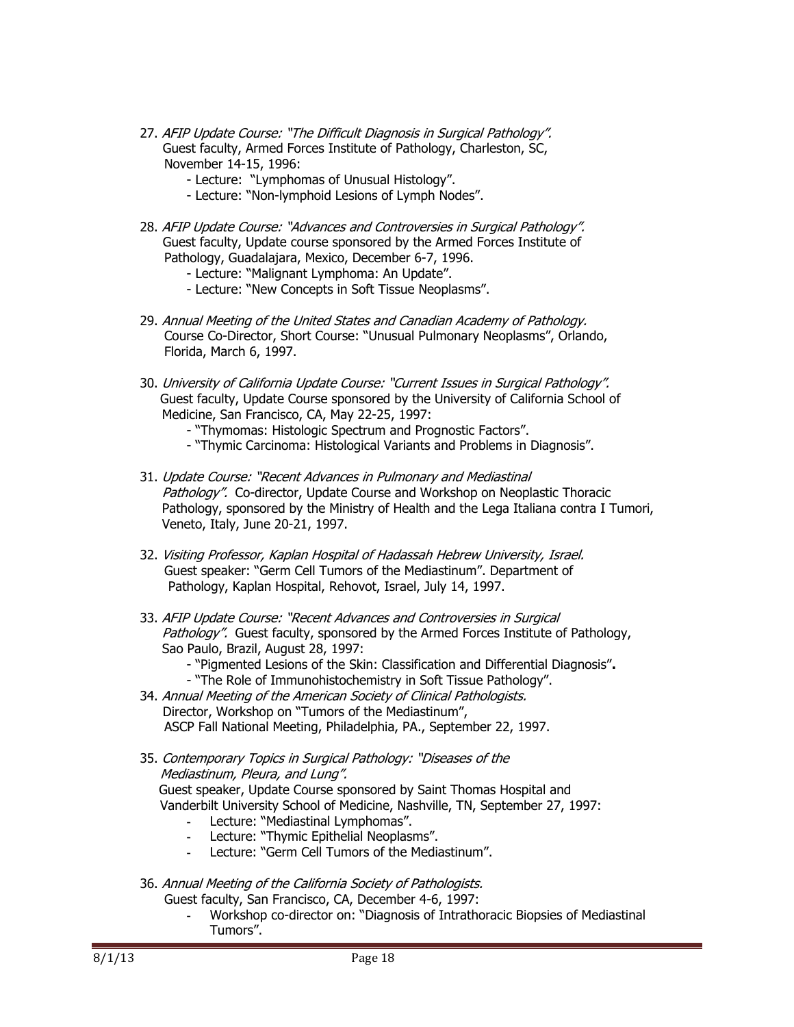27. *AFIP Update Course: "The Difficult Diagnosis in Surgical Pathology".* Guest faculty, Armed Forces Institute of Pathology, Charleston, SC, November 14-15, 1996:
    - Lecture: "Lymphomas of Unusual Histology".
    - Lecture: "Non-lymphoid Lesions of Lymph Nodes".

28. *AFIP Update Course: "Advances and Controversies in Surgical Pathology".* Guest faculty, Update course sponsored by the Armed Forces Institute of Pathology, Guadalajara, Mexico, December 6-7, 1996.
    - Lecture: "Malignant Lymphoma: An Update".
    - Lecture: "New Concepts in Soft Tissue Neoplasms".

29. *Annual Meeting of the United States and Canadian Academy of Pathology.* Course Co-Director, Short Course: "Unusual Pulmonary Neoplasms", Orlando, Florida, March 6, 1997.

30. *University of California Update Course: "Current Issues in Surgical Pathology".* Guest faculty, Update Course sponsored by the University of California School of Medicine, San Francisco, CA, May 22-25, 1997:
    - "Thymomas: Histologic Spectrum and Prognostic Factors".
    - "Thymic Carcinoma: Histological Variants and Problems in Diagnosis".

31. *Update Course: "Recent Advances in Pulmonary and Mediastinal Pathology".* Co-director, Update Course and Workshop on Neoplastic Thoracic Pathology, sponsored by the Ministry of Health and the Lega Italiana contra I Tumori, Veneto, Italy, June 20-21, 1997.

32. *Visiting Professor, Kaplan Hospital of Hadassah Hebrew University, Israel.* Guest speaker: "Germ Cell Tumors of the Mediastinum". Department of Pathology, Kaplan Hospital, Rehovot, Israel, July 14, 1997.

33. *AFIP Update Course: "Recent Advances and Controversies in Surgical Pathology".* Guest faculty, sponsored by the Armed Forces Institute of Pathology, Sao Paulo, Brazil, August 28, 1997:
    - "Pigmented Lesions of the Skin: Classification and Differential Diagnosis"**.**
    - "The Role of Immunohistochemistry in Soft Tissue Pathology".

34. *Annual Meeting of the American Society of Clinical Pathologists.* Director, Workshop on "Tumors of the Mediastinum", ASCP Fall National Meeting, Philadelphia, PA., September 22, 1997.

35. *Contemporary Topics in Surgical Pathology: "Diseases of the Mediastinum, Pleura, and Lung".* Guest speaker, Update Course sponsored by Saint Thomas Hospital and Vanderbilt University School of Medicine, Nashville, TN, September 27, 1997:
    - Lecture: "Mediastinal Lymphomas".
    - Lecture: "Thymic Epithelial Neoplasms".
    - Lecture: "Germ Cell Tumors of the Mediastinum".

36. *Annual Meeting of the California Society of Pathologists.* Guest faculty, San Francisco, CA, December 4-6, 1997:
    - Workshop co-director on: "Diagnosis of Intrathoracic Biopsies of Mediastinal Tumors".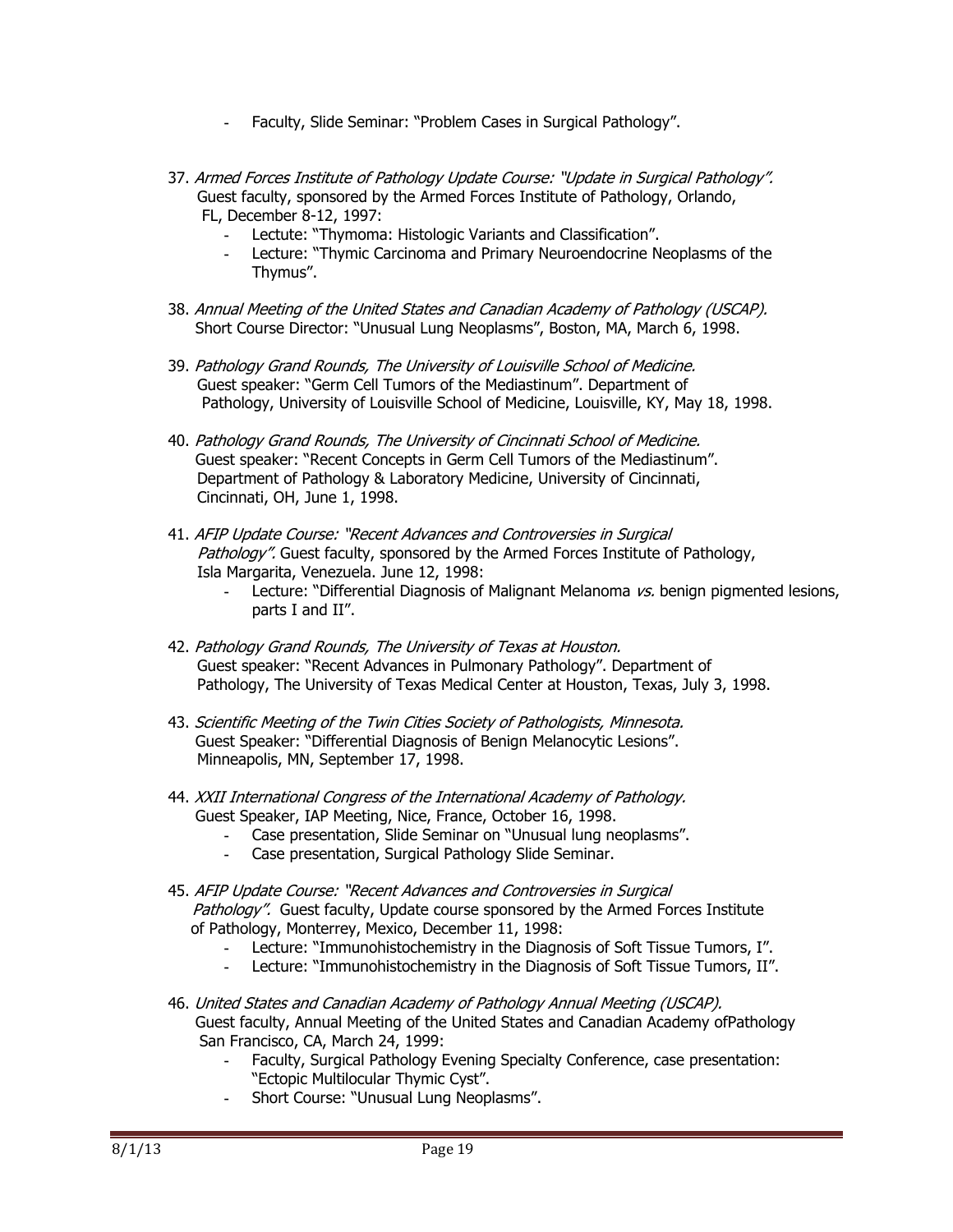- Faculty, Slide Seminar: "Problem Cases in Surgical Pathology".

37. *Armed Forces Institute of Pathology Update Course: "Update in Surgical Pathology".* Guest faculty, sponsored by the Armed Forces Institute of Pathology, Orlando, FL, December 8-12, 1997:
    - Lectute: "Thymoma: Histologic Variants and Classification".
    - Lecture: "Thymic Carcinoma and Primary Neuroendocrine Neoplasms of the Thymus".

38. *Annual Meeting of the United States and Canadian Academy of Pathology (USCAP).* Short Course Director: "Unusual Lung Neoplasms", Boston, MA, March 6, 1998.

39. *Pathology Grand Rounds, The University of Louisville School of Medicine.* Guest speaker: "Germ Cell Tumors of the Mediastinum". Department of Pathology, University of Louisville School of Medicine, Louisville, KY, May 18, 1998.

40. *Pathology Grand Rounds, The University of Cincinnati School of Medicine.* Guest speaker: "Recent Concepts in Germ Cell Tumors of the Mediastinum". Department of Pathology & Laboratory Medicine, University of Cincinnati, Cincinnati, OH, June 1, 1998.

41. *AFIP Update Course: "Recent Advances and Controversies in Surgical Pathology".* Guest faculty, sponsored by the Armed Forces Institute of Pathology, Isla Margarita, Venezuela. June 12, 1998:
    - Lecture: "Differential Diagnosis of Malignant Melanoma *vs.* benign pigmented lesions, parts I and II".

42. *Pathology Grand Rounds, The University of Texas at Houston.* Guest speaker: "Recent Advances in Pulmonary Pathology". Department of Pathology, The University of Texas Medical Center at Houston, Texas, July 3, 1998.

43. *Scientific Meeting of the Twin Cities Society of Pathologists, Minnesota.* Guest Speaker: "Differential Diagnosis of Benign Melanocytic Lesions". Minneapolis, MN, September 17, 1998.

44. *XXII International Congress of the International Academy of Pathology.* Guest Speaker, IAP Meeting, Nice, France, October 16, 1998.
    - Case presentation, Slide Seminar on "Unusual lung neoplasms".
    - Case presentation, Surgical Pathology Slide Seminar.

45. *AFIP Update Course: "Recent Advances and Controversies in Surgical Pathology".* Guest faculty, Update course sponsored by the Armed Forces Institute of Pathology, Monterrey, Mexico, December 11, 1998:
    - Lecture: "Immunohistochemistry in the Diagnosis of Soft Tissue Tumors, I".
    - Lecture: "Immunohistochemistry in the Diagnosis of Soft Tissue Tumors, II".

46. *United States and Canadian Academy of Pathology Annual Meeting (USCAP).* Guest faculty, Annual Meeting of the United States and Canadian Academy ofPathology San Francisco, CA, March 24, 1999:
    - Faculty, Surgical Pathology Evening Specialty Conference, case presentation: "Ectopic Multilocular Thymic Cyst".
    - Short Course: "Unusual Lung Neoplasms".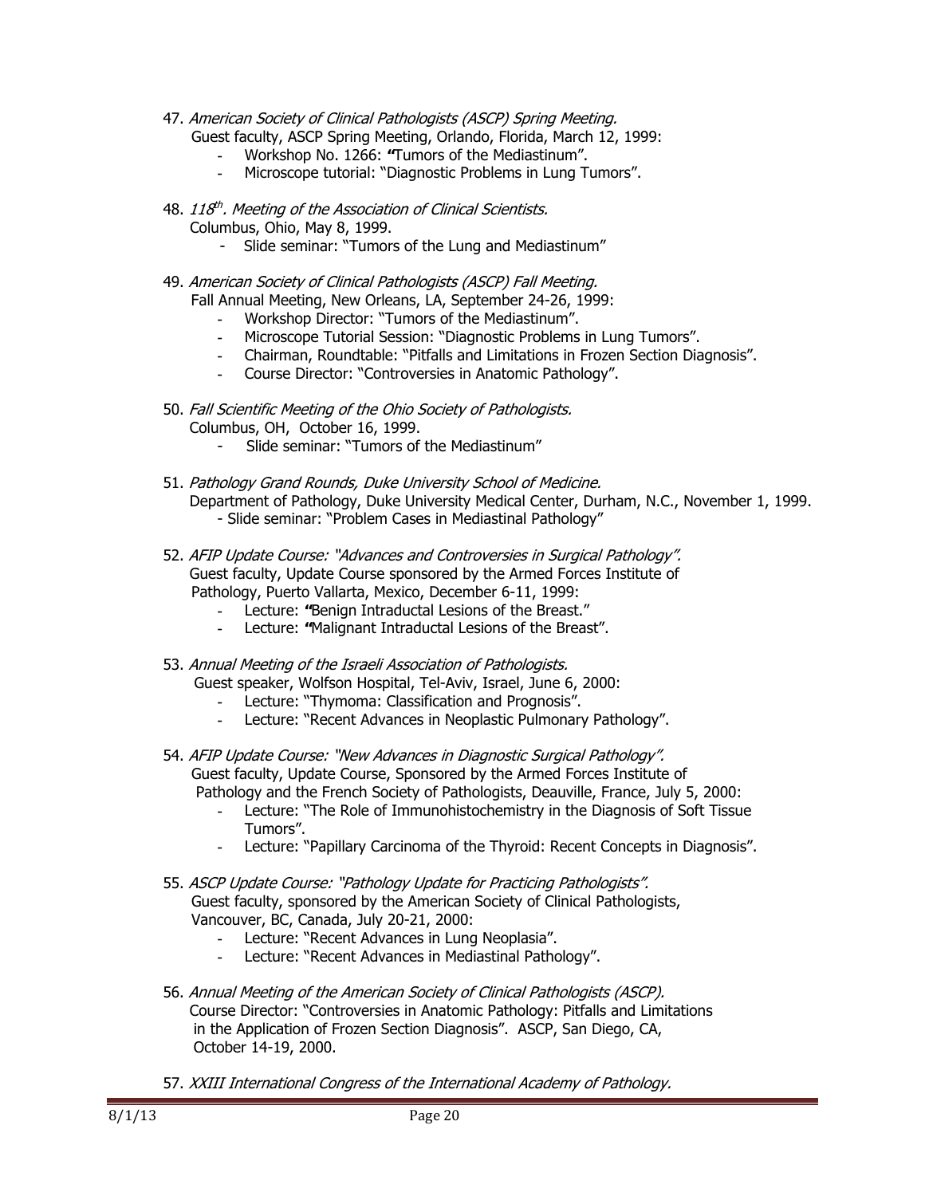47. *American Society of Clinical Pathologists (ASCP) Spring Meeting.*
    Guest faculty, ASCP Spring Meeting, Orlando, Florida, March 12, 1999:
    - Workshop No. 1266: **"**Tumors of the Mediastinum".
    - Microscope tutorial: "Diagnostic Problems in Lung Tumors".

48. *118th. Meeting of the Association of Clinical Scientists.*
    Columbus, Ohio, May 8, 1999.
    - Slide seminar: "Tumors of the Lung and Mediastinum"

49. *American Society of Clinical Pathologists (ASCP) Fall Meeting.*
    Fall Annual Meeting, New Orleans, LA, September 24-26, 1999:
    - Workshop Director: "Tumors of the Mediastinum".
    - Microscope Tutorial Session: "Diagnostic Problems in Lung Tumors".
    - Chairman, Roundtable: "Pitfalls and Limitations in Frozen Section Diagnosis".
    - Course Director: "Controversies in Anatomic Pathology".

50. *Fall Scientific Meeting of the Ohio Society of Pathologists.*
    Columbus, OH, October 16, 1999.
    - Slide seminar: "Tumors of the Mediastinum"

51. *Pathology Grand Rounds, Duke University School of Medicine.*
    Department of Pathology, Duke University Medical Center, Durham, N.C., November 1, 1999.
    - Slide seminar: "Problem Cases in Mediastinal Pathology"

52. *AFIP Update Course: "Advances and Controversies in Surgical Pathology".*
    Guest faculty, Update Course sponsored by the Armed Forces Institute of Pathology, Puerto Vallarta, Mexico, December 6-11, 1999:
    - Lecture: **"**Benign Intraductal Lesions of the Breast."
    - Lecture: **"**Malignant Intraductal Lesions of the Breast".

53. *Annual Meeting of the Israeli Association of Pathologists.*
    Guest speaker, Wolfson Hospital, Tel-Aviv, Israel, June 6, 2000:
    - Lecture: "Thymoma: Classification and Prognosis".
    - Lecture: "Recent Advances in Neoplastic Pulmonary Pathology".

54. *AFIP Update Course: "New Advances in Diagnostic Surgical Pathology".*
    Guest faculty, Update Course, Sponsored by the Armed Forces Institute of Pathology and the French Society of Pathologists, Deauville, France, July 5, 2000:
    - Lecture: "The Role of Immunohistochemistry in the Diagnosis of Soft Tissue Tumors".
    - Lecture: "Papillary Carcinoma of the Thyroid: Recent Concepts in Diagnosis".

55. *ASCP Update Course: "Pathology Update for Practicing Pathologists".*
    Guest faculty, sponsored by the American Society of Clinical Pathologists, Vancouver, BC, Canada, July 20-21, 2000:
    - Lecture: "Recent Advances in Lung Neoplasia".
    - Lecture: "Recent Advances in Mediastinal Pathology".

56. *Annual Meeting of the American Society of Clinical Pathologists (ASCP).*
    Course Director: "Controversies in Anatomic Pathology: Pitfalls and Limitations in the Application of Frozen Section Diagnosis". ASCP, San Diego, CA, October 14-19, 2000.

57. *XXIII International Congress of the International Academy of Pathology.*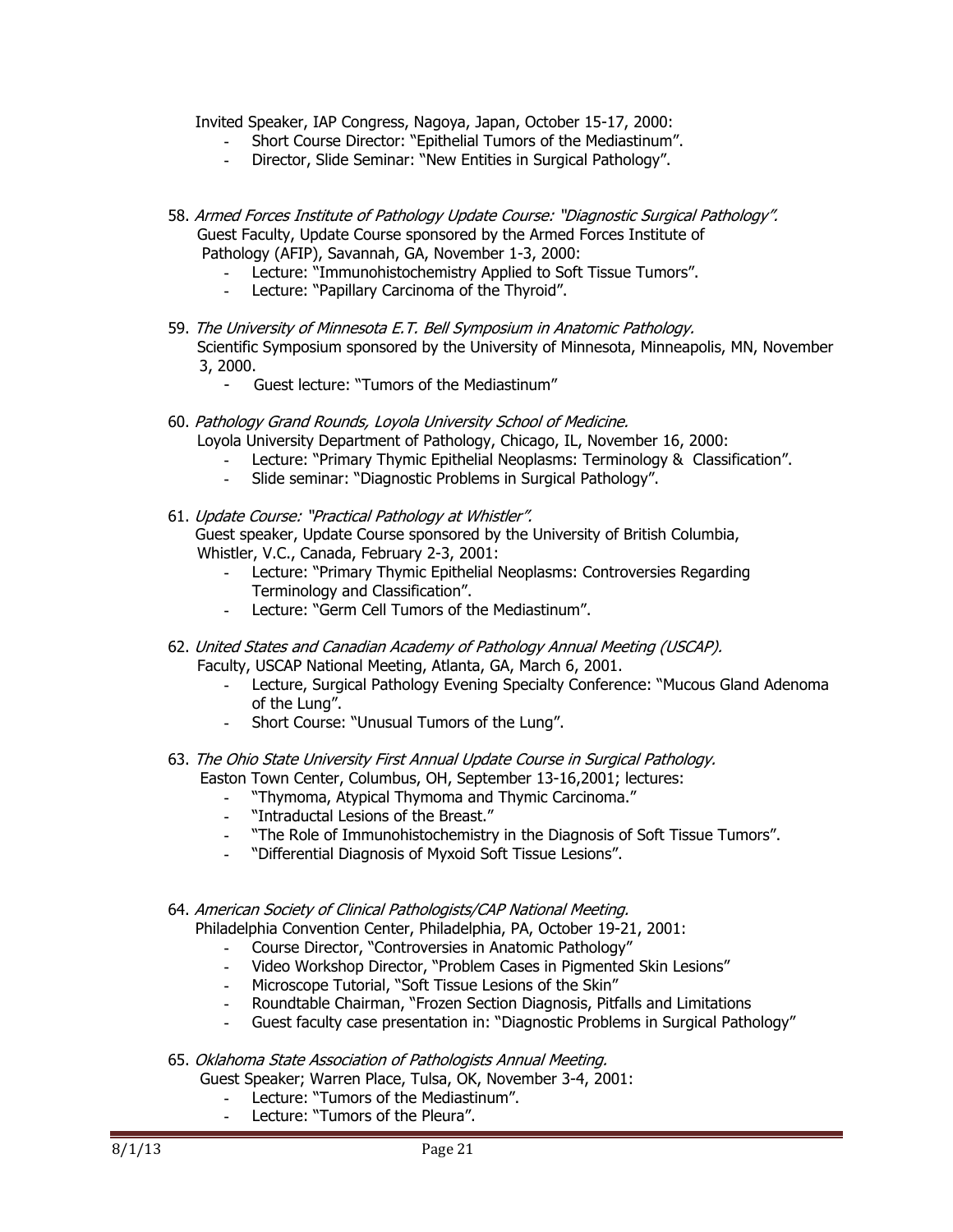Invited Speaker, IAP Congress, Nagoya, Japan, October 15-17, 2000:

- Short Course Director: "Epithelial Tumors of the Mediastinum".
- Director, Slide Seminar: "New Entities in Surgical Pathology".

58. *Armed Forces Institute of Pathology Update Course: "Diagnostic Surgical Pathology".*
    Guest Faculty, Update Course sponsored by the Armed Forces Institute of Pathology (AFIP), Savannah, GA, November 1-3, 2000:
    - Lecture: "Immunohistochemistry Applied to Soft Tissue Tumors".
    - Lecture: "Papillary Carcinoma of the Thyroid".

59. *The University of Minnesota E.T. Bell Symposium in Anatomic Pathology.*
    Scientific Symposium sponsored by the University of Minnesota, Minneapolis, MN, November 3, 2000.
    - Guest lecture: "Tumors of the Mediastinum"

60. *Pathology Grand Rounds, Loyola University School of Medicine.*
    Loyola University Department of Pathology, Chicago, IL, November 16, 2000:
    - Lecture: "Primary Thymic Epithelial Neoplasms: Terminology & Classification".
    - Slide seminar: "Diagnostic Problems in Surgical Pathology".

61. *Update Course: "Practical Pathology at Whistler".*
    Guest speaker, Update Course sponsored by the University of British Columbia, Whistler, V.C., Canada, February 2-3, 2001:
    - Lecture: "Primary Thymic Epithelial Neoplasms: Controversies Regarding Terminology and Classification".
    - Lecture: "Germ Cell Tumors of the Mediastinum".

62. *United States and Canadian Academy of Pathology Annual Meeting (USCAP).*
    Faculty, USCAP National Meeting, Atlanta, GA, March 6, 2001.
    - Lecture, Surgical Pathology Evening Specialty Conference: "Mucous Gland Adenoma of the Lung".
    - Short Course: "Unusual Tumors of the Lung".

63. *The Ohio State University First Annual Update Course in Surgical Pathology.*
    Easton Town Center, Columbus, OH, September 13-16,2001; lectures:
    - "Thymoma, Atypical Thymoma and Thymic Carcinoma."
    - "Intraductal Lesions of the Breast."
    - "The Role of Immunohistochemistry in the Diagnosis of Soft Tissue Tumors".
    - "Differential Diagnosis of Myxoid Soft Tissue Lesions".

64. *American Society of Clinical Pathologists/CAP National Meeting.*
    Philadelphia Convention Center, Philadelphia, PA, October 19-21, 2001:
    - Course Director, "Controversies in Anatomic Pathology"
    - Video Workshop Director, "Problem Cases in Pigmented Skin Lesions"
    - Microscope Tutorial, "Soft Tissue Lesions of the Skin"
    - Roundtable Chairman, "Frozen Section Diagnosis, Pitfalls and Limitations
    - Guest faculty case presentation in: "Diagnostic Problems in Surgical Pathology"

65. *Oklahoma State Association of Pathologists Annual Meeting.*
    Guest Speaker; Warren Place, Tulsa, OK, November 3-4, 2001:
    - Lecture: "Tumors of the Mediastinum".
    - Lecture: "Tumors of the Pleura".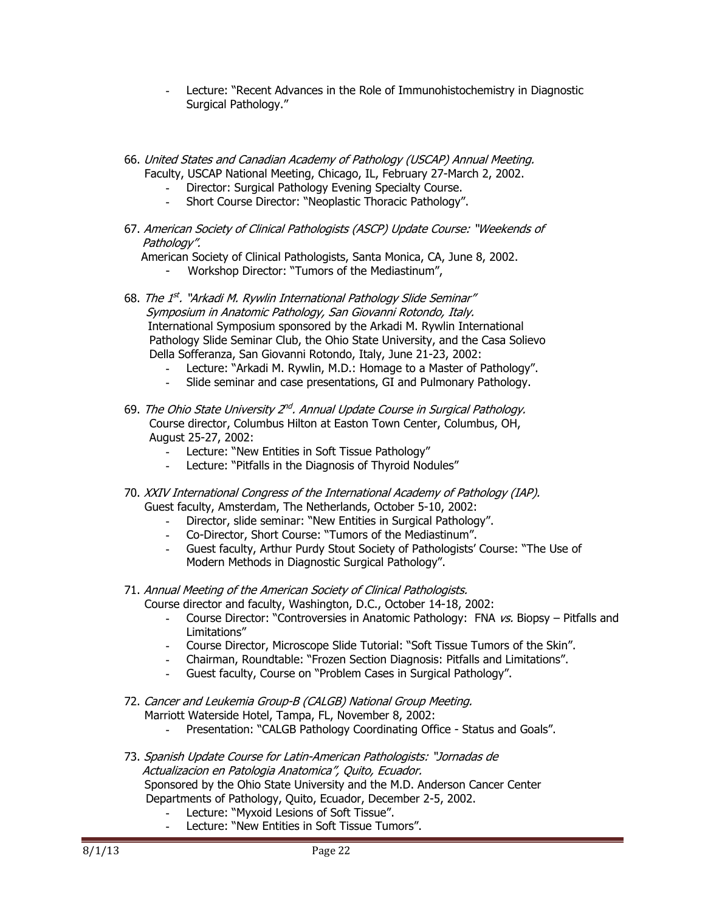- Lecture: "Recent Advances in the Role of Immunohistochemistry in Diagnostic Surgical Pathology."

66. *United States and Canadian Academy of Pathology (USCAP) Annual Meeting.*
    Faculty, USCAP National Meeting, Chicago, IL, February 27-March 2, 2002.
    - Director: Surgical Pathology Evening Specialty Course.
    - Short Course Director: "Neoplastic Thoracic Pathology".

67. *American Society of Clinical Pathologists (ASCP) Update Course: "Weekends of Pathology".*
    American Society of Clinical Pathologists, Santa Monica, CA, June 8, 2002.
    - Workshop Director: "Tumors of the Mediastinum",

68. *The 1st. "Arkadi M. Rywlin International Pathology Slide Seminar" Symposium in Anatomic Pathology, San Giovanni Rotondo, Italy.*
    International Symposium sponsored by the Arkadi M. Rywlin International Pathology Slide Seminar Club, the Ohio State University, and the Casa Solievo Della Sofferanza, San Giovanni Rotondo, Italy, June 21-23, 2002:
    - Lecture: "Arkadi M. Rywlin, M.D.: Homage to a Master of Pathology".
    - Slide seminar and case presentations, GI and Pulmonary Pathology.

69. *The Ohio State University 2nd. Annual Update Course in Surgical Pathology.*
    Course director, Columbus Hilton at Easton Town Center, Columbus, OH, August 25-27, 2002:
    - Lecture: "New Entities in Soft Tissue Pathology"
    - Lecture: "Pitfalls in the Diagnosis of Thyroid Nodules"

70. *XXIV International Congress of the International Academy of Pathology (IAP).*
    Guest faculty, Amsterdam, The Netherlands, October 5-10, 2002:
    - Director, slide seminar: "New Entities in Surgical Pathology".
    - Co-Director, Short Course: "Tumors of the Mediastinum".
    - Guest faculty, Arthur Purdy Stout Society of Pathologists' Course: "The Use of Modern Methods in Diagnostic Surgical Pathology".

71. *Annual Meeting of the American Society of Clinical Pathologists.*
    Course director and faculty, Washington, D.C., October 14-18, 2002:
    - Course Director: "Controversies in Anatomic Pathology: FNA *vs.* Biopsy – Pitfalls and Limitations"
    - Course Director, Microscope Slide Tutorial: "Soft Tissue Tumors of the Skin".
    - Chairman, Roundtable: "Frozen Section Diagnosis: Pitfalls and Limitations".
    - Guest faculty, Course on "Problem Cases in Surgical Pathology".

72. *Cancer and Leukemia Group-B (CALGB) National Group Meeting.*
    Marriott Waterside Hotel, Tampa, FL, November 8, 2002:
    - Presentation: "CALGB Pathology Coordinating Office - Status and Goals".

73. *Spanish Update Course for Latin-American Pathologists: "Jornadas de Actualizacion en Patologia Anatomica", Quito, Ecuador.*
    Sponsored by the Ohio State University and the M.D. Anderson Cancer Center Departments of Pathology, Quito, Ecuador, December 2-5, 2002.
    - Lecture: "Myxoid Lesions of Soft Tissue".
    - Lecture: "New Entities in Soft Tissue Tumors".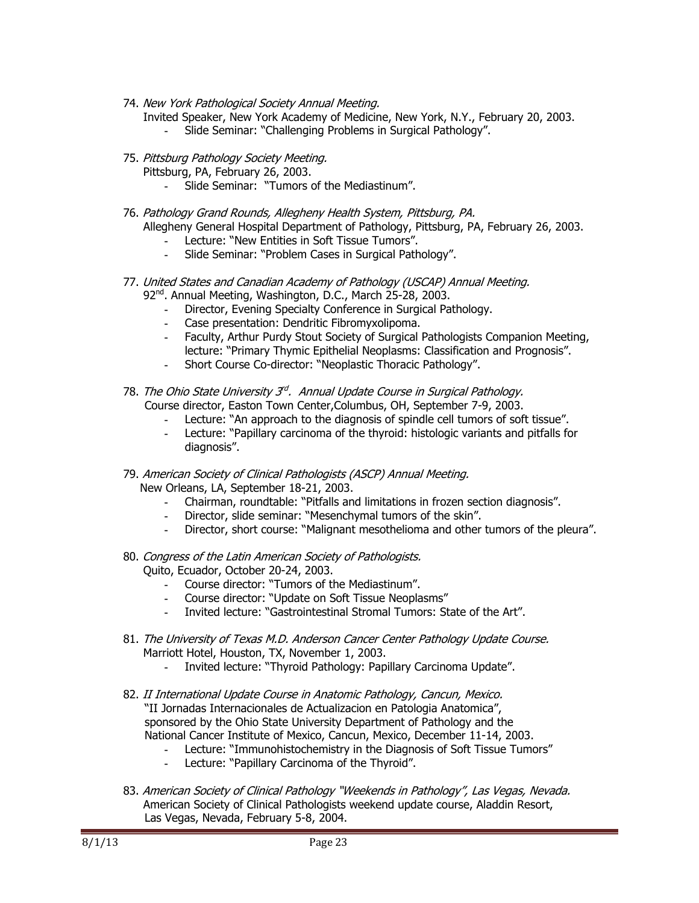74. *New York Pathological Society Annual Meeting.*
    Invited Speaker, New York Academy of Medicine, New York, N.Y., February 20, 2003.
    - Slide Seminar: "Challenging Problems in Surgical Pathology".

75. *Pittsburg Pathology Society Meeting.*
    Pittsburg, PA, February 26, 2003.
    - Slide Seminar: "Tumors of the Mediastinum".

76. *Pathology Grand Rounds, Allegheny Health System, Pittsburg, PA.*
    Allegheny General Hospital Department of Pathology, Pittsburg, PA, February 26, 2003.
    - Lecture: "New Entities in Soft Tissue Tumors".
    - Slide Seminar: "Problem Cases in Surgical Pathology".

77. *United States and Canadian Academy of Pathology (USCAP) Annual Meeting.*
    92nd. Annual Meeting, Washington, D.C., March 25-28, 2003.
    - Director, Evening Specialty Conference in Surgical Pathology.
    - Case presentation: Dendritic Fibromyxolipoma.
    - Faculty, Arthur Purdy Stout Society of Surgical Pathologists Companion Meeting, lecture: "Primary Thymic Epithelial Neoplasms: Classification and Prognosis".
    - Short Course Co-director: "Neoplastic Thoracic Pathology".

78. *The Ohio State University 3rd. Annual Update Course in Surgical Pathology.*
    Course director, Easton Town Center,Columbus, OH, September 7-9, 2003.
    - Lecture: "An approach to the diagnosis of spindle cell tumors of soft tissue".
    - Lecture: "Papillary carcinoma of the thyroid: histologic variants and pitfalls for diagnosis".

79. *American Society of Clinical Pathologists (ASCP) Annual Meeting.*
    New Orleans, LA, September 18-21, 2003.
    - Chairman, roundtable: "Pitfalls and limitations in frozen section diagnosis".
    - Director, slide seminar: "Mesenchymal tumors of the skin".
    - Director, short course: "Malignant mesothelioma and other tumors of the pleura".

80. *Congress of the Latin American Society of Pathologists.*
    Quito, Ecuador, October 20-24, 2003.
    - Course director: "Tumors of the Mediastinum".
    - Course director: "Update on Soft Tissue Neoplasms"
    - Invited lecture: "Gastrointestinal Stromal Tumors: State of the Art".

81. *The University of Texas M.D. Anderson Cancer Center Pathology Update Course.*
    Marriott Hotel, Houston, TX, November 1, 2003.
    - Invited lecture: "Thyroid Pathology: Papillary Carcinoma Update".

82. *II International Update Course in Anatomic Pathology, Cancun, Mexico.*
    "II Jornadas Internacionales de Actualizacion en Patologia Anatomica", sponsored by the Ohio State University Department of Pathology and the National Cancer Institute of Mexico, Cancun, Mexico, December 11-14, 2003.
    - Lecture: "Immunohistochemistry in the Diagnosis of Soft Tissue Tumors"
    - Lecture: "Papillary Carcinoma of the Thyroid".

83. *American Society of Clinical Pathology "Weekends in Pathology", Las Vegas, Nevada.*
    American Society of Clinical Pathologists weekend update course, Aladdin Resort, Las Vegas, Nevada, February 5-8, 2004.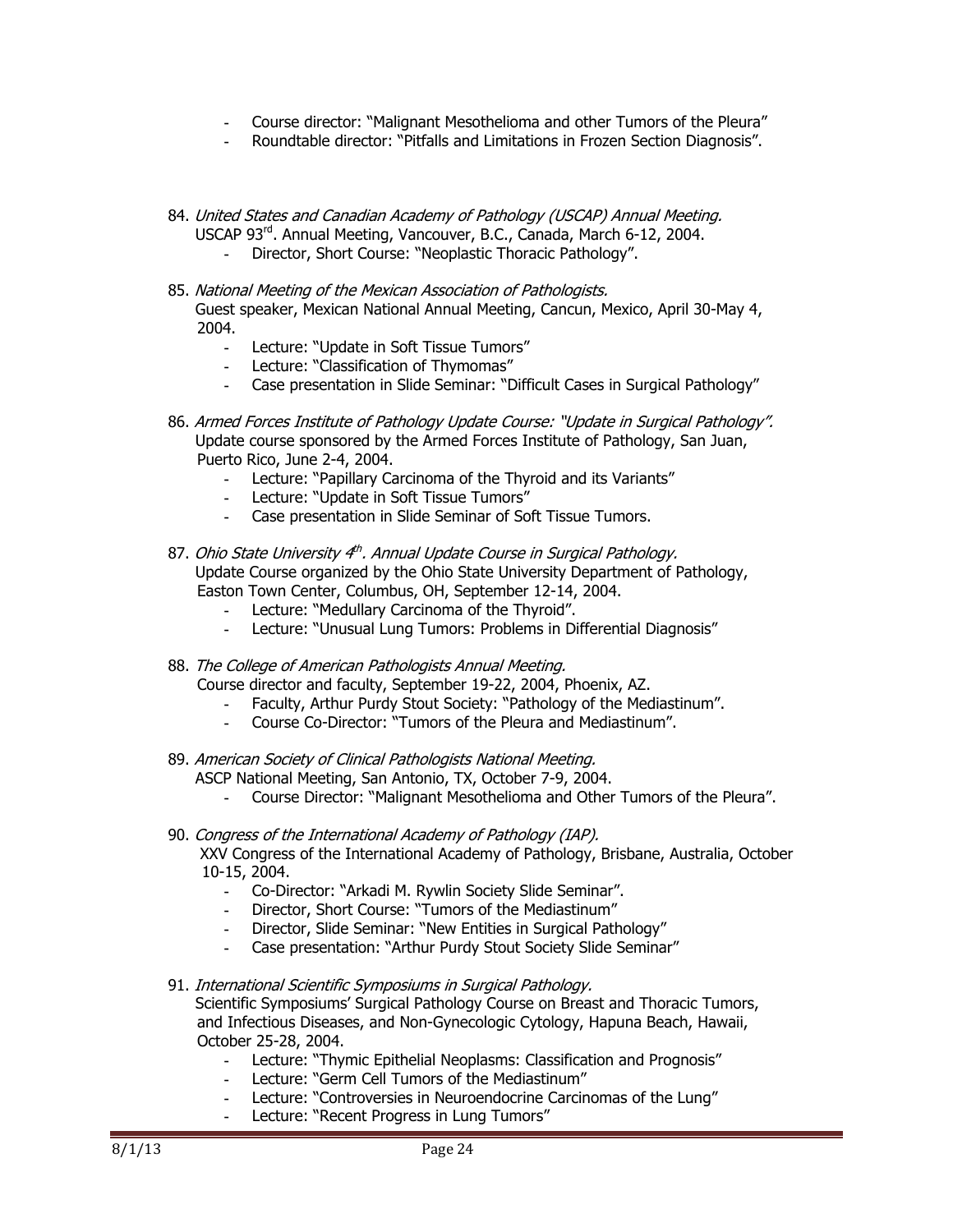- Course director: "Malignant Mesothelioma and other Tumors of the Pleura"
- Roundtable director: "Pitfalls and Limitations in Frozen Section Diagnosis".

84. *United States and Canadian Academy of Pathology (USCAP) Annual Meeting.*
    USCAP 93rd. Annual Meeting, Vancouver, B.C., Canada, March 6-12, 2004.
    - Director, Short Course: "Neoplastic Thoracic Pathology".

85. *National Meeting of the Mexican Association of Pathologists.*
    Guest speaker, Mexican National Annual Meeting, Cancun, Mexico, April 30-May 4, 2004.
    - Lecture: "Update in Soft Tissue Tumors"
    - Lecture: "Classification of Thymomas"
    - Case presentation in Slide Seminar: "Difficult Cases in Surgical Pathology"

86. *Armed Forces Institute of Pathology Update Course: "Update in Surgical Pathology".*
    Update course sponsored by the Armed Forces Institute of Pathology, San Juan, Puerto Rico, June 2-4, 2004.
    - Lecture: "Papillary Carcinoma of the Thyroid and its Variants"
    - Lecture: "Update in Soft Tissue Tumors"
    - Case presentation in Slide Seminar of Soft Tissue Tumors.

87. *Ohio State University 4th. Annual Update Course in Surgical Pathology.*
    Update Course organized by the Ohio State University Department of Pathology, Easton Town Center, Columbus, OH, September 12-14, 2004.
    - Lecture: "Medullary Carcinoma of the Thyroid".
    - Lecture: "Unusual Lung Tumors: Problems in Differential Diagnosis"

88. *The College of American Pathologists Annual Meeting.*
    Course director and faculty, September 19-22, 2004, Phoenix, AZ.
    - Faculty, Arthur Purdy Stout Society: "Pathology of the Mediastinum".
    - Course Co-Director: "Tumors of the Pleura and Mediastinum".

89. *American Society of Clinical Pathologists National Meeting.*
    ASCP National Meeting, San Antonio, TX, October 7-9, 2004.
    - Course Director: "Malignant Mesothelioma and Other Tumors of the Pleura".

90. *Congress of the International Academy of Pathology (IAP).*
    XXV Congress of the International Academy of Pathology, Brisbane, Australia, October 10-15, 2004.
    - Co-Director: "Arkadi M. Rywlin Society Slide Seminar".
    - Director, Short Course: "Tumors of the Mediastinum"
    - Director, Slide Seminar: "New Entities in Surgical Pathology"
    - Case presentation: "Arthur Purdy Stout Society Slide Seminar"

91. *International Scientific Symposiums in Surgical Pathology.*
    Scientific Symposiums' Surgical Pathology Course on Breast and Thoracic Tumors, and Infectious Diseases, and Non-Gynecologic Cytology, Hapuna Beach, Hawaii, October 25-28, 2004.
    - Lecture: "Thymic Epithelial Neoplasms: Classification and Prognosis"
    - Lecture: "Germ Cell Tumors of the Mediastinum"
    - Lecture: "Controversies in Neuroendocrine Carcinomas of the Lung"
    - Lecture: "Recent Progress in Lung Tumors"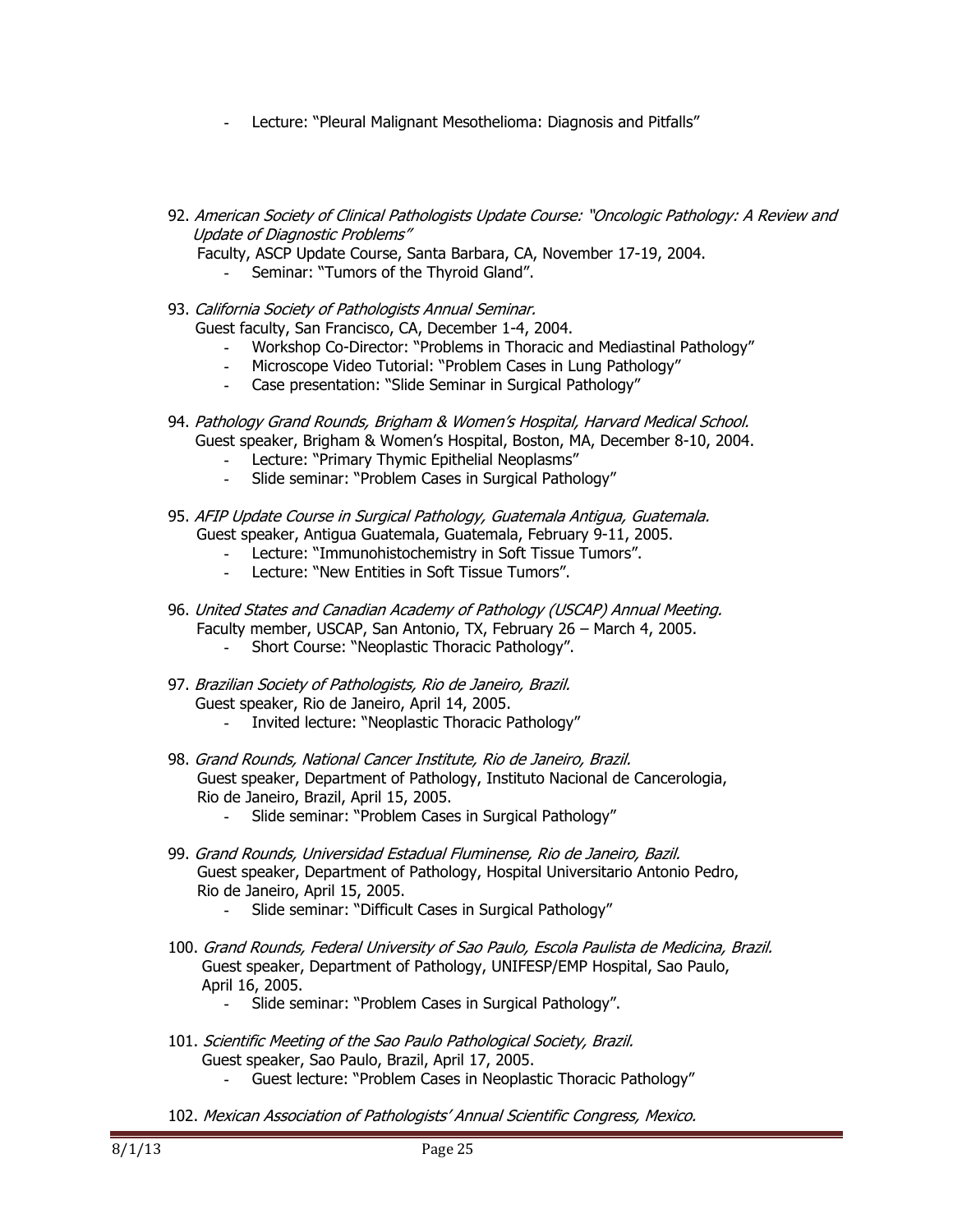- Lecture: "Pleural Malignant Mesothelioma: Diagnosis and Pitfalls"

92. *American Society of Clinical Pathologists Update Course: "Oncologic Pathology: A Review and Update of Diagnostic Problems"*
    Faculty, ASCP Update Course, Santa Barbara, CA, November 17-19, 2004.
    - Seminar: "Tumors of the Thyroid Gland".

93. *California Society of Pathologists Annual Seminar.*
    Guest faculty, San Francisco, CA, December 1-4, 2004.
    - Workshop Co-Director: "Problems in Thoracic and Mediastinal Pathology"
    - Microscope Video Tutorial: "Problem Cases in Lung Pathology"
    - Case presentation: "Slide Seminar in Surgical Pathology"

94. *Pathology Grand Rounds, Brigham & Women's Hospital, Harvard Medical School.*
    Guest speaker, Brigham & Women's Hospital, Boston, MA, December 8-10, 2004.
    - Lecture: "Primary Thymic Epithelial Neoplasms"
    - Slide seminar: "Problem Cases in Surgical Pathology"

95. *AFIP Update Course in Surgical Pathology, Guatemala Antigua, Guatemala.*
    Guest speaker, Antigua Guatemala, Guatemala, February 9-11, 2005.
    - Lecture: "Immunohistochemistry in Soft Tissue Tumors".
    - Lecture: "New Entities in Soft Tissue Tumors".

96. *United States and Canadian Academy of Pathology (USCAP) Annual Meeting.*
    Faculty member, USCAP, San Antonio, TX, February 26 – March 4, 2005.
    - Short Course: "Neoplastic Thoracic Pathology".

97. *Brazilian Society of Pathologists, Rio de Janeiro, Brazil.*
    Guest speaker, Rio de Janeiro, April 14, 2005.
    - Invited lecture: "Neoplastic Thoracic Pathology"

98. *Grand Rounds, National Cancer Institute, Rio de Janeiro, Brazil.*
    Guest speaker, Department of Pathology, Instituto Nacional de Cancerologia, Rio de Janeiro, Brazil, April 15, 2005.
    - Slide seminar: "Problem Cases in Surgical Pathology"

99. *Grand Rounds, Universidad Estadual Fluminense, Rio de Janeiro, Bazil.*
    Guest speaker, Department of Pathology, Hospital Universitario Antonio Pedro, Rio de Janeiro, April 15, 2005.
    - Slide seminar: "Difficult Cases in Surgical Pathology"

100. *Grand Rounds, Federal University of Sao Paulo, Escola Paulista de Medicina, Brazil.*
     Guest speaker, Department of Pathology, UNIFESP/EMP Hospital, Sao Paulo, April 16, 2005.
     - Slide seminar: "Problem Cases in Surgical Pathology".

101. *Scientific Meeting of the Sao Paulo Pathological Society, Brazil.*
     Guest speaker, Sao Paulo, Brazil, April 17, 2005.
     - Guest lecture: "Problem Cases in Neoplastic Thoracic Pathology"

102. *Mexican Association of Pathologists' Annual Scientific Congress, Mexico.*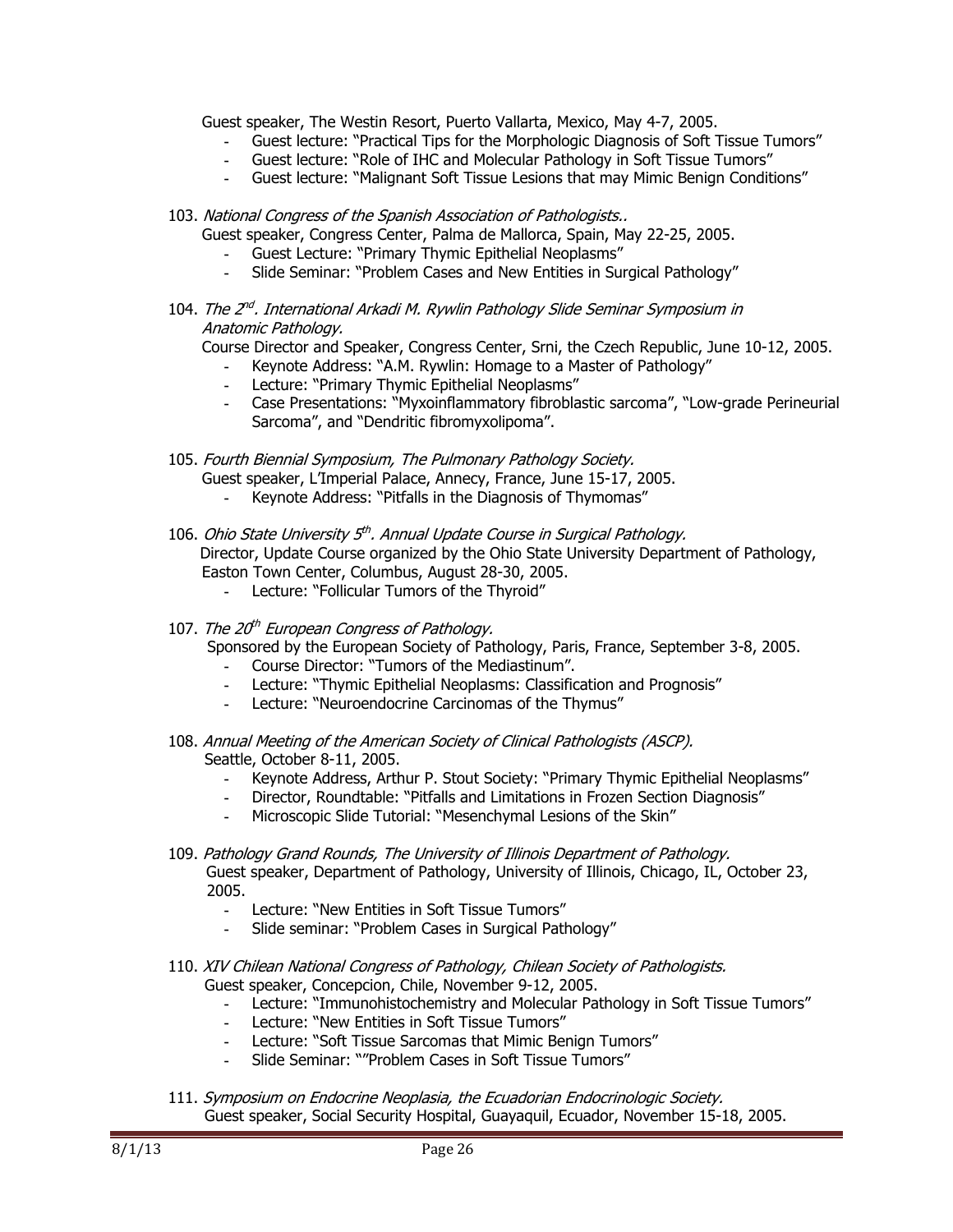Guest speaker, The Westin Resort, Puerto Vallarta, Mexico, May 4-7, 2005.

- Guest lecture: "Practical Tips for the Morphologic Diagnosis of Soft Tissue Tumors"
- Guest lecture: "Role of IHC and Molecular Pathology in Soft Tissue Tumors"
- Guest lecture: "Malignant Soft Tissue Lesions that may Mimic Benign Conditions"

103. *National Congress of the Spanish Association of Pathologists..*
    Guest speaker, Congress Center, Palma de Mallorca, Spain, May 22-25, 2005.
    - Guest Lecture: "Primary Thymic Epithelial Neoplasms"
    - Slide Seminar: "Problem Cases and New Entities in Surgical Pathology"

104. *The 2nd. International Arkadi M. Rywlin Pathology Slide Seminar Symposium in Anatomic Pathology.*
    Course Director and Speaker, Congress Center, Srni, the Czech Republic, June 10-12, 2005.
    - Keynote Address: "A.M. Rywlin: Homage to a Master of Pathology"
    - Lecture: "Primary Thymic Epithelial Neoplasms"
    - Case Presentations: "Myxoinflammatory fibroblastic sarcoma", "Low-grade Perineurial Sarcoma", and "Dendritic fibromyxolipoma".

105. *Fourth Biennial Symposium, The Pulmonary Pathology Society.*
    Guest speaker, L'Imperial Palace, Annecy, France, June 15-17, 2005.
    - Keynote Address: "Pitfalls in the Diagnosis of Thymomas"

106. *Ohio State University 5th. Annual Update Course in Surgical Pathology.*
    Director, Update Course organized by the Ohio State University Department of Pathology, Easton Town Center, Columbus, August 28-30, 2005.
    - Lecture: "Follicular Tumors of the Thyroid"

107. *The 20th European Congress of Pathology.*
    Sponsored by the European Society of Pathology, Paris, France, September 3-8, 2005.
    - Course Director: "Tumors of the Mediastinum".
    - Lecture: "Thymic Epithelial Neoplasms: Classification and Prognosis"
    - Lecture: "Neuroendocrine Carcinomas of the Thymus"

108. *Annual Meeting of the American Society of Clinical Pathologists (ASCP).*
    Seattle, October 8-11, 2005.
    - Keynote Address, Arthur P. Stout Society: "Primary Thymic Epithelial Neoplasms"
    - Director, Roundtable: "Pitfalls and Limitations in Frozen Section Diagnosis"
    - Microscopic Slide Tutorial: "Mesenchymal Lesions of the Skin"

109. *Pathology Grand Rounds, The University of Illinois Department of Pathology.*
    Guest speaker, Department of Pathology, University of Illinois, Chicago, IL, October 23, 2005.
    - Lecture: "New Entities in Soft Tissue Tumors"
    - Slide seminar: "Problem Cases in Surgical Pathology"

110. *XIV Chilean National Congress of Pathology, Chilean Society of Pathologists.*
    Guest speaker, Concepcion, Chile, November 9-12, 2005.
    - Lecture: "Immunohistochemistry and Molecular Pathology in Soft Tissue Tumors"
    - Lecture: "New Entities in Soft Tissue Tumors"
    - Lecture: "Soft Tissue Sarcomas that Mimic Benign Tumors"
    - Slide Seminar: ""Problem Cases in Soft Tissue Tumors"

111. *Symposium on Endocrine Neoplasia, the Ecuadorian Endocrinologic Society.*
    Guest speaker, Social Security Hospital, Guayaquil, Ecuador, November 15-18, 2005.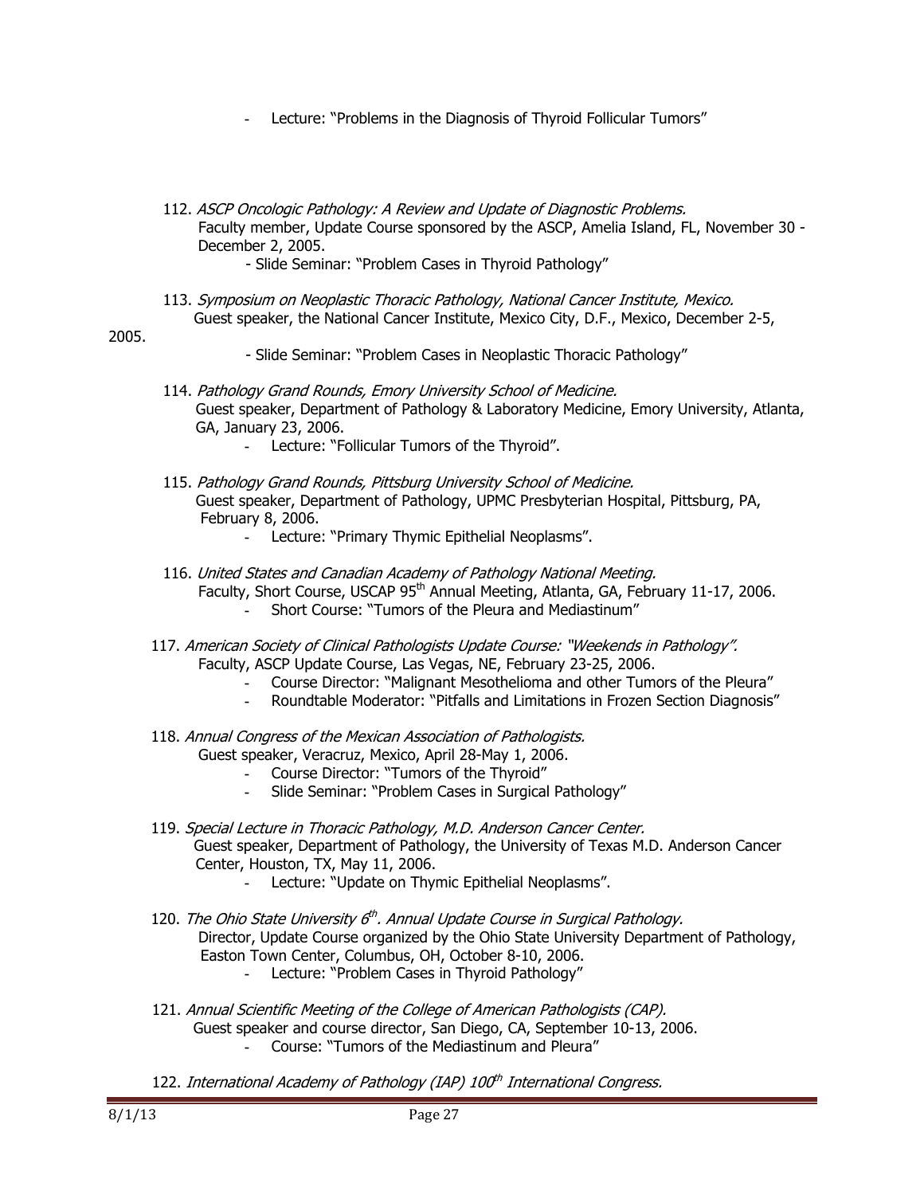- Lecture: "Problems in the Diagnosis of Thyroid Follicular Tumors"

112. *ASCP Oncologic Pathology: A Review and Update of Diagnostic Problems.*
  Faculty member, Update Course sponsored by the ASCP, Amelia Island, FL, November 30 - December 2, 2005.
    - Slide Seminar: "Problem Cases in Thyroid Pathology"

113. *Symposium on Neoplastic Thoracic Pathology, National Cancer Institute, Mexico.*
  Guest speaker, the National Cancer Institute, Mexico City, D.F., Mexico, December 2-5, 2005.
    - Slide Seminar: "Problem Cases in Neoplastic Thoracic Pathology"

114. *Pathology Grand Rounds, Emory University School of Medicine.*
  Guest speaker, Department of Pathology & Laboratory Medicine, Emory University, Atlanta, GA, January 23, 2006.
    - Lecture: "Follicular Tumors of the Thyroid".

115. *Pathology Grand Rounds, Pittsburg University School of Medicine.*
  Guest speaker, Department of Pathology, UPMC Presbyterian Hospital, Pittsburg, PA, February 8, 2006.
    - Lecture: "Primary Thymic Epithelial Neoplasms".

116. *United States and Canadian Academy of Pathology National Meeting.*
  Faculty, Short Course, USCAP 95th Annual Meeting, Atlanta, GA, February 11-17, 2006.
    - Short Course: "Tumors of the Pleura and Mediastinum"

117. *American Society of Clinical Pathologists Update Course: "Weekends in Pathology".*
  Faculty, ASCP Update Course, Las Vegas, NE, February 23-25, 2006.
    - Course Director: "Malignant Mesothelioma and other Tumors of the Pleura"
    - Roundtable Moderator: "Pitfalls and Limitations in Frozen Section Diagnosis"

118. *Annual Congress of the Mexican Association of Pathologists.*
  Guest speaker, Veracruz, Mexico, April 28-May 1, 2006.
    - Course Director: "Tumors of the Thyroid"
    - Slide Seminar: "Problem Cases in Surgical Pathology"

119. *Special Lecture in Thoracic Pathology, M.D. Anderson Cancer Center.*
  Guest speaker, Department of Pathology, the University of Texas M.D. Anderson Cancer Center, Houston, TX, May 11, 2006.
    - Lecture: "Update on Thymic Epithelial Neoplasms".

120. *The Ohio State University 6th. Annual Update Course in Surgical Pathology.*
  Director, Update Course organized by the Ohio State University Department of Pathology, Easton Town Center, Columbus, OH, October 8-10, 2006.
    - Lecture: "Problem Cases in Thyroid Pathology"

121. *Annual Scientific Meeting of the College of American Pathologists (CAP).*
  Guest speaker and course director, San Diego, CA, September 10-13, 2006.
    - Course: "Tumors of the Mediastinum and Pleura"

122. *International Academy of Pathology (IAP) 100th International Congress.*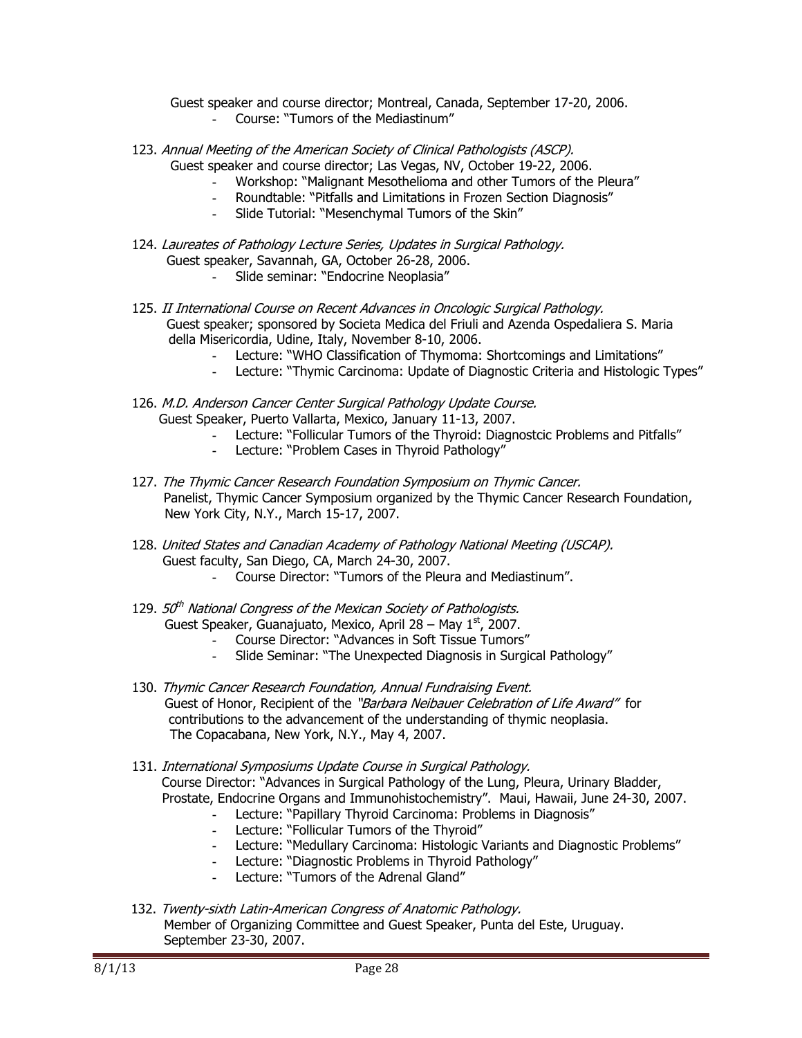Guest speaker and course director; Montreal, Canada, September 17-20, 2006.

- Course: "Tumors of the Mediastinum"

123. *Annual Meeting of the American Society of Clinical Pathologists (ASCP).*
    Guest speaker and course director; Las Vegas, NV, October 19-22, 2006.
    - Workshop: "Malignant Mesothelioma and other Tumors of the Pleura"
    - Roundtable: "Pitfalls and Limitations in Frozen Section Diagnosis"
    - Slide Tutorial: "Mesenchymal Tumors of the Skin"

124. *Laureates of Pathology Lecture Series, Updates in Surgical Pathology.*
    Guest speaker, Savannah, GA, October 26-28, 2006.
    - Slide seminar: "Endocrine Neoplasia"

125. *II International Course on Recent Advances in Oncologic Surgical Pathology.*
    Guest speaker; sponsored by Societa Medica del Friuli and Azenda Ospedaliera S. Maria della Misericordia, Udine, Italy, November 8-10, 2006.
    - Lecture: "WHO Classification of Thymoma: Shortcomings and Limitations"
    - Lecture: "Thymic Carcinoma: Update of Diagnostic Criteria and Histologic Types"

126. *M.D. Anderson Cancer Center Surgical Pathology Update Course.*
    Guest Speaker, Puerto Vallarta, Mexico, January 11-13, 2007.
    - Lecture: "Follicular Tumors of the Thyroid: Diagnostcic Problems and Pitfalls"
    - Lecture: "Problem Cases in Thyroid Pathology"

127. *The Thymic Cancer Research Foundation Symposium on Thymic Cancer.*
    Panelist, Thymic Cancer Symposium organized by the Thymic Cancer Research Foundation, New York City, N.Y., March 15-17, 2007.

128. *United States and Canadian Academy of Pathology National Meeting (USCAP).*
    Guest faculty, San Diego, CA, March 24-30, 2007.
    - Course Director: "Tumors of the Pleura and Mediastinum".

129. *50th National Congress of the Mexican Society of Pathologists.*
    Guest Speaker, Guanajuato, Mexico, April 28 – May 1st, 2007.
    - Course Director: "Advances in Soft Tissue Tumors"
    - Slide Seminar: "The Unexpected Diagnosis in Surgical Pathology"

130. *Thymic Cancer Research Foundation, Annual Fundraising Event.*
    Guest of Honor, Recipient of the *"Barbara Neibauer Celebration of Life Award"* for contributions to the advancement of the understanding of thymic neoplasia. The Copacabana, New York, N.Y., May 4, 2007.

131. *International Symposiums Update Course in Surgical Pathology.*
    Course Director: "Advances in Surgical Pathology of the Lung, Pleura, Urinary Bladder, Prostate, Endocrine Organs and Immunohistochemistry". Maui, Hawaii, June 24-30, 2007.
    - Lecture: "Papillary Thyroid Carcinoma: Problems in Diagnosis"
    - Lecture: "Follicular Tumors of the Thyroid"
    - Lecture: "Medullary Carcinoma: Histologic Variants and Diagnostic Problems"
    - Lecture: "Diagnostic Problems in Thyroid Pathology"
    - Lecture: "Tumors of the Adrenal Gland"

132. *Twenty-sixth Latin-American Congress of Anatomic Pathology.*
    Member of Organizing Committee and Guest Speaker, Punta del Este, Uruguay. September 23-30, 2007.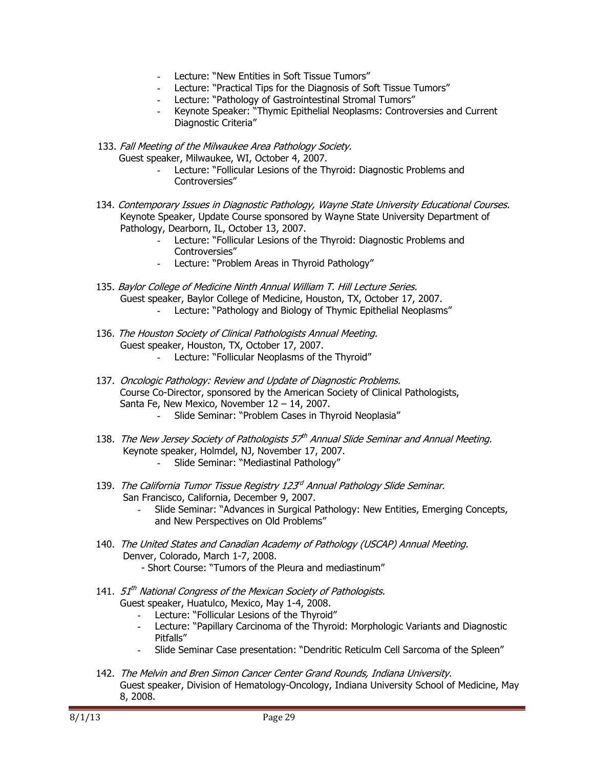- Lecture: "New Entities in Soft Tissue Tumors"
- Lecture: "Practical Tips for the Diagnosis of Soft Tissue Tumors"
- Lecture: "Pathology of Gastrointestinal Stromal Tumors"
- Keynote Speaker: "Thymic Epithelial Neoplasms: Controversies and Current Diagnostic Criteria"

133. *Fall Meeting of the Milwaukee Area Pathology Society.*
Guest speaker, Milwaukee, WI, October 4, 2007.
    - Lecture: "Follicular Lesions of the Thyroid: Diagnostic Problems and Controversies"

134. *Contemporary Issues in Diagnostic Pathology, Wayne State University Educational Courses.*
Keynote Speaker, Update Course sponsored by Wayne State University Department of Pathology, Dearborn, IL, October 13, 2007.
    - Lecture: "Follicular Lesions of the Thyroid: Diagnostic Problems and Controversies"
    - Lecture: "Problem Areas in Thyroid Pathology"

135. *Baylor College of Medicine Ninth Annual William T. Hill Lecture Series.*
Guest speaker, Baylor College of Medicine, Houston, TX, October 17, 2007.
    - Lecture: "Pathology and Biology of Thymic Epithelial Neoplasms"

136. *The Houston Society of Clinical Pathologists Annual Meeting.*
Guest speaker, Houston, TX, October 17, 2007.
    - Lecture: "Follicular Neoplasms of the Thyroid"

137. *Oncologic Pathology: Review and Update of Diagnostic Problems.*
Course Co-Director, sponsored by the American Society of Clinical Pathologists, Santa Fe, New Mexico, November 12 – 14, 2007.
    - Slide Seminar: "Problem Cases in Thyroid Neoplasia"

138. *The New Jersey Society of Pathologists 57th Annual Slide Seminar and Annual Meeting.*
Keynote speaker, Holmdel, NJ, November 17, 2007.
    - Slide Seminar: "Mediastinal Pathology"

139. *The California Tumor Tissue Registry 123rd Annual Pathology Slide Seminar.*
San Francisco, California, December 9, 2007.
    - Slide Seminar: "Advances in Surgical Pathology: New Entities, Emerging Concepts, and New Perspectives on Old Problems"

140. *The United States and Canadian Academy of Pathology (USCAP) Annual Meeting.*
Denver, Colorado, March 1-7, 2008.
    - Short Course: "Tumors of the Pleura and mediastinum"

141. *51st National Congress of the Mexican Society of Pathologists.*
Guest speaker, Huatulco, Mexico, May 1-4, 2008.
    - Lecture: "Follicular Lesions of the Thyroid"
    - Lecture: "Papillary Carcinoma of the Thyroid: Morphologic Variants and Diagnostic Pitfalls"
    - Slide Seminar Case presentation: "Dendritic Reticulm Cell Sarcoma of the Spleen"

142. *The Melvin and Bren Simon Cancer Center Grand Rounds, Indiana University.*
Guest speaker, Division of Hematology-Oncology, Indiana University School of Medicine, May 8, 2008.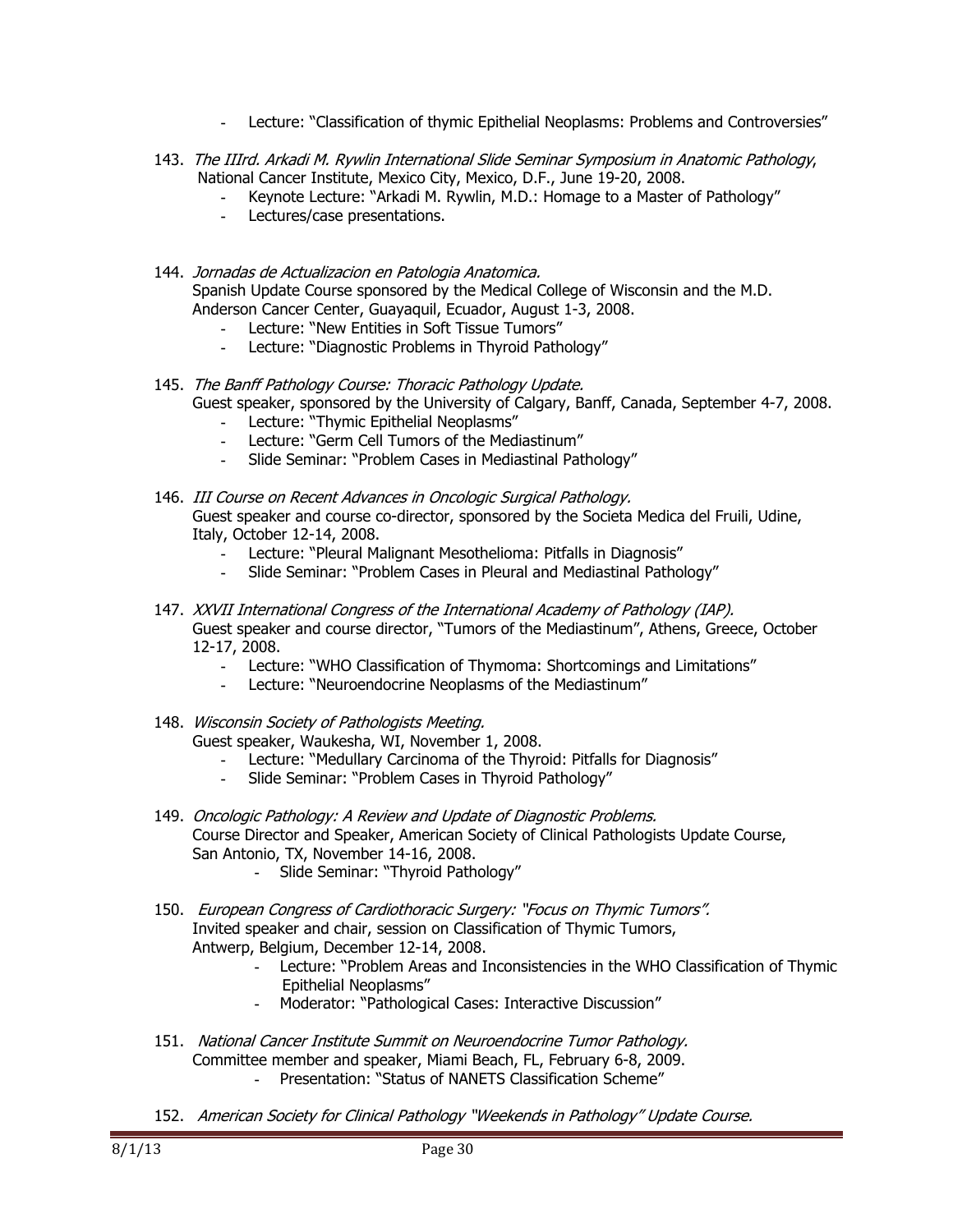- Lecture: "Classification of thymic Epithelial Neoplasms: Problems and Controversies"

143. *The IIIrd. Arkadi M. Rywlin International Slide Seminar Symposium in Anatomic Pathology*, National Cancer Institute, Mexico City, Mexico, D.F., June 19-20, 2008.
    - Keynote Lecture: "Arkadi M. Rywlin, M.D.: Homage to a Master of Pathology"
    - Lectures/case presentations.

144. *Jornadas de Actualizacion en Patologia Anatomica.*
    Spanish Update Course sponsored by the Medical College of Wisconsin and the M.D. Anderson Cancer Center, Guayaquil, Ecuador, August 1-3, 2008.
    - Lecture: "New Entities in Soft Tissue Tumors"
    - Lecture: "Diagnostic Problems in Thyroid Pathology"

145. *The Banff Pathology Course: Thoracic Pathology Update.*
    Guest speaker, sponsored by the University of Calgary, Banff, Canada, September 4-7, 2008.
    - Lecture: "Thymic Epithelial Neoplasms"
    - Lecture: "Germ Cell Tumors of the Mediastinum"
    - Slide Seminar: "Problem Cases in Mediastinal Pathology"

146. *III Course on Recent Advances in Oncologic Surgical Pathology.*
    Guest speaker and course co-director, sponsored by the Societa Medica del Fruili, Udine, Italy, October 12-14, 2008.
    - Lecture: "Pleural Malignant Mesothelioma: Pitfalls in Diagnosis"
    - Slide Seminar: "Problem Cases in Pleural and Mediastinal Pathology"

147. *XXVII International Congress of the International Academy of Pathology (IAP).*
    Guest speaker and course director, "Tumors of the Mediastinum", Athens, Greece, October 12-17, 2008.
    - Lecture: "WHO Classification of Thymoma: Shortcomings and Limitations"
    - Lecture: "Neuroendocrine Neoplasms of the Mediastinum"

148. *Wisconsin Society of Pathologists Meeting.*
    Guest speaker, Waukesha, WI, November 1, 2008.
    - Lecture: "Medullary Carcinoma of the Thyroid: Pitfalls for Diagnosis"
    - Slide Seminar: "Problem Cases in Thyroid Pathology"

149. *Oncologic Pathology: A Review and Update of Diagnostic Problems.*
    Course Director and Speaker, American Society of Clinical Pathologists Update Course, San Antonio, TX, November 14-16, 2008.
    - Slide Seminar: "Thyroid Pathology"

150. *European Congress of Cardiothoracic Surgery: "Focus on Thymic Tumors".*
    Invited speaker and chair, session on Classification of Thymic Tumors, Antwerp, Belgium, December 12-14, 2008.
    - Lecture: "Problem Areas and Inconsistencies in the WHO Classification of Thymic Epithelial Neoplasms"
    - Moderator: "Pathological Cases: Interactive Discussion"

151. *National Cancer Institute Summit on Neuroendocrine Tumor Pathology.*
    Committee member and speaker, Miami Beach, FL, February 6-8, 2009.
    - Presentation: "Status of NANETS Classification Scheme"

152. *American Society for Clinical Pathology "Weekends in Pathology" Update Course.*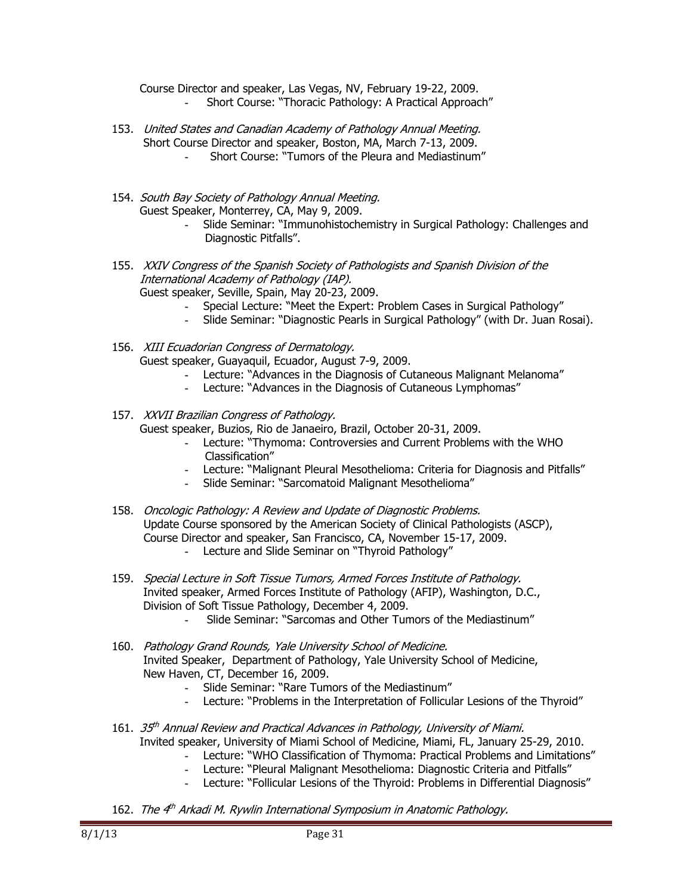Course Director and speaker, Las Vegas, NV, February 19-22, 2009.

- Short Course: "Thoracic Pathology: A Practical Approach"

153. *United States and Canadian Academy of Pathology Annual Meeting.*
Short Course Director and speaker, Boston, MA, March 7-13, 2009.
    - Short Course: "Tumors of the Pleura and Mediastinum"

154. *South Bay Society of Pathology Annual Meeting.*
Guest Speaker, Monterrey, CA, May 9, 2009.
    - Slide Seminar: "Immunohistochemistry in Surgical Pathology: Challenges and Diagnostic Pitfalls".

155. *XXIV Congress of the Spanish Society of Pathologists and Spanish Division of the International Academy of Pathology (IAP).*
Guest speaker, Seville, Spain, May 20-23, 2009.
    - Special Lecture: "Meet the Expert: Problem Cases in Surgical Pathology"
    - Slide Seminar: "Diagnostic Pearls in Surgical Pathology" (with Dr. Juan Rosai).

156. *XIII Ecuadorian Congress of Dermatology.*
Guest speaker, Guayaquil, Ecuador, August 7-9, 2009.
    - Lecture: "Advances in the Diagnosis of Cutaneous Malignant Melanoma"
    - Lecture: "Advances in the Diagnosis of Cutaneous Lymphomas"

157. *XXVII Brazilian Congress of Pathology.*
Guest speaker, Buzios, Rio de Janaeiro, Brazil, October 20-31, 2009.
    - Lecture: "Thymoma: Controversies and Current Problems with the WHO Classification"
    - Lecture: "Malignant Pleural Mesothelioma: Criteria for Diagnosis and Pitfalls"
    - Slide Seminar: "Sarcomatoid Malignant Mesothelioma"

158. *Oncologic Pathology: A Review and Update of Diagnostic Problems.*
Update Course sponsored by the American Society of Clinical Pathologists (ASCP), Course Director and speaker, San Francisco, CA, November 15-17, 2009.
    - Lecture and Slide Seminar on "Thyroid Pathology"

159. *Special Lecture in Soft Tissue Tumors, Armed Forces Institute of Pathology.*
Invited speaker, Armed Forces Institute of Pathology (AFIP), Washington, D.C., Division of Soft Tissue Pathology, December 4, 2009.
    - Slide Seminar: "Sarcomas and Other Tumors of the Mediastinum"

160. *Pathology Grand Rounds, Yale University School of Medicine.*
Invited Speaker, Department of Pathology, Yale University School of Medicine, New Haven, CT, December 16, 2009.
    - Slide Seminar: "Rare Tumors of the Mediastinum"
    - Lecture: "Problems in the Interpretation of Follicular Lesions of the Thyroid"

161. *35th Annual Review and Practical Advances in Pathology, University of Miami.*
Invited speaker, University of Miami School of Medicine, Miami, FL, January 25-29, 2010.
    - Lecture: "WHO Classification of Thymoma: Practical Problems and Limitations"
    - Lecture: "Pleural Malignant Mesothelioma: Diagnostic Criteria and Pitfalls"
    - Lecture: "Follicular Lesions of the Thyroid: Problems in Differential Diagnosis"

162. *The 4th Arkadi M. Rywlin International Symposium in Anatomic Pathology.*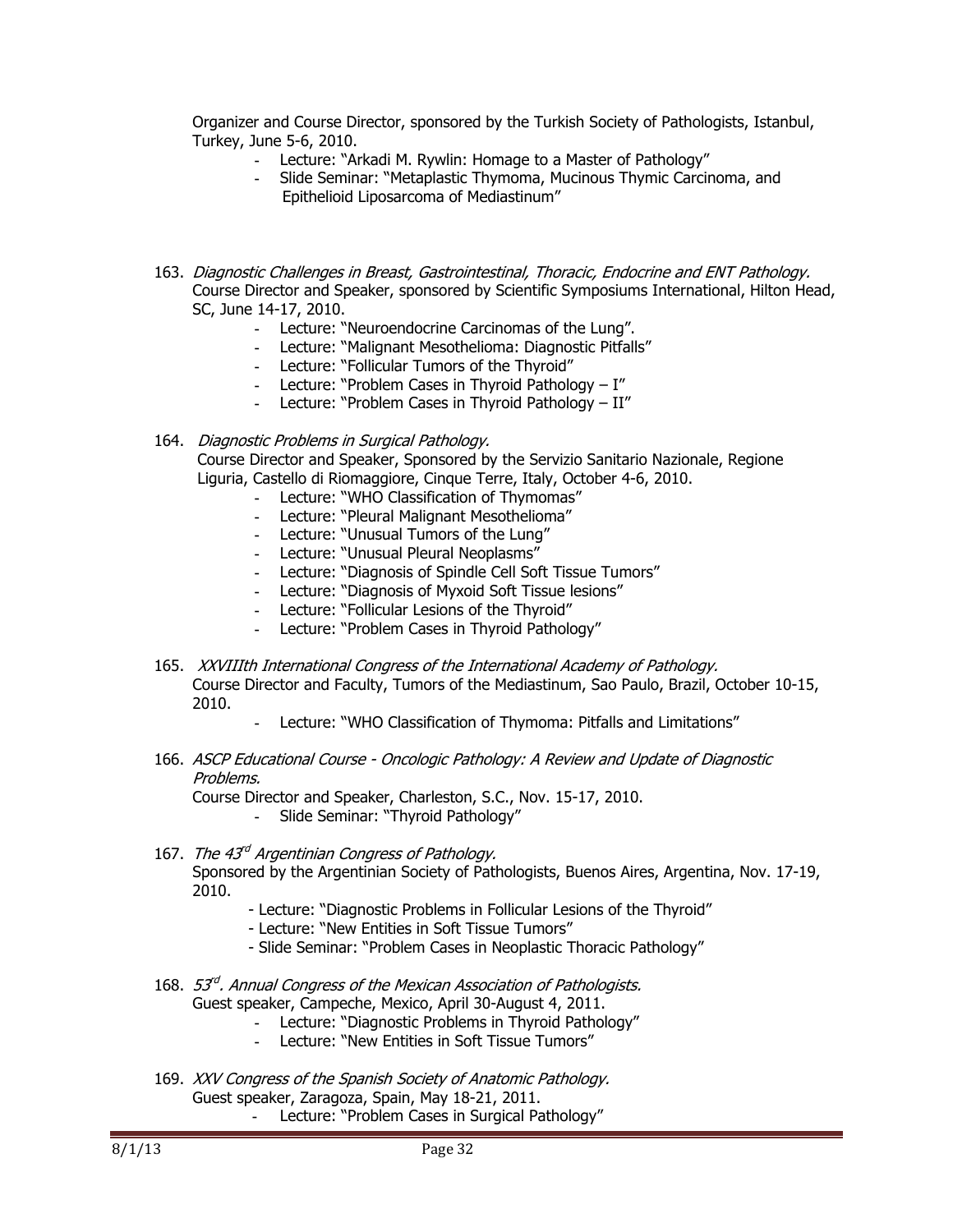Organizer and Course Director, sponsored by the Turkish Society of Pathologists, Istanbul, Turkey, June 5-6, 2010.

- Lecture: "Arkadi M. Rywlin: Homage to a Master of Pathology"
- Slide Seminar: "Metaplastic Thymoma, Mucinous Thymic Carcinoma, and Epithelioid Liposarcoma of Mediastinum"

163. *Diagnostic Challenges in Breast, Gastrointestinal, Thoracic, Endocrine and ENT Pathology.* Course Director and Speaker, sponsored by Scientific Symposiums International, Hilton Head, SC, June 14-17, 2010.
    - Lecture: "Neuroendocrine Carcinomas of the Lung".
    - Lecture: "Malignant Mesothelioma: Diagnostic Pitfalls"
    - Lecture: "Follicular Tumors of the Thyroid"
    - Lecture: "Problem Cases in Thyroid Pathology – I"
    - Lecture: "Problem Cases in Thyroid Pathology – II"

164. *Diagnostic Problems in Surgical Pathology.* Course Director and Speaker, Sponsored by the Servizio Sanitario Nazionale, Regione Liguria, Castello di Riomaggiore, Cinque Terre, Italy, October 4-6, 2010.
    - Lecture: "WHO Classification of Thymomas"
    - Lecture: "Pleural Malignant Mesothelioma"
    - Lecture: "Unusual Tumors of the Lung"
    - Lecture: "Unusual Pleural Neoplasms"
    - Lecture: "Diagnosis of Spindle Cell Soft Tissue Tumors"
    - Lecture: "Diagnosis of Myxoid Soft Tissue lesions"
    - Lecture: "Follicular Lesions of the Thyroid"
    - Lecture: "Problem Cases in Thyroid Pathology"

165. *XXVIIIth International Congress of the International Academy of Pathology.* Course Director and Faculty, Tumors of the Mediastinum, Sao Paulo, Brazil, October 10-15, 2010.
    - Lecture: "WHO Classification of Thymoma: Pitfalls and Limitations"

166. *ASCP Educational Course - Oncologic Pathology: A Review and Update of Diagnostic Problems.* Course Director and Speaker, Charleston, S.C., Nov. 15-17, 2010.
    - Slide Seminar: "Thyroid Pathology"

167. *The 43rd Argentinian Congress of Pathology.* Sponsored by the Argentinian Society of Pathologists, Buenos Aires, Argentina, Nov. 17-19, 2010.
    - Lecture: "Diagnostic Problems in Follicular Lesions of the Thyroid"
    - Lecture: "New Entities in Soft Tissue Tumors"
    - Slide Seminar: "Problem Cases in Neoplastic Thoracic Pathology"

168. *53rd. Annual Congress of the Mexican Association of Pathologists.* Guest speaker, Campeche, Mexico, April 30-August 4, 2011.
    - Lecture: "Diagnostic Problems in Thyroid Pathology"
    - Lecture: "New Entities in Soft Tissue Tumors"

169. *XXV Congress of the Spanish Society of Anatomic Pathology.* Guest speaker, Zaragoza, Spain, May 18-21, 2011.
    - Lecture: "Problem Cases in Surgical Pathology"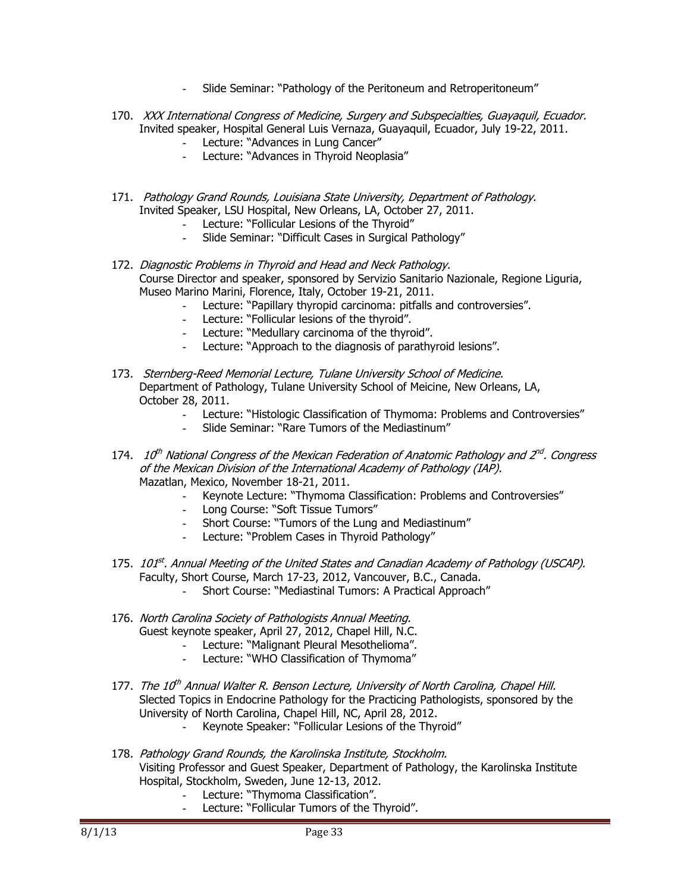- Slide Seminar: "Pathology of the Peritoneum and Retroperitoneum"

170. *XXX International Congress of Medicine, Surgery and Subspecialties, Guayaquil, Ecuador.* Invited speaker, Hospital General Luis Vernaza, Guayaquil, Ecuador, July 19-22, 2011.
    - Lecture: "Advances in Lung Cancer"
    - Lecture: "Advances in Thyroid Neoplasia"

171. *Pathology Grand Rounds, Louisiana State University, Department of Pathology.* Invited Speaker, LSU Hospital, New Orleans, LA, October 27, 2011.
    - Lecture: "Follicular Lesions of the Thyroid"
    - Slide Seminar: "Difficult Cases in Surgical Pathology"

172. *Diagnostic Problems in Thyroid and Head and Neck Pathology.* Course Director and speaker, sponsored by Servizio Sanitario Nazionale, Regione Liguria, Museo Marino Marini, Florence, Italy, October 19-21, 2011.
    - Lecture: "Papillary thyropid carcinoma: pitfalls and controversies".
    - Lecture: "Follicular lesions of the thyroid".
    - Lecture: "Medullary carcinoma of the thyroid".
    - Lecture: "Approach to the diagnosis of parathyroid lesions".

173. *Sternberg-Reed Memorial Lecture, Tulane University School of Medicine.* Department of Pathology, Tulane University School of Meicine, New Orleans, LA, October 28, 2011.
    - Lecture: "Histologic Classification of Thymoma: Problems and Controversies"
    - Slide Seminar: "Rare Tumors of the Mediastinum"

174. *10th National Congress of the Mexican Federation of Anatomic Pathology and 2nd. Congress of the Mexican Division of the International Academy of Pathology (IAP).* Mazatlan, Mexico, November 18-21, 2011.
    - Keynote Lecture: "Thymoma Classification: Problems and Controversies"
    - Long Course: "Soft Tissue Tumors"
    - Short Course: "Tumors of the Lung and Mediastinum"
    - Lecture: "Problem Cases in Thyroid Pathology"

175. *101st. Annual Meeting of the United States and Canadian Academy of Pathology (USCAP).* Faculty, Short Course, March 17-23, 2012, Vancouver, B.C., Canada.
    - Short Course: "Mediastinal Tumors: A Practical Approach"

176. *North Carolina Society of Pathologists Annual Meeting.* Guest keynote speaker, April 27, 2012, Chapel Hill, N.C.
    - Lecture: "Malignant Pleural Mesothelioma".
    - Lecture: "WHO Classification of Thymoma"

177. *The 10th Annual Walter R. Benson Lecture, University of North Carolina, Chapel Hill.* Slected Topics in Endocrine Pathology for the Practicing Pathologists, sponsored by the University of North Carolina, Chapel Hill, NC, April 28, 2012.
    - Keynote Speaker: "Follicular Lesions of the Thyroid"

178. *Pathology Grand Rounds, the Karolinska Institute, Stockholm.* Visiting Professor and Guest Speaker, Department of Pathology, the Karolinska Institute Hospital, Stockholm, Sweden, June 12-13, 2012.
    - Lecture: "Thymoma Classification".
    - Lecture: "Follicular Tumors of the Thyroid".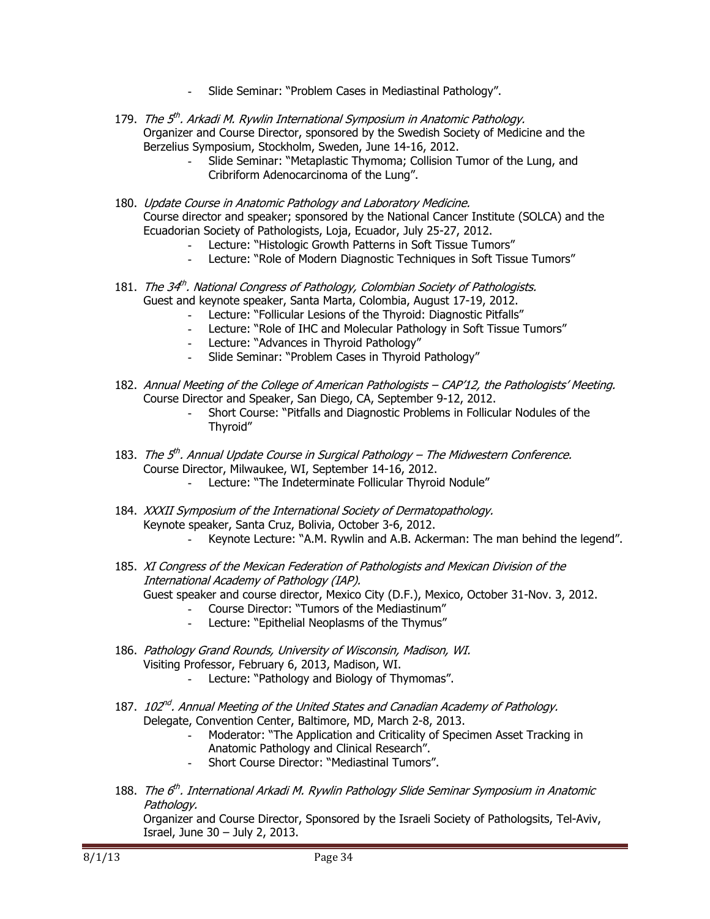- Slide Seminar: “Problem Cases in Mediastinal Pathology”.

179. *The 5th. Arkadi M. Rywlin International Symposium in Anatomic Pathology.*
    Organizer and Course Director, sponsored by the Swedish Society of Medicine and the Berzelius Symposium, Stockholm, Sweden, June 14-16, 2012.
    - Slide Seminar: “Metaplastic Thymoma; Collision Tumor of the Lung, and Cribriform Adenocarcinoma of the Lung”.

180. *Update Course in Anatomic Pathology and Laboratory Medicine.*
    Course director and speaker; sponsored by the National Cancer Institute (SOLCA) and the Ecuadorian Society of Pathologists, Loja, Ecuador, July 25-27, 2012.
    - Lecture: “Histologic Growth Patterns in Soft Tissue Tumors”
    - Lecture: “Role of Modern Diagnostic Techniques in Soft Tissue Tumors”

181. *The 34th. National Congress of Pathology, Colombian Society of Pathologists.*
    Guest and keynote speaker, Santa Marta, Colombia, August 17-19, 2012.
    - Lecture: “Follicular Lesions of the Thyroid: Diagnostic Pitfalls”
    - Lecture: “Role of IHC and Molecular Pathology in Soft Tissue Tumors”
    - Lecture: “Advances in Thyroid Pathology”
    - Slide Seminar: “Problem Cases in Thyroid Pathology”

182. *Annual Meeting of the College of American Pathologists – CAP’12, the Pathologists’ Meeting.*
    Course Director and Speaker, San Diego, CA, September 9-12, 2012.
    - Short Course: “Pitfalls and Diagnostic Problems in Follicular Nodules of the Thyroid”

183. *The 5th. Annual Update Course in Surgical Pathology – The Midwestern Conference.*
    Course Director, Milwaukee, WI, September 14-16, 2012.
    - Lecture: “The Indeterminate Follicular Thyroid Nodule”

184. *XXXII Symposium of the International Society of Dermatopathology.*
    Keynote speaker, Santa Cruz, Bolivia, October 3-6, 2012.
    - Keynote Lecture: “A.M. Rywlin and A.B. Ackerman: The man behind the legend”.

185. *XI Congress of the Mexican Federation of Pathologists and Mexican Division of the International Academy of Pathology (IAP).*
    Guest speaker and course director, Mexico City (D.F.), Mexico, October 31-Nov. 3, 2012.
    - Course Director: “Tumors of the Mediastinum”
    - Lecture: “Epithelial Neoplasms of the Thymus”

186. *Pathology Grand Rounds, University of Wisconsin, Madison, WI.*
    Visiting Professor, February 6, 2013, Madison, WI.
    - Lecture: “Pathology and Biology of Thymomas”.

187. *102nd. Annual Meeting of the United States and Canadian Academy of Pathology.*
    Delegate, Convention Center, Baltimore, MD, March 2-8, 2013.
    - Moderator: “The Application and Criticality of Specimen Asset Tracking in Anatomic Pathology and Clinical Research”.
    - Short Course Director: “Mediastinal Tumors”.

188. *The 6th. International Arkadi M. Rywlin Pathology Slide Seminar Symposium in Anatomic Pathology.*
    Organizer and Course Director, Sponsored by the Israeli Society of Pathologsits, Tel-Aviv, Israel, June 30 – July 2, 2013.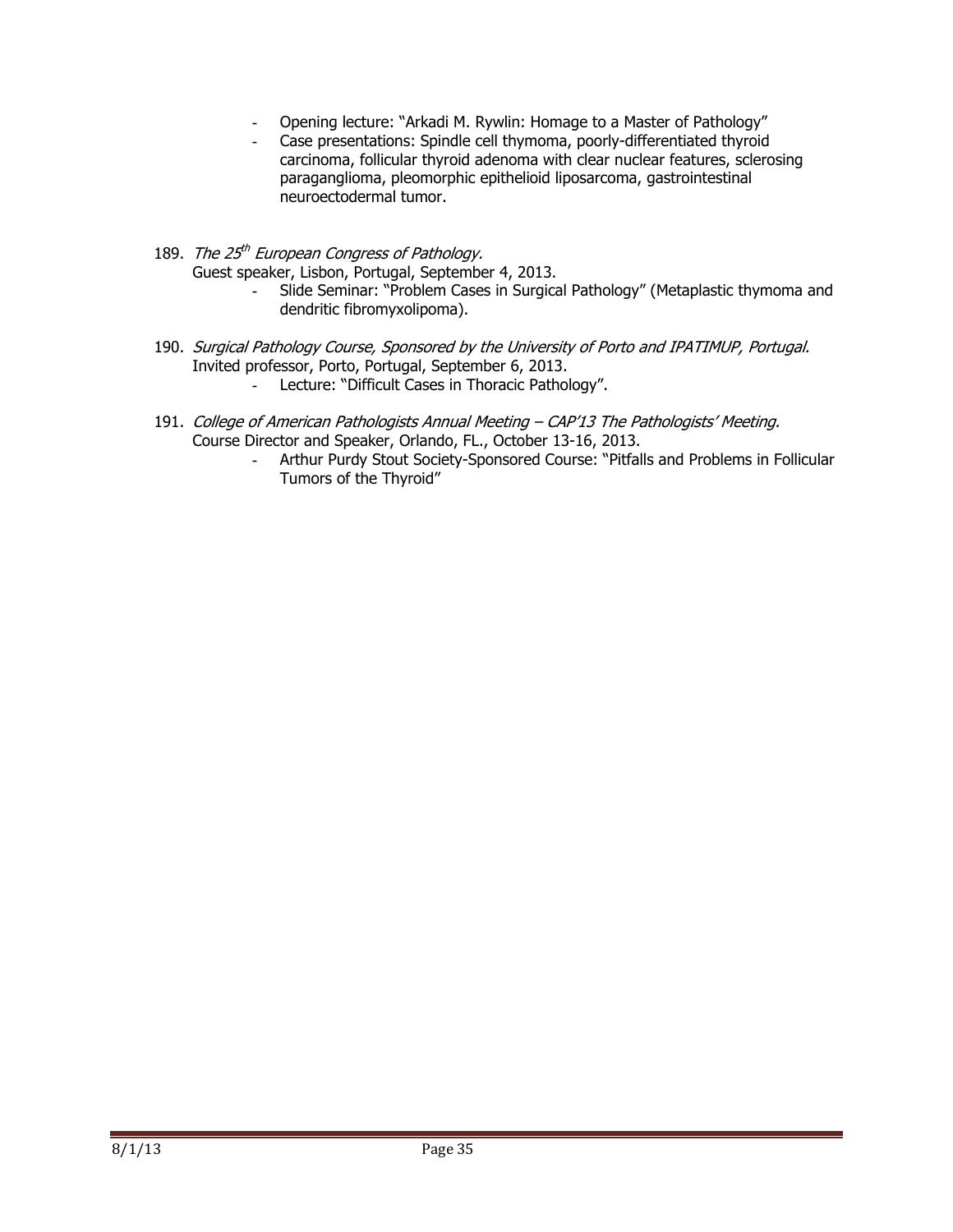- Opening lecture: "Arkadi M. Rywlin: Homage to a Master of Pathology"
- Case presentations: Spindle cell thymoma, poorly-differentiated thyroid carcinoma, follicular thyroid adenoma with clear nuclear features, sclerosing paraganglioma, pleomorphic epithelioid liposarcoma, gastrointestinal neuroectodermal tumor.

189. *The 25th European Congress of Pathology.*
   Guest speaker, Lisbon, Portugal, September 4, 2013.
   - Slide Seminar: "Problem Cases in Surgical Pathology" (Metaplastic thymoma and dendritic fibromyxolipoma).

190. *Surgical Pathology Course, Sponsored by the University of Porto and IPATIMUP, Portugal.*
   Invited professor, Porto, Portugal, September 6, 2013.
   - Lecture: "Difficult Cases in Thoracic Pathology".

191. *College of American Pathologists Annual Meeting – CAP'13 The Pathologists' Meeting.*
   Course Director and Speaker, Orlando, FL., October 13-16, 2013.
   - Arthur Purdy Stout Society-Sponsored Course: "Pitfalls and Problems in Follicular Tumors of the Thyroid"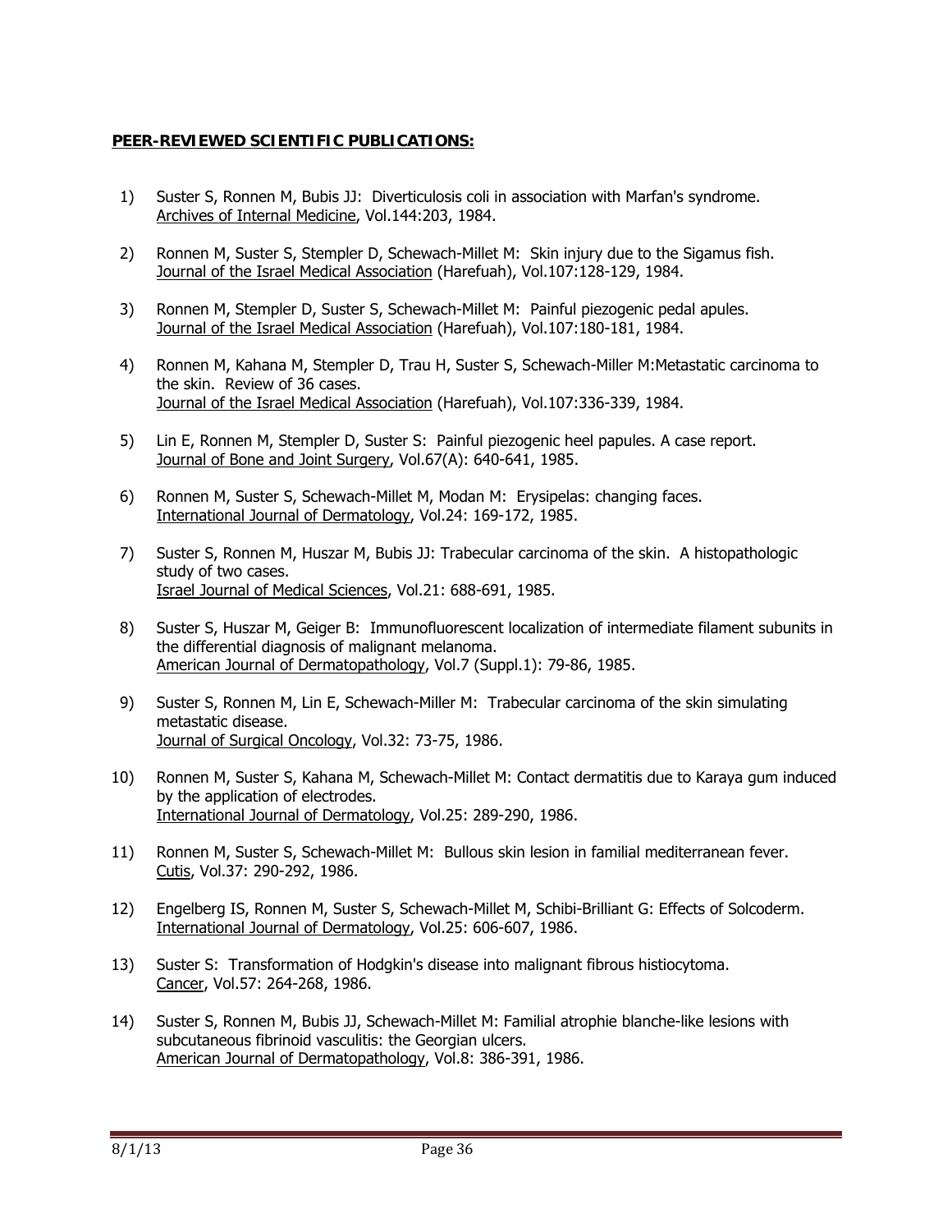**PEER-REVIEWED SCIENTIFIC PUBLICATIONS:**

1) Suster S, Ronnen M, Bubis JJ: Diverticulosis coli in association with Marfan's syndrome. Archives of Internal Medicine, Vol.144:203, 1984.

2) Ronnen M, Suster S, Stempler D, Schewach-Millet M: Skin injury due to the Sigamus fish. Journal of the Israel Medical Association (Harefuah), Vol.107:128-129, 1984.

3) Ronnen M, Stempler D, Suster S, Schewach-Millet M: Painful piezogenic pedal apules. Journal of the Israel Medical Association (Harefuah), Vol.107:180-181, 1984.

4) Ronnen M, Kahana M, Stempler D, Trau H, Suster S, Schewach-Miller M:Metastatic carcinoma to the skin. Review of 36 cases. Journal of the Israel Medical Association (Harefuah), Vol.107:336-339, 1984.

5) Lin E, Ronnen M, Stempler D, Suster S: Painful piezogenic heel papules. A case report. Journal of Bone and Joint Surgery, Vol.67(A): 640-641, 1985.

6) Ronnen M, Suster S, Schewach-Millet M, Modan M: Erysipelas: changing faces. International Journal of Dermatology, Vol.24: 169-172, 1985.

7) Suster S, Ronnen M, Huszar M, Bubis JJ: Trabecular carcinoma of the skin. A histopathologic study of two cases. Israel Journal of Medical Sciences, Vol.21: 688-691, 1985.

8) Suster S, Huszar M, Geiger B: Immunofluorescent localization of intermediate filament subunits in the differential diagnosis of malignant melanoma. American Journal of Dermatopathology, Vol.7 (Suppl.1): 79-86, 1985.

9) Suster S, Ronnen M, Lin E, Schewach-Miller M: Trabecular carcinoma of the skin simulating metastatic disease. Journal of Surgical Oncology, Vol.32: 73-75, 1986.

10) Ronnen M, Suster S, Kahana M, Schewach-Millet M: Contact dermatitis due to Karaya gum induced by the application of electrodes. International Journal of Dermatology, Vol.25: 289-290, 1986.

11) Ronnen M, Suster S, Schewach-Millet M: Bullous skin lesion in familial mediterranean fever. Cutis, Vol.37: 290-292, 1986.

12) Engelberg IS, Ronnen M, Suster S, Schewach-Millet M, Schibi-Brilliant G: Effects of Solcoderm. International Journal of Dermatology, Vol.25: 606-607, 1986.

13) Suster S: Transformation of Hodgkin's disease into malignant fibrous histiocytoma. Cancer, Vol.57: 264-268, 1986.

14) Suster S, Ronnen M, Bubis JJ, Schewach-Millet M: Familial atrophie blanche-like lesions with subcutaneous fibrinoid vasculitis: the Georgian ulcers. American Journal of Dermatopathology, Vol.8: 386-391, 1986.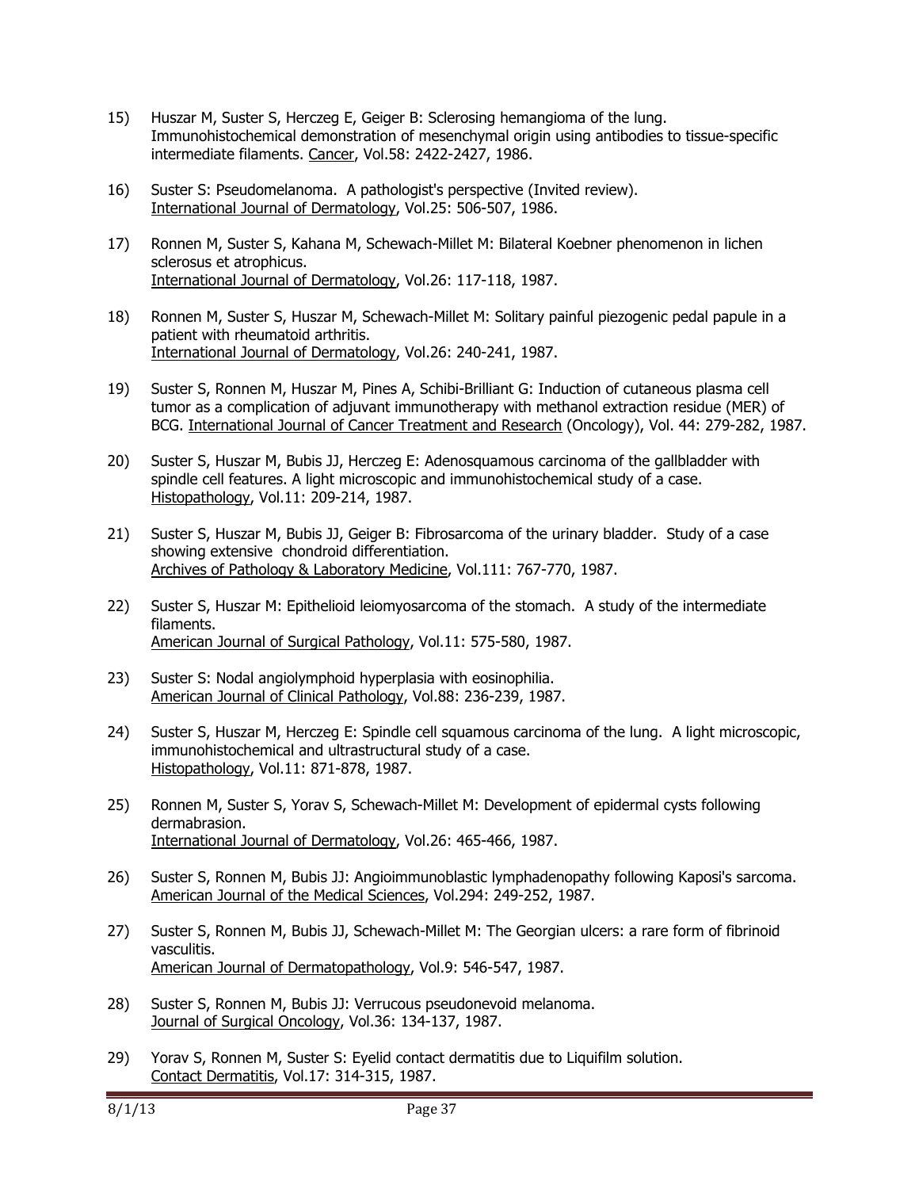15) Huszar M, Suster S, Herczeg E, Geiger B: Sclerosing hemangioma of the lung. Immunohistochemical demonstration of mesenchymal origin using antibodies to tissue-specific intermediate filaments. Cancer, Vol.58: 2422-2427, 1986.

16) Suster S: Pseudomelanoma. A pathologist's perspective (Invited review). International Journal of Dermatology, Vol.25: 506-507, 1986.

17) Ronnen M, Suster S, Kahana M, Schewach-Millet M: Bilateral Koebner phenomenon in lichen sclerosus et atrophicus. International Journal of Dermatology, Vol.26: 117-118, 1987.

18) Ronnen M, Suster S, Huszar M, Schewach-Millet M: Solitary painful piezogenic pedal papule in a patient with rheumatoid arthritis. International Journal of Dermatology, Vol.26: 240-241, 1987.

19) Suster S, Ronnen M, Huszar M, Pines A, Schibi-Brilliant G: Induction of cutaneous plasma cell tumor as a complication of adjuvant immunotherapy with methanol extraction residue (MER) of BCG. International Journal of Cancer Treatment and Research (Oncology), Vol. 44: 279-282, 1987.

20) Suster S, Huszar M, Bubis JJ, Herczeg E: Adenosquamous carcinoma of the gallbladder with spindle cell features. A light microscopic and immunohistochemical study of a case. Histopathology, Vol.11: 209-214, 1987.

21) Suster S, Huszar M, Bubis JJ, Geiger B: Fibrosarcoma of the urinary bladder. Study of a case showing extensive chondroid differentiation. Archives of Pathology & Laboratory Medicine, Vol.111: 767-770, 1987.

22) Suster S, Huszar M: Epithelioid leiomyosarcoma of the stomach. A study of the intermediate filaments. American Journal of Surgical Pathology, Vol.11: 575-580, 1987.

23) Suster S: Nodal angiolymphoid hyperplasia with eosinophilia. American Journal of Clinical Pathology, Vol.88: 236-239, 1987.

24) Suster S, Huszar M, Herczeg E: Spindle cell squamous carcinoma of the lung. A light microscopic, immunohistochemical and ultrastructural study of a case. Histopathology, Vol.11: 871-878, 1987.

25) Ronnen M, Suster S, Yorav S, Schewach-Millet M: Development of epidermal cysts following dermabrasion. International Journal of Dermatology, Vol.26: 465-466, 1987.

26) Suster S, Ronnen M, Bubis JJ: Angioimmunoblastic lymphadenopathy following Kaposi's sarcoma. American Journal of the Medical Sciences, Vol.294: 249-252, 1987.

27) Suster S, Ronnen M, Bubis JJ, Schewach-Millet M: The Georgian ulcers: a rare form of fibrinoid vasculitis. American Journal of Dermatopathology, Vol.9: 546-547, 1987.

28) Suster S, Ronnen M, Bubis JJ: Verrucous pseudonevoid melanoma. Journal of Surgical Oncology, Vol.36: 134-137, 1987.

29) Yorav S, Ronnen M, Suster S: Eyelid contact dermatitis due to Liquifilm solution. Contact Dermatitis, Vol.17: 314-315, 1987.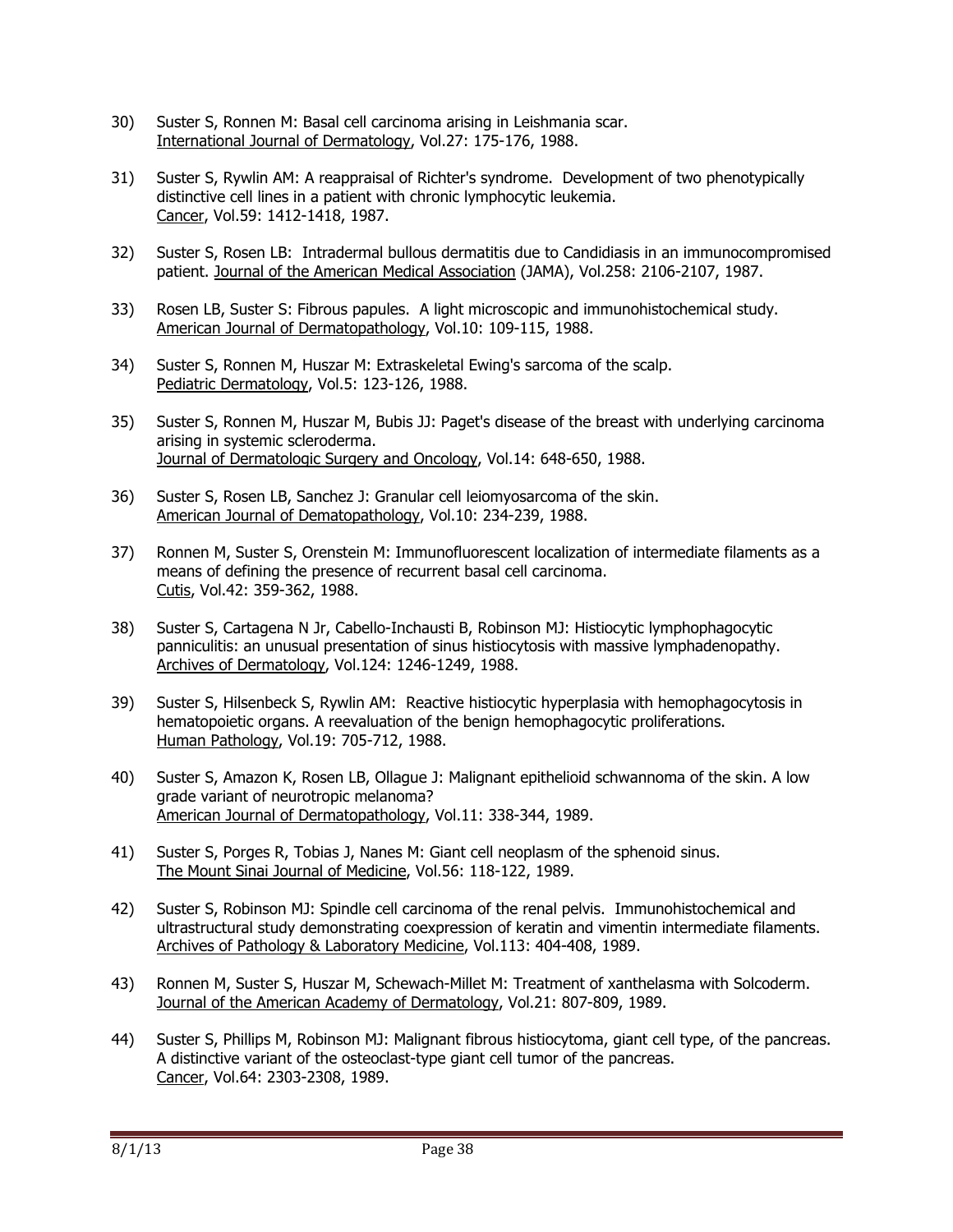30) Suster S, Ronnen M: Basal cell carcinoma arising in Leishmania scar. International Journal of Dermatology, Vol.27: 175-176, 1988.

31) Suster S, Rywlin AM: A reappraisal of Richter's syndrome. Development of two phenotypically distinctive cell lines in a patient with chronic lymphocytic leukemia. Cancer, Vol.59: 1412-1418, 1987.

32) Suster S, Rosen LB: Intradermal bullous dermatitis due to Candidiasis in an immunocompromised patient. Journal of the American Medical Association (JAMA), Vol.258: 2106-2107, 1987.

33) Rosen LB, Suster S: Fibrous papules. A light microscopic and immunohistochemical study. American Journal of Dermatopathology, Vol.10: 109-115, 1988.

34) Suster S, Ronnen M, Huszar M: Extraskeletal Ewing's sarcoma of the scalp. Pediatric Dermatology, Vol.5: 123-126, 1988.

35) Suster S, Ronnen M, Huszar M, Bubis JJ: Paget's disease of the breast with underlying carcinoma arising in systemic scleroderma. Journal of Dermatologic Surgery and Oncology, Vol.14: 648-650, 1988.

36) Suster S, Rosen LB, Sanchez J: Granular cell leiomyosarcoma of the skin. American Journal of Dematopathology, Vol.10: 234-239, 1988.

37) Ronnen M, Suster S, Orenstein M: Immunofluorescent localization of intermediate filaments as a means of defining the presence of recurrent basal cell carcinoma. Cutis, Vol.42: 359-362, 1988.

38) Suster S, Cartagena N Jr, Cabello-Inchausti B, Robinson MJ: Histiocytic lymphophagocytic panniculitis: an unusual presentation of sinus histiocytosis with massive lymphadenopathy. Archives of Dermatology, Vol.124: 1246-1249, 1988.

39) Suster S, Hilsenbeck S, Rywlin AM: Reactive histiocytic hyperplasia with hemophagocytosis in hematopoietic organs. A reevaluation of the benign hemophagocytic proliferations. Human Pathology, Vol.19: 705-712, 1988.

40) Suster S, Amazon K, Rosen LB, Ollague J: Malignant epithelioid schwannoma of the skin. A low grade variant of neurotropic melanoma? American Journal of Dermatopathology, Vol.11: 338-344, 1989.

41) Suster S, Porges R, Tobias J, Nanes M: Giant cell neoplasm of the sphenoid sinus. The Mount Sinai Journal of Medicine, Vol.56: 118-122, 1989.

42) Suster S, Robinson MJ: Spindle cell carcinoma of the renal pelvis. Immunohistochemical and ultrastructural study demonstrating coexpression of keratin and vimentin intermediate filaments. Archives of Pathology & Laboratory Medicine, Vol.113: 404-408, 1989.

43) Ronnen M, Suster S, Huszar M, Schewach-Millet M: Treatment of xanthelasma with Solcoderm. Journal of the American Academy of Dermatology, Vol.21: 807-809, 1989.

44) Suster S, Phillips M, Robinson MJ: Malignant fibrous histiocytoma, giant cell type, of the pancreas. A distinctive variant of the osteoclast-type giant cell tumor of the pancreas. Cancer, Vol.64: 2303-2308, 1989.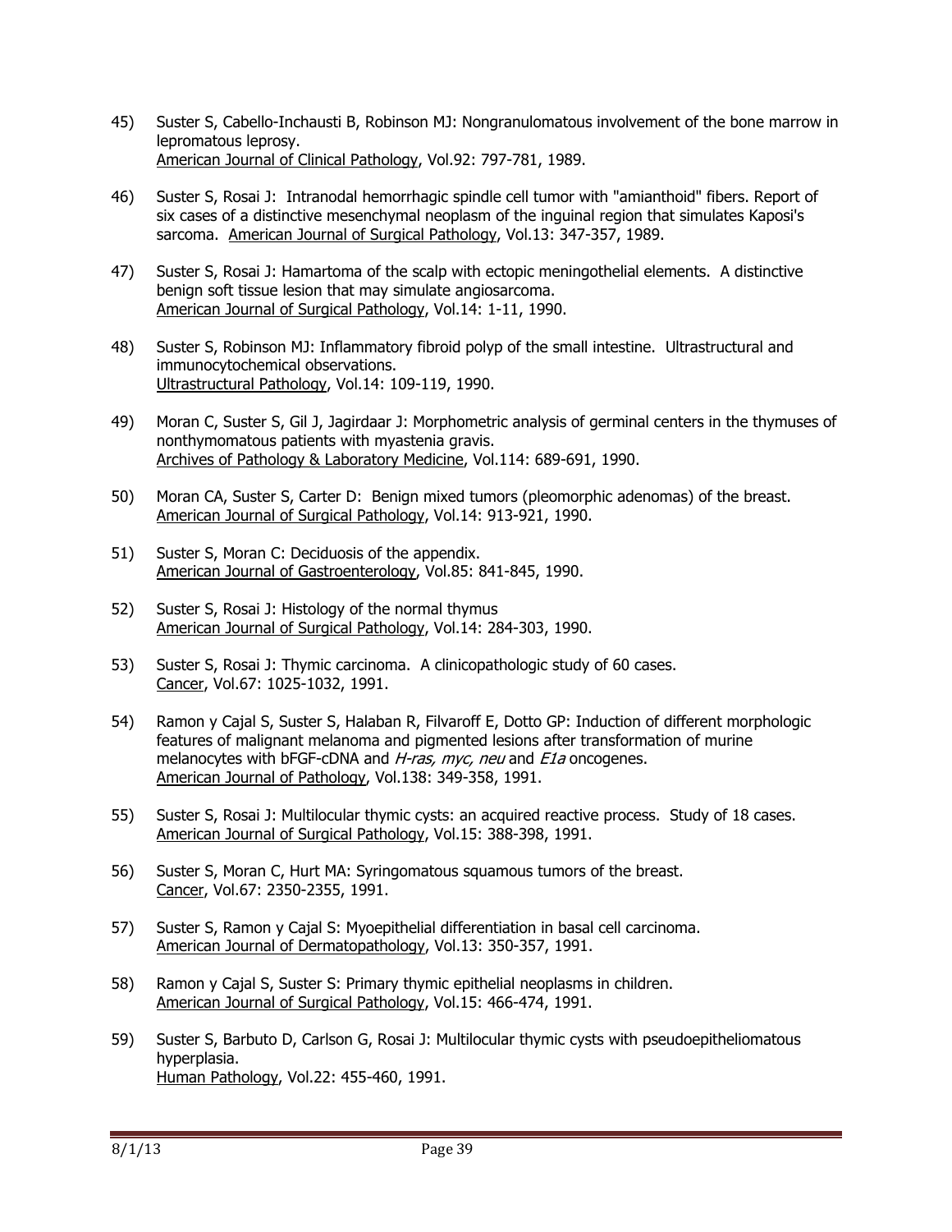45) Suster S, Cabello-Inchausti B, Robinson MJ: Nongranulomatous involvement of the bone marrow in lepromatous leprosy.
American Journal of Clinical Pathology, Vol.92: 797-781, 1989.

46) Suster S, Rosai J: Intranodal hemorrhagic spindle cell tumor with "amianthoid" fibers. Report of six cases of a distinctive mesenchymal neoplasm of the inguinal region that simulates Kaposi's sarcoma. American Journal of Surgical Pathology, Vol.13: 347-357, 1989.

47) Suster S, Rosai J: Hamartoma of the scalp with ectopic meningothelial elements. A distinctive benign soft tissue lesion that may simulate angiosarcoma.
American Journal of Surgical Pathology, Vol.14: 1-11, 1990.

48) Suster S, Robinson MJ: Inflammatory fibroid polyp of the small intestine. Ultrastructural and immunocytochemical observations.
Ultrastructural Pathology, Vol.14: 109-119, 1990.

49) Moran C, Suster S, Gil J, Jagirdaar J: Morphometric analysis of germinal centers in the thymuses of nonthymomatous patients with myastenia gravis.
Archives of Pathology & Laboratory Medicine, Vol.114: 689-691, 1990.

50) Moran CA, Suster S, Carter D: Benign mixed tumors (pleomorphic adenomas) of the breast.
American Journal of Surgical Pathology, Vol.14: 913-921, 1990.

51) Suster S, Moran C: Deciduosis of the appendix.
American Journal of Gastroenterology, Vol.85: 841-845, 1990.

52) Suster S, Rosai J: Histology of the normal thymus
American Journal of Surgical Pathology, Vol.14: 284-303, 1990.

53) Suster S, Rosai J: Thymic carcinoma. A clinicopathologic study of 60 cases.
Cancer, Vol.67: 1025-1032, 1991.

54) Ramon y Cajal S, Suster S, Halaban R, Filvaroff E, Dotto GP: Induction of different morphologic features of malignant melanoma and pigmented lesions after transformation of murine melanocytes with bFGF-cDNA and *H-ras, myc, neu* and *E1a* oncogenes.
American Journal of Pathology, Vol.138: 349-358, 1991.

55) Suster S, Rosai J: Multilocular thymic cysts: an acquired reactive process. Study of 18 cases.
American Journal of Surgical Pathology, Vol.15: 388-398, 1991.

56) Suster S, Moran C, Hurt MA: Syringomatous squamous tumors of the breast.
Cancer, Vol.67: 2350-2355, 1991.

57) Suster S, Ramon y Cajal S: Myoepithelial differentiation in basal cell carcinoma.
American Journal of Dermatopathology, Vol.13: 350-357, 1991.

58) Ramon y Cajal S, Suster S: Primary thymic epithelial neoplasms in children.
American Journal of Surgical Pathology, Vol.15: 466-474, 1991.

59) Suster S, Barbuto D, Carlson G, Rosai J: Multilocular thymic cysts with pseudoepitheliomatous hyperplasia.
Human Pathology, Vol.22: 455-460, 1991.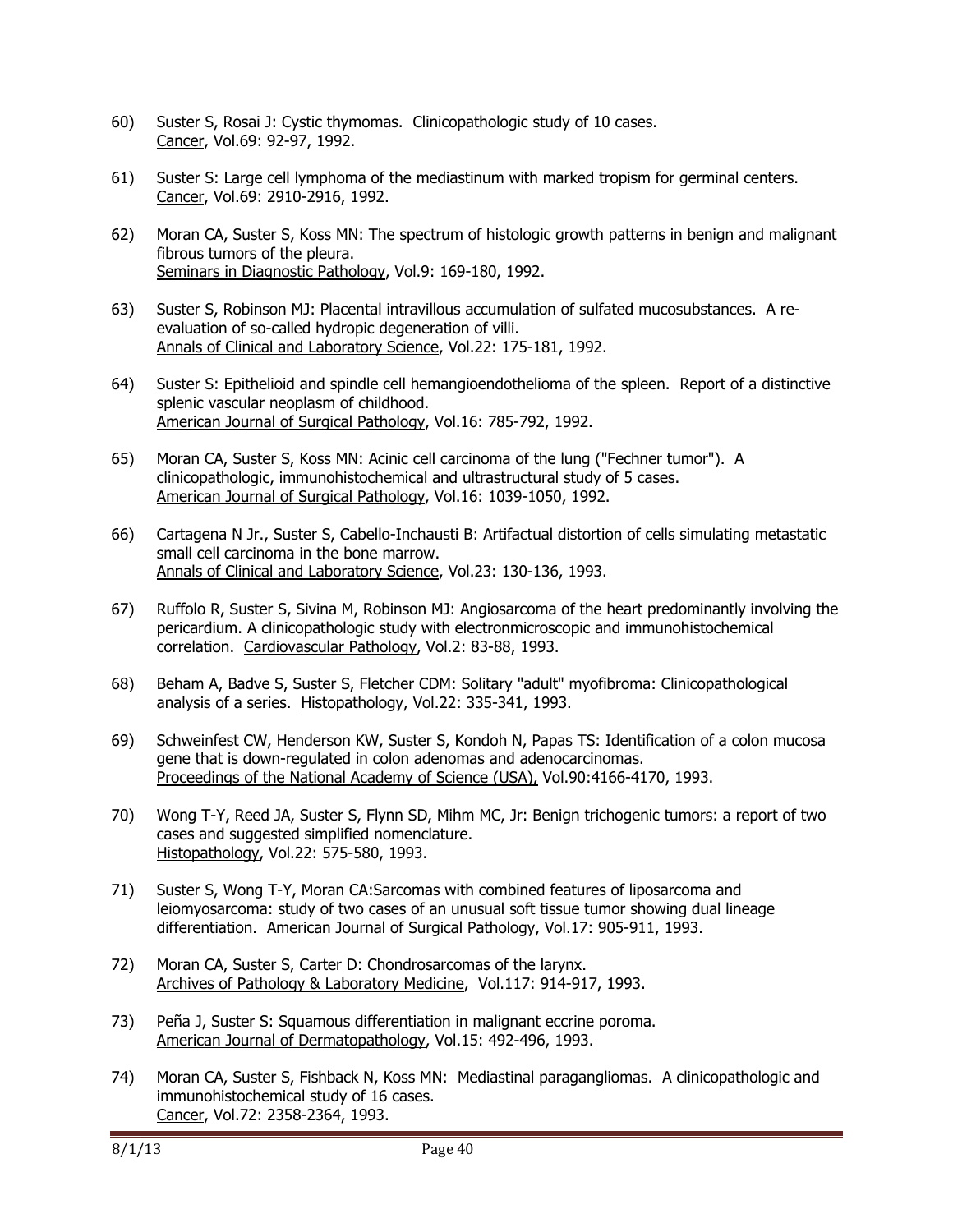60) Suster S, Rosai J: Cystic thymomas. Clinicopathologic study of 10 cases.
Cancer, Vol.69: 92-97, 1992.

61) Suster S: Large cell lymphoma of the mediastinum with marked tropism for germinal centers.
Cancer, Vol.69: 2910-2916, 1992.

62) Moran CA, Suster S, Koss MN: The spectrum of histologic growth patterns in benign and malignant fibrous tumors of the pleura.
Seminars in Diagnostic Pathology, Vol.9: 169-180, 1992.

63) Suster S, Robinson MJ: Placental intravillous accumulation of sulfated mucosubstances. A re-evaluation of so-called hydropic degeneration of villi.
Annals of Clinical and Laboratory Science, Vol.22: 175-181, 1992.

64) Suster S: Epithelioid and spindle cell hemangioendothelioma of the spleen. Report of a distinctive splenic vascular neoplasm of childhood.
American Journal of Surgical Pathology, Vol.16: 785-792, 1992.

65) Moran CA, Suster S, Koss MN: Acinic cell carcinoma of the lung ("Fechner tumor"). A clinicopathologic, immunohistochemical and ultrastructural study of 5 cases.
American Journal of Surgical Pathology, Vol.16: 1039-1050, 1992.

66) Cartagena N Jr., Suster S, Cabello-Inchausti B: Artifactual distortion of cells simulating metastatic small cell carcinoma in the bone marrow.
Annals of Clinical and Laboratory Science, Vol.23: 130-136, 1993.

67) Ruffolo R, Suster S, Sivina M, Robinson MJ: Angiosarcoma of the heart predominantly involving the pericardium. A clinicopathologic study with electronmicroscopic and immunohistochemical correlation. Cardiovascular Pathology, Vol.2: 83-88, 1993.

68) Beham A, Badve S, Suster S, Fletcher CDM: Solitary "adult" myofibroma: Clinicopathological analysis of a series. Histopathology, Vol.22: 335-341, 1993.

69) Schweinfest CW, Henderson KW, Suster S, Kondoh N, Papas TS: Identification of a colon mucosa gene that is down-regulated in colon adenomas and adenocarcinomas.
Proceedings of the National Academy of Science (USA), Vol.90:4166-4170, 1993.

70) Wong T-Y, Reed JA, Suster S, Flynn SD, Mihm MC, Jr: Benign trichogenic tumors: a report of two cases and suggested simplified nomenclature.
Histopathology, Vol.22: 575-580, 1993.

71) Suster S, Wong T-Y, Moran CA:Sarcomas with combined features of liposarcoma and leiomyosarcoma: study of two cases of an unusual soft tissue tumor showing dual lineage differentiation. American Journal of Surgical Pathology, Vol.17: 905-911, 1993.

72) Moran CA, Suster S, Carter D: Chondrosarcomas of the larynx.
Archives of Pathology & Laboratory Medicine, Vol.117: 914-917, 1993.

73) Peña J, Suster S: Squamous differentiation in malignant eccrine poroma.
American Journal of Dermatopathology, Vol.15: 492-496, 1993.

74) Moran CA, Suster S, Fishback N, Koss MN: Mediastinal paragangliomas. A clinicopathologic and immunohistochemical study of 16 cases.
Cancer, Vol.72: 2358-2364, 1993.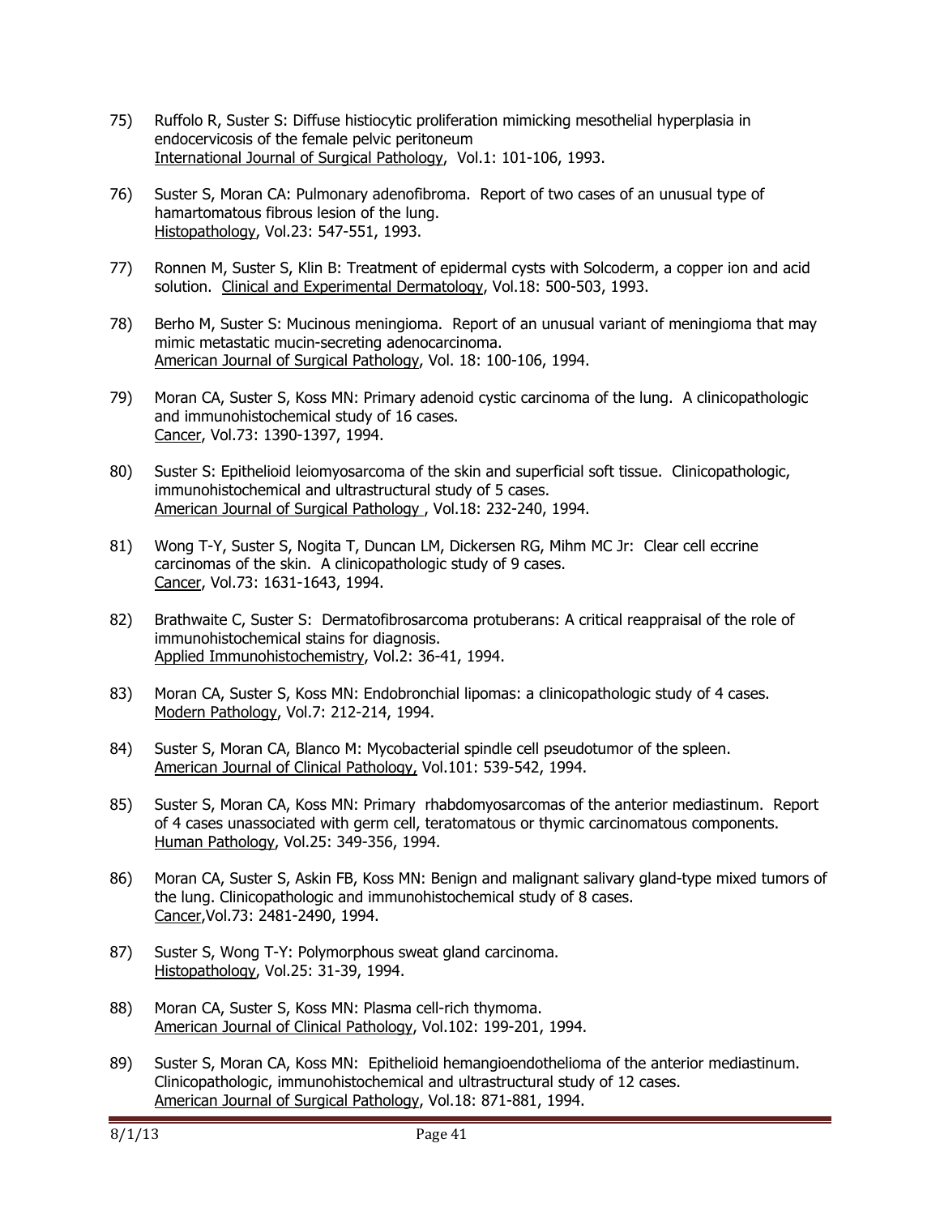75) Ruffolo R, Suster S: Diffuse histiocytic proliferation mimicking mesothelial hyperplasia in endocervicosis of the female pelvic peritoneum
International Journal of Surgical Pathology, Vol.1: 101-106, 1993.

76) Suster S, Moran CA: Pulmonary adenofibroma. Report of two cases of an unusual type of hamartomatous fibrous lesion of the lung.
Histopathology, Vol.23: 547-551, 1993.

77) Ronnen M, Suster S, Klin B: Treatment of epidermal cysts with Solcoderm, a copper ion and acid solution. Clinical and Experimental Dermatology, Vol.18: 500-503, 1993.

78) Berho M, Suster S: Mucinous meningioma. Report of an unusual variant of meningioma that may mimic metastatic mucin-secreting adenocarcinoma.
American Journal of Surgical Pathology, Vol. 18: 100-106, 1994.

79) Moran CA, Suster S, Koss MN: Primary adenoid cystic carcinoma of the lung. A clinicopathologic and immunohistochemical study of 16 cases.
Cancer, Vol.73: 1390-1397, 1994.

80) Suster S: Epithelioid leiomyosarcoma of the skin and superficial soft tissue. Clinicopathologic, immunohistochemical and ultrastructural study of 5 cases.
American Journal of Surgical Pathology , Vol.18: 232-240, 1994.

81) Wong T-Y, Suster S, Nogita T, Duncan LM, Dickersen RG, Mihm MC Jr: Clear cell eccrine carcinomas of the skin. A clinicopathologic study of 9 cases.
Cancer, Vol.73: 1631-1643, 1994.

82) Brathwaite C, Suster S: Dermatofibrosarcoma protuberans: A critical reappraisal of the role of immunohistochemical stains for diagnosis.
Applied Immunohistochemistry, Vol.2: 36-41, 1994.

83) Moran CA, Suster S, Koss MN: Endobronchial lipomas: a clinicopathologic study of 4 cases.
Modern Pathology, Vol.7: 212-214, 1994.

84) Suster S, Moran CA, Blanco M: Mycobacterial spindle cell pseudotumor of the spleen.
American Journal of Clinical Pathology, Vol.101: 539-542, 1994.

85) Suster S, Moran CA, Koss MN: Primary rhabdomyosarcomas of the anterior mediastinum. Report of 4 cases unassociated with germ cell, teratomatous or thymic carcinomatous components.
Human Pathology, Vol.25: 349-356, 1994.

86) Moran CA, Suster S, Askin FB, Koss MN: Benign and malignant salivary gland-type mixed tumors of the lung. Clinicopathologic and immunohistochemical study of 8 cases.
Cancer,Vol.73: 2481-2490, 1994.

87) Suster S, Wong T-Y: Polymorphous sweat gland carcinoma.
Histopathology, Vol.25: 31-39, 1994.

88) Moran CA, Suster S, Koss MN: Plasma cell-rich thymoma.
American Journal of Clinical Pathology, Vol.102: 199-201, 1994.

89) Suster S, Moran CA, Koss MN: Epithelioid hemangioendothelioma of the anterior mediastinum. Clinicopathologic, immunohistochemical and ultrastructural study of 12 cases.
American Journal of Surgical Pathology, Vol.18: 871-881, 1994.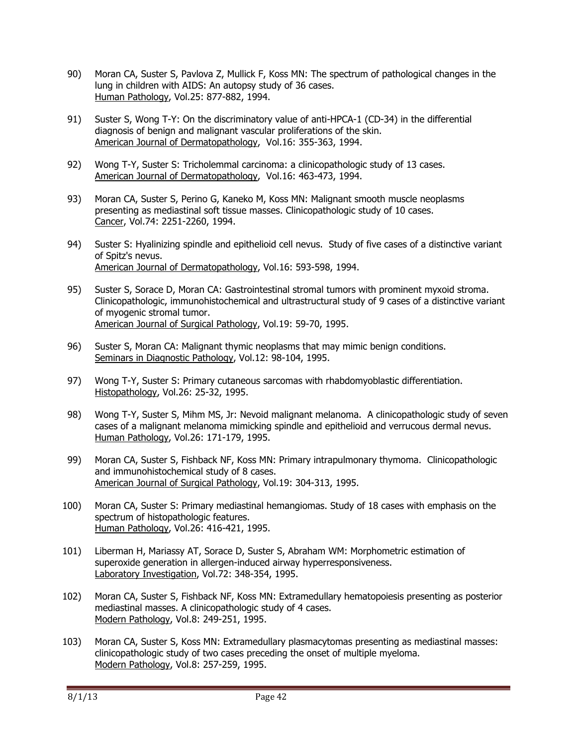90) Moran CA, Suster S, Pavlova Z, Mullick F, Koss MN: The spectrum of pathological changes in the lung in children with AIDS: An autopsy study of 36 cases.
Human Pathology, Vol.25: 877-882, 1994.

91) Suster S, Wong T-Y: On the discriminatory value of anti-HPCA-1 (CD-34) in the differential diagnosis of benign and malignant vascular proliferations of the skin.
American Journal of Dermatopathology, Vol.16: 355-363, 1994.

92) Wong T-Y, Suster S: Tricholemmal carcinoma: a clinicopathologic study of 13 cases.
American Journal of Dermatopathology, Vol.16: 463-473, 1994.

93) Moran CA, Suster S, Perino G, Kaneko M, Koss MN: Malignant smooth muscle neoplasms presenting as mediastinal soft tissue masses. Clinicopathologic study of 10 cases.
Cancer, Vol.74: 2251-2260, 1994.

94) Suster S: Hyalinizing spindle and epithelioid cell nevus. Study of five cases of a distinctive variant of Spitz's nevus.
American Journal of Dermatopathology, Vol.16: 593-598, 1994.

95) Suster S, Sorace D, Moran CA: Gastrointestinal stromal tumors with prominent myxoid stroma. Clinicopathologic, immunohistochemical and ultrastructural study of 9 cases of a distinctive variant of myogenic stromal tumor.
American Journal of Surgical Pathology, Vol.19: 59-70, 1995.

96) Suster S, Moran CA: Malignant thymic neoplasms that may mimic benign conditions.
Seminars in Diagnostic Pathology, Vol.12: 98-104, 1995.

97) Wong T-Y, Suster S: Primary cutaneous sarcomas with rhabdomyoblastic differentiation.
Histopathology, Vol.26: 25-32, 1995.

98) Wong T-Y, Suster S, Mihm MS, Jr: Nevoid malignant melanoma. A clinicopathologic study of seven cases of a malignant melanoma mimicking spindle and epithelioid and verrucous dermal nevus.
Human Pathology, Vol.26: 171-179, 1995.

99) Moran CA, Suster S, Fishback NF, Koss MN: Primary intrapulmonary thymoma. Clinicopathologic and immunohistochemical study of 8 cases.
American Journal of Surgical Pathology, Vol.19: 304-313, 1995.

100) Moran CA, Suster S: Primary mediastinal hemangiomas. Study of 18 cases with emphasis on the spectrum of histopathologic features.
Human Pathology, Vol.26: 416-421, 1995.

101) Liberman H, Mariassy AT, Sorace D, Suster S, Abraham WM: Morphometric estimation of superoxide generation in allergen-induced airway hyperresponsiveness.
Laboratory Investigation, Vol.72: 348-354, 1995.

102) Moran CA, Suster S, Fishback NF, Koss MN: Extramedullary hematopoiesis presenting as posterior mediastinal masses. A clinicopathologic study of 4 cases.
Modern Pathology, Vol.8: 249-251, 1995.

103) Moran CA, Suster S, Koss MN: Extramedullary plasmacytomas presenting as mediastinal masses: clinicopathologic study of two cases preceding the onset of multiple myeloma.
Modern Pathology, Vol.8: 257-259, 1995.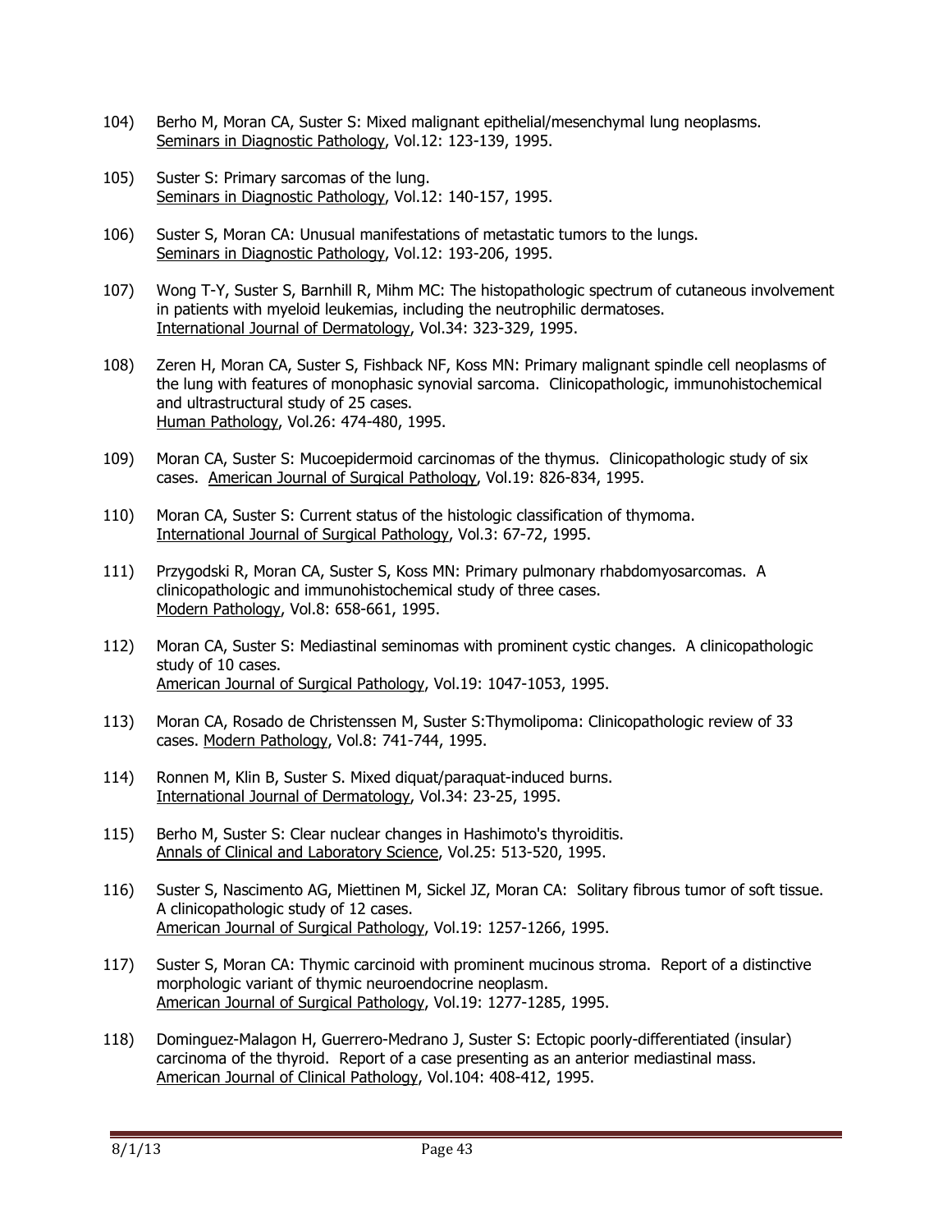104) Berho M, Moran CA, Suster S: Mixed malignant epithelial/mesenchymal lung neoplasms. Seminars in Diagnostic Pathology, Vol.12: 123-139, 1995.

105) Suster S: Primary sarcomas of the lung. Seminars in Diagnostic Pathology, Vol.12: 140-157, 1995.

106) Suster S, Moran CA: Unusual manifestations of metastatic tumors to the lungs. Seminars in Diagnostic Pathology, Vol.12: 193-206, 1995.

107) Wong T-Y, Suster S, Barnhill R, Mihm MC: The histopathologic spectrum of cutaneous involvement in patients with myeloid leukemias, including the neutrophilic dermatoses. International Journal of Dermatology, Vol.34: 323-329, 1995.

108) Zeren H, Moran CA, Suster S, Fishback NF, Koss MN: Primary malignant spindle cell neoplasms of the lung with features of monophasic synovial sarcoma. Clinicopathologic, immunohistochemical and ultrastructural study of 25 cases. Human Pathology, Vol.26: 474-480, 1995.

109) Moran CA, Suster S: Mucoepidermoid carcinomas of the thymus. Clinicopathologic study of six cases. American Journal of Surgical Pathology, Vol.19: 826-834, 1995.

110) Moran CA, Suster S: Current status of the histologic classification of thymoma. International Journal of Surgical Pathology, Vol.3: 67-72, 1995.

111) Przygodski R, Moran CA, Suster S, Koss MN: Primary pulmonary rhabdomyosarcomas. A clinicopathologic and immunohistochemical study of three cases. Modern Pathology, Vol.8: 658-661, 1995.

112) Moran CA, Suster S: Mediastinal seminomas with prominent cystic changes. A clinicopathologic study of 10 cases. American Journal of Surgical Pathology, Vol.19: 1047-1053, 1995.

113) Moran CA, Rosado de Christenssen M, Suster S:Thymolipoma: Clinicopathologic review of 33 cases. Modern Pathology, Vol.8: 741-744, 1995.

114) Ronnen M, Klin B, Suster S. Mixed diquat/paraquat-induced burns. International Journal of Dermatology, Vol.34: 23-25, 1995.

115) Berho M, Suster S: Clear nuclear changes in Hashimoto's thyroiditis. Annals of Clinical and Laboratory Science, Vol.25: 513-520, 1995.

116) Suster S, Nascimento AG, Miettinen M, Sickel JZ, Moran CA: Solitary fibrous tumor of soft tissue. A clinicopathologic study of 12 cases. American Journal of Surgical Pathology, Vol.19: 1257-1266, 1995.

117) Suster S, Moran CA: Thymic carcinoid with prominent mucinous stroma. Report of a distinctive morphologic variant of thymic neuroendocrine neoplasm. American Journal of Surgical Pathology, Vol.19: 1277-1285, 1995.

118) Dominguez-Malagon H, Guerrero-Medrano J, Suster S: Ectopic poorly-differentiated (insular) carcinoma of the thyroid. Report of a case presenting as an anterior mediastinal mass. American Journal of Clinical Pathology, Vol.104: 408-412, 1995.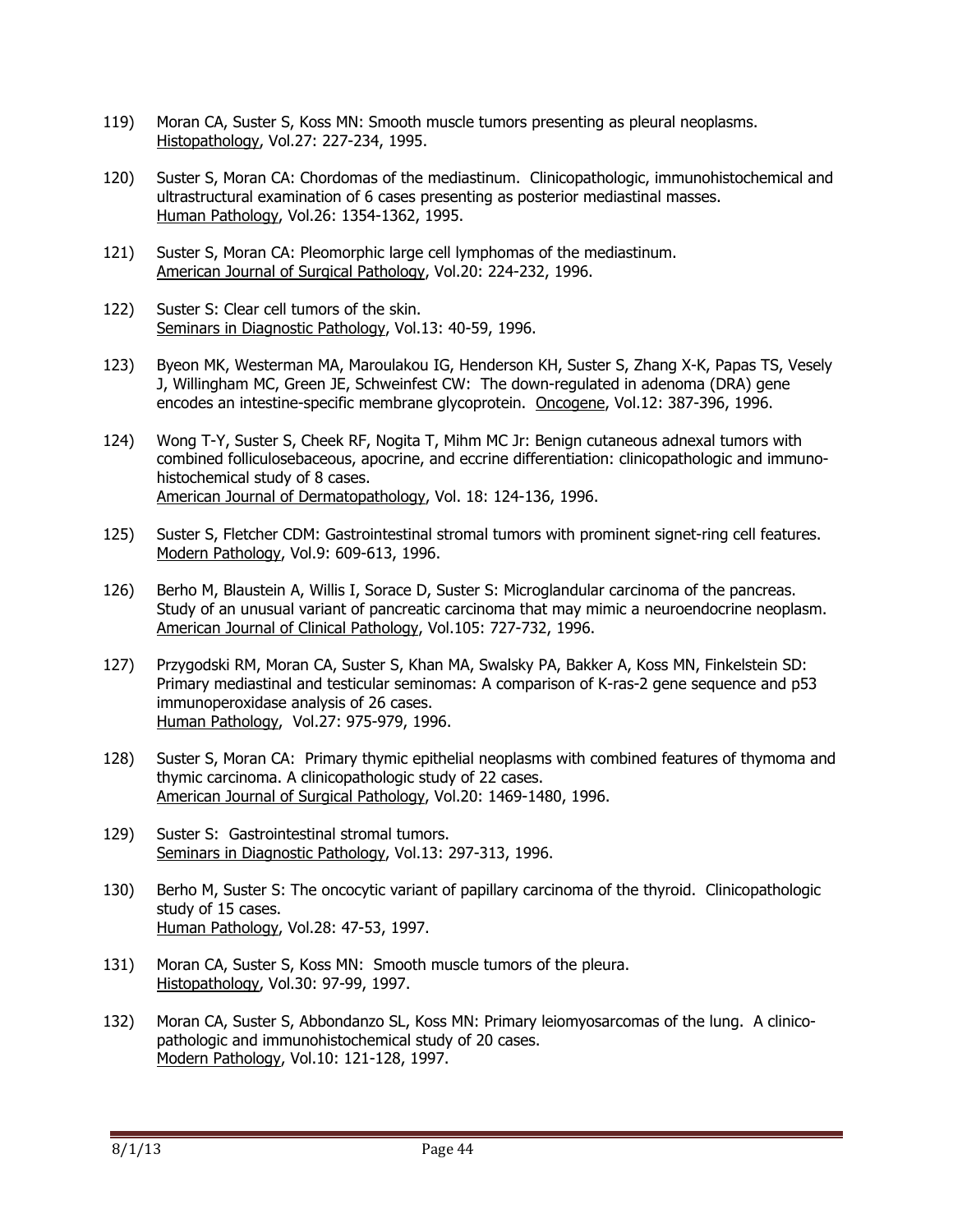119) Moran CA, Suster S, Koss MN: Smooth muscle tumors presenting as pleural neoplasms. Histopathology, Vol.27: 227-234, 1995.

120) Suster S, Moran CA: Chordomas of the mediastinum. Clinicopathologic, immunohistochemical and ultrastructural examination of 6 cases presenting as posterior mediastinal masses. Human Pathology, Vol.26: 1354-1362, 1995.

121) Suster S, Moran CA: Pleomorphic large cell lymphomas of the mediastinum. American Journal of Surgical Pathology, Vol.20: 224-232, 1996.

122) Suster S: Clear cell tumors of the skin. Seminars in Diagnostic Pathology, Vol.13: 40-59, 1996.

123) Byeon MK, Westerman MA, Maroulakou IG, Henderson KH, Suster S, Zhang X-K, Papas TS, Vesely J, Willingham MC, Green JE, Schweinfest CW: The down-regulated in adenoma (DRA) gene encodes an intestine-specific membrane glycoprotein. Oncogene, Vol.12: 387-396, 1996.

124) Wong T-Y, Suster S, Cheek RF, Nogita T, Mihm MC Jr: Benign cutaneous adnexal tumors with combined folliculosebaceous, apocrine, and eccrine differentiation: clinicopathologic and immunohistochemical study of 8 cases. American Journal of Dermatopathology, Vol. 18: 124-136, 1996.

125) Suster S, Fletcher CDM: Gastrointestinal stromal tumors with prominent signet-ring cell features. Modern Pathology, Vol.9: 609-613, 1996.

126) Berho M, Blaustein A, Willis I, Sorace D, Suster S: Microglandular carcinoma of the pancreas. Study of an unusual variant of pancreatic carcinoma that may mimic a neuroendocrine neoplasm. American Journal of Clinical Pathology, Vol.105: 727-732, 1996.

127) Przygodski RM, Moran CA, Suster S, Khan MA, Swalsky PA, Bakker A, Koss MN, Finkelstein SD: Primary mediastinal and testicular seminomas: A comparison of K-ras-2 gene sequence and p53 immunoperoxidase analysis of 26 cases. Human Pathology, Vol.27: 975-979, 1996.

128) Suster S, Moran CA: Primary thymic epithelial neoplasms with combined features of thymoma and thymic carcinoma. A clinicopathologic study of 22 cases. American Journal of Surgical Pathology, Vol.20: 1469-1480, 1996.

129) Suster S: Gastrointestinal stromal tumors. Seminars in Diagnostic Pathology, Vol.13: 297-313, 1996.

130) Berho M, Suster S: The oncocytic variant of papillary carcinoma of the thyroid. Clinicopathologic study of 15 cases. Human Pathology, Vol.28: 47-53, 1997.

131) Moran CA, Suster S, Koss MN: Smooth muscle tumors of the pleura. Histopathology, Vol.30: 97-99, 1997.

132) Moran CA, Suster S, Abbondanzo SL, Koss MN: Primary leiomyosarcomas of the lung. A clinicopathologic and immunohistochemical study of 20 cases. Modern Pathology, Vol.10: 121-128, 1997.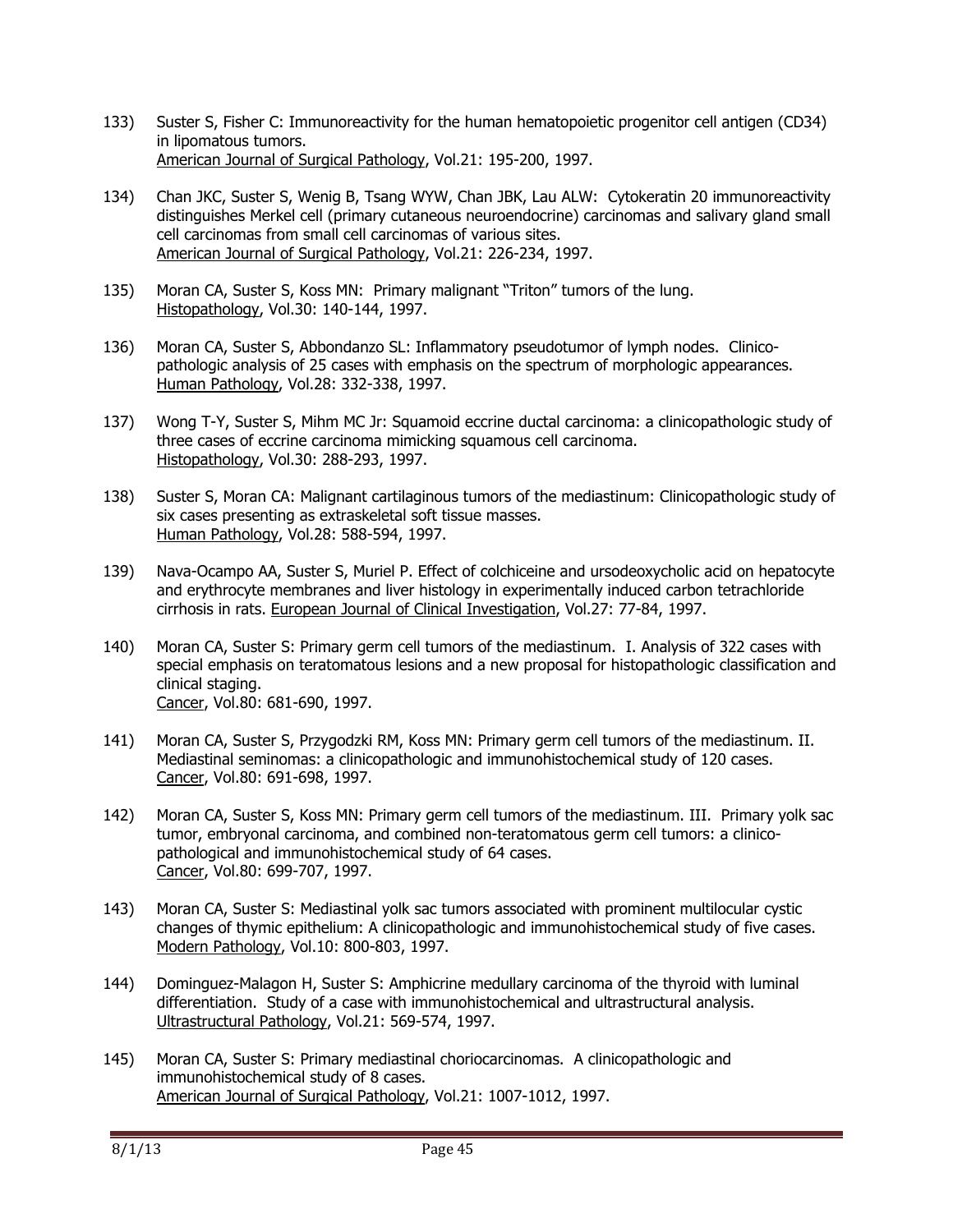133) Suster S, Fisher C: Immunoreactivity for the human hematopoietic progenitor cell antigen (CD34) in lipomatous tumors.
American Journal of Surgical Pathology, Vol.21: 195-200, 1997.

134) Chan JKC, Suster S, Wenig B, Tsang WYW, Chan JBK, Lau ALW: Cytokeratin 20 immunoreactivity distinguishes Merkel cell (primary cutaneous neuroendocrine) carcinomas and salivary gland small cell carcinomas from small cell carcinomas of various sites.
American Journal of Surgical Pathology, Vol.21: 226-234, 1997.

135) Moran CA, Suster S, Koss MN: Primary malignant "Triton" tumors of the lung.
Histopathology, Vol.30: 140-144, 1997.

136) Moran CA, Suster S, Abbondanzo SL: Inflammatory pseudotumor of lymph nodes. Clinico-pathologic analysis of 25 cases with emphasis on the spectrum of morphologic appearances.
Human Pathology, Vol.28: 332-338, 1997.

137) Wong T-Y, Suster S, Mihm MC Jr: Squamoid eccrine ductal carcinoma: a clinicopathologic study of three cases of eccrine carcinoma mimicking squamous cell carcinoma.
Histopathology, Vol.30: 288-293, 1997.

138) Suster S, Moran CA: Malignant cartilaginous tumors of the mediastinum: Clinicopathologic study of six cases presenting as extraskeletal soft tissue masses.
Human Pathology, Vol.28: 588-594, 1997.

139) Nava-Ocampo AA, Suster S, Muriel P. Effect of colchiceine and ursodeoxycholic acid on hepatocyte and erythrocyte membranes and liver histology in experimentally induced carbon tetrachloride cirrhosis in rats. European Journal of Clinical Investigation, Vol.27: 77-84, 1997.

140) Moran CA, Suster S: Primary germ cell tumors of the mediastinum. I. Analysis of 322 cases with special emphasis on teratomatous lesions and a new proposal for histopathologic classification and clinical staging.
Cancer, Vol.80: 681-690, 1997.

141) Moran CA, Suster S, Przygodzki RM, Koss MN: Primary germ cell tumors of the mediastinum. II. Mediastinal seminomas: a clinicopathologic and immunohistochemical study of 120 cases.
Cancer, Vol.80: 691-698, 1997.

142) Moran CA, Suster S, Koss MN: Primary germ cell tumors of the mediastinum. III. Primary yolk sac tumor, embryonal carcinoma, and combined non-teratomatous germ cell tumors: a clinico-pathological and immunohistochemical study of 64 cases.
Cancer, Vol.80: 699-707, 1997.

143) Moran CA, Suster S: Mediastinal yolk sac tumors associated with prominent multilocular cystic changes of thymic epithelium: A clinicopathologic and immunohistochemical study of five cases.
Modern Pathology, Vol.10: 800-803, 1997.

144) Dominguez-Malagon H, Suster S: Amphicrine medullary carcinoma of the thyroid with luminal differentiation. Study of a case with immunohistochemical and ultrastructural analysis.
Ultrastructural Pathology, Vol.21: 569-574, 1997.

145) Moran CA, Suster S: Primary mediastinal choriocarcinomas. A clinicopathologic and immunohistochemical study of 8 cases.
American Journal of Surgical Pathology, Vol.21: 1007-1012, 1997.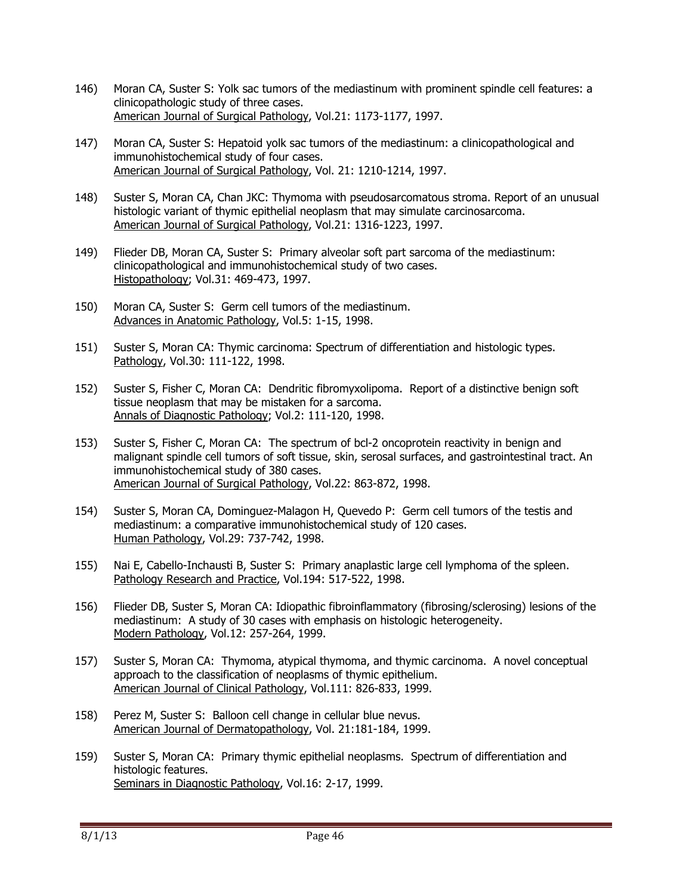146) Moran CA, Suster S: Yolk sac tumors of the mediastinum with prominent spindle cell features: a clinicopathologic study of three cases.
American Journal of Surgical Pathology, Vol.21: 1173-1177, 1997.

147) Moran CA, Suster S: Hepatoid yolk sac tumors of the mediastinum: a clinicopathological and immunohistochemical study of four cases.
American Journal of Surgical Pathology, Vol. 21: 1210-1214, 1997.

148) Suster S, Moran CA, Chan JKC: Thymoma with pseudosarcomatous stroma. Report of an unusual histologic variant of thymic epithelial neoplasm that may simulate carcinosarcoma.
American Journal of Surgical Pathology, Vol.21: 1316-1223, 1997.

149) Flieder DB, Moran CA, Suster S: Primary alveolar soft part sarcoma of the mediastinum: clinicopathological and immunohistochemical study of two cases.
Histopathology; Vol.31: 469-473, 1997.

150) Moran CA, Suster S: Germ cell tumors of the mediastinum.
Advances in Anatomic Pathology, Vol.5: 1-15, 1998.

151) Suster S, Moran CA: Thymic carcinoma: Spectrum of differentiation and histologic types.
Pathology, Vol.30: 111-122, 1998.

152) Suster S, Fisher C, Moran CA: Dendritic fibromyxolipoma. Report of a distinctive benign soft tissue neoplasm that may be mistaken for a sarcoma.
Annals of Diagnostic Pathology; Vol.2: 111-120, 1998.

153) Suster S, Fisher C, Moran CA: The spectrum of bcl-2 oncoprotein reactivity in benign and malignant spindle cell tumors of soft tissue, skin, serosal surfaces, and gastrointestinal tract. An immunohistochemical study of 380 cases.
American Journal of Surgical Pathology, Vol.22: 863-872, 1998.

154) Suster S, Moran CA, Dominguez-Malagon H, Quevedo P: Germ cell tumors of the testis and mediastinum: a comparative immunohistochemical study of 120 cases.
Human Pathology, Vol.29: 737-742, 1998.

155) Nai E, Cabello-Inchausti B, Suster S: Primary anaplastic large cell lymphoma of the spleen.
Pathology Research and Practice, Vol.194: 517-522, 1998.

156) Flieder DB, Suster S, Moran CA: Idiopathic fibroinflammatory (fibrosing/sclerosing) lesions of the mediastinum: A study of 30 cases with emphasis on histologic heterogeneity.
Modern Pathology, Vol.12: 257-264, 1999.

157) Suster S, Moran CA: Thymoma, atypical thymoma, and thymic carcinoma. A novel conceptual approach to the classification of neoplasms of thymic epithelium.
American Journal of Clinical Pathology, Vol.111: 826-833, 1999.

158) Perez M, Suster S: Balloon cell change in cellular blue nevus.
American Journal of Dermatopathology, Vol. 21:181-184, 1999.

159) Suster S, Moran CA: Primary thymic epithelial neoplasms. Spectrum of differentiation and histologic features.
Seminars in Diagnostic Pathology, Vol.16: 2-17, 1999.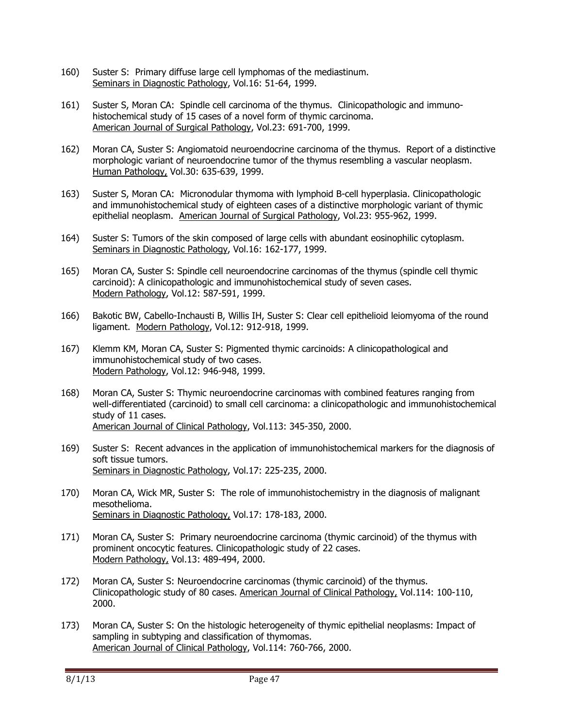160) Suster S: Primary diffuse large cell lymphomas of the mediastinum. Seminars in Diagnostic Pathology, Vol.16: 51-64, 1999.

161) Suster S, Moran CA: Spindle cell carcinoma of the thymus. Clinicopathologic and immunohistochemical study of 15 cases of a novel form of thymic carcinoma. American Journal of Surgical Pathology, Vol.23: 691-700, 1999.

162) Moran CA, Suster S: Angiomatoid neuroendocrine carcinoma of the thymus. Report of a distinctive morphologic variant of neuroendocrine tumor of the thymus resembling a vascular neoplasm. Human Pathology, Vol.30: 635-639, 1999.

163) Suster S, Moran CA: Micronodular thymoma with lymphoid B-cell hyperplasia. Clinicopathologic and immunohistochemical study of eighteen cases of a distinctive morphologic variant of thymic epithelial neoplasm. American Journal of Surgical Pathology, Vol.23: 955-962, 1999.

164) Suster S: Tumors of the skin composed of large cells with abundant eosinophilic cytoplasm. Seminars in Diagnostic Pathology, Vol.16: 162-177, 1999.

165) Moran CA, Suster S: Spindle cell neuroendocrine carcinomas of the thymus (spindle cell thymic carcinoid): A clinicopathologic and immunohistochemical study of seven cases. Modern Pathology, Vol.12: 587-591, 1999.

166) Bakotic BW, Cabello-Inchausti B, Willis IH, Suster S: Clear cell epithelioid leiomyoma of the round ligament. Modern Pathology, Vol.12: 912-918, 1999.

167) Klemm KM, Moran CA, Suster S: Pigmented thymic carcinoids: A clinicopathological and immunohistochemical study of two cases. Modern Pathology, Vol.12: 946-948, 1999.

168) Moran CA, Suster S: Thymic neuroendocrine carcinomas with combined features ranging from well-differentiated (carcinoid) to small cell carcinoma: a clinicopathologic and immunohistochemical study of 11 cases. American Journal of Clinical Pathology, Vol.113: 345-350, 2000.

169) Suster S: Recent advances in the application of immunohistochemical markers for the diagnosis of soft tissue tumors. Seminars in Diagnostic Pathology, Vol.17: 225-235, 2000.

170) Moran CA, Wick MR, Suster S: The role of immunohistochemistry in the diagnosis of malignant mesothelioma. Seminars in Diagnostic Pathology, Vol.17: 178-183, 2000.

171) Moran CA, Suster S: Primary neuroendocrine carcinoma (thymic carcinoid) of the thymus with prominent oncocytic features. Clinicopathologic study of 22 cases. Modern Pathology, Vol.13: 489-494, 2000.

172) Moran CA, Suster S: Neuroendocrine carcinomas (thymic carcinoid) of the thymus. Clinicopathologic study of 80 cases. American Journal of Clinical Pathology, Vol.114: 100-110, 2000.

173) Moran CA, Suster S: On the histologic heterogeneity of thymic epithelial neoplasms: Impact of sampling in subtyping and classification of thymomas. American Journal of Clinical Pathology, Vol.114: 760-766, 2000.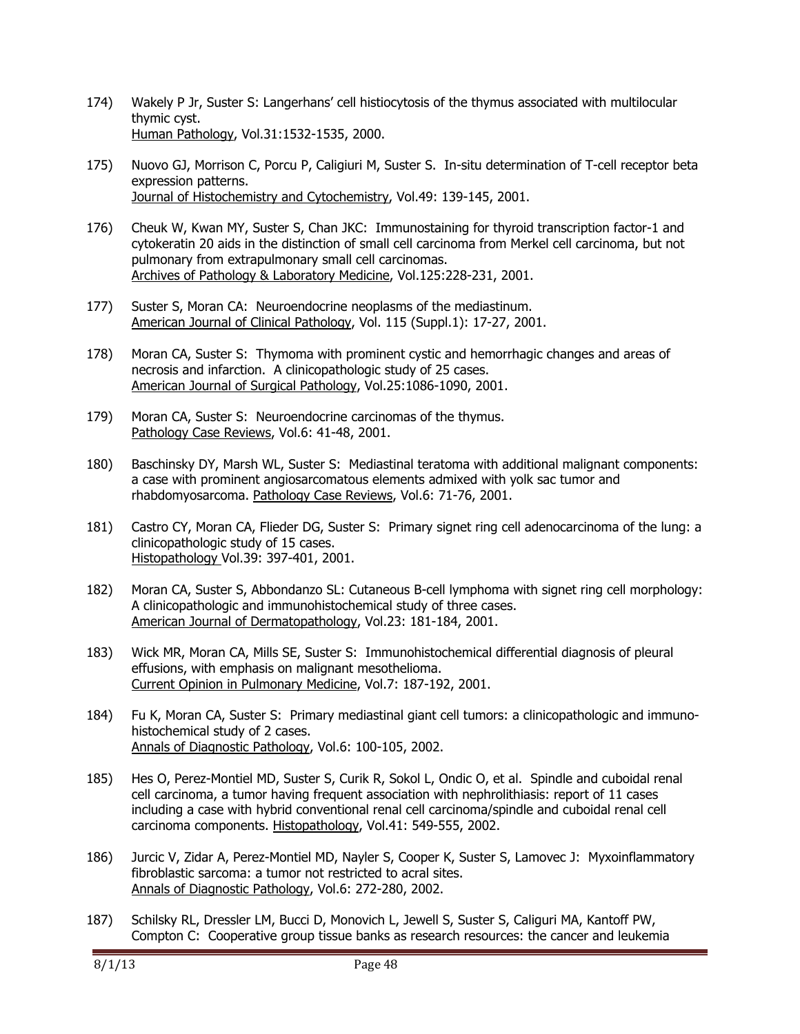174) Wakely P Jr, Suster S: Langerhans' cell histiocytosis of the thymus associated with multilocular thymic cyst.
Human Pathology, Vol.31:1532-1535, 2000.

175) Nuovo GJ, Morrison C, Porcu P, Caligiuri M, Suster S. In-situ determination of T-cell receptor beta expression patterns.
Journal of Histochemistry and Cytochemistry, Vol.49: 139-145, 2001.

176) Cheuk W, Kwan MY, Suster S, Chan JKC: Immunostaining for thyroid transcription factor-1 and cytokeratin 20 aids in the distinction of small cell carcinoma from Merkel cell carcinoma, but not pulmonary from extrapulmonary small cell carcinomas.
Archives of Pathology & Laboratory Medicine, Vol.125:228-231, 2001.

177) Suster S, Moran CA: Neuroendocrine neoplasms of the mediastinum.
American Journal of Clinical Pathology, Vol. 115 (Suppl.1): 17-27, 2001.

178) Moran CA, Suster S: Thymoma with prominent cystic and hemorrhagic changes and areas of necrosis and infarction. A clinicopathologic study of 25 cases.
American Journal of Surgical Pathology, Vol.25:1086-1090, 2001.

179) Moran CA, Suster S: Neuroendocrine carcinomas of the thymus.
Pathology Case Reviews, Vol.6: 41-48, 2001.

180) Baschinsky DY, Marsh WL, Suster S: Mediastinal teratoma with additional malignant components: a case with prominent angiosarcomatous elements admixed with yolk sac tumor and rhabdomyosarcoma. Pathology Case Reviews, Vol.6: 71-76, 2001.

181) Castro CY, Moran CA, Flieder DG, Suster S: Primary signet ring cell adenocarcinoma of the lung: a clinicopathologic study of 15 cases.
Histopathology Vol.39: 397-401, 2001.

182) Moran CA, Suster S, Abbondanzo SL: Cutaneous B-cell lymphoma with signet ring cell morphology: A clinicopathologic and immunohistochemical study of three cases.
American Journal of Dermatopathology, Vol.23: 181-184, 2001.

183) Wick MR, Moran CA, Mills SE, Suster S: Immunohistochemical differential diagnosis of pleural effusions, with emphasis on malignant mesothelioma.
Current Opinion in Pulmonary Medicine, Vol.7: 187-192, 2001.

184) Fu K, Moran CA, Suster S: Primary mediastinal giant cell tumors: a clinicopathologic and immunohistochemical study of 2 cases.
Annals of Diagnostic Pathology, Vol.6: 100-105, 2002.

185) Hes O, Perez-Montiel MD, Suster S, Curik R, Sokol L, Ondic O, et al. Spindle and cuboidal renal cell carcinoma, a tumor having frequent association with nephrolithiasis: report of 11 cases including a case with hybrid conventional renal cell carcinoma/spindle and cuboidal renal cell carcinoma components. Histopathology, Vol.41: 549-555, 2002.

186) Jurcic V, Zidar A, Perez-Montiel MD, Nayler S, Cooper K, Suster S, Lamovec J: Myxoinflammatory fibroblastic sarcoma: a tumor not restricted to acral sites.
Annals of Diagnostic Pathology, Vol.6: 272-280, 2002.

187) Schilsky RL, Dressler LM, Bucci D, Monovich L, Jewell S, Suster S, Caliguri MA, Kantoff PW, Compton C: Cooperative group tissue banks as research resources: the cancer and leukemia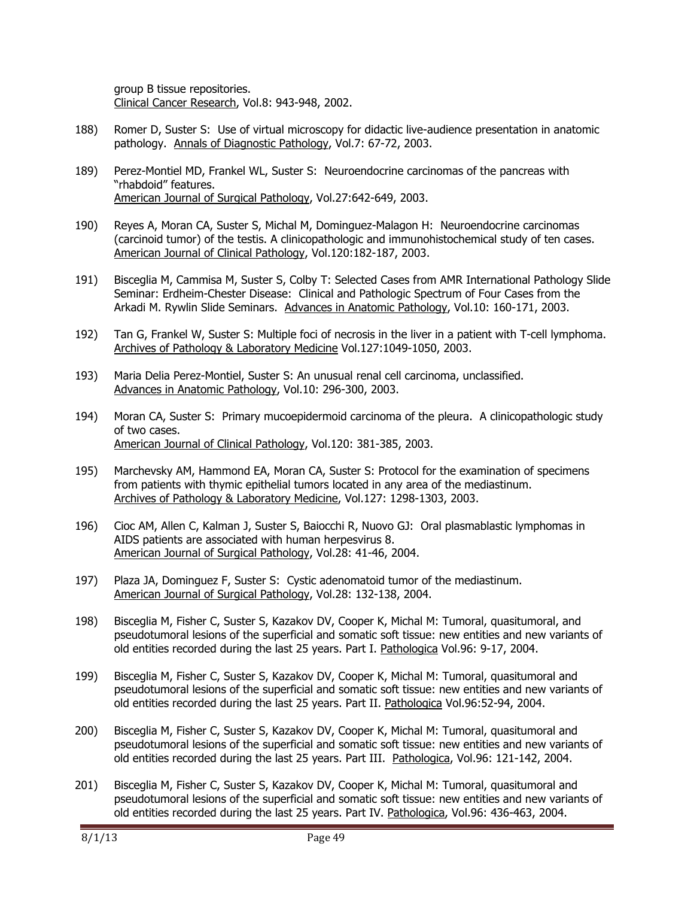group B tissue repositories.
Clinical Cancer Research, Vol.8: 943-948, 2002.

188) Romer D, Suster S: Use of virtual microscopy for didactic live-audience presentation in anatomic pathology. Annals of Diagnostic Pathology, Vol.7: 67-72, 2003.

189) Perez-Montiel MD, Frankel WL, Suster S: Neuroendocrine carcinomas of the pancreas with "rhabdoid" features.
American Journal of Surgical Pathology, Vol.27:642-649, 2003.

190) Reyes A, Moran CA, Suster S, Michal M, Dominguez-Malagon H: Neuroendocrine carcinomas (carcinoid tumor) of the testis. A clinicopathologic and immunohistochemical study of ten cases.
American Journal of Clinical Pathology, Vol.120:182-187, 2003.

191) Bisceglia M, Cammisa M, Suster S, Colby T: Selected Cases from AMR International Pathology Slide Seminar: Erdheim-Chester Disease: Clinical and Pathologic Spectrum of Four Cases from the Arkadi M. Rywlin Slide Seminars. Advances in Anatomic Pathology, Vol.10: 160-171, 2003.

192) Tan G, Frankel W, Suster S: Multiple foci of necrosis in the liver in a patient with T-cell lymphoma. Archives of Pathology & Laboratory Medicine Vol.127:1049-1050, 2003.

193) Maria Delia Perez-Montiel, Suster S: An unusual renal cell carcinoma, unclassified.
Advances in Anatomic Pathology, Vol.10: 296-300, 2003.

194) Moran CA, Suster S: Primary mucoepidermoid carcinoma of the pleura. A clinicopathologic study of two cases.
American Journal of Clinical Pathology, Vol.120: 381-385, 2003.

195) Marchevsky AM, Hammond EA, Moran CA, Suster S: Protocol for the examination of specimens from patients with thymic epithelial tumors located in any area of the mediastinum.
Archives of Pathology & Laboratory Medicine, Vol.127: 1298-1303, 2003.

196) Cioc AM, Allen C, Kalman J, Suster S, Baiocchi R, Nuovo GJ: Oral plasmablastic lymphomas in AIDS patients are associated with human herpesvirus 8.
American Journal of Surgical Pathology, Vol.28: 41-46, 2004.

197) Plaza JA, Dominguez F, Suster S: Cystic adenomatoid tumor of the mediastinum.
American Journal of Surgical Pathology, Vol.28: 132-138, 2004.

198) Bisceglia M, Fisher C, Suster S, Kazakov DV, Cooper K, Michal M: Tumoral, quasitumoral, and pseudotumoral lesions of the superficial and somatic soft tissue: new entities and new variants of old entities recorded during the last 25 years. Part I. Pathologica Vol.96: 9-17, 2004.

199) Bisceglia M, Fisher C, Suster S, Kazakov DV, Cooper K, Michal M: Tumoral, quasitumoral and pseudotumoral lesions of the superficial and somatic soft tissue: new entities and new variants of old entities recorded during the last 25 years. Part II. Pathologica Vol.96:52-94, 2004.

200) Bisceglia M, Fisher C, Suster S, Kazakov DV, Cooper K, Michal M: Tumoral, quasitumoral and pseudotumoral lesions of the superficial and somatic soft tissue: new entities and new variants of old entities recorded during the last 25 years. Part III. Pathologica, Vol.96: 121-142, 2004.

201) Bisceglia M, Fisher C, Suster S, Kazakov DV, Cooper K, Michal M: Tumoral, quasitumoral and pseudotumoral lesions of the superficial and somatic soft tissue: new entities and new variants of old entities recorded during the last 25 years. Part IV. Pathologica, Vol.96: 436-463, 2004.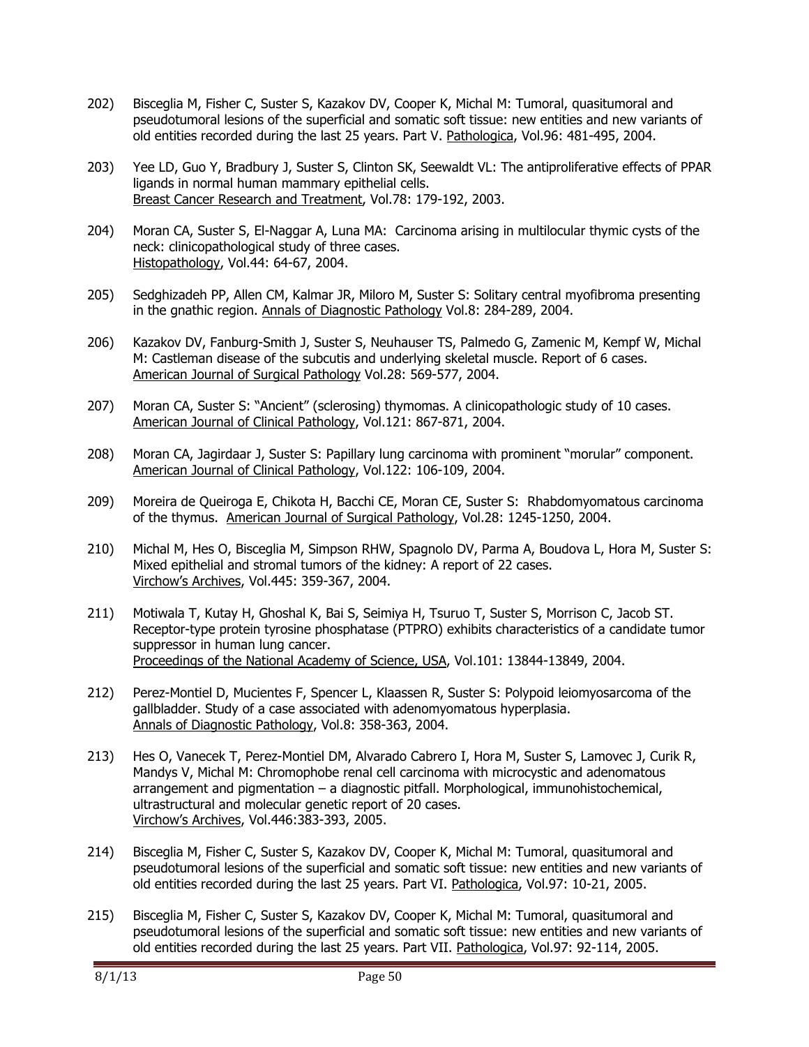202) Bisceglia M, Fisher C, Suster S, Kazakov DV, Cooper K, Michal M: Tumoral, quasitumoral and pseudotumoral lesions of the superficial and somatic soft tissue: new entities and new variants of old entities recorded during the last 25 years. Part V. Pathologica, Vol.96: 481-495, 2004.

203) Yee LD, Guo Y, Bradbury J, Suster S, Clinton SK, Seewaldt VL: The antiproliferative effects of PPAR ligands in normal human mammary epithelial cells. Breast Cancer Research and Treatment, Vol.78: 179-192, 2003.

204) Moran CA, Suster S, El-Naggar A, Luna MA: Carcinoma arising in multilocular thymic cysts of the neck: clinicopathological study of three cases. Histopathology, Vol.44: 64-67, 2004.

205) Sedghizadeh PP, Allen CM, Kalmar JR, Miloro M, Suster S: Solitary central myofibroma presenting in the gnathic region. Annals of Diagnostic Pathology Vol.8: 284-289, 2004.

206) Kazakov DV, Fanburg-Smith J, Suster S, Neuhauser TS, Palmedo G, Zamenic M, Kempf W, Michal M: Castleman disease of the subcutis and underlying skeletal muscle. Report of 6 cases. American Journal of Surgical Pathology Vol.28: 569-577, 2004.

207) Moran CA, Suster S: "Ancient" (sclerosing) thymomas. A clinicopathologic study of 10 cases. American Journal of Clinical Pathology, Vol.121: 867-871, 2004.

208) Moran CA, Jagirdaar J, Suster S: Papillary lung carcinoma with prominent "morular" component. American Journal of Clinical Pathology, Vol.122: 106-109, 2004.

209) Moreira de Queiroga E, Chikota H, Bacchi CE, Moran CE, Suster S: Rhabdomyomatous carcinoma of the thymus. American Journal of Surgical Pathology, Vol.28: 1245-1250, 2004.

210) Michal M, Hes O, Bisceglia M, Simpson RHW, Spagnolo DV, Parma A, Boudova L, Hora M, Suster S: Mixed epithelial and stromal tumors of the kidney: A report of 22 cases. Virchow's Archives, Vol.445: 359-367, 2004.

211) Motiwala T, Kutay H, Ghoshal K, Bai S, Seimiya H, Tsuruo T, Suster S, Morrison C, Jacob ST. Receptor-type protein tyrosine phosphatase (PTPRO) exhibits characteristics of a candidate tumor suppressor in human lung cancer. Proceedings of the National Academy of Science, USA, Vol.101: 13844-13849, 2004.

212) Perez-Montiel D, Mucientes F, Spencer L, Klaassen R, Suster S: Polypoid leiomyosarcoma of the gallbladder. Study of a case associated with adenomyomatous hyperplasia. Annals of Diagnostic Pathology, Vol.8: 358-363, 2004.

213) Hes O, Vanecek T, Perez-Montiel DM, Alvarado Cabrero I, Hora M, Suster S, Lamovec J, Curik R, Mandys V, Michal M: Chromophobe renal cell carcinoma with microcystic and adenomatous arrangement and pigmentation – a diagnostic pitfall. Morphological, immunohistochemical, ultrastructural and molecular genetic report of 20 cases. Virchow's Archives, Vol.446:383-393, 2005.

214) Bisceglia M, Fisher C, Suster S, Kazakov DV, Cooper K, Michal M: Tumoral, quasitumoral and pseudotumoral lesions of the superficial and somatic soft tissue: new entities and new variants of old entities recorded during the last 25 years. Part VI. Pathologica, Vol.97: 10-21, 2005.

215) Bisceglia M, Fisher C, Suster S, Kazakov DV, Cooper K, Michal M: Tumoral, quasitumoral and pseudotumoral lesions of the superficial and somatic soft tissue: new entities and new variants of old entities recorded during the last 25 years. Part VII. Pathologica, Vol.97: 92-114, 2005.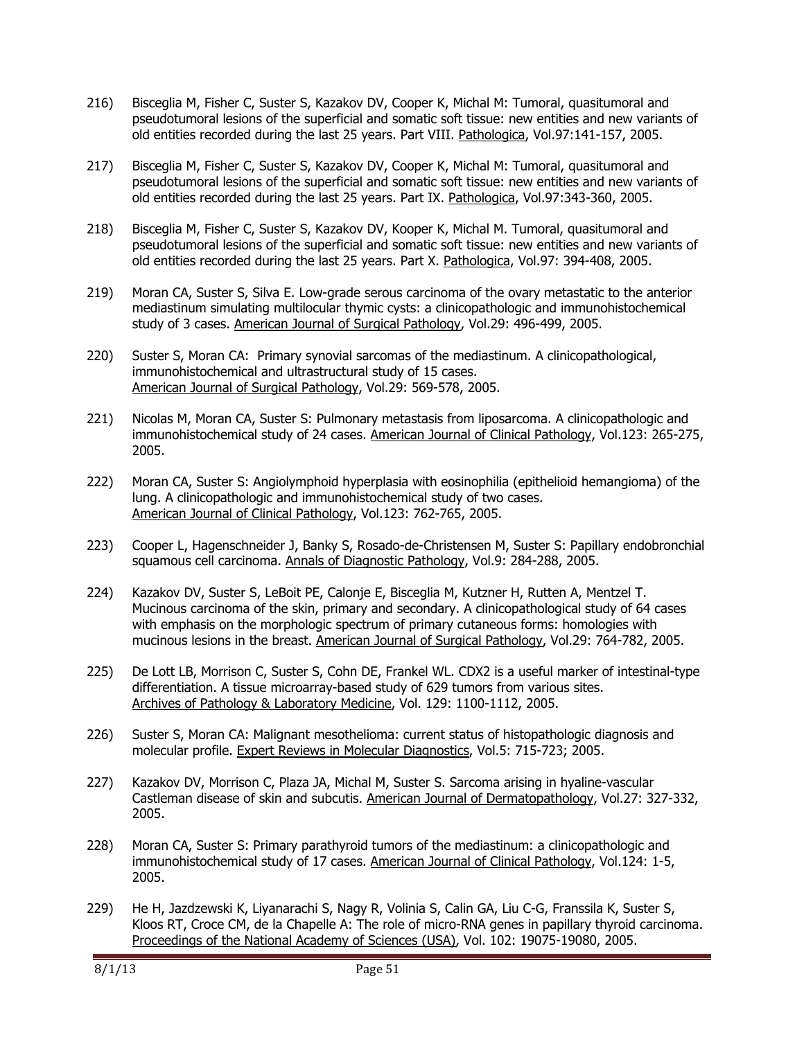216) Bisceglia M, Fisher C, Suster S, Kazakov DV, Cooper K, Michal M: Tumoral, quasitumoral and pseudotumoral lesions of the superficial and somatic soft tissue: new entities and new variants of old entities recorded during the last 25 years. Part VIII. Pathologica, Vol.97:141-157, 2005.

217) Bisceglia M, Fisher C, Suster S, Kazakov DV, Cooper K, Michal M: Tumoral, quasitumoral and pseudotumoral lesions of the superficial and somatic soft tissue: new entities and new variants of old entities recorded during the last 25 years. Part IX. Pathologica, Vol.97:343-360, 2005.

218) Bisceglia M, Fisher C, Suster S, Kazakov DV, Kooper K, Michal M. Tumoral, quasitumoral and pseudotumoral lesions of the superficial and somatic soft tissue: new entities and new variants of old entities recorded during the last 25 years. Part X. Pathologica, Vol.97: 394-408, 2005.

219) Moran CA, Suster S, Silva E. Low-grade serous carcinoma of the ovary metastatic to the anterior mediastinum simulating multilocular thymic cysts: a clinicopathologic and immunohistochemical study of 3 cases. American Journal of Surgical Pathology, Vol.29: 496-499, 2005.

220) Suster S, Moran CA: Primary synovial sarcomas of the mediastinum. A clinicopathological, immunohistochemical and ultrastructural study of 15 cases. American Journal of Surgical Pathology, Vol.29: 569-578, 2005.

221) Nicolas M, Moran CA, Suster S: Pulmonary metastasis from liposarcoma. A clinicopathologic and immunohistochemical study of 24 cases. American Journal of Clinical Pathology, Vol.123: 265-275, 2005.

222) Moran CA, Suster S: Angiolymphoid hyperplasia with eosinophilia (epithelioid hemangioma) of the lung. A clinicopathologic and immunohistochemical study of two cases. American Journal of Clinical Pathology, Vol.123: 762-765, 2005.

223) Cooper L, Hagenschneider J, Banky S, Rosado-de-Christensen M, Suster S: Papillary endobronchial squamous cell carcinoma. Annals of Diagnostic Pathology, Vol.9: 284-288, 2005.

224) Kazakov DV, Suster S, LeBoit PE, Calonje E, Bisceglia M, Kutzner H, Rutten A, Mentzel T. Mucinous carcinoma of the skin, primary and secondary. A clinicopathological study of 64 cases with emphasis on the morphologic spectrum of primary cutaneous forms: homologies with mucinous lesions in the breast. American Journal of Surgical Pathology, Vol.29: 764-782, 2005.

225) De Lott LB, Morrison C, Suster S, Cohn DE, Frankel WL. CDX2 is a useful marker of intestinal-type differentiation. A tissue microarray-based study of 629 tumors from various sites. Archives of Pathology & Laboratory Medicine, Vol. 129: 1100-1112, 2005.

226) Suster S, Moran CA: Malignant mesothelioma: current status of histopathologic diagnosis and molecular profile. Expert Reviews in Molecular Diagnostics, Vol.5: 715-723; 2005.

227) Kazakov DV, Morrison C, Plaza JA, Michal M, Suster S. Sarcoma arising in hyaline-vascular Castleman disease of skin and subcutis. American Journal of Dermatopathology, Vol.27: 327-332, 2005.

228) Moran CA, Suster S: Primary parathyroid tumors of the mediastinum: a clinicopathologic and immunohistochemical study of 17 cases. American Journal of Clinical Pathology, Vol.124: 1-5, 2005.

229) He H, Jazdzewski K, Liyanarachi S, Nagy R, Volinia S, Calin GA, Liu C-G, Franssila K, Suster S, Kloos RT, Croce CM, de la Chapelle A: The role of micro-RNA genes in papillary thyroid carcinoma. Proceedings of the National Academy of Sciences (USA), Vol. 102: 19075-19080, 2005.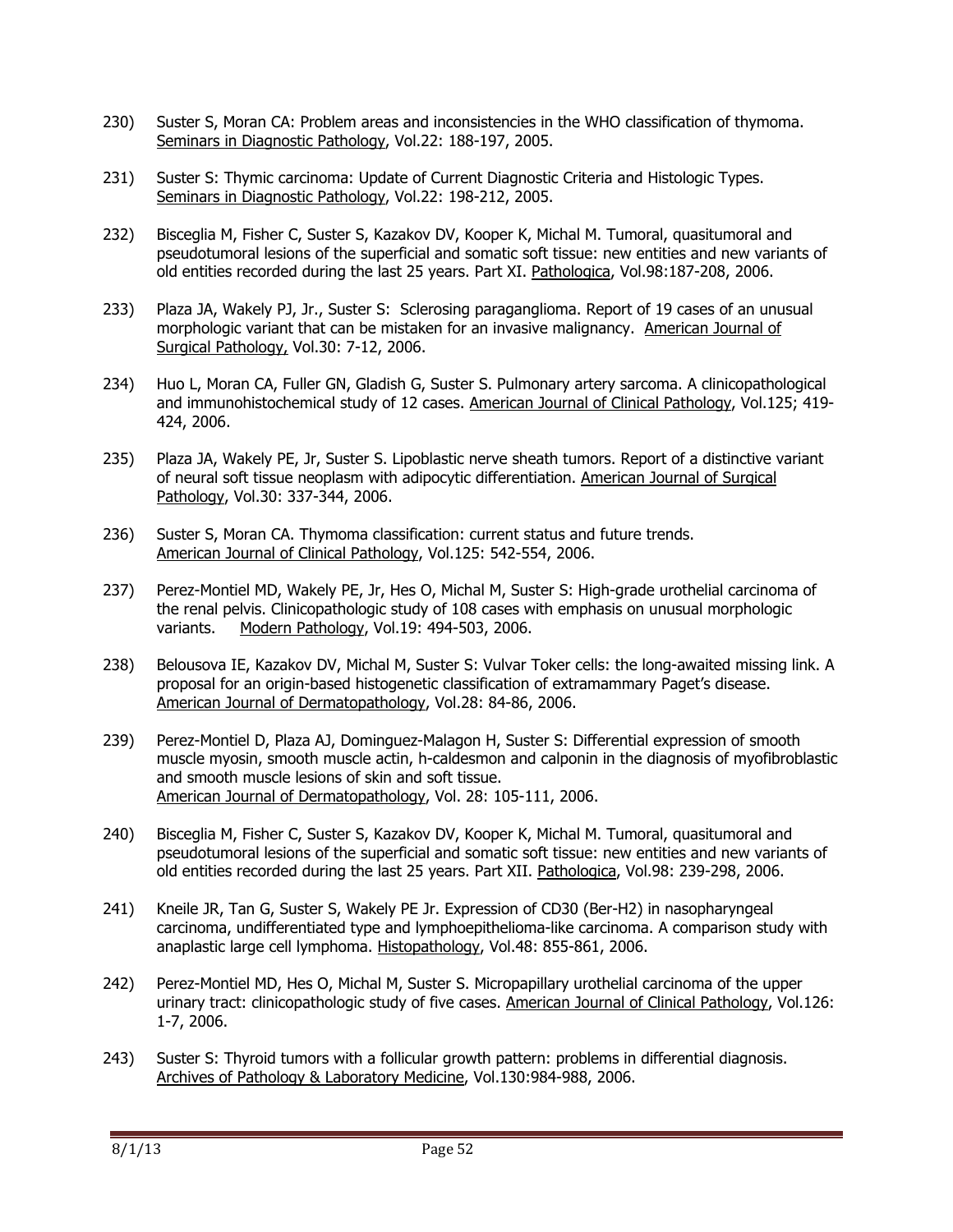230) Suster S, Moran CA: Problem areas and inconsistencies in the WHO classification of thymoma. Seminars in Diagnostic Pathology, Vol.22: 188-197, 2005.

231) Suster S: Thymic carcinoma: Update of Current Diagnostic Criteria and Histologic Types. Seminars in Diagnostic Pathology, Vol.22: 198-212, 2005.

232) Bisceglia M, Fisher C, Suster S, Kazakov DV, Kooper K, Michal M. Tumoral, quasitumoral and pseudotumoral lesions of the superficial and somatic soft tissue: new entities and new variants of old entities recorded during the last 25 years. Part XI. Pathologica, Vol.98:187-208, 2006.

233) Plaza JA, Wakely PJ, Jr., Suster S: Sclerosing paraganglioma. Report of 19 cases of an unusual morphologic variant that can be mistaken for an invasive malignancy. American Journal of Surgical Pathology, Vol.30: 7-12, 2006.

234) Huo L, Moran CA, Fuller GN, Gladish G, Suster S. Pulmonary artery sarcoma. A clinicopathological and immunohistochemical study of 12 cases. American Journal of Clinical Pathology, Vol.125; 419-424, 2006.

235) Plaza JA, Wakely PE, Jr, Suster S. Lipoblastic nerve sheath tumors. Report of a distinctive variant of neural soft tissue neoplasm with adipocytic differentiation. American Journal of Surgical Pathology, Vol.30: 337-344, 2006.

236) Suster S, Moran CA. Thymoma classification: current status and future trends. American Journal of Clinical Pathology, Vol.125: 542-554, 2006.

237) Perez-Montiel MD, Wakely PE, Jr, Hes O, Michal M, Suster S: High-grade urothelial carcinoma of the renal pelvis. Clinicopathologic study of 108 cases with emphasis on unusual morphologic variants. Modern Pathology, Vol.19: 494-503, 2006.

238) Belousova IE, Kazakov DV, Michal M, Suster S: Vulvar Toker cells: the long-awaited missing link. A proposal for an origin-based histogenetic classification of extramammary Paget's disease. American Journal of Dermatopathology, Vol.28: 84-86, 2006.

239) Perez-Montiel D, Plaza AJ, Dominguez-Malagon H, Suster S: Differential expression of smooth muscle myosin, smooth muscle actin, h-caldesmon and calponin in the diagnosis of myofibroblastic and smooth muscle lesions of skin and soft tissue. American Journal of Dermatopathology, Vol. 28: 105-111, 2006.

240) Bisceglia M, Fisher C, Suster S, Kazakov DV, Kooper K, Michal M. Tumoral, quasitumoral and pseudotumoral lesions of the superficial and somatic soft tissue: new entities and new variants of old entities recorded during the last 25 years. Part XII. Pathologica, Vol.98: 239-298, 2006.

241) Kneile JR, Tan G, Suster S, Wakely PE Jr. Expression of CD30 (Ber-H2) in nasopharyngeal carcinoma, undifferentiated type and lymphoepithelioma-like carcinoma. A comparison study with anaplastic large cell lymphoma. Histopathology, Vol.48: 855-861, 2006.

242) Perez-Montiel MD, Hes O, Michal M, Suster S. Micropapillary urothelial carcinoma of the upper urinary tract: clinicopathologic study of five cases. American Journal of Clinical Pathology, Vol.126: 1-7, 2006.

243) Suster S: Thyroid tumors with a follicular growth pattern: problems in differential diagnosis. Archives of Pathology & Laboratory Medicine, Vol.130:984-988, 2006.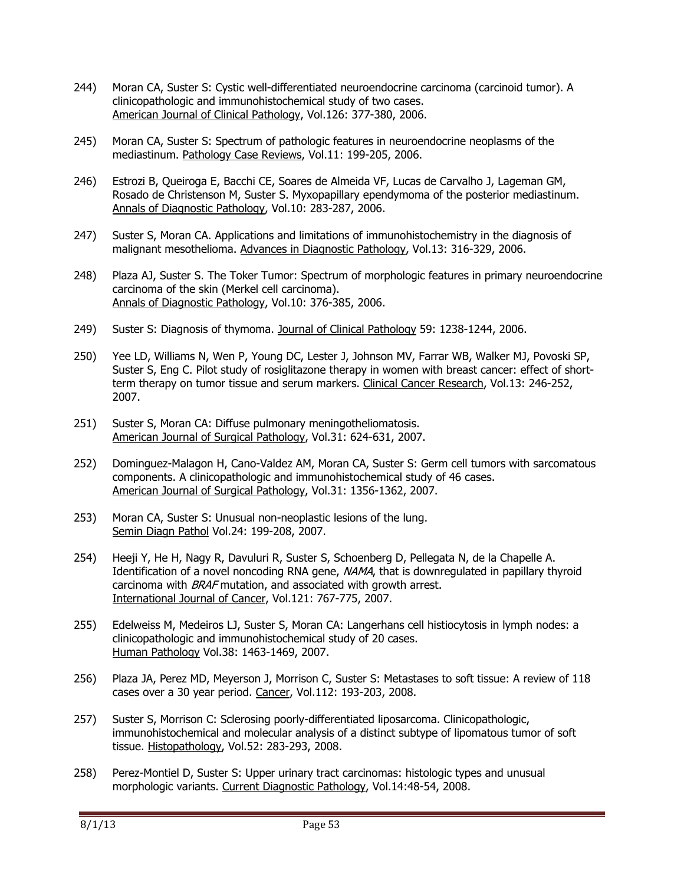244) Moran CA, Suster S: Cystic well-differentiated neuroendocrine carcinoma (carcinoid tumor). A clinicopathologic and immunohistochemical study of two cases. American Journal of Clinical Pathology, Vol.126: 377-380, 2006.

245) Moran CA, Suster S: Spectrum of pathologic features in neuroendocrine neoplasms of the mediastinum. Pathology Case Reviews, Vol.11: 199-205, 2006.

246) Estrozi B, Queiroga E, Bacchi CE, Soares de Almeida VF, Lucas de Carvalho J, Lageman GM, Rosado de Christenson M, Suster S. Myxopapillary ependymoma of the posterior mediastinum. Annals of Diagnostic Pathology, Vol.10: 283-287, 2006.

247) Suster S, Moran CA. Applications and limitations of immunohistochemistry in the diagnosis of malignant mesothelioma. Advances in Diagnostic Pathology, Vol.13: 316-329, 2006.

248) Plaza AJ, Suster S. The Toker Tumor: Spectrum of morphologic features in primary neuroendocrine carcinoma of the skin (Merkel cell carcinoma). Annals of Diagnostic Pathology, Vol.10: 376-385, 2006.

249) Suster S: Diagnosis of thymoma. Journal of Clinical Pathology 59: 1238-1244, 2006.

250) Yee LD, Williams N, Wen P, Young DC, Lester J, Johnson MV, Farrar WB, Walker MJ, Povoski SP, Suster S, Eng C. Pilot study of rosiglitazone therapy in women with breast cancer: effect of short-term therapy on tumor tissue and serum markers. Clinical Cancer Research, Vol.13: 246-252, 2007.

251) Suster S, Moran CA: Diffuse pulmonary meningotheliomatosis. American Journal of Surgical Pathology, Vol.31: 624-631, 2007.

252) Dominguez-Malagon H, Cano-Valdez AM, Moran CA, Suster S: Germ cell tumors with sarcomatous components. A clinicopathologic and immunohistochemical study of 46 cases. American Journal of Surgical Pathology, Vol.31: 1356-1362, 2007.

253) Moran CA, Suster S: Unusual non-neoplastic lesions of the lung. Semin Diagn Pathol Vol.24: 199-208, 2007.

254) Heeji Y, He H, Nagy R, Davuluri R, Suster S, Schoenberg D, Pellegata N, de la Chapelle A. Identification of a novel noncoding RNA gene, *NAMA*, that is downregulated in papillary thyroid carcinoma with *BRAF* mutation, and associated with growth arrest. International Journal of Cancer, Vol.121: 767-775, 2007.

255) Edelweiss M, Medeiros LJ, Suster S, Moran CA: Langerhans cell histiocytosis in lymph nodes: a clinicopathologic and immunohistochemical study of 20 cases. Human Pathology Vol.38: 1463-1469, 2007.

256) Plaza JA, Perez MD, Meyerson J, Morrison C, Suster S: Metastases to soft tissue: A review of 118 cases over a 30 year period. Cancer, Vol.112: 193-203, 2008.

257) Suster S, Morrison C: Sclerosing poorly-differentiated liposarcoma. Clinicopathologic, immunohistochemical and molecular analysis of a distinct subtype of lipomatous tumor of soft tissue. Histopathology, Vol.52: 283-293, 2008.

258) Perez-Montiel D, Suster S: Upper urinary tract carcinomas: histologic types and unusual morphologic variants. Current Diagnostic Pathology, Vol.14:48-54, 2008.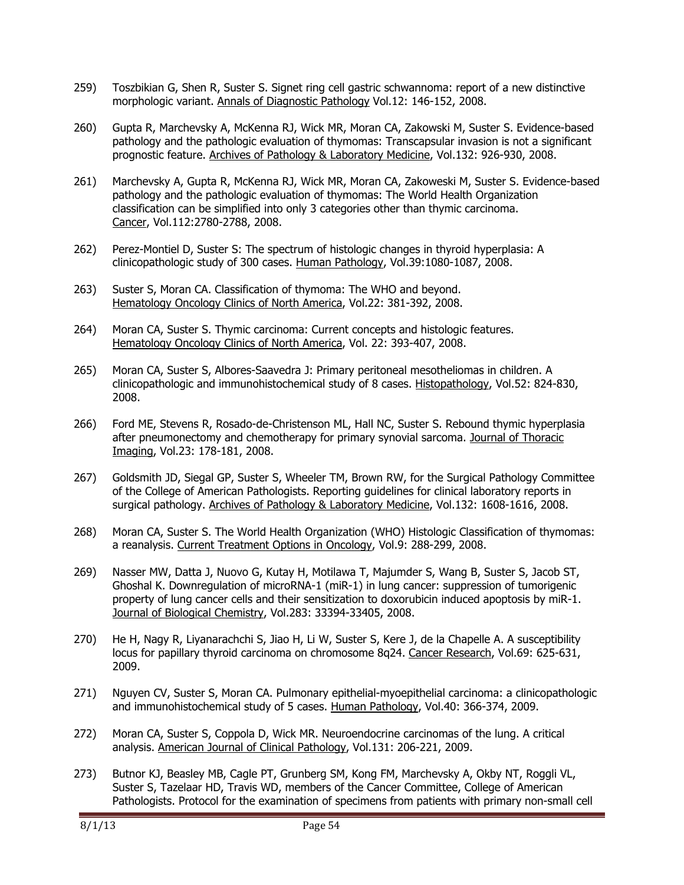259) Toszbikian G, Shen R, Suster S. Signet ring cell gastric schwannoma: report of a new distinctive morphologic variant. Annals of Diagnostic Pathology Vol.12: 146-152, 2008.

260) Gupta R, Marchevsky A, McKenna RJ, Wick MR, Moran CA, Zakowski M, Suster S. Evidence-based pathology and the pathologic evaluation of thymomas: Transcapsular invasion is not a significant prognostic feature. Archives of Pathology & Laboratory Medicine, Vol.132: 926-930, 2008.

261) Marchevsky A, Gupta R, McKenna RJ, Wick MR, Moran CA, Zakoweski M, Suster S. Evidence-based pathology and the pathologic evaluation of thymomas: The World Health Organization classification can be simplified into only 3 categories other than thymic carcinoma. Cancer, Vol.112:2780-2788, 2008.

262) Perez-Montiel D, Suster S: The spectrum of histologic changes in thyroid hyperplasia: A clinicopathologic study of 300 cases. Human Pathology, Vol.39:1080-1087, 2008.

263) Suster S, Moran CA. Classification of thymoma: The WHO and beyond. Hematology Oncology Clinics of North America, Vol.22: 381-392, 2008.

264) Moran CA, Suster S. Thymic carcinoma: Current concepts and histologic features. Hematology Oncology Clinics of North America, Vol. 22: 393-407, 2008.

265) Moran CA, Suster S, Albores-Saavedra J: Primary peritoneal mesotheliomas in children. A clinicopathologic and immunohistochemical study of 8 cases. Histopathology, Vol.52: 824-830, 2008.

266) Ford ME, Stevens R, Rosado-de-Christenson ML, Hall NC, Suster S. Rebound thymic hyperplasia after pneumonectomy and chemotherapy for primary synovial sarcoma. Journal of Thoracic Imaging, Vol.23: 178-181, 2008.

267) Goldsmith JD, Siegal GP, Suster S, Wheeler TM, Brown RW, for the Surgical Pathology Committee of the College of American Pathologists. Reporting guidelines for clinical laboratory reports in surgical pathology. Archives of Pathology & Laboratory Medicine, Vol.132: 1608-1616, 2008.

268) Moran CA, Suster S. The World Health Organization (WHO) Histologic Classification of thymomas: a reanalysis. Current Treatment Options in Oncology, Vol.9: 288-299, 2008.

269) Nasser MW, Datta J, Nuovo G, Kutay H, Motilawa T, Majumder S, Wang B, Suster S, Jacob ST, Ghoshal K. Downregulation of microRNA-1 (miR-1) in lung cancer: suppression of tumorigenic property of lung cancer cells and their sensitization to doxorubicin induced apoptosis by miR-1. Journal of Biological Chemistry, Vol.283: 33394-33405, 2008.

270) He H, Nagy R, Liyanarachchi S, Jiao H, Li W, Suster S, Kere J, de la Chapelle A. A susceptibility locus for papillary thyroid carcinoma on chromosome 8q24. Cancer Research, Vol.69: 625-631, 2009.

271) Nguyen CV, Suster S, Moran CA. Pulmonary epithelial-myoepithelial carcinoma: a clinicopathologic and immunohistochemical study of 5 cases. Human Pathology, Vol.40: 366-374, 2009.

272) Moran CA, Suster S, Coppola D, Wick MR. Neuroendocrine carcinomas of the lung. A critical analysis. American Journal of Clinical Pathology, Vol.131: 206-221, 2009.

273) Butnor KJ, Beasley MB, Cagle PT, Grunberg SM, Kong FM, Marchevsky A, Okby NT, Roggli VL, Suster S, Tazelaar HD, Travis WD, members of the Cancer Committee, College of American Pathologists. Protocol for the examination of specimens from patients with primary non-small cell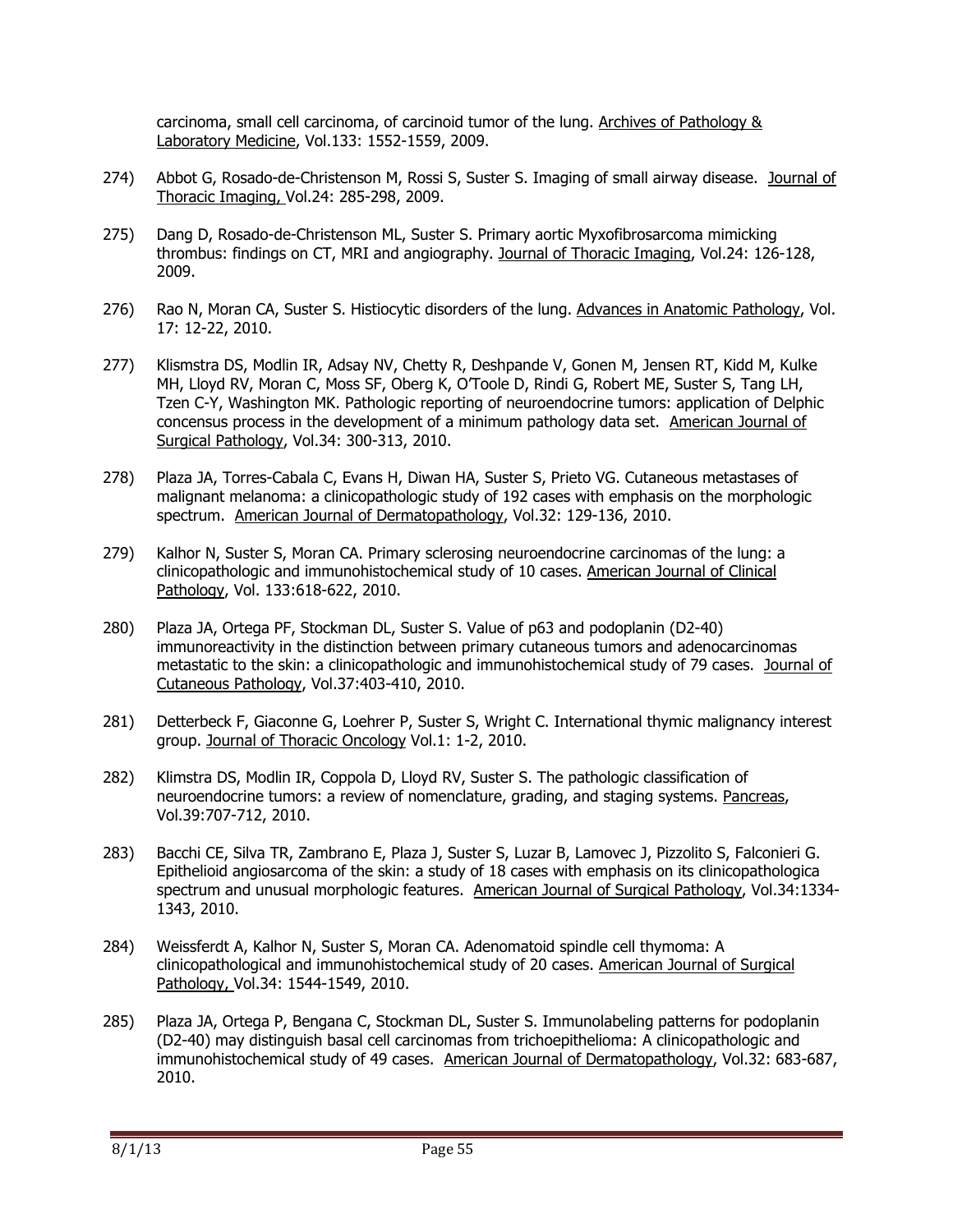carcinoma, small cell carcinoma, of carcinoid tumor of the lung. Archives of Pathology & Laboratory Medicine, Vol.133: 1552-1559, 2009.

274) Abbot G, Rosado-de-Christenson M, Rossi S, Suster S. Imaging of small airway disease. Journal of Thoracic Imaging, Vol.24: 285-298, 2009.

275) Dang D, Rosado-de-Christenson ML, Suster S. Primary aortic Myxofibrosarcoma mimicking thrombus: findings on CT, MRI and angiography. Journal of Thoracic Imaging, Vol.24: 126-128, 2009.

276) Rao N, Moran CA, Suster S. Histiocytic disorders of the lung. Advances in Anatomic Pathology, Vol. 17: 12-22, 2010.

277) Klismstra DS, Modlin IR, Adsay NV, Chetty R, Deshpande V, Gonen M, Jensen RT, Kidd M, Kulke MH, Lloyd RV, Moran C, Moss SF, Oberg K, O'Toole D, Rindi G, Robert ME, Suster S, Tang LH, Tzen C-Y, Washington MK. Pathologic reporting of neuroendocrine tumors: application of Delphic concensus process in the development of a minimum pathology data set. American Journal of Surgical Pathology, Vol.34: 300-313, 2010.

278) Plaza JA, Torres-Cabala C, Evans H, Diwan HA, Suster S, Prieto VG. Cutaneous metastases of malignant melanoma: a clinicopathologic study of 192 cases with emphasis on the morphologic spectrum. American Journal of Dermatopathology, Vol.32: 129-136, 2010.

279) Kalhor N, Suster S, Moran CA. Primary sclerosing neuroendocrine carcinomas of the lung: a clinicopathologic and immunohistochemical study of 10 cases. American Journal of Clinical Pathology, Vol. 133:618-622, 2010.

280) Plaza JA, Ortega PF, Stockman DL, Suster S. Value of p63 and podoplanin (D2-40) immunoreactivity in the distinction between primary cutaneous tumors and adenocarcinomas metastatic to the skin: a clinicopathologic and immunohistochemical study of 79 cases. Journal of Cutaneous Pathology, Vol.37:403-410, 2010.

281) Detterbeck F, Giaconne G, Loehrer P, Suster S, Wright C. International thymic malignancy interest group. Journal of Thoracic Oncology Vol.1: 1-2, 2010.

282) Klimstra DS, Modlin IR, Coppola D, Lloyd RV, Suster S. The pathologic classification of neuroendocrine tumors: a review of nomenclature, grading, and staging systems. Pancreas, Vol.39:707-712, 2010.

283) Bacchi CE, Silva TR, Zambrano E, Plaza J, Suster S, Luzar B, Lamovec J, Pizzolito S, Falconieri G. Epithelioid angiosarcoma of the skin: a study of 18 cases with emphasis on its clinicopathologica spectrum and unusual morphologic features. American Journal of Surgical Pathology, Vol.34:1334-1343, 2010.

284) Weissferdt A, Kalhor N, Suster S, Moran CA. Adenomatoid spindle cell thymoma: A clinicopathological and immunohistochemical study of 20 cases. American Journal of Surgical Pathology, Vol.34: 1544-1549, 2010.

285) Plaza JA, Ortega P, Bengana C, Stockman DL, Suster S. Immunolabeling patterns for podoplanin (D2-40) may distinguish basal cell carcinomas from trichoepithelioma: A clinicopathologic and immunohistochemical study of 49 cases. American Journal of Dermatopathology, Vol.32: 683-687, 2010.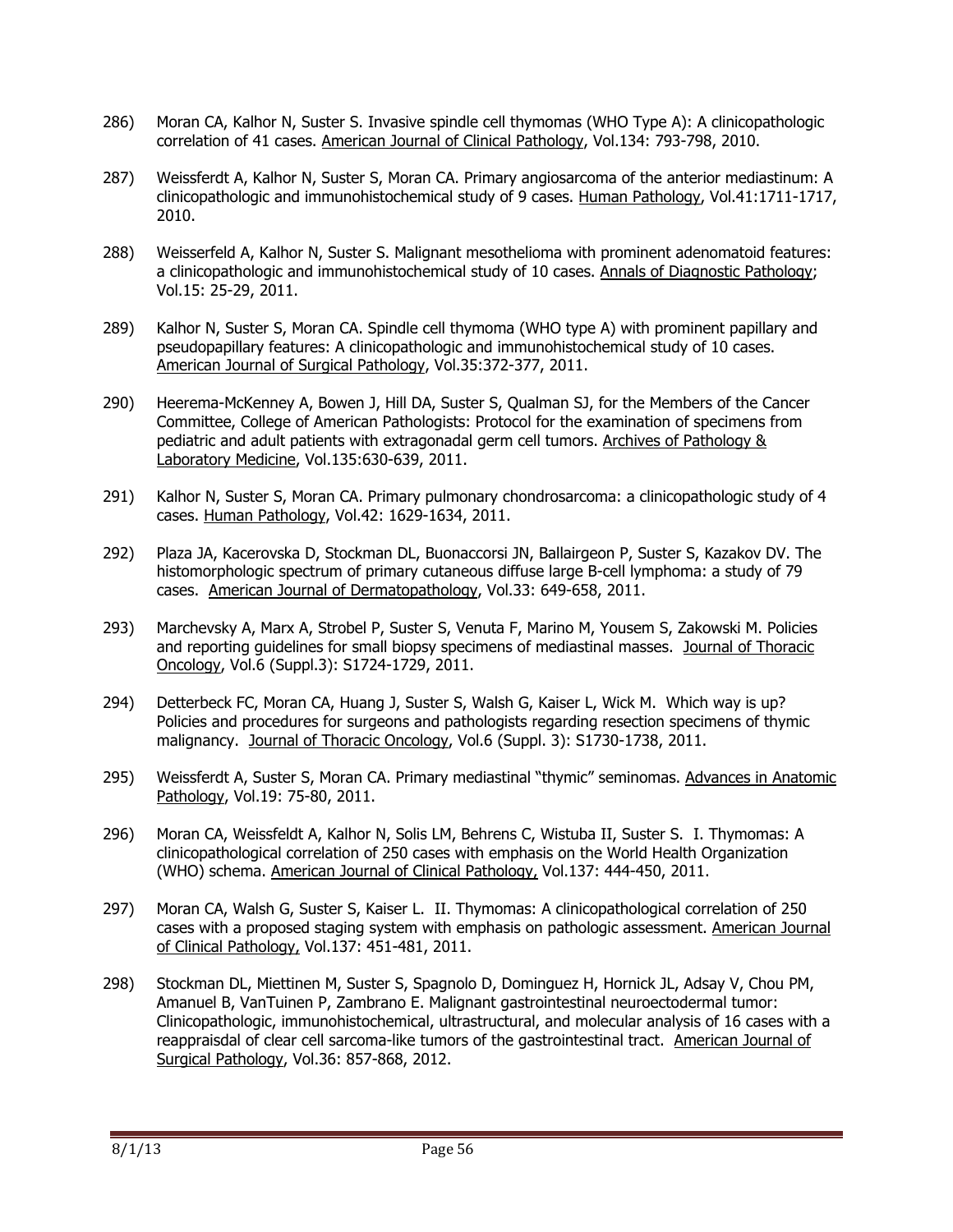286) Moran CA, Kalhor N, Suster S. Invasive spindle cell thymomas (WHO Type A): A clinicopathologic correlation of 41 cases. American Journal of Clinical Pathology, Vol.134: 793-798, 2010.

287) Weissferdt A, Kalhor N, Suster S, Moran CA. Primary angiosarcoma of the anterior mediastinum: A clinicopathologic and immunohistochemical study of 9 cases. Human Pathology, Vol.41:1711-1717, 2010.

288) Weisserfeld A, Kalhor N, Suster S. Malignant mesothelioma with prominent adenomatoid features: a clinicopathologic and immunohistochemical study of 10 cases. Annals of Diagnostic Pathology; Vol.15: 25-29, 2011.

289) Kalhor N, Suster S, Moran CA. Spindle cell thymoma (WHO type A) with prominent papillary and pseudopapillary features: A clinicopathologic and immunohistochemical study of 10 cases. American Journal of Surgical Pathology, Vol.35:372-377, 2011.

290) Heerema-McKenney A, Bowen J, Hill DA, Suster S, Qualman SJ, for the Members of the Cancer Committee, College of American Pathologists: Protocol for the examination of specimens from pediatric and adult patients with extragonadal germ cell tumors. Archives of Pathology & Laboratory Medicine, Vol.135:630-639, 2011.

291) Kalhor N, Suster S, Moran CA. Primary pulmonary chondrosarcoma: a clinicopathologic study of 4 cases. Human Pathology, Vol.42: 1629-1634, 2011.

292) Plaza JA, Kacerovska D, Stockman DL, Buonaccorsi JN, Ballairgeon P, Suster S, Kazakov DV. The histomorphologic spectrum of primary cutaneous diffuse large B-cell lymphoma: a study of 79 cases. American Journal of Dermatopathology, Vol.33: 649-658, 2011.

293) Marchevsky A, Marx A, Strobel P, Suster S, Venuta F, Marino M, Yousem S, Zakowski M. Policies and reporting guidelines for small biopsy specimens of mediastinal masses. Journal of Thoracic Oncology, Vol.6 (Suppl.3): S1724-1729, 2011.

294) Detterbeck FC, Moran CA, Huang J, Suster S, Walsh G, Kaiser L, Wick M. Which way is up? Policies and procedures for surgeons and pathologists regarding resection specimens of thymic malignancy. Journal of Thoracic Oncology, Vol.6 (Suppl. 3): S1730-1738, 2011.

295) Weissferdt A, Suster S, Moran CA. Primary mediastinal "thymic" seminomas. Advances in Anatomic Pathology, Vol.19: 75-80, 2011.

296) Moran CA, Weissfeldt A, Kalhor N, Solis LM, Behrens C, Wistuba II, Suster S. I. Thymomas: A clinicopathological correlation of 250 cases with emphasis on the World Health Organization (WHO) schema. American Journal of Clinical Pathology, Vol.137: 444-450, 2011.

297) Moran CA, Walsh G, Suster S, Kaiser L. II. Thymomas: A clinicopathological correlation of 250 cases with a proposed staging system with emphasis on pathologic assessment. American Journal of Clinical Pathology, Vol.137: 451-481, 2011.

298) Stockman DL, Miettinen M, Suster S, Spagnolo D, Dominguez H, Hornick JL, Adsay V, Chou PM, Amanuel B, VanTuinen P, Zambrano E. Malignant gastrointestinal neuroectodermal tumor: Clinicopathologic, immunohistochemical, ultrastructural, and molecular analysis of 16 cases with a reappraisdal of clear cell sarcoma-like tumors of the gastrointestinal tract. American Journal of Surgical Pathology, Vol.36: 857-868, 2012.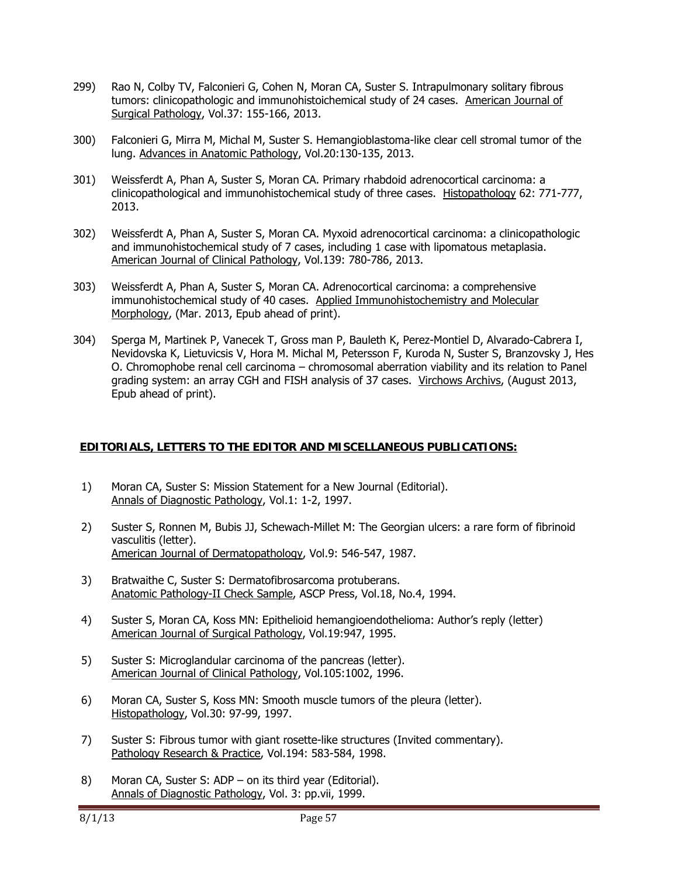299) Rao N, Colby TV, Falconieri G, Cohen N, Moran CA, Suster S. Intrapulmonary solitary fibrous tumors: clinicopathologic and immunohistoichemical study of 24 cases. American Journal of Surgical Pathology, Vol.37: 155-166, 2013.

300) Falconieri G, Mirra M, Michal M, Suster S. Hemangioblastoma-like clear cell stromal tumor of the lung. Advances in Anatomic Pathology, Vol.20:130-135, 2013.

301) Weissferdt A, Phan A, Suster S, Moran CA. Primary rhabdoid adrenocortical carcinoma: a clinicopathological and immunohistochemical study of three cases. Histopathology 62: 771-777, 2013.

302) Weissferdt A, Phan A, Suster S, Moran CA. Myxoid adrenocortical carcinoma: a clinicopathologic and immunohistochemical study of 7 cases, including 1 case with lipomatous metaplasia. American Journal of Clinical Pathology, Vol.139: 780-786, 2013.

303) Weissferdt A, Phan A, Suster S, Moran CA. Adrenocortical carcinoma: a comprehensive immunohistochemical study of 40 cases. Applied Immunohistochemistry and Molecular Morphology, (Mar. 2013, Epub ahead of print).

304) Sperga M, Martinek P, Vanecek T, Gross man P, Bauleth K, Perez-Montiel D, Alvarado-Cabrera I, Nevidovska K, Lietuvicsis V, Hora M. Michal M, Petersson F, Kuroda N, Suster S, Branzovsky J, Hes O. Chromophobe renal cell carcinoma – chromosomal aberration viability and its relation to Panel grading system: an array CGH and FISH analysis of 37 cases. Virchows Archivs, (August 2013, Epub ahead of print).

## EDITORIALS, LETTERS TO THE EDITOR AND MISCELLANEOUS PUBLICATIONS:

1) Moran CA, Suster S: Mission Statement for a New Journal (Editorial). Annals of Diagnostic Pathology, Vol.1: 1-2, 1997.

2) Suster S, Ronnen M, Bubis JJ, Schewach-Millet M: The Georgian ulcers: a rare form of fibrinoid vasculitis (letter). American Journal of Dermatopathology, Vol.9: 546-547, 1987.

3) Bratwaithe C, Suster S: Dermatofibrosarcoma protuberans. Anatomic Pathology-II Check Sample, ASCP Press, Vol.18, No.4, 1994.

4) Suster S, Moran CA, Koss MN: Epithelioid hemangioendothelioma: Author's reply (letter) American Journal of Surgical Pathology, Vol.19:947, 1995.

5) Suster S: Microglandular carcinoma of the pancreas (letter). American Journal of Clinical Pathology, Vol.105:1002, 1996.

6) Moran CA, Suster S, Koss MN: Smooth muscle tumors of the pleura (letter). Histopathology, Vol.30: 97-99, 1997.

7) Suster S: Fibrous tumor with giant rosette-like structures (Invited commentary). Pathology Research & Practice, Vol.194: 583-584, 1998.

8) Moran CA, Suster S: ADP – on its third year (Editorial). Annals of Diagnostic Pathology, Vol. 3: pp.vii, 1999.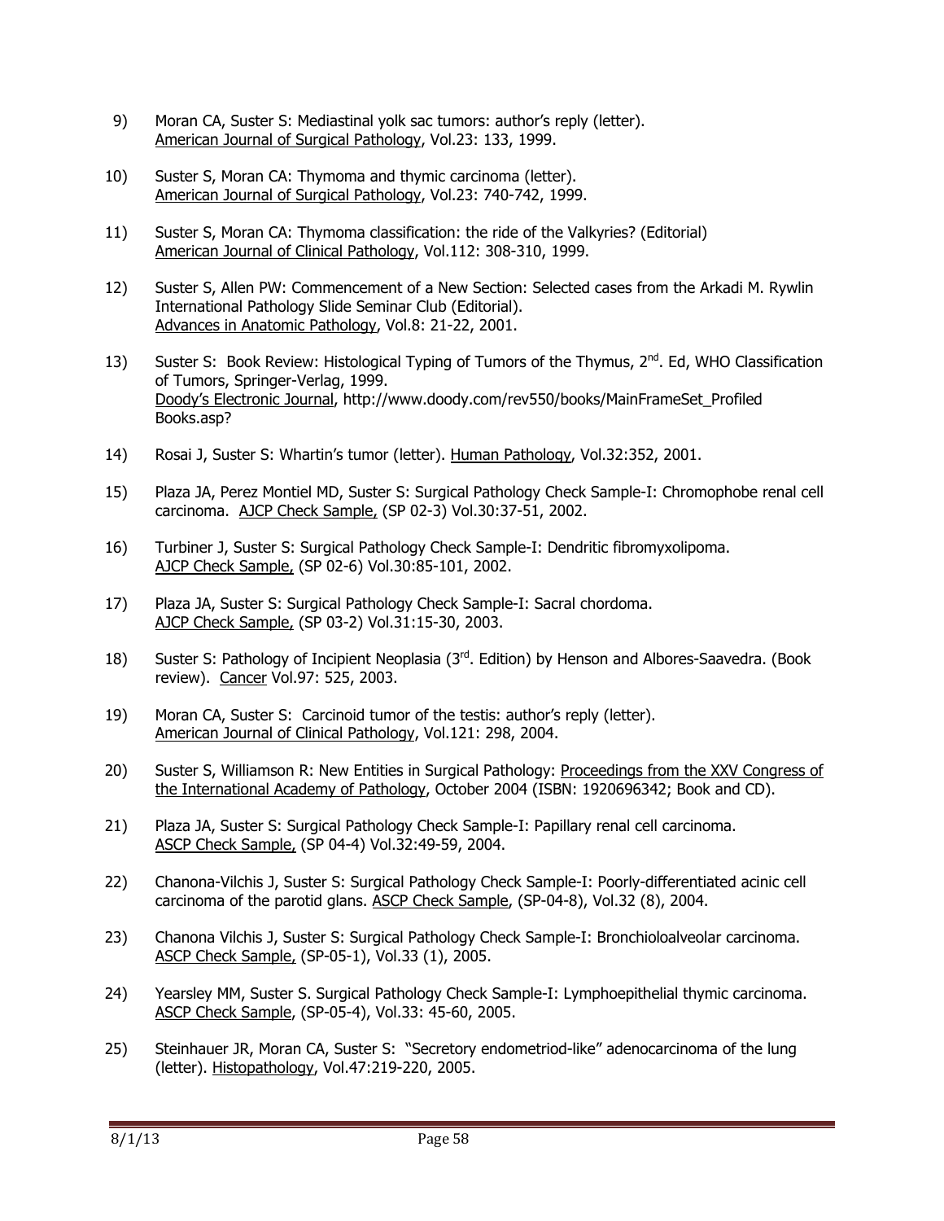9) Moran CA, Suster S: Mediastinal yolk sac tumors: author's reply (letter). American Journal of Surgical Pathology, Vol.23: 133, 1999.

10) Suster S, Moran CA: Thymoma and thymic carcinoma (letter). American Journal of Surgical Pathology, Vol.23: 740-742, 1999.

11) Suster S, Moran CA: Thymoma classification: the ride of the Valkyries? (Editorial) American Journal of Clinical Pathology, Vol.112: 308-310, 1999.

12) Suster S, Allen PW: Commencement of a New Section: Selected cases from the Arkadi M. Rywlin International Pathology Slide Seminar Club (Editorial). Advances in Anatomic Pathology, Vol.8: 21-22, 2001.

13) Suster S: Book Review: Histological Typing of Tumors of the Thymus, 2nd. Ed, WHO Classification of Tumors, Springer-Verlag, 1999. Doody's Electronic Journal, http://www.doody.com/rev550/books/MainFrameSet_Profiled Books.asp?

14) Rosai J, Suster S: Whartin's tumor (letter). Human Pathology, Vol.32:352, 2001.

15) Plaza JA, Perez Montiel MD, Suster S: Surgical Pathology Check Sample-I: Chromophobe renal cell carcinoma. AJCP Check Sample, (SP 02-3) Vol.30:37-51, 2002.

16) Turbiner J, Suster S: Surgical Pathology Check Sample-I: Dendritic fibromyxolipoma. AJCP Check Sample, (SP 02-6) Vol.30:85-101, 2002.

17) Plaza JA, Suster S: Surgical Pathology Check Sample-I: Sacral chordoma. AJCP Check Sample, (SP 03-2) Vol.31:15-30, 2003.

18) Suster S: Pathology of Incipient Neoplasia (3rd. Edition) by Henson and Albores-Saavedra. (Book review). Cancer Vol.97: 525, 2003.

19) Moran CA, Suster S: Carcinoid tumor of the testis: author's reply (letter). American Journal of Clinical Pathology, Vol.121: 298, 2004.

20) Suster S, Williamson R: New Entities in Surgical Pathology: Proceedings from the XXV Congress of the International Academy of Pathology, October 2004 (ISBN: 1920696342; Book and CD).

21) Plaza JA, Suster S: Surgical Pathology Check Sample-I: Papillary renal cell carcinoma. ASCP Check Sample, (SP 04-4) Vol.32:49-59, 2004.

22) Chanona-Vilchis J, Suster S: Surgical Pathology Check Sample-I: Poorly-differentiated acinic cell carcinoma of the parotid glans. ASCP Check Sample, (SP-04-8), Vol.32 (8), 2004.

23) Chanona Vilchis J, Suster S: Surgical Pathology Check Sample-I: Bronchioloalveolar carcinoma. ASCP Check Sample, (SP-05-1), Vol.33 (1), 2005.

24) Yearsley MM, Suster S. Surgical Pathology Check Sample-I: Lymphoepithelial thymic carcinoma. ASCP Check Sample, (SP-05-4), Vol.33: 45-60, 2005.

25) Steinhauer JR, Moran CA, Suster S: "Secretory endometriod-like" adenocarcinoma of the lung (letter). Histopathology, Vol.47:219-220, 2005.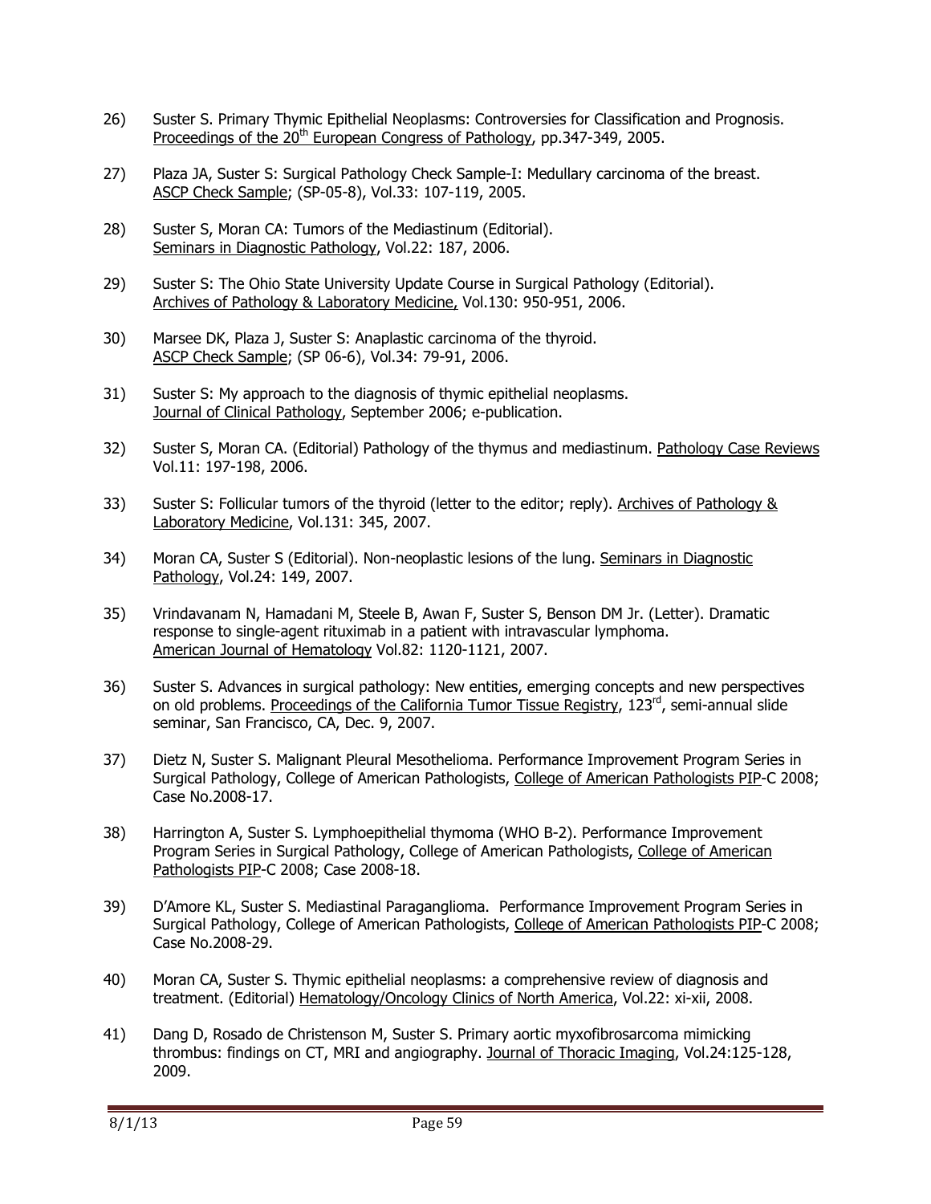26) Suster S. Primary Thymic Epithelial Neoplasms: Controversies for Classification and Prognosis. Proceedings of the 20th European Congress of Pathology, pp.347-349, 2005.

27) Plaza JA, Suster S: Surgical Pathology Check Sample-I: Medullary carcinoma of the breast. ASCP Check Sample; (SP-05-8), Vol.33: 107-119, 2005.

28) Suster S, Moran CA: Tumors of the Mediastinum (Editorial). Seminars in Diagnostic Pathology, Vol.22: 187, 2006.

29) Suster S: The Ohio State University Update Course in Surgical Pathology (Editorial). Archives of Pathology & Laboratory Medicine, Vol.130: 950-951, 2006.

30) Marsee DK, Plaza J, Suster S: Anaplastic carcinoma of the thyroid. ASCP Check Sample; (SP 06-6), Vol.34: 79-91, 2006.

31) Suster S: My approach to the diagnosis of thymic epithelial neoplasms. Journal of Clinical Pathology, September 2006; e-publication.

32) Suster S, Moran CA. (Editorial) Pathology of the thymus and mediastinum. Pathology Case Reviews Vol.11: 197-198, 2006.

33) Suster S: Follicular tumors of the thyroid (letter to the editor; reply). Archives of Pathology & Laboratory Medicine, Vol.131: 345, 2007.

34) Moran CA, Suster S (Editorial). Non-neoplastic lesions of the lung. Seminars in Diagnostic Pathology, Vol.24: 149, 2007.

35) Vrindavanam N, Hamadani M, Steele B, Awan F, Suster S, Benson DM Jr. (Letter). Dramatic response to single-agent rituximab in a patient with intravascular lymphoma. American Journal of Hematology Vol.82: 1120-1121, 2007.

36) Suster S. Advances in surgical pathology: New entities, emerging concepts and new perspectives on old problems. Proceedings of the California Tumor Tissue Registry, 123rd, semi-annual slide seminar, San Francisco, CA, Dec. 9, 2007.

37) Dietz N, Suster S. Malignant Pleural Mesothelioma. Performance Improvement Program Series in Surgical Pathology, College of American Pathologists, College of American Pathologists PIP-C 2008; Case No.2008-17.

38) Harrington A, Suster S. Lymphoepithelial thymoma (WHO B-2). Performance Improvement Program Series in Surgical Pathology, College of American Pathologists, College of American Pathologists PIP-C 2008; Case 2008-18.

39) D'Amore KL, Suster S. Mediastinal Paraganglioma. Performance Improvement Program Series in Surgical Pathology, College of American Pathologists, College of American Pathologists PIP-C 2008; Case No.2008-29.

40) Moran CA, Suster S. Thymic epithelial neoplasms: a comprehensive review of diagnosis and treatment. (Editorial) Hematology/Oncology Clinics of North America, Vol.22: xi-xii, 2008.

41) Dang D, Rosado de Christenson M, Suster S. Primary aortic myxofibrosarcoma mimicking thrombus: findings on CT, MRI and angiography. Journal of Thoracic Imaging, Vol.24:125-128, 2009.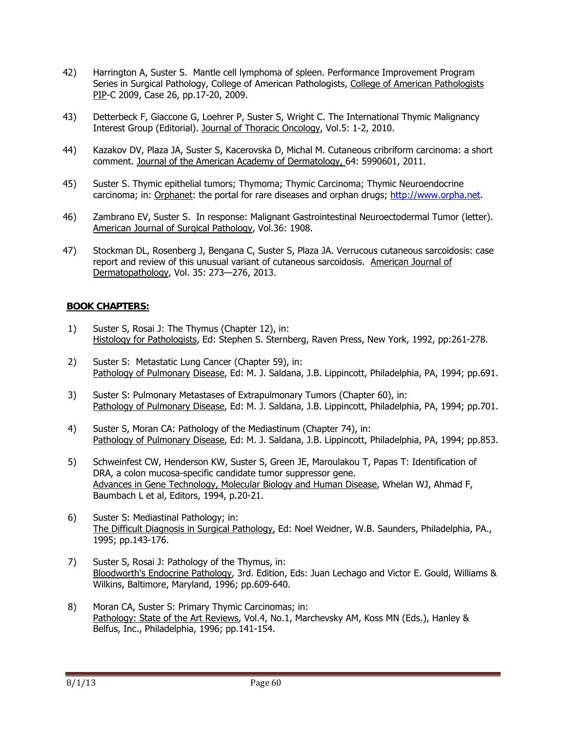42) Harrington A, Suster S. Mantle cell lymphoma of spleen. Performance Improvement Program Series in Surgical Pathology, College of American Pathologists, College of American Pathologists PIP-C 2009, Case 26, pp.17-20, 2009.

43) Detterbeck F, Giaccone G, Loehrer P, Suster S, Wright C. The International Thymic Malignancy Interest Group (Editorial). Journal of Thoracic Oncology, Vol.5: 1-2, 2010.

44) Kazakov DV, Plaza JA, Suster S, Kacerovska D, Michal M. Cutaneous cribriform carcinoma: a short comment. Journal of the American Academy of Dermatology, 64: 5990601, 2011.

45) Suster S. Thymic epithelial tumors; Thymoma; Thymic Carcinoma; Thymic Neuroendocrine carcinoma; in: Orphanet: the portal for rare diseases and orphan drugs; http://www.orpha.net.

46) Zambrano EV, Suster S. In response: Malignant Gastrointestinal Neuroectodermal Tumor (letter). American Journal of Surgical Pathology, Vol.36: 1908.

47) Stockman DL, Rosenberg J, Bengana C, Suster S, Plaza JA. Verrucous cutaneous sarcoidosis: case report and review of this unusual variant of cutaneous sarcoidosis. American Journal of Dermatopathology, Vol. 35: 273—276, 2013.

## BOOK CHAPTERS:

1) Suster S, Rosai J: The Thymus (Chapter 12), in: Histology for Pathologists, Ed: Stephen S. Sternberg, Raven Press, New York, 1992, pp:261-278.

2) Suster S: Metastatic Lung Cancer (Chapter 59), in: Pathology of Pulmonary Disease, Ed: M. J. Saldana, J.B. Lippincott, Philadelphia, PA, 1994; pp.691.

3) Suster S: Pulmonary Metastases of Extrapulmonary Tumors (Chapter 60), in: Pathology of Pulmonary Disease, Ed: M. J. Saldana, J.B. Lippincott, Philadelphia, PA, 1994; pp.701.

4) Suster S, Moran CA: Pathology of the Mediastinum (Chapter 74), in: Pathology of Pulmonary Disease, Ed: M. J. Saldana, J.B. Lippincott, Philadelphia, PA, 1994; pp.853.

5) Schweinfest CW, Henderson KW, Suster S, Green JE, Maroulakou T, Papas T: Identification of DRA, a colon mucosa-specific candidate tumor suppressor gene. Advances in Gene Technology, Molecular Biology and Human Disease, Whelan WJ, Ahmad F, Baumbach L et al, Editors, 1994, p.20-21.

6) Suster S: Mediastinal Pathology; in: The Difficult Diagnosis in Surgical Pathology, Ed: Noel Weidner, W.B. Saunders, Philadelphia, PA., 1995; pp.143-176.

7) Suster S, Rosai J: Pathology of the Thymus, in: Bloodworth's Endocrine Pathology, 3rd. Edition, Eds: Juan Lechago and Victor E. Gould, Williams & Wilkins, Baltimore, Maryland, 1996; pp.609-640.

8) Moran CA, Suster S: Primary Thymic Carcinomas; in: Pathology: State of the Art Reviews, Vol.4, No.1, Marchevsky AM, Koss MN (Eds.), Hanley & Belfus, Inc., Philadelphia, 1996; pp.141-154.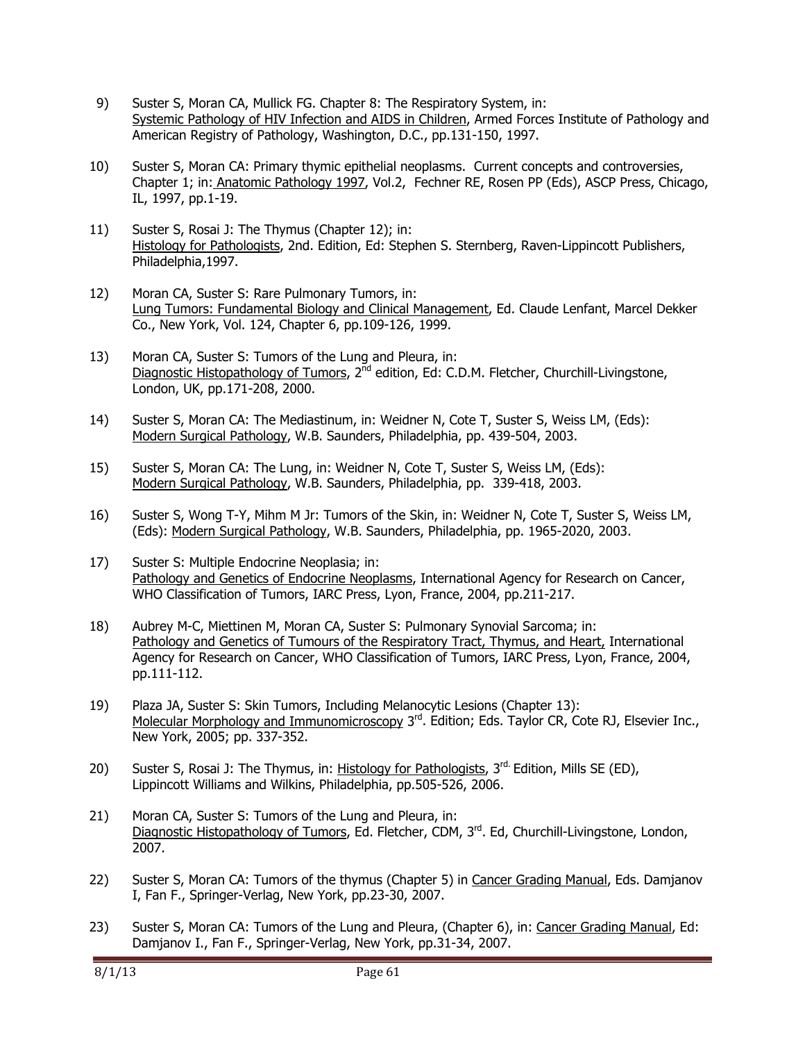9) Suster S, Moran CA, Mullick FG. Chapter 8: The Respiratory System, in: Systemic Pathology of HIV Infection and AIDS in Children, Armed Forces Institute of Pathology and American Registry of Pathology, Washington, D.C., pp.131-150, 1997.

10) Suster S, Moran CA: Primary thymic epithelial neoplasms. Current concepts and controversies, Chapter 1; in: Anatomic Pathology 1997, Vol.2, Fechner RE, Rosen PP (Eds), ASCP Press, Chicago, IL, 1997, pp.1-19.

11) Suster S, Rosai J: The Thymus (Chapter 12); in: Histology for Pathologists, 2nd. Edition, Ed: Stephen S. Sternberg, Raven-Lippincott Publishers, Philadelphia,1997.

12) Moran CA, Suster S: Rare Pulmonary Tumors, in: Lung Tumors: Fundamental Biology and Clinical Management, Ed. Claude Lenfant, Marcel Dekker Co., New York, Vol. 124, Chapter 6, pp.109-126, 1999.

13) Moran CA, Suster S: Tumors of the Lung and Pleura, in: Diagnostic Histopathology of Tumors, 2nd edition, Ed: C.D.M. Fletcher, Churchill-Livingstone, London, UK, pp.171-208, 2000.

14) Suster S, Moran CA: The Mediastinum, in: Weidner N, Cote T, Suster S, Weiss LM, (Eds): Modern Surgical Pathology, W.B. Saunders, Philadelphia, pp. 439-504, 2003.

15) Suster S, Moran CA: The Lung, in: Weidner N, Cote T, Suster S, Weiss LM, (Eds): Modern Surgical Pathology, W.B. Saunders, Philadelphia, pp. 339-418, 2003.

16) Suster S, Wong T-Y, Mihm M Jr: Tumors of the Skin, in: Weidner N, Cote T, Suster S, Weiss LM, (Eds): Modern Surgical Pathology, W.B. Saunders, Philadelphia, pp. 1965-2020, 2003.

17) Suster S: Multiple Endocrine Neoplasia; in: Pathology and Genetics of Endocrine Neoplasms, International Agency for Research on Cancer, WHO Classification of Tumors, IARC Press, Lyon, France, 2004, pp.211-217.

18) Aubrey M-C, Miettinen M, Moran CA, Suster S: Pulmonary Synovial Sarcoma; in: Pathology and Genetics of Tumours of the Respiratory Tract, Thymus, and Heart, International Agency for Research on Cancer, WHO Classification of Tumors, IARC Press, Lyon, France, 2004, pp.111-112.

19) Plaza JA, Suster S: Skin Tumors, Including Melanocytic Lesions (Chapter 13): Molecular Morphology and Immunomicroscopy 3rd. Edition; Eds. Taylor CR, Cote RJ, Elsevier Inc., New York, 2005; pp. 337-352.

20) Suster S, Rosai J: The Thymus, in: Histology for Pathologists, 3rd. Edition, Mills SE (ED), Lippincott Williams and Wilkins, Philadelphia, pp.505-526, 2006.

21) Moran CA, Suster S: Tumors of the Lung and Pleura, in: Diagnostic Histopathology of Tumors, Ed. Fletcher, CDM, 3rd. Ed, Churchill-Livingstone, London, 2007.

22) Suster S, Moran CA: Tumors of the thymus (Chapter 5) in Cancer Grading Manual, Eds. Damjanov I, Fan F., Springer-Verlag, New York, pp.23-30, 2007.

23) Suster S, Moran CA: Tumors of the Lung and Pleura, (Chapter 6), in: Cancer Grading Manual, Ed: Damjanov I., Fan F., Springer-Verlag, New York, pp.31-34, 2007.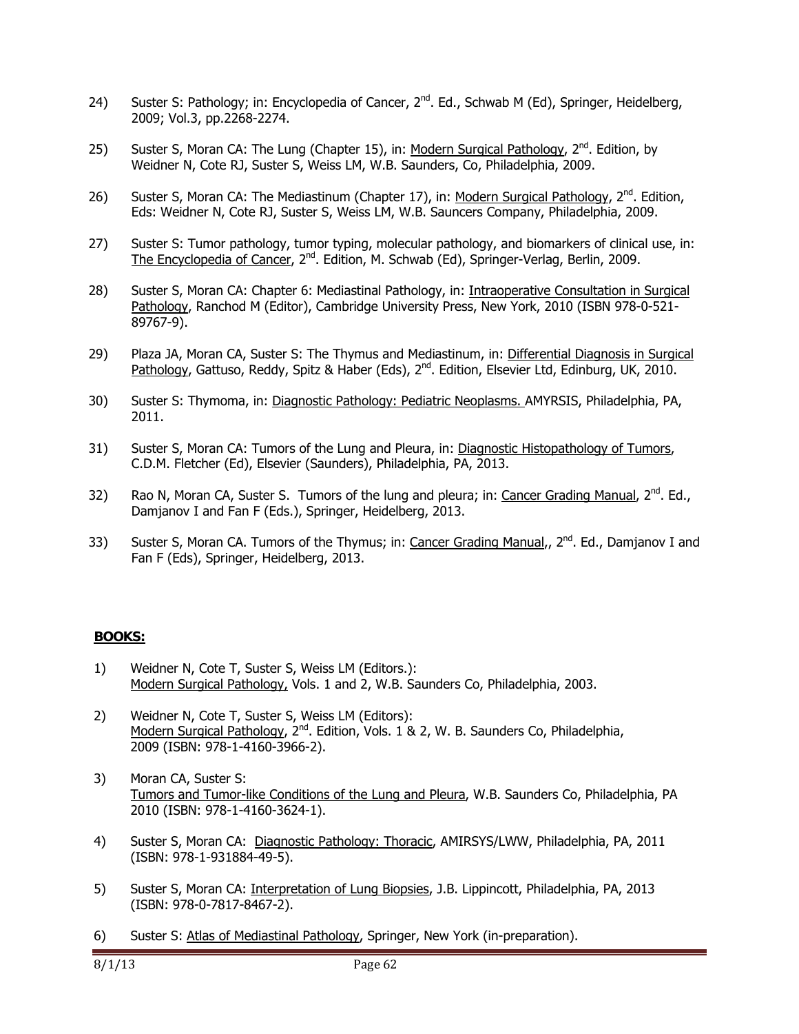24) Suster S: Pathology; in: Encyclopedia of Cancer, 2nd. Ed., Schwab M (Ed), Springer, Heidelberg, 2009; Vol.3, pp.2268-2274.

25) Suster S, Moran CA: The Lung (Chapter 15), in: Modern Surgical Pathology, 2nd. Edition, by Weidner N, Cote RJ, Suster S, Weiss LM, W.B. Saunders, Co, Philadelphia, 2009.

26) Suster S, Moran CA: The Mediastinum (Chapter 17), in: Modern Surgical Pathology, 2nd. Edition, Eds: Weidner N, Cote RJ, Suster S, Weiss LM, W.B. Sauncers Company, Philadelphia, 2009.

27) Suster S: Tumor pathology, tumor typing, molecular pathology, and biomarkers of clinical use, in: The Encyclopedia of Cancer, 2nd. Edition, M. Schwab (Ed), Springer-Verlag, Berlin, 2009.

28) Suster S, Moran CA: Chapter 6: Mediastinal Pathology, in: Intraoperative Consultation in Surgical Pathology, Ranchod M (Editor), Cambridge University Press, New York, 2010 (ISBN 978-0-521-89767-9).

29) Plaza JA, Moran CA, Suster S: The Thymus and Mediastinum, in: Differential Diagnosis in Surgical Pathology, Gattuso, Reddy, Spitz & Haber (Eds), 2nd. Edition, Elsevier Ltd, Edinburg, UK, 2010.

30) Suster S: Thymoma, in: Diagnostic Pathology: Pediatric Neoplasms. AMYRSIS, Philadelphia, PA, 2011.

31) Suster S, Moran CA: Tumors of the Lung and Pleura, in: Diagnostic Histopathology of Tumors, C.D.M. Fletcher (Ed), Elsevier (Saunders), Philadelphia, PA, 2013.

32) Rao N, Moran CA, Suster S. Tumors of the lung and pleura; in: Cancer Grading Manual, 2nd. Ed., Damjanov I and Fan F (Eds.), Springer, Heidelberg, 2013.

33) Suster S, Moran CA. Tumors of the Thymus; in: Cancer Grading Manual,, 2nd. Ed., Damjanov I and Fan F (Eds), Springer, Heidelberg, 2013.

## BOOKS:

1) Weidner N, Cote T, Suster S, Weiss LM (Editors.): Modern Surgical Pathology, Vols. 1 and 2, W.B. Saunders Co, Philadelphia, 2003.

2) Weidner N, Cote T, Suster S, Weiss LM (Editors): Modern Surgical Pathology, 2nd. Edition, Vols. 1 & 2, W. B. Saunders Co, Philadelphia, 2009 (ISBN: 978-1-4160-3966-2).

3) Moran CA, Suster S: Tumors and Tumor-like Conditions of the Lung and Pleura, W.B. Saunders Co, Philadelphia, PA 2010 (ISBN: 978-1-4160-3624-1).

4) Suster S, Moran CA: Diagnostic Pathology: Thoracic, AMIRSYS/LWW, Philadelphia, PA, 2011 (ISBN: 978-1-931884-49-5).

5) Suster S, Moran CA: Interpretation of Lung Biopsies, J.B. Lippincott, Philadelphia, PA, 2013 (ISBN: 978-0-7817-8467-2).

6) Suster S: Atlas of Mediastinal Pathology, Springer, New York (in-preparation).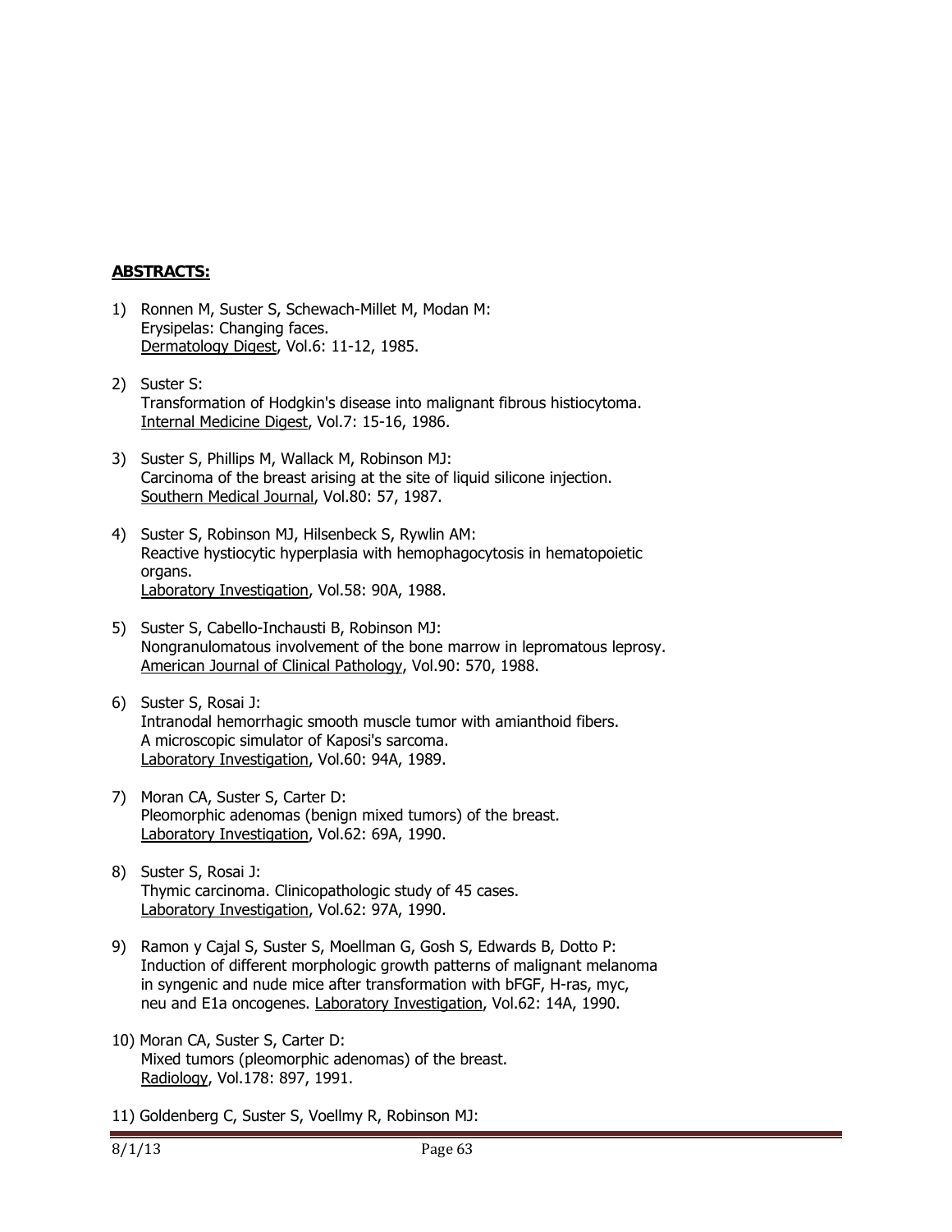**ABSTRACTS:**

1) Ronnen M, Suster S, Schewach-Millet M, Modan M:
   Erysipelas: Changing faces.
   Dermatology Digest, Vol.6: 11-12, 1985.

2) Suster S:
   Transformation of Hodgkin's disease into malignant fibrous histiocytoma.
   Internal Medicine Digest, Vol.7: 15-16, 1986.

3) Suster S, Phillips M, Wallack M, Robinson MJ:
   Carcinoma of the breast arising at the site of liquid silicone injection.
   Southern Medical Journal, Vol.80: 57, 1987.

4) Suster S, Robinson MJ, Hilsenbeck S, Rywlin AM:
   Reactive hystiocytic hyperplasia with hemophagocytosis in hematopoietic organs.
   Laboratory Investigation, Vol.58: 90A, 1988.

5) Suster S, Cabello-Inchausti B, Robinson MJ:
   Nongranulomatous involvement of the bone marrow in lepromatous leprosy.
   American Journal of Clinical Pathology, Vol.90: 570, 1988.

6) Suster S, Rosai J:
   Intranodal hemorrhagic smooth muscle tumor with amianthoid fibers.
   A microscopic simulator of Kaposi's sarcoma.
   Laboratory Investigation, Vol.60: 94A, 1989.

7) Moran CA, Suster S, Carter D:
   Pleomorphic adenomas (benign mixed tumors) of the breast.
   Laboratory Investigation, Vol.62: 69A, 1990.

8) Suster S, Rosai J:
   Thymic carcinoma. Clinicopathologic study of 45 cases.
   Laboratory Investigation, Vol.62: 97A, 1990.

9) Ramon y Cajal S, Suster S, Moellman G, Gosh S, Edwards B, Dotto P:
   Induction of different morphologic growth patterns of malignant melanoma in syngenic and nude mice after transformation with bFGF, H-ras, myc, neu and E1a oncogenes. Laboratory Investigation, Vol.62: 14A, 1990.

10) Moran CA, Suster S, Carter D:
    Mixed tumors (pleomorphic adenomas) of the breast.
    Radiology, Vol.178: 897, 1991.

11) Goldenberg C, Suster S, Voellmy R, Robinson MJ: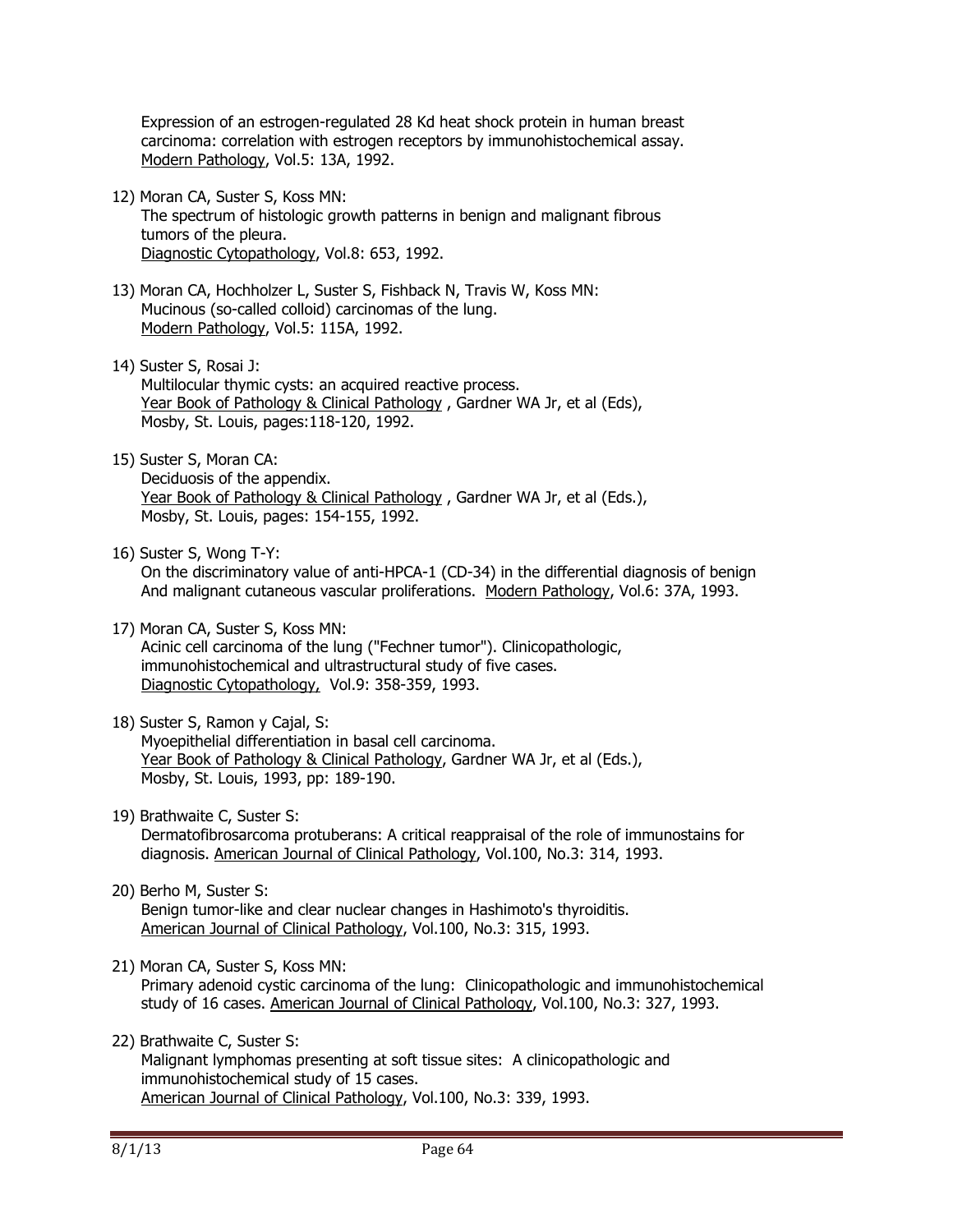Expression of an estrogen-regulated 28 Kd heat shock protein in human breast carcinoma: correlation with estrogen receptors by immunohistochemical assay. Modern Pathology, Vol.5: 13A, 1992.

12) Moran CA, Suster S, Koss MN:
The spectrum of histologic growth patterns in benign and malignant fibrous tumors of the pleura.
Diagnostic Cytopathology, Vol.8: 653, 1992.

13) Moran CA, Hochholzer L, Suster S, Fishback N, Travis W, Koss MN:
Mucinous (so-called colloid) carcinomas of the lung.
Modern Pathology, Vol.5: 115A, 1992.

14) Suster S, Rosai J:
Multilocular thymic cysts: an acquired reactive process.
Year Book of Pathology & Clinical Pathology , Gardner WA Jr, et al (Eds),
Mosby, St. Louis, pages:118-120, 1992.

15) Suster S, Moran CA:
Deciduosis of the appendix.
Year Book of Pathology & Clinical Pathology , Gardner WA Jr, et al (Eds.),
Mosby, St. Louis, pages: 154-155, 1992.

16) Suster S, Wong T-Y:
On the discriminatory value of anti-HPCA-1 (CD-34) in the differential diagnosis of benign And malignant cutaneous vascular proliferations. Modern Pathology, Vol.6: 37A, 1993.

17) Moran CA, Suster S, Koss MN:
Acinic cell carcinoma of the lung ("Fechner tumor"). Clinicopathologic, immunohistochemical and ultrastructural study of five cases.
Diagnostic Cytopathology, Vol.9: 358-359, 1993.

18) Suster S, Ramon y Cajal, S:
Myoepithelial differentiation in basal cell carcinoma.
Year Book of Pathology & Clinical Pathology, Gardner WA Jr, et al (Eds.),
Mosby, St. Louis, 1993, pp: 189-190.

19) Brathwaite C, Suster S:
Dermatofibrosarcoma protuberans: A critical reappraisal of the role of immunostains for diagnosis. American Journal of Clinical Pathology, Vol.100, No.3: 314, 1993.

20) Berho M, Suster S:
Benign tumor-like and clear nuclear changes in Hashimoto's thyroiditis.
American Journal of Clinical Pathology, Vol.100, No.3: 315, 1993.

21) Moran CA, Suster S, Koss MN:
Primary adenoid cystic carcinoma of the lung: Clinicopathologic and immunohistochemical study of 16 cases. American Journal of Clinical Pathology, Vol.100, No.3: 327, 1993.

22) Brathwaite C, Suster S:
Malignant lymphomas presenting at soft tissue sites: A clinicopathologic and immunohistochemical study of 15 cases.
American Journal of Clinical Pathology, Vol.100, No.3: 339, 1993.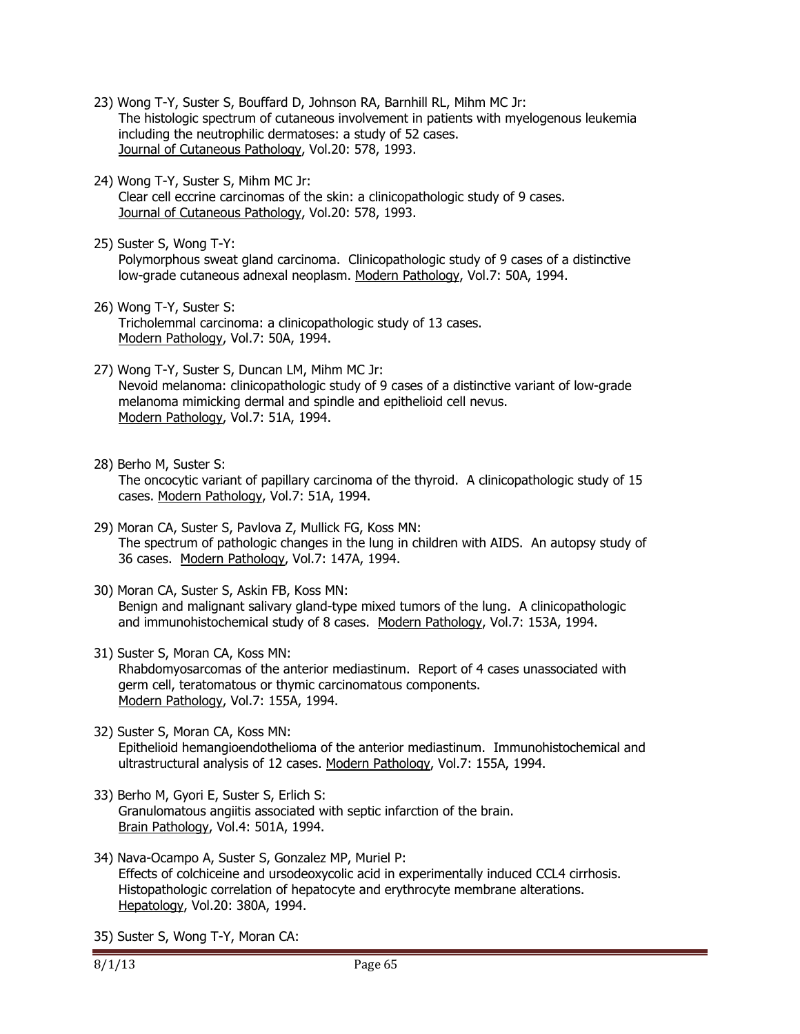23) Wong T-Y, Suster S, Bouffard D, Johnson RA, Barnhill RL, Mihm MC Jr:
The histologic spectrum of cutaneous involvement in patients with myelogenous leukemia including the neutrophilic dermatoses: a study of 52 cases.
Journal of Cutaneous Pathology, Vol.20: 578, 1993.

24) Wong T-Y, Suster S, Mihm MC Jr:
Clear cell eccrine carcinomas of the skin: a clinicopathologic study of 9 cases.
Journal of Cutaneous Pathology, Vol.20: 578, 1993.

25) Suster S, Wong T-Y:
Polymorphous sweat gland carcinoma. Clinicopathologic study of 9 cases of a distinctive low-grade cutaneous adnexal neoplasm. Modern Pathology, Vol.7: 50A, 1994.

26) Wong T-Y, Suster S:
Tricholemmal carcinoma: a clinicopathologic study of 13 cases.
Modern Pathology, Vol.7: 50A, 1994.

27) Wong T-Y, Suster S, Duncan LM, Mihm MC Jr:
Nevoid melanoma: clinicopathologic study of 9 cases of a distinctive variant of low-grade melanoma mimicking dermal and spindle and epithelioid cell nevus.
Modern Pathology, Vol.7: 51A, 1994.

28) Berho M, Suster S:
The oncocytic variant of papillary carcinoma of the thyroid. A clinicopathologic study of 15 cases. Modern Pathology, Vol.7: 51A, 1994.

29) Moran CA, Suster S, Pavlova Z, Mullick FG, Koss MN:
The spectrum of pathologic changes in the lung in children with AIDS. An autopsy study of 36 cases. Modern Pathology, Vol.7: 147A, 1994.

30) Moran CA, Suster S, Askin FB, Koss MN:
Benign and malignant salivary gland-type mixed tumors of the lung. A clinicopathologic and immunohistochemical study of 8 cases. Modern Pathology, Vol.7: 153A, 1994.

31) Suster S, Moran CA, Koss MN:
Rhabdomyosarcomas of the anterior mediastinum. Report of 4 cases unassociated with germ cell, teratomatous or thymic carcinomatous components.
Modern Pathology, Vol.7: 155A, 1994.

32) Suster S, Moran CA, Koss MN:
Epithelioid hemangioendothelioma of the anterior mediastinum. Immunohistochemical and ultrastructural analysis of 12 cases. Modern Pathology, Vol.7: 155A, 1994.

33) Berho M, Gyori E, Suster S, Erlich S:
Granulomatous angiitis associated with septic infarction of the brain.
Brain Pathology, Vol.4: 501A, 1994.

34) Nava-Ocampo A, Suster S, Gonzalez MP, Muriel P:
Effects of colchiceine and ursodeoxycolic acid in experimentally induced CCL4 cirrhosis. Histopathologic correlation of hepatocyte and erythrocyte membrane alterations.
Hepatology, Vol.20: 380A, 1994.

35) Suster S, Wong T-Y, Moran CA: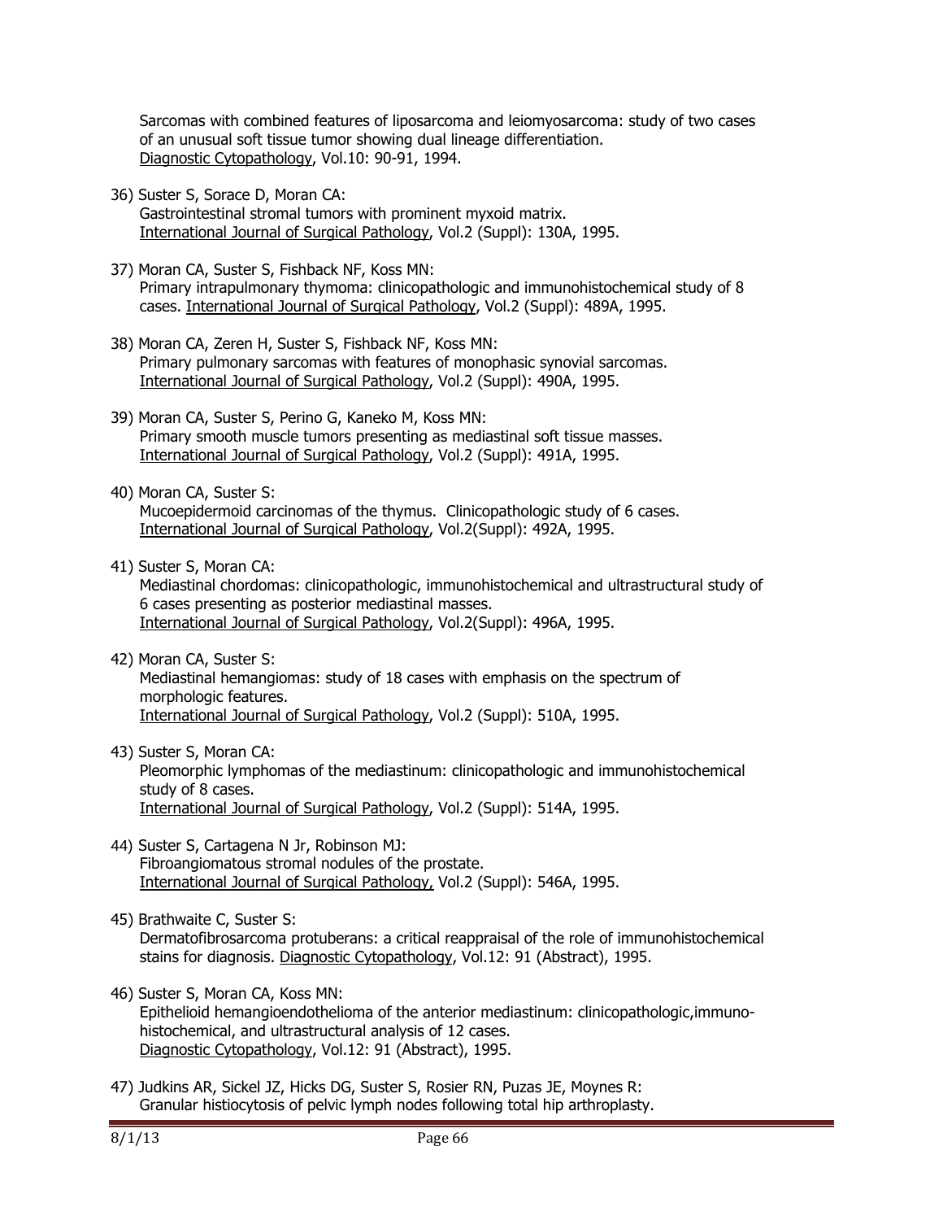Sarcomas with combined features of liposarcoma and leiomyosarcoma: study of two cases of an unusual soft tissue tumor showing dual lineage differentiation.
Diagnostic Cytopathology, Vol.10: 90-91, 1994.

36) Suster S, Sorace D, Moran CA:
Gastrointestinal stromal tumors with prominent myxoid matrix.
International Journal of Surgical Pathology, Vol.2 (Suppl): 130A, 1995.

37) Moran CA, Suster S, Fishback NF, Koss MN:
Primary intrapulmonary thymoma: clinicopathologic and immunohistochemical study of 8 cases. International Journal of Surgical Pathology, Vol.2 (Suppl): 489A, 1995.

38) Moran CA, Zeren H, Suster S, Fishback NF, Koss MN:
Primary pulmonary sarcomas with features of monophasic synovial sarcomas.
International Journal of Surgical Pathology, Vol.2 (Suppl): 490A, 1995.

39) Moran CA, Suster S, Perino G, Kaneko M, Koss MN:
Primary smooth muscle tumors presenting as mediastinal soft tissue masses.
International Journal of Surgical Pathology, Vol.2 (Suppl): 491A, 1995.

40) Moran CA, Suster S:
Mucoepidermoid carcinomas of the thymus. Clinicopathologic study of 6 cases.
International Journal of Surgical Pathology, Vol.2(Suppl): 492A, 1995.

41) Suster S, Moran CA:
Mediastinal chordomas: clinicopathologic, immunohistochemical and ultrastructural study of 6 cases presenting as posterior mediastinal masses.
International Journal of Surgical Pathology, Vol.2(Suppl): 496A, 1995.

42) Moran CA, Suster S:
Mediastinal hemangiomas: study of 18 cases with emphasis on the spectrum of morphologic features.
International Journal of Surgical Pathology, Vol.2 (Suppl): 510A, 1995.

43) Suster S, Moran CA:
Pleomorphic lymphomas of the mediastinum: clinicopathologic and immunohistochemical study of 8 cases.
International Journal of Surgical Pathology, Vol.2 (Suppl): 514A, 1995.

44) Suster S, Cartagena N Jr, Robinson MJ:
Fibroangiomatous stromal nodules of the prostate.
International Journal of Surgical Pathology, Vol.2 (Suppl): 546A, 1995.

45) Brathwaite C, Suster S:
Dermatofibrosarcoma protuberans: a critical reappraisal of the role of immunohistochemical stains for diagnosis. Diagnostic Cytopathology, Vol.12: 91 (Abstract), 1995.

46) Suster S, Moran CA, Koss MN:
Epithelioid hemangioendothelioma of the anterior mediastinum: clinicopathologic,immunohistochemical, and ultrastructural analysis of 12 cases.
Diagnostic Cytopathology, Vol.12: 91 (Abstract), 1995.

47) Judkins AR, Sickel JZ, Hicks DG, Suster S, Rosier RN, Puzas JE, Moynes R:
Granular histiocytosis of pelvic lymph nodes following total hip arthroplasty.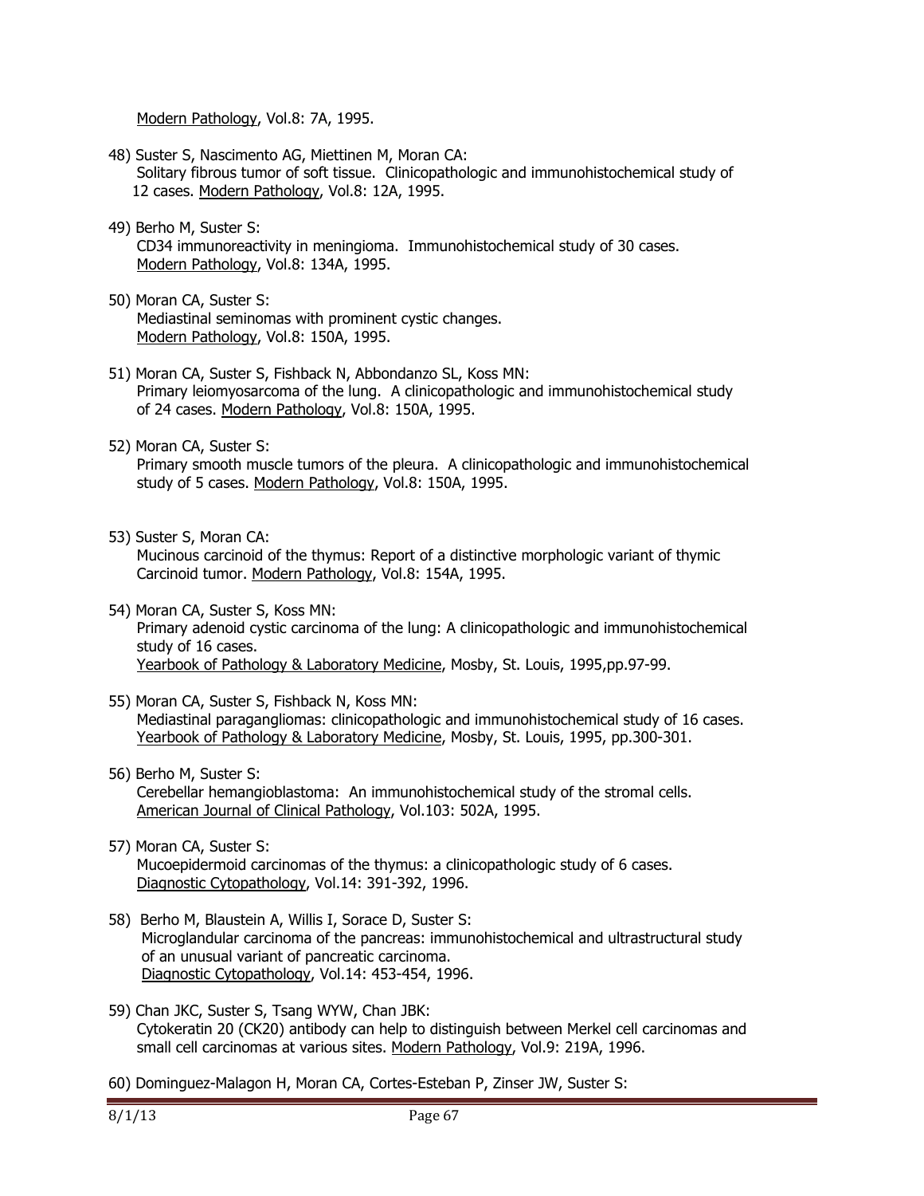Modern Pathology, Vol.8: 7A, 1995.

48) Suster S, Nascimento AG, Miettinen M, Moran CA:
Solitary fibrous tumor of soft tissue. Clinicopathologic and immunohistochemical study of 12 cases. Modern Pathology, Vol.8: 12A, 1995.

49) Berho M, Suster S:
CD34 immunoreactivity in meningioma. Immunohistochemical study of 30 cases. Modern Pathology, Vol.8: 134A, 1995.

50) Moran CA, Suster S:
Mediastinal seminomas with prominent cystic changes. Modern Pathology, Vol.8: 150A, 1995.

51) Moran CA, Suster S, Fishback N, Abbondanzo SL, Koss MN:
Primary leiomyosarcoma of the lung. A clinicopathologic and immunohistochemical study of 24 cases. Modern Pathology, Vol.8: 150A, 1995.

52) Moran CA, Suster S:
Primary smooth muscle tumors of the pleura. A clinicopathologic and immunohistochemical study of 5 cases. Modern Pathology, Vol.8: 150A, 1995.

53) Suster S, Moran CA:
Mucinous carcinoid of the thymus: Report of a distinctive morphologic variant of thymic Carcinoid tumor. Modern Pathology, Vol.8: 154A, 1995.

54) Moran CA, Suster S, Koss MN:
Primary adenoid cystic carcinoma of the lung: A clinicopathologic and immunohistochemical study of 16 cases.
Yearbook of Pathology & Laboratory Medicine, Mosby, St. Louis, 1995,pp.97-99.

55) Moran CA, Suster S, Fishback N, Koss MN:
Mediastinal paragangliomas: clinicopathologic and immunohistochemical study of 16 cases. Yearbook of Pathology & Laboratory Medicine, Mosby, St. Louis, 1995, pp.300-301.

56) Berho M, Suster S:
Cerebellar hemangioblastoma: An immunohistochemical study of the stromal cells. American Journal of Clinical Pathology, Vol.103: 502A, 1995.

57) Moran CA, Suster S:
Mucoepidermoid carcinomas of the thymus: a clinicopathologic study of 6 cases. Diagnostic Cytopathology, Vol.14: 391-392, 1996.

58) Berho M, Blaustein A, Willis I, Sorace D, Suster S:
Microglandular carcinoma of the pancreas: immunohistochemical and ultrastructural study of an unusual variant of pancreatic carcinoma.
Diagnostic Cytopathology, Vol.14: 453-454, 1996.

59) Chan JKC, Suster S, Tsang WYW, Chan JBK:
Cytokeratin 20 (CK20) antibody can help to distinguish between Merkel cell carcinomas and small cell carcinomas at various sites. Modern Pathology, Vol.9: 219A, 1996.

60) Dominguez-Malagon H, Moran CA, Cortes-Esteban P, Zinser JW, Suster S: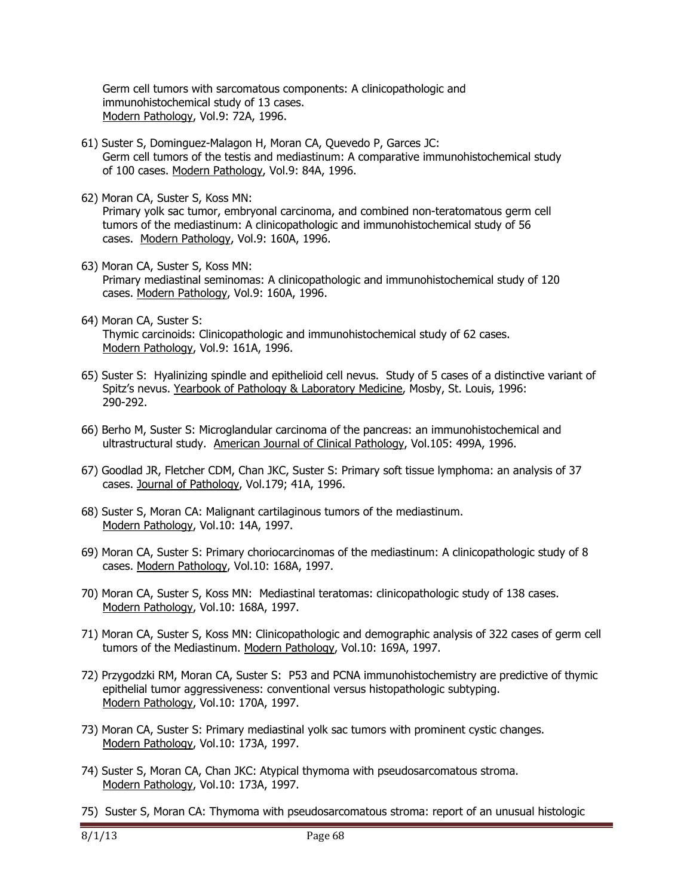Germ cell tumors with sarcomatous components: A clinicopathologic and immunohistochemical study of 13 cases. Modern Pathology, Vol.9: 72A, 1996.

61) Suster S, Dominguez-Malagon H, Moran CA, Quevedo P, Garces JC: Germ cell tumors of the testis and mediastinum: A comparative immunohistochemical study of 100 cases. Modern Pathology, Vol.9: 84A, 1996.

62) Moran CA, Suster S, Koss MN: Primary yolk sac tumor, embryonal carcinoma, and combined non-teratomatous germ cell tumors of the mediastinum: A clinicopathologic and immunohistochemical study of 56 cases. Modern Pathology, Vol.9: 160A, 1996.

63) Moran CA, Suster S, Koss MN: Primary mediastinal seminomas: A clinicopathologic and immunohistochemical study of 120 cases. Modern Pathology, Vol.9: 160A, 1996.

64) Moran CA, Suster S: Thymic carcinoids: Clinicopathologic and immunohistochemical study of 62 cases. Modern Pathology, Vol.9: 161A, 1996.

65) Suster S: Hyalinizing spindle and epithelioid cell nevus. Study of 5 cases of a distinctive variant of Spitz's nevus. Yearbook of Pathology & Laboratory Medicine, Mosby, St. Louis, 1996: 290-292.

66) Berho M, Suster S: Microglandular carcinoma of the pancreas: an immunohistochemical and ultrastructural study. American Journal of Clinical Pathology, Vol.105: 499A, 1996.

67) Goodlad JR, Fletcher CDM, Chan JKC, Suster S: Primary soft tissue lymphoma: an analysis of 37 cases. Journal of Pathology, Vol.179; 41A, 1996.

68) Suster S, Moran CA: Malignant cartilaginous tumors of the mediastinum. Modern Pathology, Vol.10: 14A, 1997.

69) Moran CA, Suster S: Primary choriocarcinomas of the mediastinum: A clinicopathologic study of 8 cases. Modern Pathology, Vol.10: 168A, 1997.

70) Moran CA, Suster S, Koss MN: Mediastinal teratomas: clinicopathologic study of 138 cases. Modern Pathology, Vol.10: 168A, 1997.

71) Moran CA, Suster S, Koss MN: Clinicopathologic and demographic analysis of 322 cases of germ cell tumors of the Mediastinum. Modern Pathology, Vol.10: 169A, 1997.

72) Przygodzki RM, Moran CA, Suster S: P53 and PCNA immunohistochemistry are predictive of thymic epithelial tumor aggressiveness: conventional versus histopathologic subtyping. Modern Pathology, Vol.10: 170A, 1997.

73) Moran CA, Suster S: Primary mediastinal yolk sac tumors with prominent cystic changes. Modern Pathology, Vol.10: 173A, 1997.

74) Suster S, Moran CA, Chan JKC: Atypical thymoma with pseudosarcomatous stroma. Modern Pathology, Vol.10: 173A, 1997.

75) Suster S, Moran CA: Thymoma with pseudosarcomatous stroma: report of an unusual histologic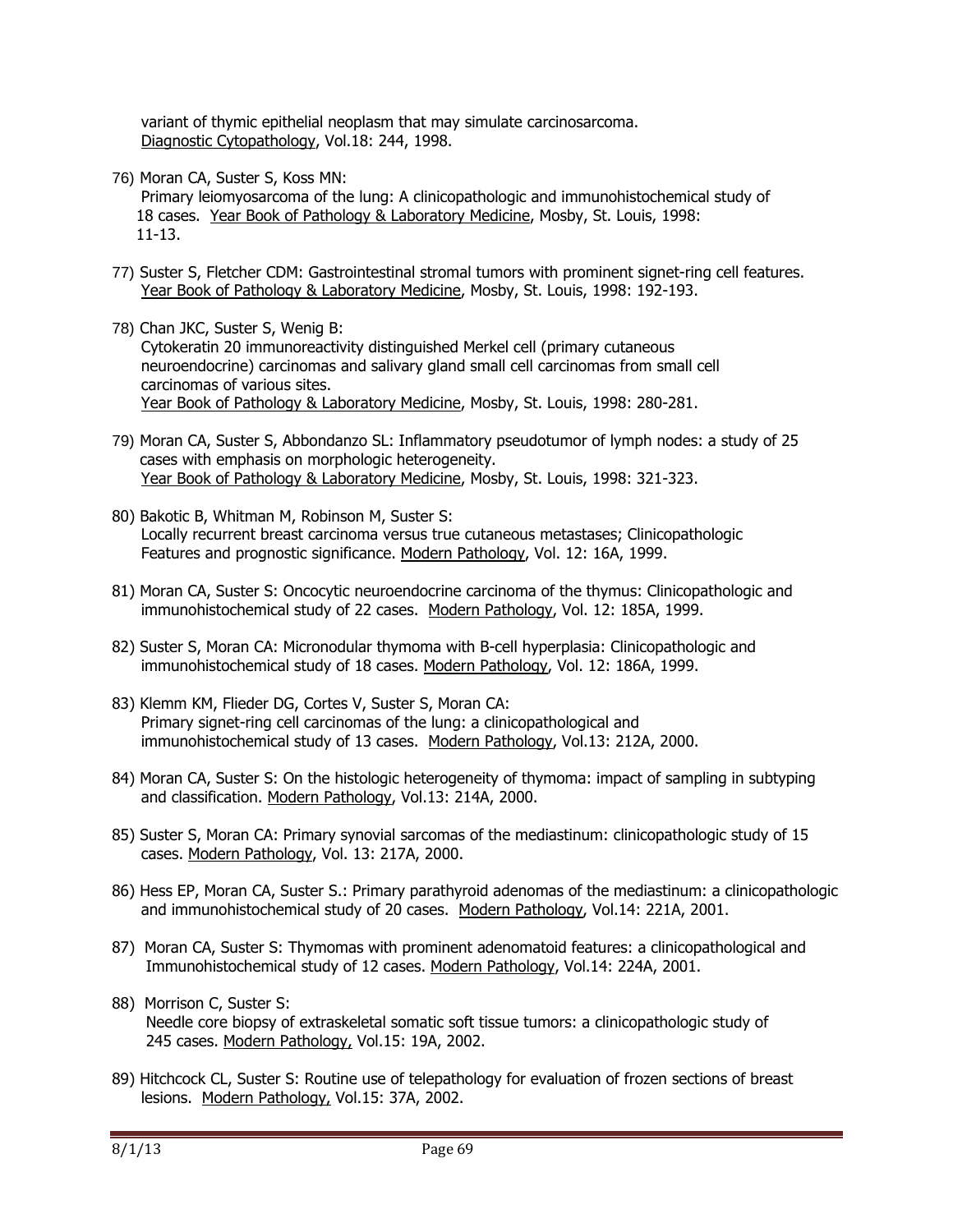variant of thymic epithelial neoplasm that may simulate carcinosarcoma. Diagnostic Cytopathology, Vol.18: 244, 1998.

76) Moran CA, Suster S, Koss MN:
Primary leiomyosarcoma of the lung: A clinicopathologic and immunohistochemical study of 18 cases. Year Book of Pathology & Laboratory Medicine, Mosby, St. Louis, 1998: 11-13.

77) Suster S, Fletcher CDM: Gastrointestinal stromal tumors with prominent signet-ring cell features. Year Book of Pathology & Laboratory Medicine, Mosby, St. Louis, 1998: 192-193.

78) Chan JKC, Suster S, Wenig B:
Cytokeratin 20 immunoreactivity distinguished Merkel cell (primary cutaneous neuroendocrine) carcinomas and salivary gland small cell carcinomas from small cell carcinomas of various sites.
Year Book of Pathology & Laboratory Medicine, Mosby, St. Louis, 1998: 280-281.

79) Moran CA, Suster S, Abbondanzo SL: Inflammatory pseudotumor of lymph nodes: a study of 25 cases with emphasis on morphologic heterogeneity.
Year Book of Pathology & Laboratory Medicine, Mosby, St. Louis, 1998: 321-323.

80) Bakotic B, Whitman M, Robinson M, Suster S:
Locally recurrent breast carcinoma versus true cutaneous metastases; Clinicopathologic Features and prognostic significance. Modern Pathology, Vol. 12: 16A, 1999.

81) Moran CA, Suster S: Oncocytic neuroendocrine carcinoma of the thymus: Clinicopathologic and immunohistochemical study of 22 cases. Modern Pathology, Vol. 12: 185A, 1999.

82) Suster S, Moran CA: Micronodular thymoma with B-cell hyperplasia: Clinicopathologic and immunohistochemical study of 18 cases. Modern Pathology, Vol. 12: 186A, 1999.

83) Klemm KM, Flieder DG, Cortes V, Suster S, Moran CA:
Primary signet-ring cell carcinomas of the lung: a clinicopathological and immunohistochemical study of 13 cases. Modern Pathology, Vol.13: 212A, 2000.

84) Moran CA, Suster S: On the histologic heterogeneity of thymoma: impact of sampling in subtyping and classification. Modern Pathology, Vol.13: 214A, 2000.

85) Suster S, Moran CA: Primary synovial sarcomas of the mediastinum: clinicopathologic study of 15 cases. Modern Pathology, Vol. 13: 217A, 2000.

86) Hess EP, Moran CA, Suster S.: Primary parathyroid adenomas of the mediastinum: a clinicopathologic and immunohistochemical study of 20 cases. Modern Pathology, Vol.14: 221A, 2001.

87) Moran CA, Suster S: Thymomas with prominent adenomatoid features: a clinicopathological and Immunohistochemical study of 12 cases. Modern Pathology, Vol.14: 224A, 2001.

88) Morrison C, Suster S:
Needle core biopsy of extraskeletal somatic soft tissue tumors: a clinicopathologic study of 245 cases. Modern Pathology, Vol.15: 19A, 2002.

89) Hitchcock CL, Suster S: Routine use of telepathology for evaluation of frozen sections of breast lesions. Modern Pathology, Vol.15: 37A, 2002.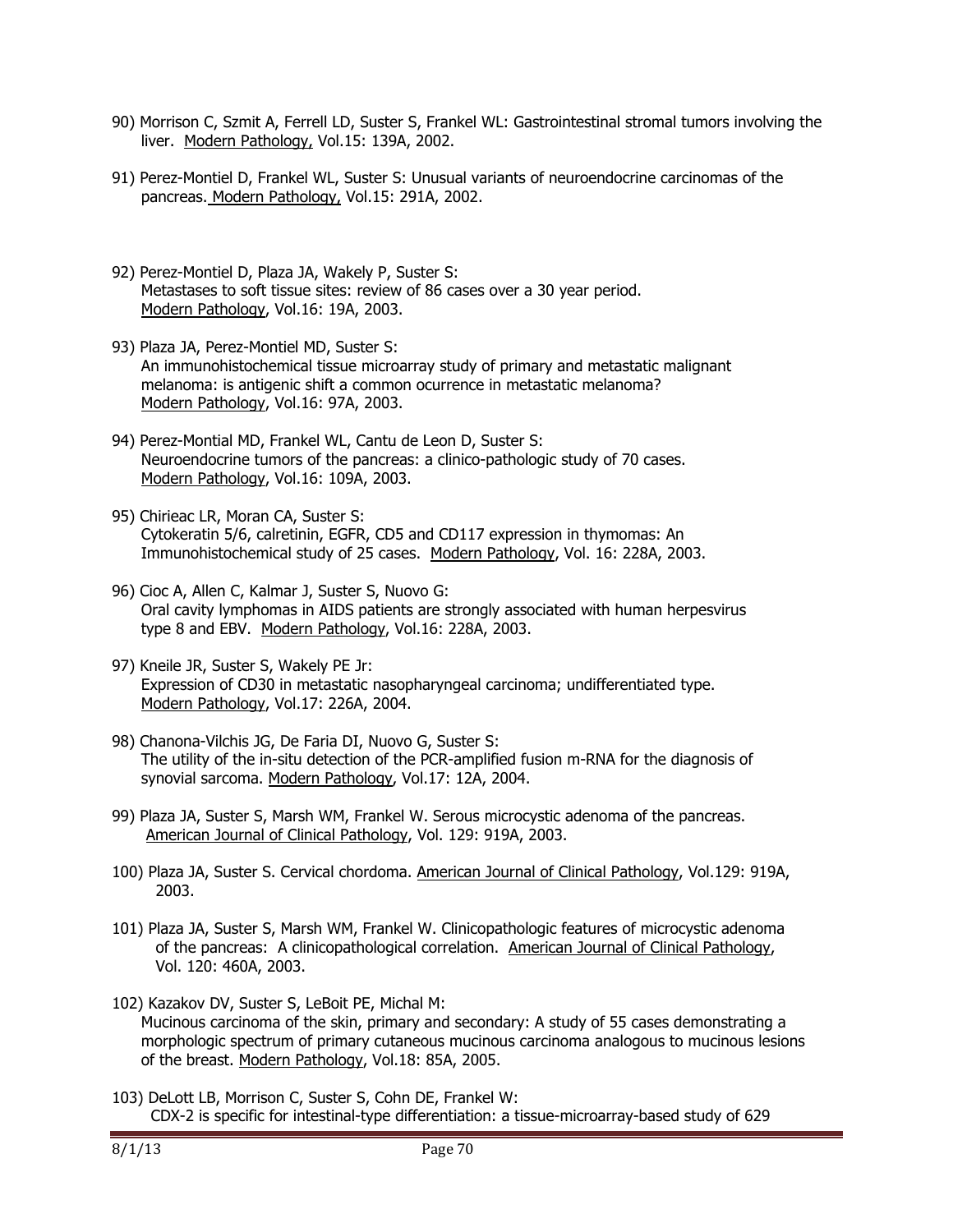90) Morrison C, Szmit A, Ferrell LD, Suster S, Frankel WL: Gastrointestinal stromal tumors involving the liver. Modern Pathology, Vol.15: 139A, 2002.

91) Perez-Montiel D, Frankel WL, Suster S: Unusual variants of neuroendocrine carcinomas of the pancreas. Modern Pathology, Vol.15: 291A, 2002.

92) Perez-Montiel D, Plaza JA, Wakely P, Suster S: Metastases to soft tissue sites: review of 86 cases over a 30 year period. Modern Pathology, Vol.16: 19A, 2003.

93) Plaza JA, Perez-Montiel MD, Suster S: An immunohistochemical tissue microarray study of primary and metastatic malignant melanoma: is antigenic shift a common ocurrence in metastatic melanoma? Modern Pathology, Vol.16: 97A, 2003.

94) Perez-Montial MD, Frankel WL, Cantu de Leon D, Suster S: Neuroendocrine tumors of the pancreas: a clinico-pathologic study of 70 cases. Modern Pathology, Vol.16: 109A, 2003.

95) Chirieac LR, Moran CA, Suster S: Cytokeratin 5/6, calretinin, EGFR, CD5 and CD117 expression in thymomas: An Immunohistochemical study of 25 cases. Modern Pathology, Vol. 16: 228A, 2003.

96) Cioc A, Allen C, Kalmar J, Suster S, Nuovo G: Oral cavity lymphomas in AIDS patients are strongly associated with human herpesvirus type 8 and EBV. Modern Pathology, Vol.16: 228A, 2003.

97) Kneile JR, Suster S, Wakely PE Jr: Expression of CD30 in metastatic nasopharyngeal carcinoma; undifferentiated type. Modern Pathology, Vol.17: 226A, 2004.

98) Chanona-Vilchis JG, De Faria DI, Nuovo G, Suster S: The utility of the in-situ detection of the PCR-amplified fusion m-RNA for the diagnosis of synovial sarcoma. Modern Pathology, Vol.17: 12A, 2004.

99) Plaza JA, Suster S, Marsh WM, Frankel W. Serous microcystic adenoma of the pancreas. American Journal of Clinical Pathology, Vol. 129: 919A, 2003.

100) Plaza JA, Suster S. Cervical chordoma. American Journal of Clinical Pathology, Vol.129: 919A, 2003.

101) Plaza JA, Suster S, Marsh WM, Frankel W. Clinicopathologic features of microcystic adenoma of the pancreas: A clinicopathological correlation. American Journal of Clinical Pathology, Vol. 120: 460A, 2003.

102) Kazakov DV, Suster S, LeBoit PE, Michal M: Mucinous carcinoma of the skin, primary and secondary: A study of 55 cases demonstrating a morphologic spectrum of primary cutaneous mucinous carcinoma analogous to mucinous lesions of the breast. Modern Pathology, Vol.18: 85A, 2005.

103) DeLott LB, Morrison C, Suster S, Cohn DE, Frankel W: CDX-2 is specific for intestinal-type differentiation: a tissue-microarray-based study of 629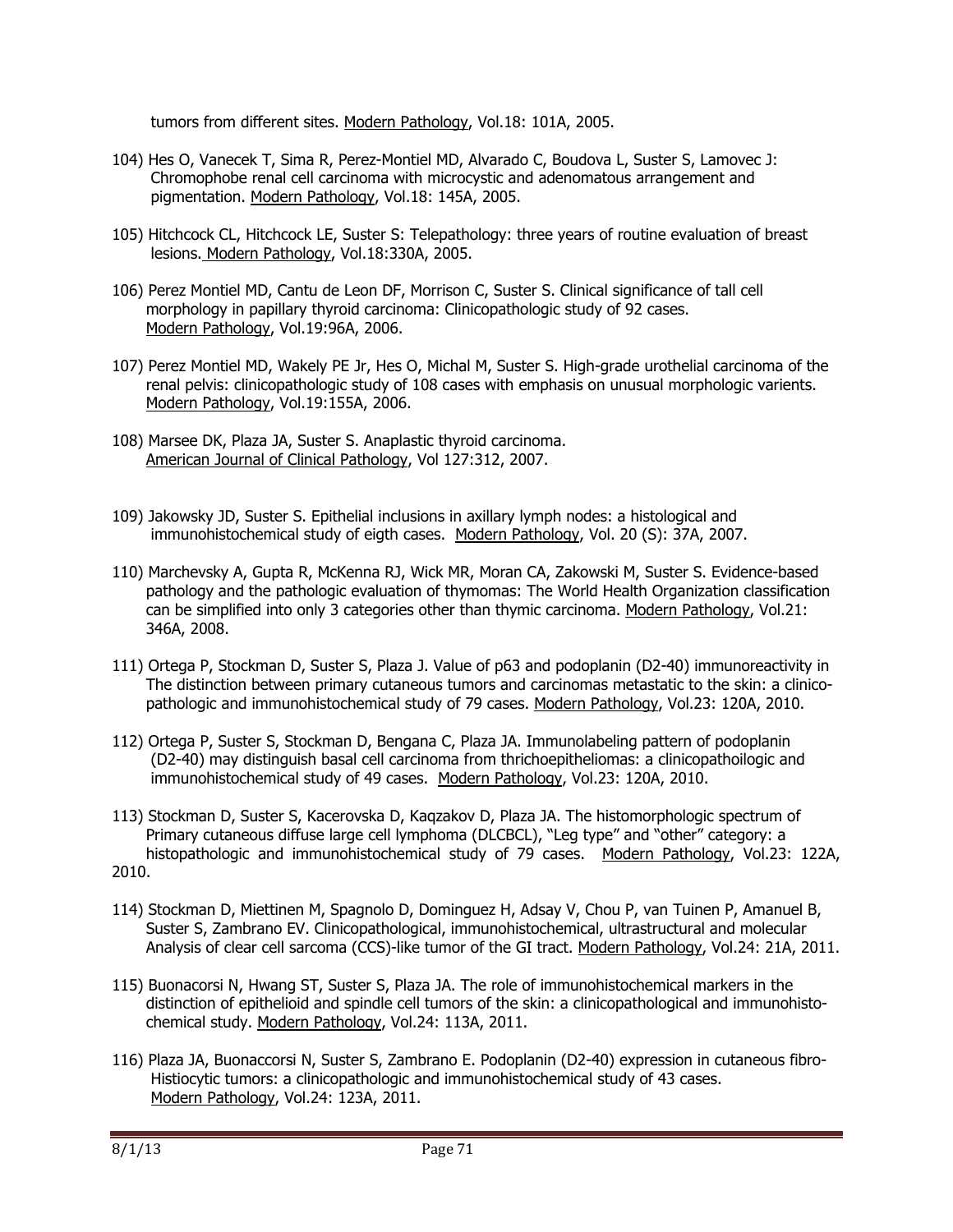tumors from different sites. Modern Pathology, Vol.18: 101A, 2005.

104) Hes O, Vanecek T, Sima R, Perez-Montiel MD, Alvarado C, Boudova L, Suster S, Lamovec J: Chromophobe renal cell carcinoma with microcystic and adenomatous arrangement and pigmentation. Modern Pathology, Vol.18: 145A, 2005.

105) Hitchcock CL, Hitchcock LE, Suster S: Telepathology: three years of routine evaluation of breast lesions. Modern Pathology, Vol.18:330A, 2005.

106) Perez Montiel MD, Cantu de Leon DF, Morrison C, Suster S. Clinical significance of tall cell morphology in papillary thyroid carcinoma: Clinicopathologic study of 92 cases. Modern Pathology, Vol.19:96A, 2006.

107) Perez Montiel MD, Wakely PE Jr, Hes O, Michal M, Suster S. High-grade urothelial carcinoma of the renal pelvis: clinicopathologic study of 108 cases with emphasis on unusual morphologic varients. Modern Pathology, Vol.19:155A, 2006.

108) Marsee DK, Plaza JA, Suster S. Anaplastic thyroid carcinoma. American Journal of Clinical Pathology, Vol 127:312, 2007.

109) Jakowsky JD, Suster S. Epithelial inclusions in axillary lymph nodes: a histological and immunohistochemical study of eigth cases. Modern Pathology, Vol. 20 (S): 37A, 2007.

110) Marchevsky A, Gupta R, McKenna RJ, Wick MR, Moran CA, Zakowski M, Suster S. Evidence-based pathology and the pathologic evaluation of thymomas: The World Health Organization classification can be simplified into only 3 categories other than thymic carcinoma. Modern Pathology, Vol.21: 346A, 2008.

111) Ortega P, Stockman D, Suster S, Plaza J. Value of p63 and podoplanin (D2-40) immunoreactivity in The distinction between primary cutaneous tumors and carcinomas metastatic to the skin: a clinico-pathologic and immunohistochemical study of 79 cases. Modern Pathology, Vol.23: 120A, 2010.

112) Ortega P, Suster S, Stockman D, Bengana C, Plaza JA. Immunolabeling pattern of podoplanin (D2-40) may distinguish basal cell carcinoma from thrichoepitheliomas: a clinicopathoilogic and immunohistochemical study of 49 cases. Modern Pathology, Vol.23: 120A, 2010.

113) Stockman D, Suster S, Kacerovska D, Kaqzakov D, Plaza JA. The histomorphologic spectrum of Primary cutaneous diffuse large cell lymphoma (DLCBCL), "Leg type" and "other" category: a histopathologic and immunohistochemical study of 79 cases. Modern Pathology, Vol.23: 122A, 2010.

114) Stockman D, Miettinen M, Spagnolo D, Dominguez H, Adsay V, Chou P, van Tuinen P, Amanuel B, Suster S, Zambrano EV. Clinicopathological, immunohistochemical, ultrastructural and molecular Analysis of clear cell sarcoma (CCS)-like tumor of the GI tract. Modern Pathology, Vol.24: 21A, 2011.

115) Buonacorsi N, Hwang ST, Suster S, Plaza JA. The role of immunohistochemical markers in the distinction of epithelioid and spindle cell tumors of the skin: a clinicopathological and immunohisto-chemical study. Modern Pathology, Vol.24: 113A, 2011.

116) Plaza JA, Buonaccorsi N, Suster S, Zambrano E. Podoplanin (D2-40) expression in cutaneous fibro-Histiocytic tumors: a clinicopathologic and immunohistochemical study of 43 cases. Modern Pathology, Vol.24: 123A, 2011.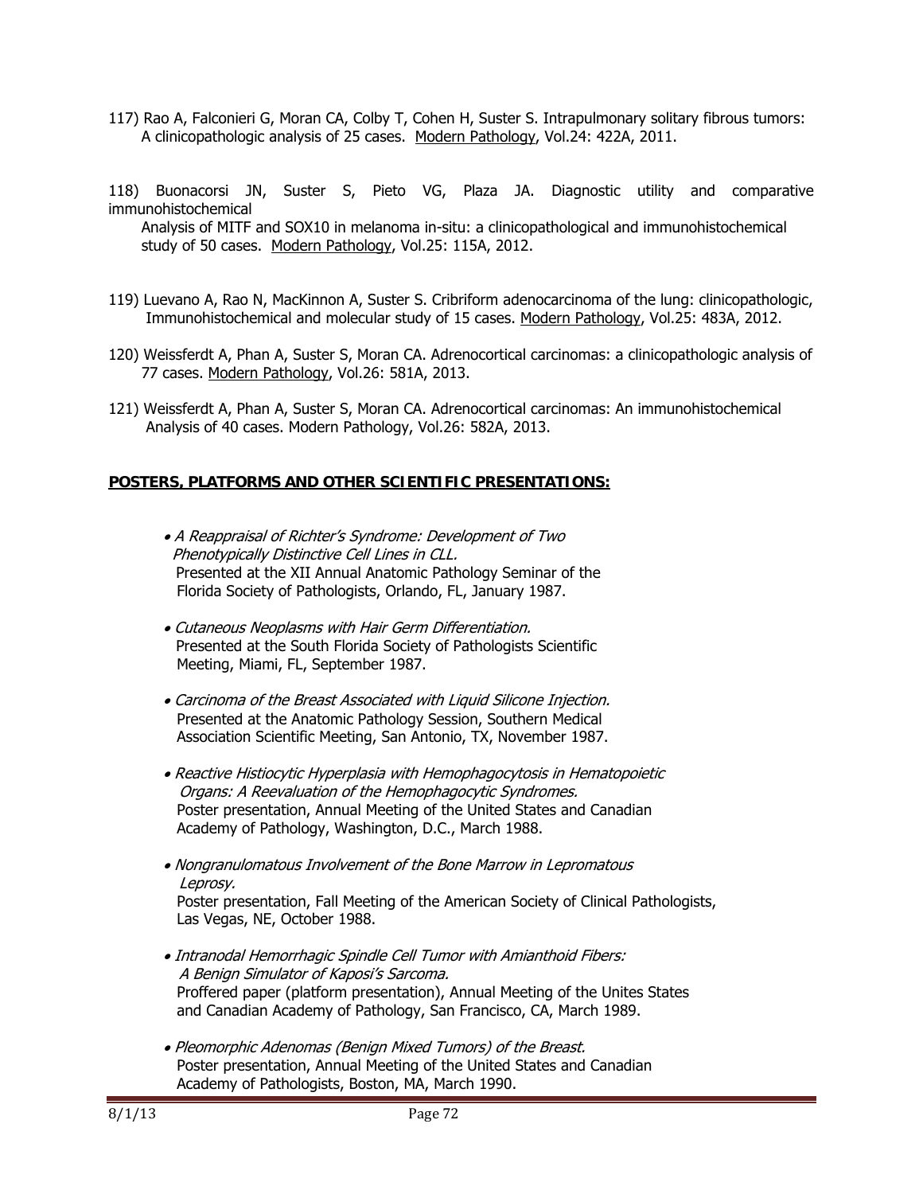117) Rao A, Falconieri G, Moran CA, Colby T, Cohen H, Suster S. Intrapulmonary solitary fibrous tumors: A clinicopathologic analysis of 25 cases. Modern Pathology, Vol.24: 422A, 2011.

118) Buonacorsi JN, Suster S, Pieto VG, Plaza JA. Diagnostic utility and comparative immunohistochemical Analysis of MITF and SOX10 in melanoma in-situ: a clinicopathological and immunohistochemical study of 50 cases. Modern Pathology, Vol.25: 115A, 2012.

119) Luevano A, Rao N, MacKinnon A, Suster S. Cribriform adenocarcinoma of the lung: clinicopathologic, Immunohistochemical and molecular study of 15 cases. Modern Pathology, Vol.25: 483A, 2012.

120) Weissferdt A, Phan A, Suster S, Moran CA. Adrenocortical carcinomas: a clinicopathologic analysis of 77 cases. Modern Pathology, Vol.26: 581A, 2013.

121) Weissferdt A, Phan A, Suster S, Moran CA. Adrenocortical carcinomas: An immunohistochemical Analysis of 40 cases. Modern Pathology, Vol.26: 582A, 2013.

## POSTERS, PLATFORMS AND OTHER SCIENTIFIC PRESENTATIONS:

- *A Reappraisal of Richter's Syndrome: Development of Two Phenotypically Distinctive Cell Lines in CLL.*
  Presented at the XII Annual Anatomic Pathology Seminar of the Florida Society of Pathologists, Orlando, FL, January 1987.

- *Cutaneous Neoplasms with Hair Germ Differentiation.*
  Presented at the South Florida Society of Pathologists Scientific Meeting, Miami, FL, September 1987.

- *Carcinoma of the Breast Associated with Liquid Silicone Injection.*
  Presented at the Anatomic Pathology Session, Southern Medical Association Scientific Meeting, San Antonio, TX, November 1987.

- *Reactive Histiocytic Hyperplasia with Hemophagocytosis in Hematopoietic Organs: A Reevaluation of the Hemophagocytic Syndromes.*
  Poster presentation, Annual Meeting of the United States and Canadian Academy of Pathology, Washington, D.C., March 1988.

- *Nongranulomatous Involvement of the Bone Marrow in Lepromatous Leprosy.*
  Poster presentation, Fall Meeting of the American Society of Clinical Pathologists, Las Vegas, NE, October 1988.

- *Intranodal Hemorrhagic Spindle Cell Tumor with Amianthoid Fibers: A Benign Simulator of Kaposi's Sarcoma.*
  Proffered paper (platform presentation), Annual Meeting of the Unites States and Canadian Academy of Pathology, San Francisco, CA, March 1989.

- *Pleomorphic Adenomas (Benign Mixed Tumors) of the Breast.*
  Poster presentation, Annual Meeting of the United States and Canadian Academy of Pathologists, Boston, MA, March 1990.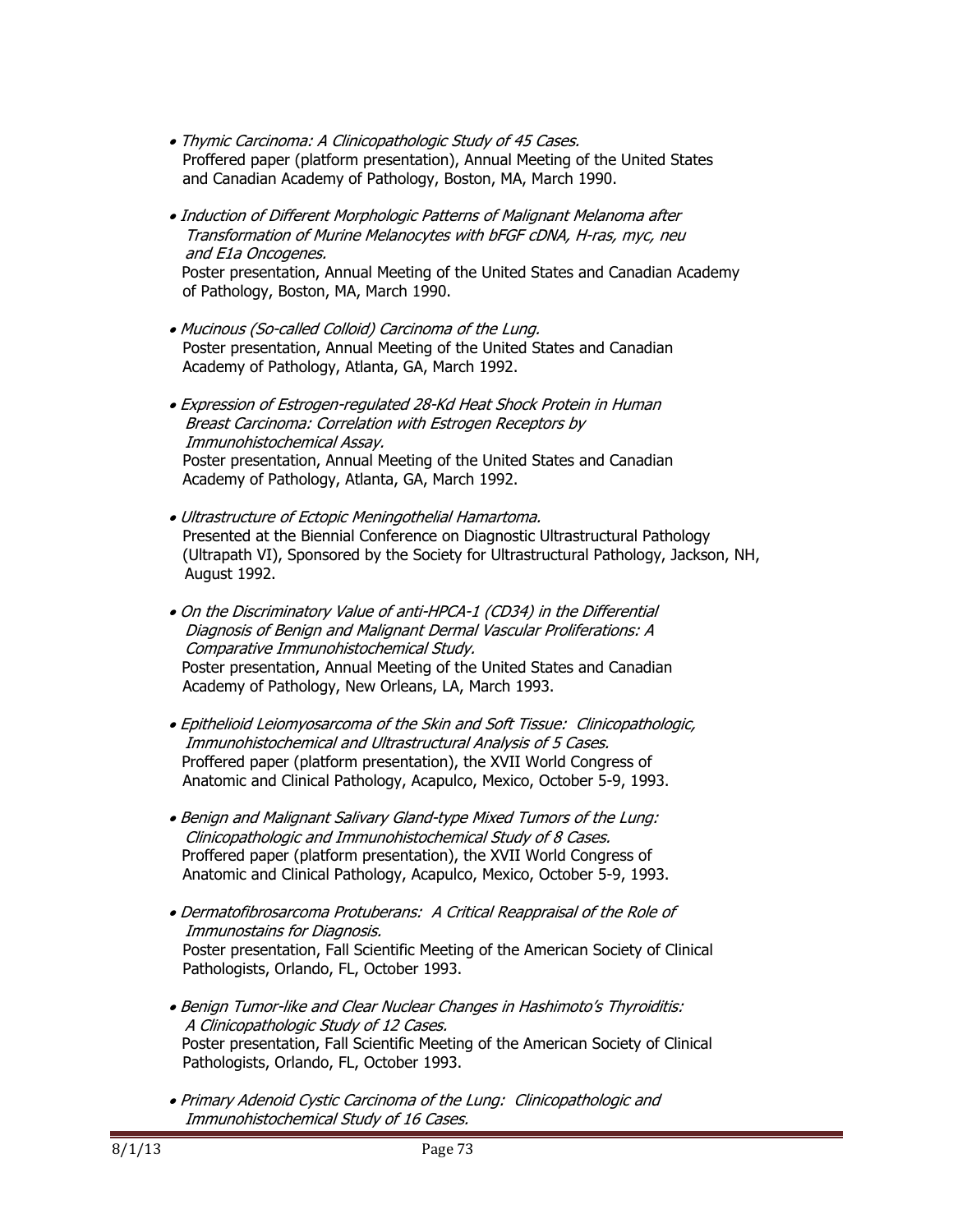- *Thymic Carcinoma: A Clinicopathologic Study of 45 Cases.*
  Proffered paper (platform presentation), Annual Meeting of the United States and Canadian Academy of Pathology, Boston, MA, March 1990.

- *Induction of Different Morphologic Patterns of Malignant Melanoma after Transformation of Murine Melanocytes with bFGF cDNA, H-ras, myc, neu and E1a Oncogenes.*
  Poster presentation, Annual Meeting of the United States and Canadian Academy of Pathology, Boston, MA, March 1990.

- *Mucinous (So-called Colloid) Carcinoma of the Lung.*
  Poster presentation, Annual Meeting of the United States and Canadian Academy of Pathology, Atlanta, GA, March 1992.

- *Expression of Estrogen-regulated 28-Kd Heat Shock Protein in Human Breast Carcinoma: Correlation with Estrogen Receptors by Immunohistochemical Assay.*
  Poster presentation, Annual Meeting of the United States and Canadian Academy of Pathology, Atlanta, GA, March 1992.

- *Ultrastructure of Ectopic Meningothelial Hamartoma.*
  Presented at the Biennial Conference on Diagnostic Ultrastructural Pathology (Ultrapath VI), Sponsored by the Society for Ultrastructural Pathology, Jackson, NH, August 1992.

- *On the Discriminatory Value of anti-HPCA-1 (CD34) in the Differential Diagnosis of Benign and Malignant Dermal Vascular Proliferations: A Comparative Immunohistochemical Study.*
  Poster presentation, Annual Meeting of the United States and Canadian Academy of Pathology, New Orleans, LA, March 1993.

- *Epithelioid Leiomyosarcoma of the Skin and Soft Tissue: Clinicopathologic, Immunohistochemical and Ultrastructural Analysis of 5 Cases.*
  Proffered paper (platform presentation), the XVII World Congress of Anatomic and Clinical Pathology, Acapulco, Mexico, October 5-9, 1993.

- *Benign and Malignant Salivary Gland-type Mixed Tumors of the Lung: Clinicopathologic and Immunohistochemical Study of 8 Cases.*
  Proffered paper (platform presentation), the XVII World Congress of Anatomic and Clinical Pathology, Acapulco, Mexico, October 5-9, 1993.

- *Dermatofibrosarcoma Protuberans: A Critical Reappraisal of the Role of Immunostains for Diagnosis.*
  Poster presentation, Fall Scientific Meeting of the American Society of Clinical Pathologists, Orlando, FL, October 1993.

- *Benign Tumor-like and Clear Nuclear Changes in Hashimoto's Thyroiditis: A Clinicopathologic Study of 12 Cases.*
  Poster presentation, Fall Scientific Meeting of the American Society of Clinical Pathologists, Orlando, FL, October 1993.

- *Primary Adenoid Cystic Carcinoma of the Lung: Clinicopathologic and Immunohistochemical Study of 16 Cases.*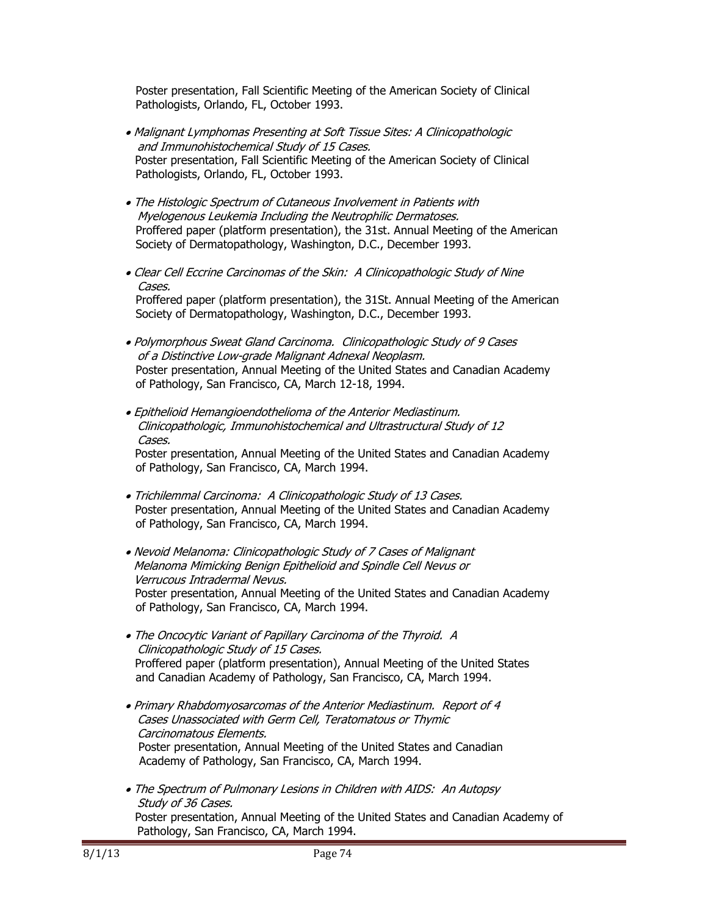Poster presentation, Fall Scientific Meeting of the American Society of Clinical Pathologists, Orlando, FL, October 1993.

- *Malignant Lymphomas Presenting at Soft Tissue Sites: A Clinicopathologic and Immunohistochemical Study of 15 Cases.*
  Poster presentation, Fall Scientific Meeting of the American Society of Clinical Pathologists, Orlando, FL, October 1993.

- *The Histologic Spectrum of Cutaneous Involvement in Patients with Myelogenous Leukemia Including the Neutrophilic Dermatoses.*
  Proffered paper (platform presentation), the 31st. Annual Meeting of the American Society of Dermatopathology, Washington, D.C., December 1993.

- *Clear Cell Eccrine Carcinomas of the Skin: A Clinicopathologic Study of Nine Cases.*
  Proffered paper (platform presentation), the 31St. Annual Meeting of the American Society of Dermatopathology, Washington, D.C., December 1993.

- *Polymorphous Sweat Gland Carcinoma. Clinicopathologic Study of 9 Cases of a Distinctive Low-grade Malignant Adnexal Neoplasm.*
  Poster presentation, Annual Meeting of the United States and Canadian Academy of Pathology, San Francisco, CA, March 12-18, 1994.

- *Epithelioid Hemangioendothelioma of the Anterior Mediastinum. Clinicopathologic, Immunohistochemical and Ultrastructural Study of 12 Cases.*
  Poster presentation, Annual Meeting of the United States and Canadian Academy of Pathology, San Francisco, CA, March 1994.

- *Trichilemmal Carcinoma: A Clinicopathologic Study of 13 Cases.*
  Poster presentation, Annual Meeting of the United States and Canadian Academy of Pathology, San Francisco, CA, March 1994.

- *Nevoid Melanoma: Clinicopathologic Study of 7 Cases of Malignant Melanoma Mimicking Benign Epithelioid and Spindle Cell Nevus or Verrucous Intradermal Nevus.*
  Poster presentation, Annual Meeting of the United States and Canadian Academy of Pathology, San Francisco, CA, March 1994.

- *The Oncocytic Variant of Papillary Carcinoma of the Thyroid. A Clinicopathologic Study of 15 Cases.*
  Proffered paper (platform presentation), Annual Meeting of the United States and Canadian Academy of Pathology, San Francisco, CA, March 1994.

- *Primary Rhabdomyosarcomas of the Anterior Mediastinum. Report of 4 Cases Unassociated with Germ Cell, Teratomatous or Thymic Carcinomatous Elements.*
  Poster presentation, Annual Meeting of the United States and Canadian Academy of Pathology, San Francisco, CA, March 1994.

- *The Spectrum of Pulmonary Lesions in Children with AIDS: An Autopsy Study of 36 Cases.*
  Poster presentation, Annual Meeting of the United States and Canadian Academy of Pathology, San Francisco, CA, March 1994.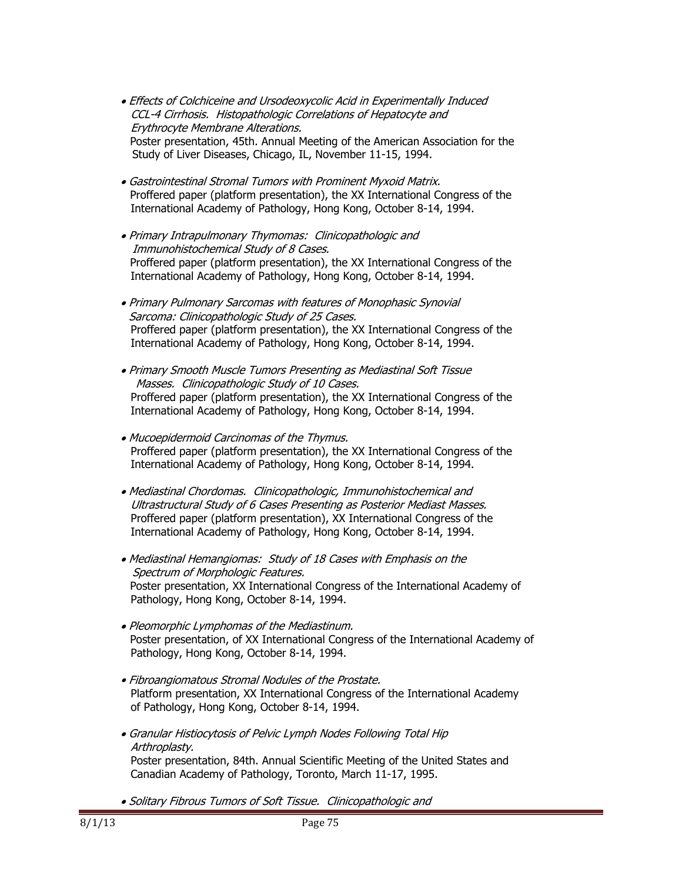- *Effects of Colchiceine and Ursodeoxycolic Acid in Experimentally Induced CCL-4 Cirrhosis. Histopathologic Correlations of Hepatocyte and Erythrocyte Membrane Alterations.*
  Poster presentation, 45th. Annual Meeting of the American Association for the Study of Liver Diseases, Chicago, IL, November 11-15, 1994.

- *Gastrointestinal Stromal Tumors with Prominent Myxoid Matrix.*
  Proffered paper (platform presentation), the XX International Congress of the International Academy of Pathology, Hong Kong, October 8-14, 1994.

- *Primary Intrapulmonary Thymomas: Clinicopathologic and Immunohistochemical Study of 8 Cases.*
  Proffered paper (platform presentation), the XX International Congress of the International Academy of Pathology, Hong Kong, October 8-14, 1994.

- *Primary Pulmonary Sarcomas with features of Monophasic Synovial Sarcoma: Clinicopathologic Study of 25 Cases.*
  Proffered paper (platform presentation), the XX International Congress of the International Academy of Pathology, Hong Kong, October 8-14, 1994.

- *Primary Smooth Muscle Tumors Presenting as Mediastinal Soft Tissue Masses. Clinicopathologic Study of 10 Cases.*
  Proffered paper (platform presentation), the XX International Congress of the International Academy of Pathology, Hong Kong, October 8-14, 1994.

- *Mucoepidermoid Carcinomas of the Thymus.*
  Proffered paper (platform presentation), the XX International Congress of the International Academy of Pathology, Hong Kong, October 8-14, 1994.

- *Mediastinal Chordomas. Clinicopathologic, Immunohistochemical and Ultrastructural Study of 6 Cases Presenting as Posterior Mediast Masses.*
  Proffered paper (platform presentation), XX International Congress of the International Academy of Pathology, Hong Kong, October 8-14, 1994.

- *Mediastinal Hemangiomas: Study of 18 Cases with Emphasis on the Spectrum of Morphologic Features.*
  Poster presentation, XX International Congress of the International Academy of Pathology, Hong Kong, October 8-14, 1994.

- *Pleomorphic Lymphomas of the Mediastinum.*
  Poster presentation, of XX International Congress of the International Academy of Pathology, Hong Kong, October 8-14, 1994.

- *Fibroangiomatous Stromal Nodules of the Prostate.*
  Platform presentation, XX International Congress of the International Academy of Pathology, Hong Kong, October 8-14, 1994.

- *Granular Histiocytosis of Pelvic Lymph Nodes Following Total Hip Arthroplasty.*
  Poster presentation, 84th. Annual Scientific Meeting of the United States and Canadian Academy of Pathology, Toronto, March 11-17, 1995.

- *Solitary Fibrous Tumors of Soft Tissue. Clinicopathologic and*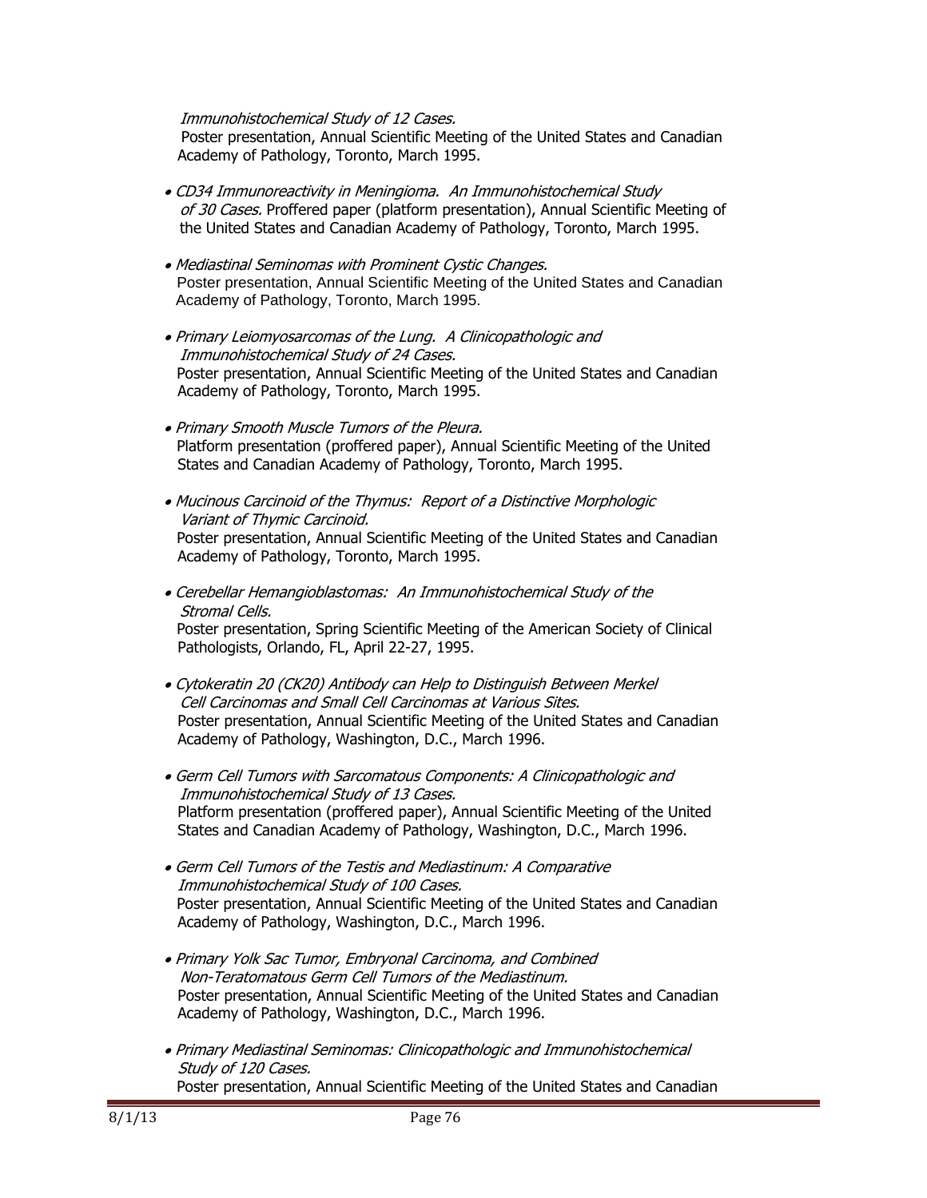*Immunohistochemical Study of 12 Cases.*
Poster presentation, Annual Scientific Meeting of the United States and Canadian Academy of Pathology, Toronto, March 1995.

- *CD34 Immunoreactivity in Meningioma. An Immunohistochemical Study of 30 Cases.* Proffered paper (platform presentation), Annual Scientific Meeting of the United States and Canadian Academy of Pathology, Toronto, March 1995.

- *Mediastinal Seminomas with Prominent Cystic Changes.*
  Poster presentation, Annual Scientific Meeting of the United States and Canadian Academy of Pathology, Toronto, March 1995.

- *Primary Leiomyosarcomas of the Lung. A Clinicopathologic and Immunohistochemical Study of 24 Cases.*
  Poster presentation, Annual Scientific Meeting of the United States and Canadian Academy of Pathology, Toronto, March 1995.

- *Primary Smooth Muscle Tumors of the Pleura.*
  Platform presentation (proffered paper), Annual Scientific Meeting of the United States and Canadian Academy of Pathology, Toronto, March 1995.

- *Mucinous Carcinoid of the Thymus: Report of a Distinctive Morphologic Variant of Thymic Carcinoid.*
  Poster presentation, Annual Scientific Meeting of the United States and Canadian Academy of Pathology, Toronto, March 1995.

- *Cerebellar Hemangioblastomas: An Immunohistochemical Study of the Stromal Cells.*
  Poster presentation, Spring Scientific Meeting of the American Society of Clinical Pathologists, Orlando, FL, April 22-27, 1995.

- *Cytokeratin 20 (CK20) Antibody can Help to Distinguish Between Merkel Cell Carcinomas and Small Cell Carcinomas at Various Sites.*
  Poster presentation, Annual Scientific Meeting of the United States and Canadian Academy of Pathology, Washington, D.C., March 1996.

- *Germ Cell Tumors with Sarcomatous Components: A Clinicopathologic and Immunohistochemical Study of 13 Cases.*
  Platform presentation (proffered paper), Annual Scientific Meeting of the United States and Canadian Academy of Pathology, Washington, D.C., March 1996.

- *Germ Cell Tumors of the Testis and Mediastinum: A Comparative Immunohistochemical Study of 100 Cases.*
  Poster presentation, Annual Scientific Meeting of the United States and Canadian Academy of Pathology, Washington, D.C., March 1996.

- *Primary Yolk Sac Tumor, Embryonal Carcinoma, and Combined Non-Teratomatous Germ Cell Tumors of the Mediastinum.*
  Poster presentation, Annual Scientific Meeting of the United States and Canadian Academy of Pathology, Washington, D.C., March 1996.

- *Primary Mediastinal Seminomas: Clinicopathologic and Immunohistochemical Study of 120 Cases.*
  Poster presentation, Annual Scientific Meeting of the United States and Canadian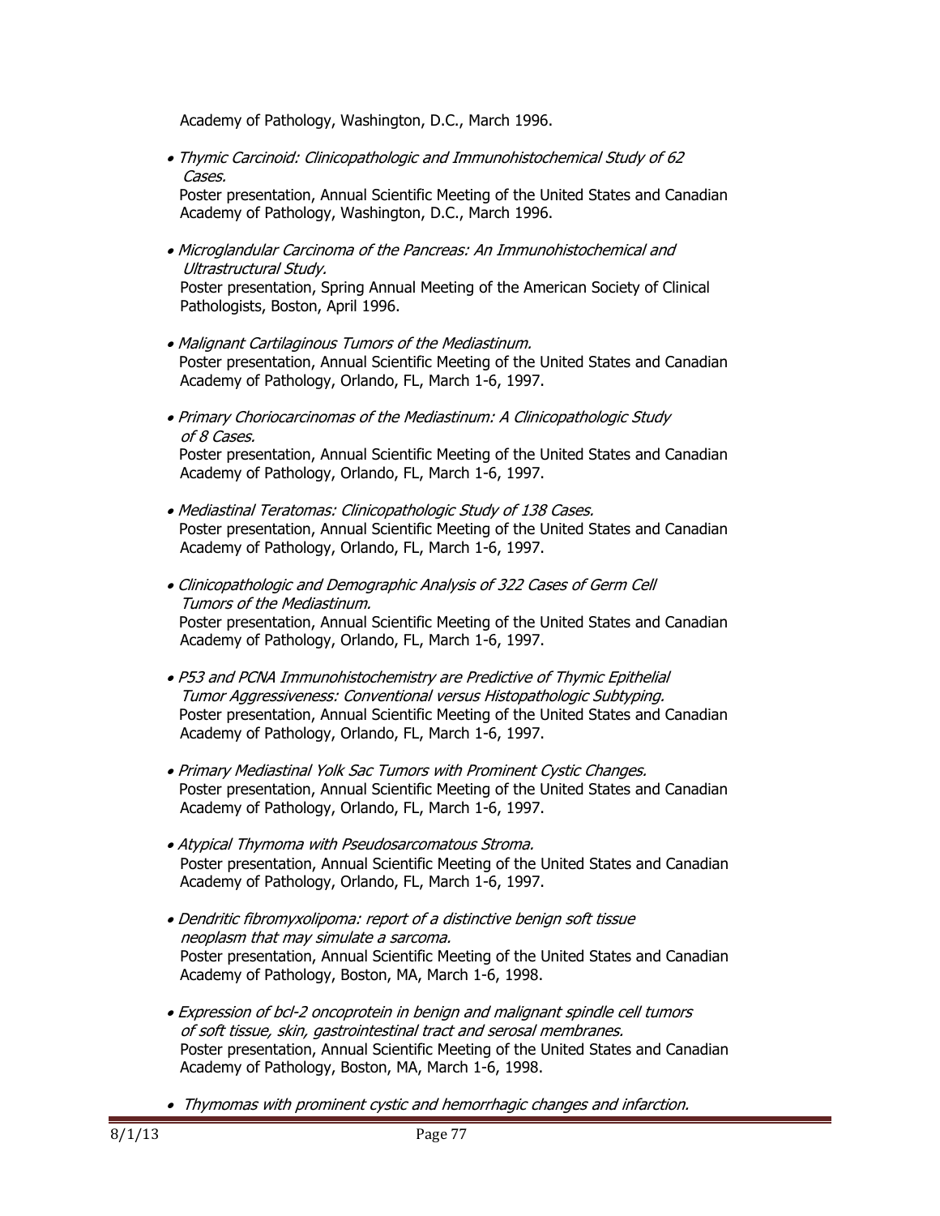Academy of Pathology, Washington, D.C., March 1996.

- *Thymic Carcinoid: Clinicopathologic and Immunohistochemical Study of 62 Cases.*
  Poster presentation, Annual Scientific Meeting of the United States and Canadian Academy of Pathology, Washington, D.C., March 1996.

- *Microglandular Carcinoma of the Pancreas: An Immunohistochemical and Ultrastructural Study.*
  Poster presentation, Spring Annual Meeting of the American Society of Clinical Pathologists, Boston, April 1996.

- *Malignant Cartilaginous Tumors of the Mediastinum.*
  Poster presentation, Annual Scientific Meeting of the United States and Canadian Academy of Pathology, Orlando, FL, March 1-6, 1997.

- *Primary Choriocarcinomas of the Mediastinum: A Clinicopathologic Study of 8 Cases.*
  Poster presentation, Annual Scientific Meeting of the United States and Canadian Academy of Pathology, Orlando, FL, March 1-6, 1997.

- *Mediastinal Teratomas: Clinicopathologic Study of 138 Cases.*
  Poster presentation, Annual Scientific Meeting of the United States and Canadian Academy of Pathology, Orlando, FL, March 1-6, 1997.

- *Clinicopathologic and Demographic Analysis of 322 Cases of Germ Cell Tumors of the Mediastinum.*
  Poster presentation, Annual Scientific Meeting of the United States and Canadian Academy of Pathology, Orlando, FL, March 1-6, 1997.

- *P53 and PCNA Immunohistochemistry are Predictive of Thymic Epithelial Tumor Aggressiveness: Conventional versus Histopathologic Subtyping.*
  Poster presentation, Annual Scientific Meeting of the United States and Canadian Academy of Pathology, Orlando, FL, March 1-6, 1997.

- *Primary Mediastinal Yolk Sac Tumors with Prominent Cystic Changes.*
  Poster presentation, Annual Scientific Meeting of the United States and Canadian Academy of Pathology, Orlando, FL, March 1-6, 1997.

- *Atypical Thymoma with Pseudosarcomatous Stroma.*
  Poster presentation, Annual Scientific Meeting of the United States and Canadian Academy of Pathology, Orlando, FL, March 1-6, 1997.

- *Dendritic fibromyxolipoma: report of a distinctive benign soft tissue neoplasm that may simulate a sarcoma.*
  Poster presentation, Annual Scientific Meeting of the United States and Canadian Academy of Pathology, Boston, MA, March 1-6, 1998.

- *Expression of bcl-2 oncoprotein in benign and malignant spindle cell tumors of soft tissue, skin, gastrointestinal tract and serosal membranes.*
  Poster presentation, Annual Scientific Meeting of the United States and Canadian Academy of Pathology, Boston, MA, March 1-6, 1998.

- *Thymomas with prominent cystic and hemorrhagic changes and infarction.*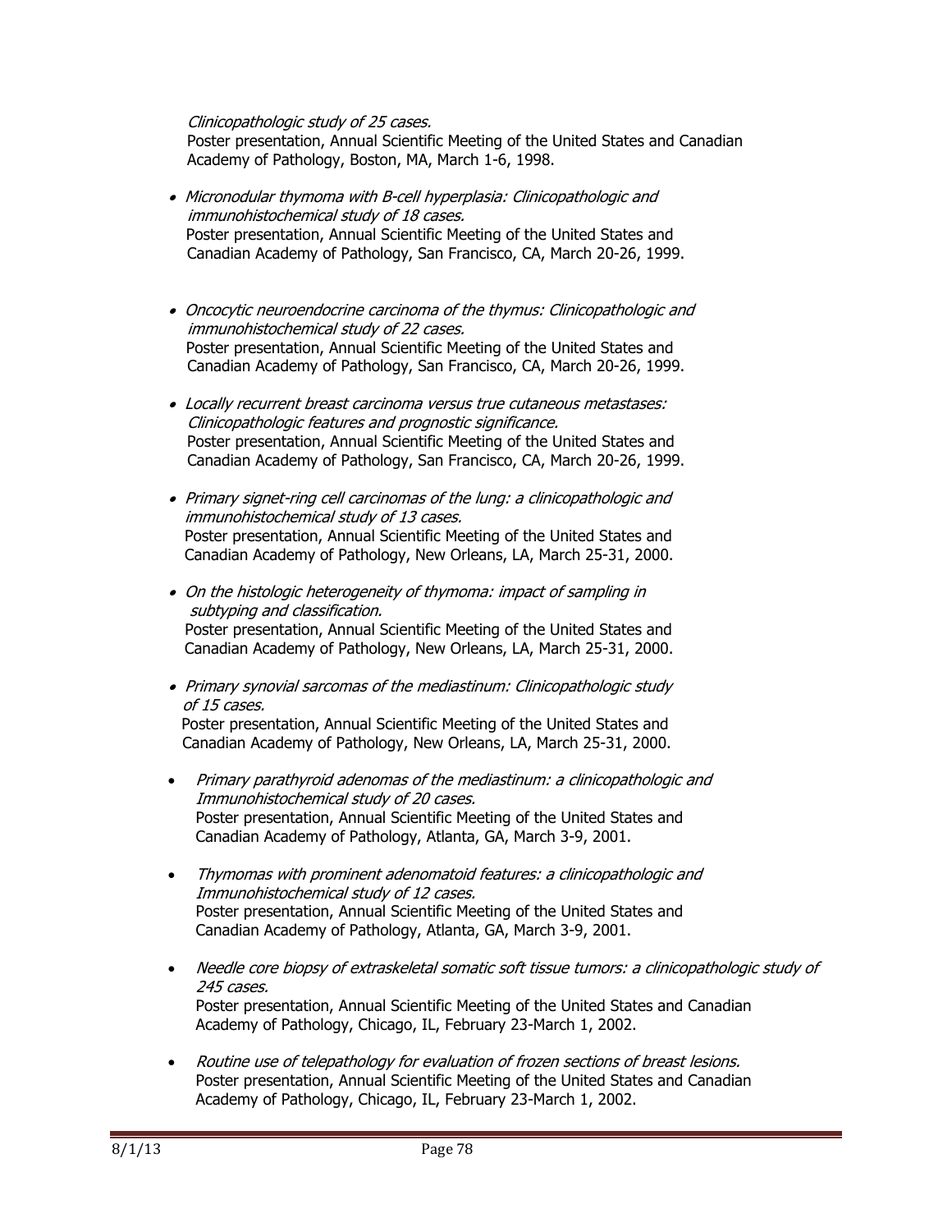*Clinicopathologic study of 25 cases.*
Poster presentation, Annual Scientific Meeting of the United States and Canadian Academy of Pathology, Boston, MA, March 1-6, 1998.

- *Micronodular thymoma with B-cell hyperplasia: Clinicopathologic and immunohistochemical study of 18 cases.*
  Poster presentation, Annual Scientific Meeting of the United States and Canadian Academy of Pathology, San Francisco, CA, March 20-26, 1999.

- *Oncocytic neuroendocrine carcinoma of the thymus: Clinicopathologic and immunohistochemical study of 22 cases.*
  Poster presentation, Annual Scientific Meeting of the United States and Canadian Academy of Pathology, San Francisco, CA, March 20-26, 1999.

- *Locally recurrent breast carcinoma versus true cutaneous metastases: Clinicopathologic features and prognostic significance.*
  Poster presentation, Annual Scientific Meeting of the United States and Canadian Academy of Pathology, San Francisco, CA, March 20-26, 1999.

- *Primary signet-ring cell carcinomas of the lung: a clinicopathologic and immunohistochemical study of 13 cases.*
  Poster presentation, Annual Scientific Meeting of the United States and Canadian Academy of Pathology, New Orleans, LA, March 25-31, 2000.

- *On the histologic heterogeneity of thymoma: impact of sampling in subtyping and classification.*
  Poster presentation, Annual Scientific Meeting of the United States and Canadian Academy of Pathology, New Orleans, LA, March 25-31, 2000.

- *Primary synovial sarcomas of the mediastinum: Clinicopathologic study of 15 cases.*
  Poster presentation, Annual Scientific Meeting of the United States and Canadian Academy of Pathology, New Orleans, LA, March 25-31, 2000.

- *Primary parathyroid adenomas of the mediastinum: a clinicopathologic and Immunohistochemical study of 20 cases.*
  Poster presentation, Annual Scientific Meeting of the United States and Canadian Academy of Pathology, Atlanta, GA, March 3-9, 2001.

- *Thymomas with prominent adenomatoid features: a clinicopathologic and Immunohistochemical study of 12 cases.*
  Poster presentation, Annual Scientific Meeting of the United States and Canadian Academy of Pathology, Atlanta, GA, March 3-9, 2001.

- *Needle core biopsy of extraskeletal somatic soft tissue tumors: a clinicopathologic study of 245 cases.*
  Poster presentation, Annual Scientific Meeting of the United States and Canadian Academy of Pathology, Chicago, IL, February 23-March 1, 2002.

- *Routine use of telepathology for evaluation of frozen sections of breast lesions.*
  Poster presentation, Annual Scientific Meeting of the United States and Canadian Academy of Pathology, Chicago, IL, February 23-March 1, 2002.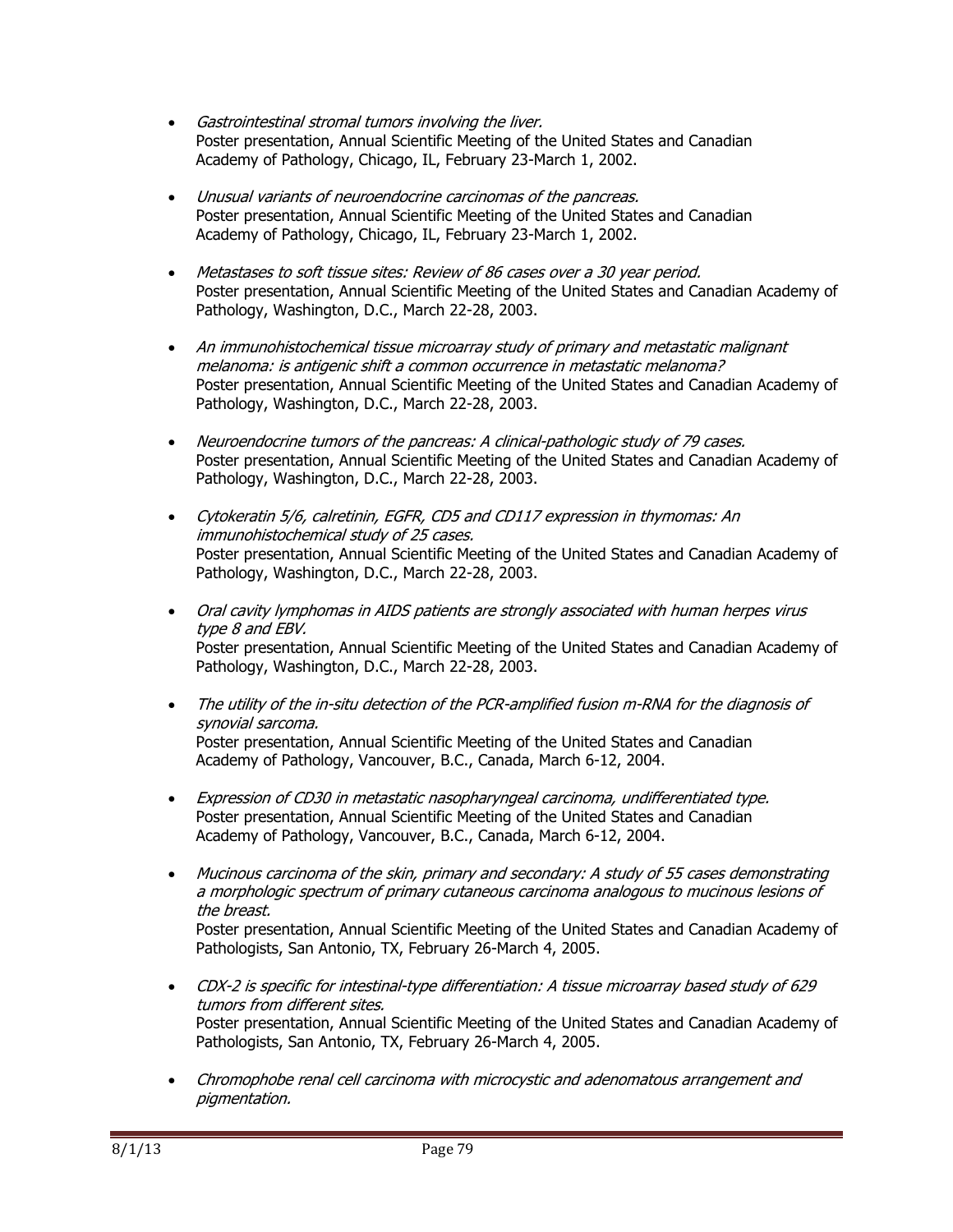- *Gastrointestinal stromal tumors involving the liver.*
  Poster presentation, Annual Scientific Meeting of the United States and Canadian Academy of Pathology, Chicago, IL, February 23-March 1, 2002.

- *Unusual variants of neuroendocrine carcinomas of the pancreas.*
  Poster presentation, Annual Scientific Meeting of the United States and Canadian Academy of Pathology, Chicago, IL, February 23-March 1, 2002.

- *Metastases to soft tissue sites: Review of 86 cases over a 30 year period.*
  Poster presentation, Annual Scientific Meeting of the United States and Canadian Academy of Pathology, Washington, D.C., March 22-28, 2003.

- *An immunohistochemical tissue microarray study of primary and metastatic malignant melanoma: is antigenic shift a common occurrence in metastatic melanoma?*
  Poster presentation, Annual Scientific Meeting of the United States and Canadian Academy of Pathology, Washington, D.C., March 22-28, 2003.

- *Neuroendocrine tumors of the pancreas: A clinical-pathologic study of 79 cases.*
  Poster presentation, Annual Scientific Meeting of the United States and Canadian Academy of Pathology, Washington, D.C., March 22-28, 2003.

- *Cytokeratin 5/6, calretinin, EGFR, CD5 and CD117 expression in thymomas: An immunohistochemical study of 25 cases.*
  Poster presentation, Annual Scientific Meeting of the United States and Canadian Academy of Pathology, Washington, D.C., March 22-28, 2003.

- *Oral cavity lymphomas in AIDS patients are strongly associated with human herpes virus type 8 and EBV.*
  Poster presentation, Annual Scientific Meeting of the United States and Canadian Academy of Pathology, Washington, D.C., March 22-28, 2003.

- *The utility of the in-situ detection of the PCR-amplified fusion m-RNA for the diagnosis of synovial sarcoma.*
  Poster presentation, Annual Scientific Meeting of the United States and Canadian Academy of Pathology, Vancouver, B.C., Canada, March 6-12, 2004.

- *Expression of CD30 in metastatic nasopharyngeal carcinoma, undifferentiated type.*
  Poster presentation, Annual Scientific Meeting of the United States and Canadian Academy of Pathology, Vancouver, B.C., Canada, March 6-12, 2004.

- *Mucinous carcinoma of the skin, primary and secondary: A study of 55 cases demonstrating a morphologic spectrum of primary cutaneous carcinoma analogous to mucinous lesions of the breast.*
  Poster presentation, Annual Scientific Meeting of the United States and Canadian Academy of Pathologists, San Antonio, TX, February 26-March 4, 2005.

- *CDX-2 is specific for intestinal-type differentiation: A tissue microarray based study of 629 tumors from different sites.*
  Poster presentation, Annual Scientific Meeting of the United States and Canadian Academy of Pathologists, San Antonio, TX, February 26-March 4, 2005.

- *Chromophobe renal cell carcinoma with microcystic and adenomatous arrangement and pigmentation.*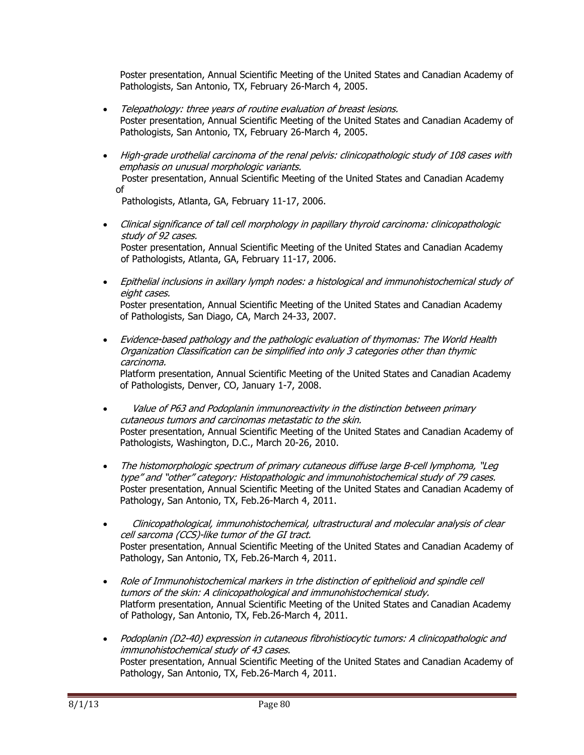Poster presentation, Annual Scientific Meeting of the United States and Canadian Academy of Pathologists, San Antonio, TX, February 26-March 4, 2005.

- *Telepathology: three years of routine evaluation of breast lesions.*
  Poster presentation, Annual Scientific Meeting of the United States and Canadian Academy of Pathologists, San Antonio, TX, February 26-March 4, 2005.

- *High-grade urothelial carcinoma of the renal pelvis: clinicopathologic study of 108 cases with emphasis on unusual morphologic variants.*
  Poster presentation, Annual Scientific Meeting of the United States and Canadian Academy of
  Pathologists, Atlanta, GA, February 11-17, 2006.

- *Clinical significance of tall cell morphology in papillary thyroid carcinoma: clinicopathologic study of 92 cases.*
  Poster presentation, Annual Scientific Meeting of the United States and Canadian Academy of Pathologists, Atlanta, GA, February 11-17, 2006.

- *Epithelial inclusions in axillary lymph nodes: a histological and immunohistochemical study of eight cases.*
  Poster presentation, Annual Scientific Meeting of the United States and Canadian Academy of Pathologists, San Diago, CA, March 24-33, 2007.

- *Evidence-based pathology and the pathologic evaluation of thymomas: The World Health Organization Classification can be simplified into only 3 categories other than thymic carcinoma.*
  Platform presentation, Annual Scientific Meeting of the United States and Canadian Academy of Pathologists, Denver, CO, January 1-7, 2008.

- *Value of P63 and Podoplanin immunoreactivity in the distinction between primary cutaneous tumors and carcinomas metastatic to the skin.*
  Poster presentation, Annual Scientific Meeting of the United States and Canadian Academy of Pathologists, Washington, D.C., March 20-26, 2010.

- *The histomorphologic spectrum of primary cutaneous diffuse large B-cell lymphoma, "Leg type" and "other" category: Histopathologic and immunohistochemical study of 79 cases.*
  Poster presentation, Annual Scientific Meeting of the United States and Canadian Academy of Pathology, San Antonio, TX, Feb.26-March 4, 2011.

- *Clinicopathological, immunohistochemical, ultrastructural and molecular analysis of clear cell sarcoma (CCS)-like tumor of the GI tract.*
  Poster presentation, Annual Scientific Meeting of the United States and Canadian Academy of Pathology, San Antonio, TX, Feb.26-March 4, 2011.

- *Role of Immunohistochemical markers in trhe distinction of epithelioid and spindle cell tumors of the skin: A clinicopathological and immunohistochemical study.*
  Platform presentation, Annual Scientific Meeting of the United States and Canadian Academy of Pathology, San Antonio, TX, Feb.26-March 4, 2011.

- *Podoplanin (D2-40) expression in cutaneous fibrohistiocytic tumors: A clinicopathologic and immunohistochemical study of 43 cases.*
  Poster presentation, Annual Scientific Meeting of the United States and Canadian Academy of Pathology, San Antonio, TX, Feb.26-March 4, 2011.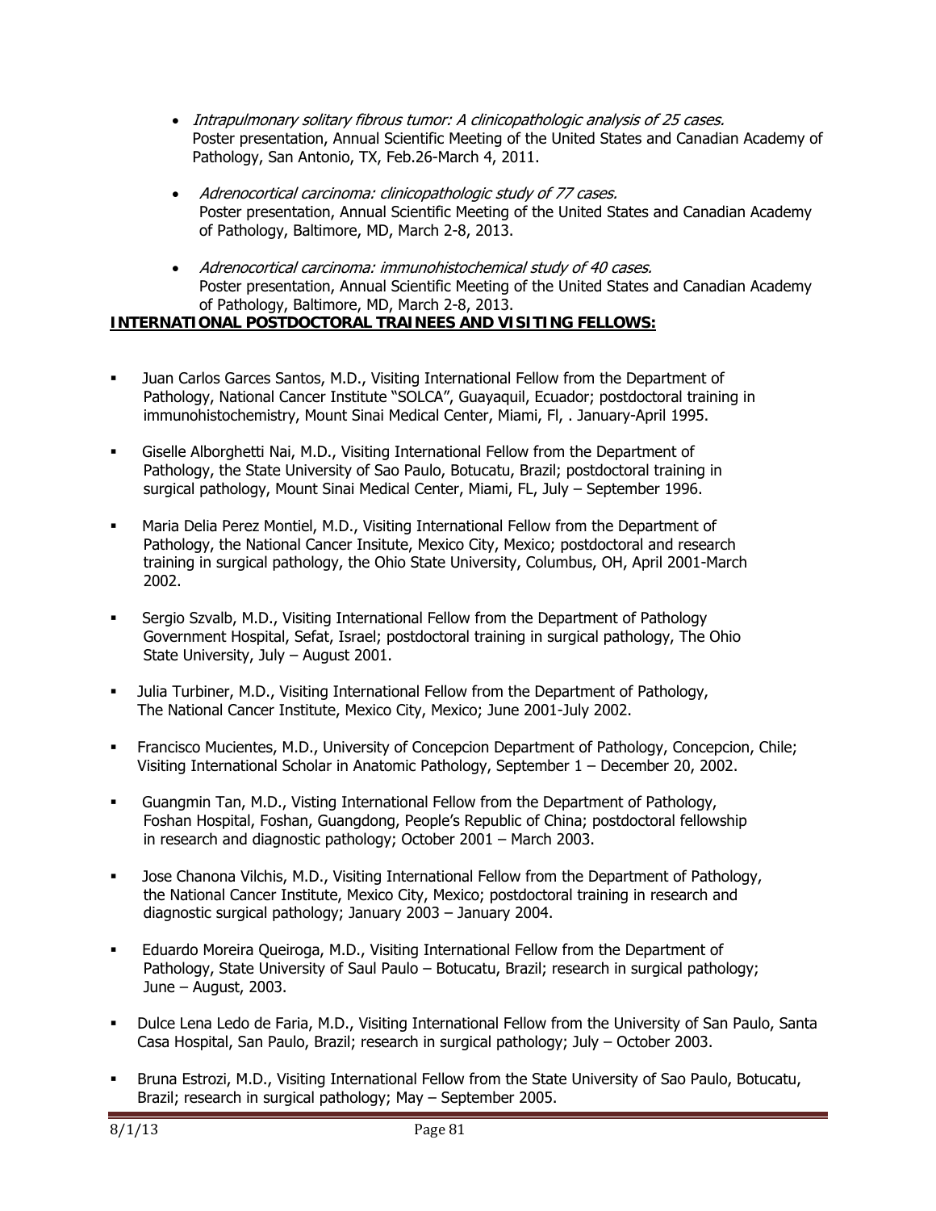- *Intrapulmonary solitary fibrous tumor: A clinicopathologic analysis of 25 cases.*
  Poster presentation, Annual Scientific Meeting of the United States and Canadian Academy of Pathology, San Antonio, TX, Feb.26-March 4, 2011.

- *Adrenocortical carcinoma: clinicopathologic study of 77 cases.*
  Poster presentation, Annual Scientific Meeting of the United States and Canadian Academy of Pathology, Baltimore, MD, March 2-8, 2013.

- *Adrenocortical carcinoma: immunohistochemical study of 40 cases.*
  Poster presentation, Annual Scientific Meeting of the United States and Canadian Academy of Pathology, Baltimore, MD, March 2-8, 2013.

**INTERNATIONAL POSTDOCTORAL TRAINEES AND VISITING FELLOWS:**

- Juan Carlos Garces Santos, M.D., Visiting International Fellow from the Department of Pathology, National Cancer Institute "SOLCA", Guayaquil, Ecuador; postdoctoral training in immunohistochemistry, Mount Sinai Medical Center, Miami, Fl, . January-April 1995.

- Giselle Alborghetti Nai, M.D., Visiting International Fellow from the Department of Pathology, the State University of Sao Paulo, Botucatu, Brazil; postdoctoral training in surgical pathology, Mount Sinai Medical Center, Miami, FL, July – September 1996.

- Maria Delia Perez Montiel, M.D., Visiting International Fellow from the Department of Pathology, the National Cancer Insitute, Mexico City, Mexico; postdoctoral and research training in surgical pathology, the Ohio State University, Columbus, OH, April 2001-March 2002.

- Sergio Szvalb, M.D., Visiting International Fellow from the Department of Pathology Government Hospital, Sefat, Israel; postdoctoral training in surgical pathology, The Ohio State University, July – August 2001.

- Julia Turbiner, M.D., Visiting International Fellow from the Department of Pathology, The National Cancer Institute, Mexico City, Mexico; June 2001-July 2002.

- Francisco Mucientes, M.D., University of Concepcion Department of Pathology, Concepcion, Chile; Visiting International Scholar in Anatomic Pathology, September 1 – December 20, 2002.

- Guangmin Tan, M.D., Visting International Fellow from the Department of Pathology, Foshan Hospital, Foshan, Guangdong, People's Republic of China; postdoctoral fellowship in research and diagnostic pathology; October 2001 – March 2003.

- Jose Chanona Vilchis, M.D., Visiting International Fellow from the Department of Pathology, the National Cancer Institute, Mexico City, Mexico; postdoctoral training in research and diagnostic surgical pathology; January 2003 – January 2004.

- Eduardo Moreira Queiroga, M.D., Visiting International Fellow from the Department of Pathology, State University of Saul Paulo – Botucatu, Brazil; research in surgical pathology; June – August, 2003.

- Dulce Lena Ledo de Faria, M.D., Visiting International Fellow from the University of San Paulo, Santa Casa Hospital, San Paulo, Brazil; research in surgical pathology; July – October 2003.

- Bruna Estrozi, M.D., Visiting International Fellow from the State University of Sao Paulo, Botucatu, Brazil; research in surgical pathology; May – September 2005.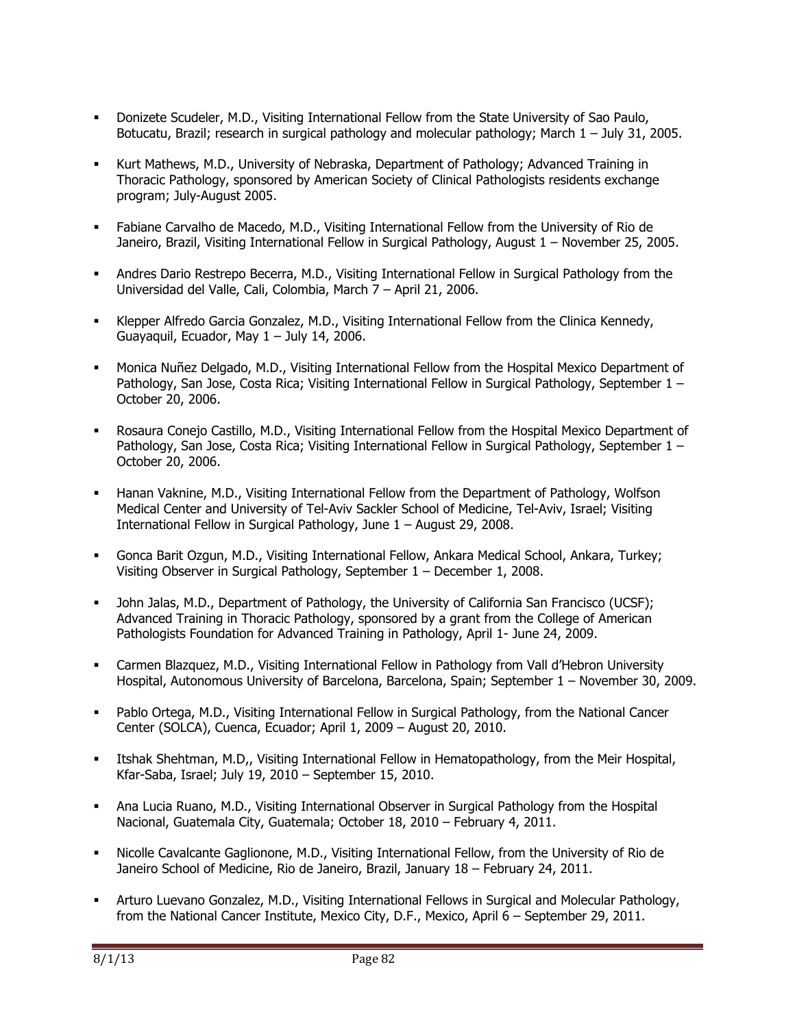- Donizete Scudeler, M.D., Visiting International Fellow from the State University of Sao Paulo, Botucatu, Brazil; research in surgical pathology and molecular pathology; March 1 – July 31, 2005.

- Kurt Mathews, M.D., University of Nebraska, Department of Pathology; Advanced Training in Thoracic Pathology, sponsored by American Society of Clinical Pathologists residents exchange program; July-August 2005.

- Fabiane Carvalho de Macedo, M.D., Visiting International Fellow from the University of Rio de Janeiro, Brazil, Visiting International Fellow in Surgical Pathology, August 1 – November 25, 2005.

- Andres Dario Restrepo Becerra, M.D., Visiting International Fellow in Surgical Pathology from the Universidad del Valle, Cali, Colombia, March 7 – April 21, 2006.

- Klepper Alfredo Garcia Gonzalez, M.D., Visiting International Fellow from the Clinica Kennedy, Guayaquil, Ecuador, May 1 – July 14, 2006.

- Monica Nuñez Delgado, M.D., Visiting International Fellow from the Hospital Mexico Department of Pathology, San Jose, Costa Rica; Visiting International Fellow in Surgical Pathology, September 1 – October 20, 2006.

- Rosaura Conejo Castillo, M.D., Visiting International Fellow from the Hospital Mexico Department of Pathology, San Jose, Costa Rica; Visiting International Fellow in Surgical Pathology, September 1 – October 20, 2006.

- Hanan Vaknine, M.D., Visiting International Fellow from the Department of Pathology, Wolfson Medical Center and University of Tel-Aviv Sackler School of Medicine, Tel-Aviv, Israel; Visiting International Fellow in Surgical Pathology, June 1 – August 29, 2008.

- Gonca Barit Ozgun, M.D., Visiting International Fellow, Ankara Medical School, Ankara, Turkey; Visiting Observer in Surgical Pathology, September 1 – December 1, 2008.

- John Jalas, M.D., Department of Pathology, the University of California San Francisco (UCSF); Advanced Training in Thoracic Pathology, sponsored by a grant from the College of American Pathologists Foundation for Advanced Training in Pathology, April 1- June 24, 2009.

- Carmen Blazquez, M.D., Visiting International Fellow in Pathology from Vall d'Hebron University Hospital, Autonomous University of Barcelona, Barcelona, Spain; September 1 – November 30, 2009.

- Pablo Ortega, M.D., Visiting International Fellow in Surgical Pathology, from the National Cancer Center (SOLCA), Cuenca, Ecuador; April 1, 2009 – August 20, 2010.

- Itshak Shehtman, M.D,, Visiting International Fellow in Hematopathology, from the Meir Hospital, Kfar-Saba, Israel; July 19, 2010 – September 15, 2010.

- Ana Lucia Ruano, M.D., Visiting International Observer in Surgical Pathology from the Hospital Nacional, Guatemala City, Guatemala; October 18, 2010 – February 4, 2011.

- Nicolle Cavalcante Gaglionone, M.D., Visiting International Fellow, from the University of Rio de Janeiro School of Medicine, Rio de Janeiro, Brazil, January 18 – February 24, 2011.

- Arturo Luevano Gonzalez, M.D., Visiting International Fellows in Surgical and Molecular Pathology, from the National Cancer Institute, Mexico City, D.F., Mexico, April 6 – September 29, 2011.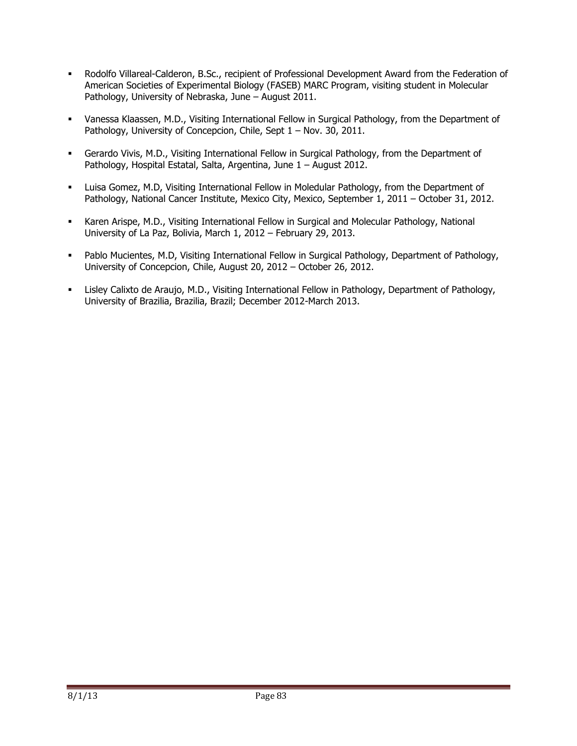- Rodolfo Villareal-Calderon, B.Sc., recipient of Professional Development Award from the Federation of American Societies of Experimental Biology (FASEB) MARC Program, visiting student in Molecular Pathology, University of Nebraska, June – August 2011.

- Vanessa Klaassen, M.D., Visiting International Fellow in Surgical Pathology, from the Department of Pathology, University of Concepcion, Chile, Sept 1 – Nov. 30, 2011.

- Gerardo Vivis, M.D., Visiting International Fellow in Surgical Pathology, from the Department of Pathology, Hospital Estatal, Salta, Argentina, June 1 – August 2012.

- Luisa Gomez, M.D, Visiting International Fellow in Moledular Pathology, from the Department of Pathology, National Cancer Institute, Mexico City, Mexico, September 1, 2011 – October 31, 2012.

- Karen Arispe, M.D., Visiting International Fellow in Surgical and Molecular Pathology, National University of La Paz, Bolivia, March 1, 2012 – February 29, 2013.

- Pablo Mucientes, M.D, Visiting International Fellow in Surgical Pathology, Department of Pathology, University of Concepcion, Chile, August 20, 2012 – October 26, 2012.

- Lisley Calixto de Araujo, M.D., Visiting International Fellow in Pathology, Department of Pathology, University of Brazilia, Brazilia, Brazil; December 2012-March 2013.